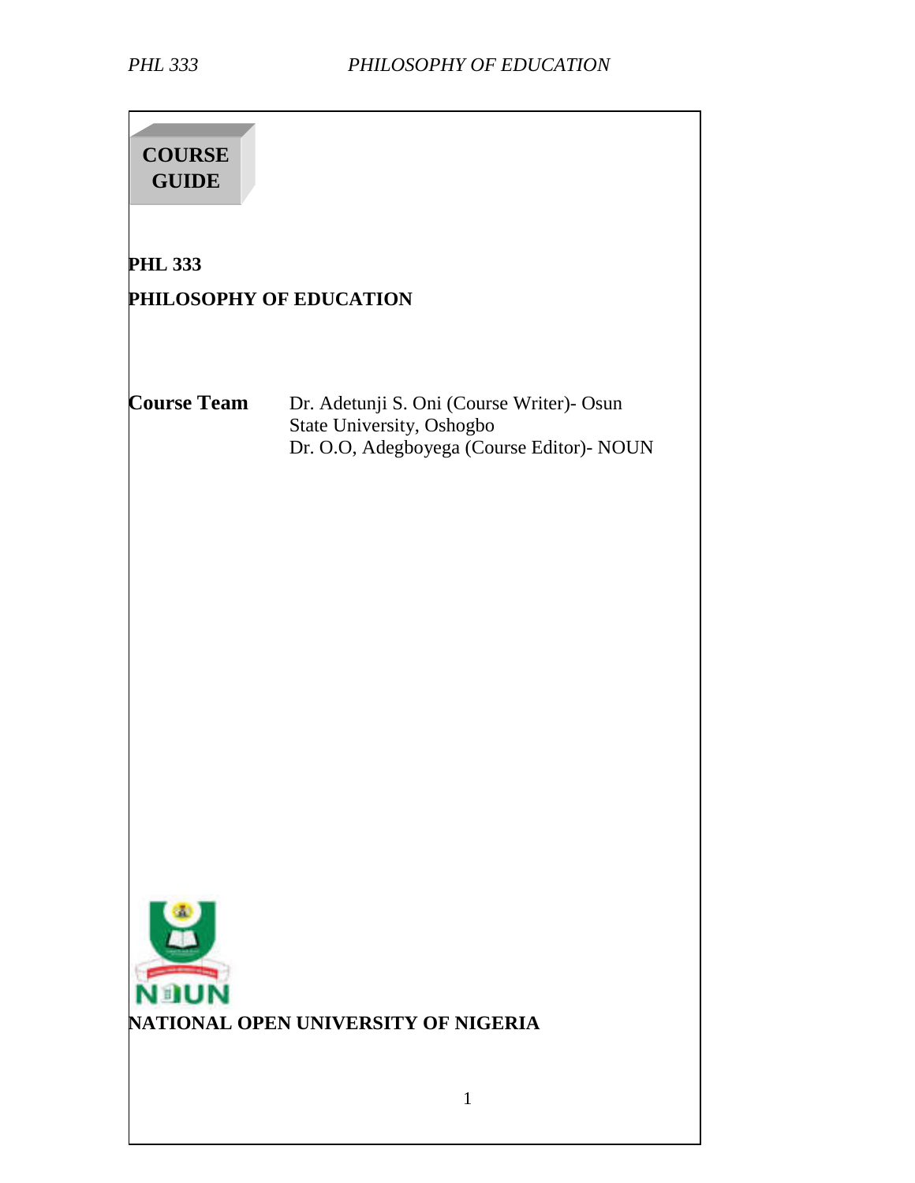# COURSE GUIDE

## PHL 333

## PHILOSOPHY OF EDUCATION

**Course Team**

Dr. Adetunji S. Oni (Course Writer)- Osun State University, Oshogbo

Dr. O.O, Adegboyega (Course Editor)- NOUN

**NATIONAL OPEN UNIVERSITY OF NIGERIA**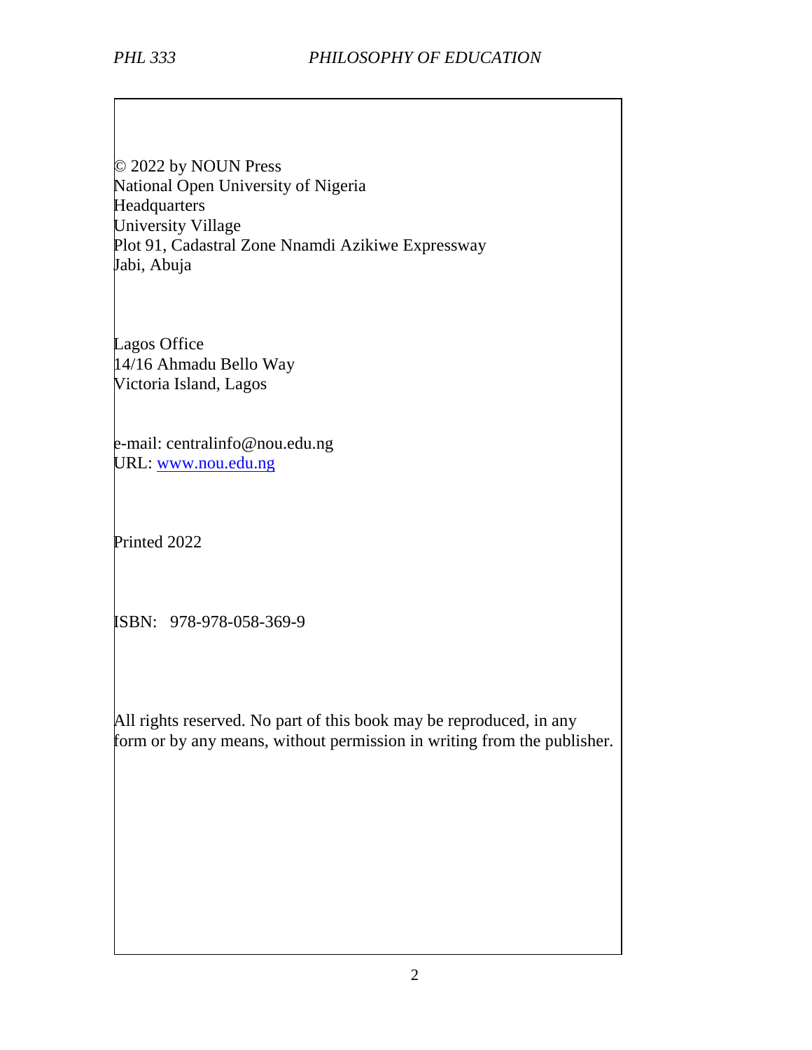© 2022 by NOUN Press
National Open University of Nigeria
Headquarters
University Village
Plot 91, Cadastral Zone Nnamdi Azikiwe Expressway
Jabi, Abuja

Lagos Office
14/16 Ahmadu Bello Way
Victoria Island, Lagos

e-mail: centralinfo@nou.edu.ng
URL: www.nou.edu.ng

Printed 2022

ISBN: 978-978-058-369-9

All rights reserved. No part of this book may be reproduced, in any form or by any means, without permission in writing from the publisher.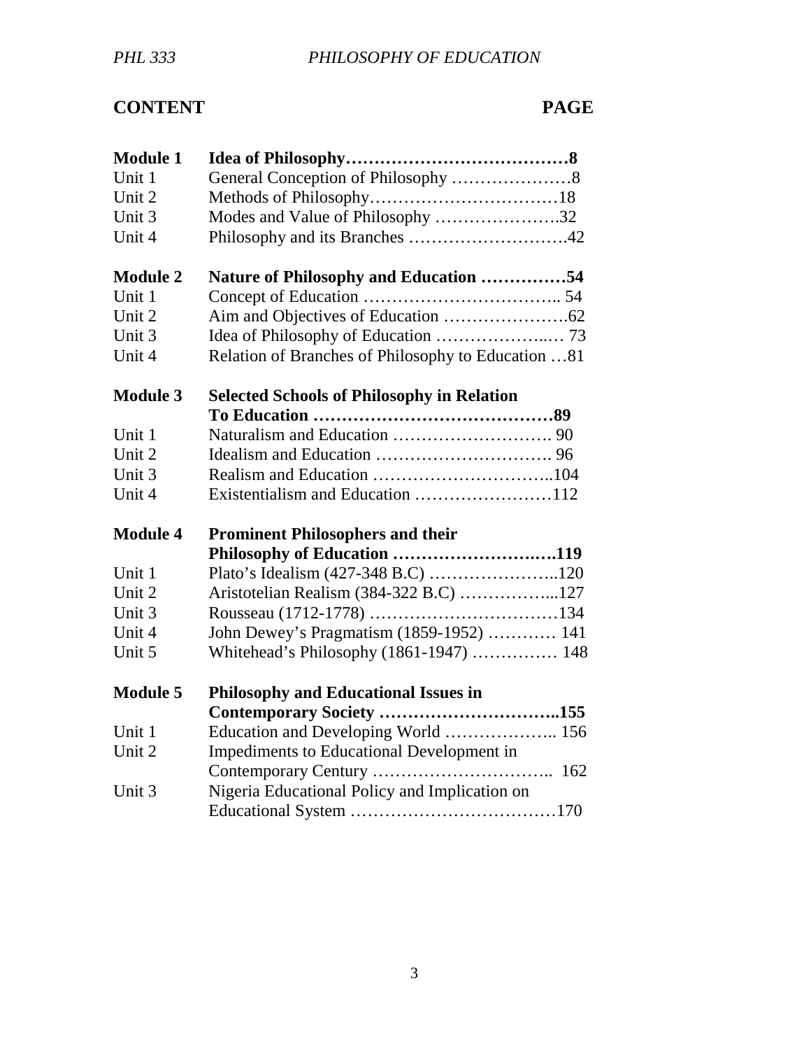# CONTENT

| | | PAGE |
|---|---|---|
| **Module 1** | **Idea of Philosophy** | **8** |
| Unit 1 | General Conception of Philosophy | 8 |
| Unit 2 | Methods of Philosophy | 18 |
| Unit 3 | Modes and Value of Philosophy | 32 |
| Unit 4 | Philosophy and its Branches | 42 |
| **Module 2** | **Nature of Philosophy and Education** | **54** |
| Unit 1 | Concept of Education | 54 |
| Unit 2 | Aim and Objectives of Education | 62 |
| Unit 3 | Idea of Philosophy of Education | 73 |
| Unit 4 | Relation of Branches of Philosophy to Education | 81 |
| **Module 3** | **Selected Schools of Philosophy in Relation To Education** | **89** |
| Unit 1 | Naturalism and Education | 90 |
| Unit 2 | Idealism and Education | 96 |
| Unit 3 | Realism and Education | 104 |
| Unit 4 | Existentialism and Education | 112 |
| **Module 4** | **Prominent Philosophers and their Philosophy of Education** | **119** |
| Unit 1 | Plato's Idealism (427-348 B.C) | 120 |
| Unit 2 | Aristotelian Realism (384-322 B.C) | 127 |
| Unit 3 | Rousseau (1712-1778) | 134 |
| Unit 4 | John Dewey's Pragmatism (1859-1952) | 141 |
| Unit 5 | Whitehead's Philosophy (1861-1947) | 148 |
| **Module 5** | **Philosophy and Educational Issues in Contemporary Society** | **155** |
| Unit 1 | Education and Developing World | 156 |
| Unit 2 | Impediments to Educational Development in Contemporary Century | 162 |
| Unit 3 | Nigeria Educational Policy and Implication on Educational System | 170 |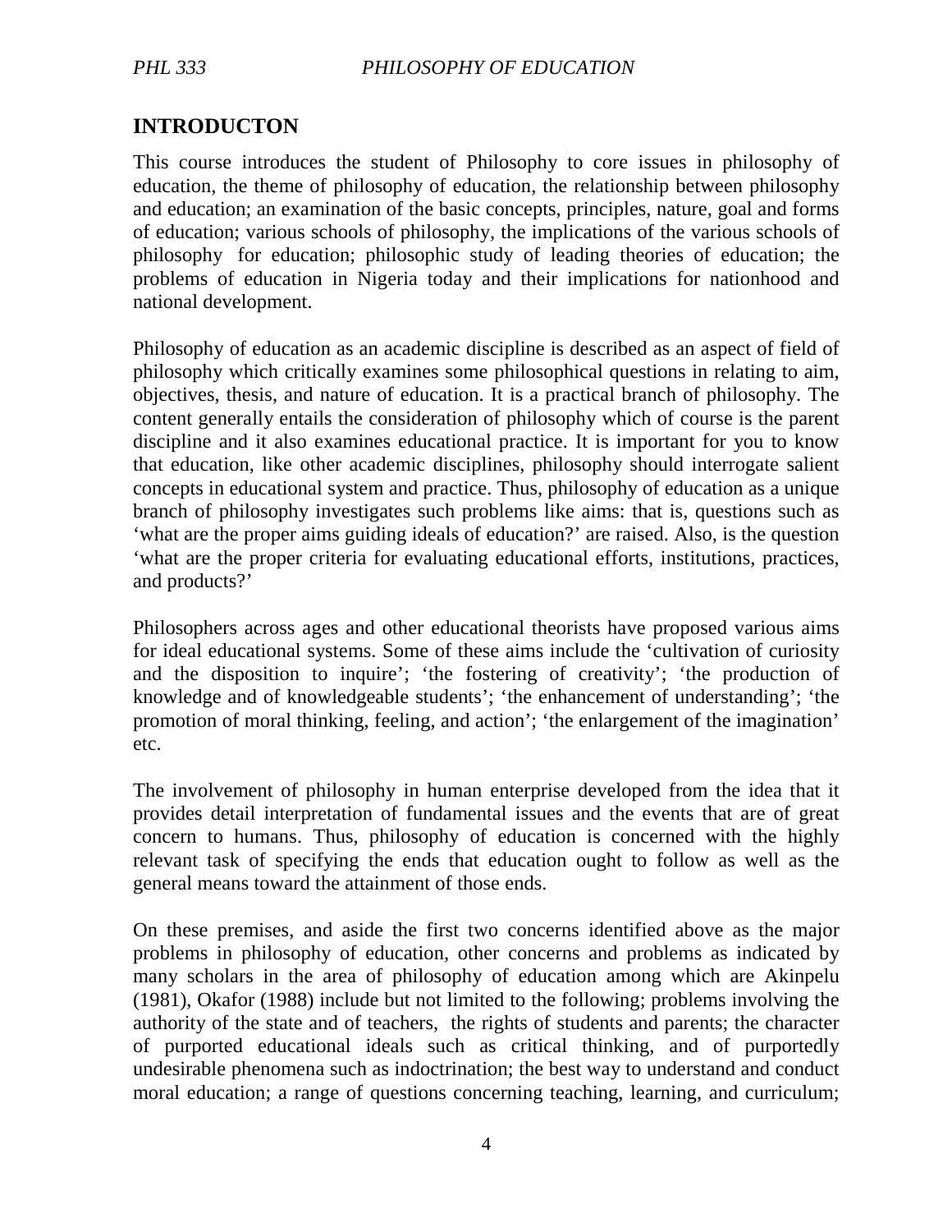## INTRODUCTON

This course introduces the student of Philosophy to core issues in philosophy of education, the theme of philosophy of education, the relationship between philosophy and education; an examination of the basic concepts, principles, nature, goal and forms of education; various schools of philosophy, the implications of the various schools of philosophy for education; philosophic study of leading theories of education; the problems of education in Nigeria today and their implications for nationhood and national development.

Philosophy of education as an academic discipline is described as an aspect of field of philosophy which critically examines some philosophical questions in relating to aim, objectives, thesis, and nature of education. It is a practical branch of philosophy. The content generally entails the consideration of philosophy which of course is the parent discipline and it also examines educational practice. It is important for you to know that education, like other academic disciplines, philosophy should interrogate salient concepts in educational system and practice. Thus, philosophy of education as a unique branch of philosophy investigates such problems like aims: that is, questions such as 'what are the proper aims guiding ideals of education?' are raised. Also, is the question 'what are the proper criteria for evaluating educational efforts, institutions, practices, and products?'

Philosophers across ages and other educational theorists have proposed various aims for ideal educational systems. Some of these aims include the 'cultivation of curiosity and the disposition to inquire'; 'the fostering of creativity'; 'the production of knowledge and of knowledgeable students'; 'the enhancement of understanding'; 'the promotion of moral thinking, feeling, and action'; 'the enlargement of the imagination' etc.

The involvement of philosophy in human enterprise developed from the idea that it provides detail interpretation of fundamental issues and the events that are of great concern to humans. Thus, philosophy of education is concerned with the highly relevant task of specifying the ends that education ought to follow as well as the general means toward the attainment of those ends.

On these premises, and aside the first two concerns identified above as the major problems in philosophy of education, other concerns and problems as indicated by many scholars in the area of philosophy of education among which are Akinpelu (1981), Okafor (1988) include but not limited to the following; problems involving the authority of the state and of teachers, the rights of students and parents; the character of purported educational ideals such as critical thinking, and of purportedly undesirable phenomena such as indoctrination; the best way to understand and conduct moral education; a range of questions concerning teaching, learning, and curriculum;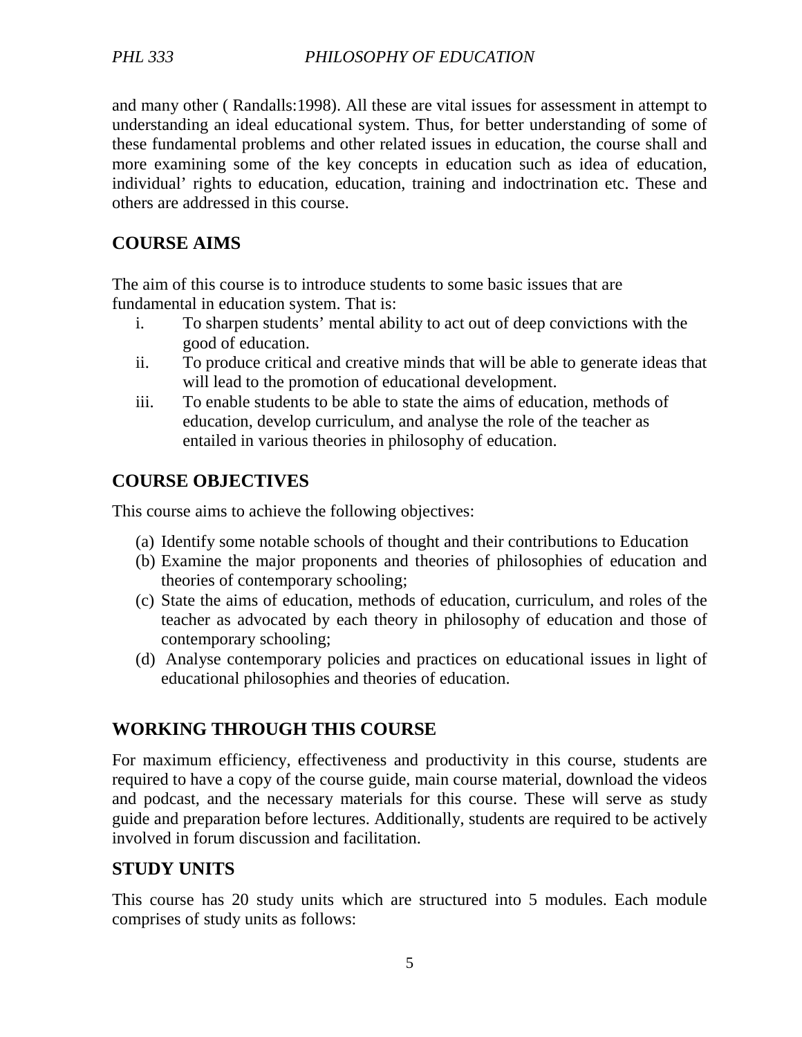and many other ( Randalls:1998). All these are vital issues for assessment in attempt to understanding an ideal educational system. Thus, for better understanding of some of these fundamental problems and other related issues in education, the course shall and more examining some of the key concepts in education such as idea of education, individual' rights to education, education, training and indoctrination etc. These and others are addressed in this course.

## COURSE AIMS

The aim of this course is to introduce students to some basic issues that are fundamental in education system. That is:

i. To sharpen students' mental ability to act out of deep convictions with the good of education.
ii. To produce critical and creative minds that will be able to generate ideas that will lead to the promotion of educational development.
iii. To enable students to be able to state the aims of education, methods of education, develop curriculum, and analyse the role of the teacher as entailed in various theories in philosophy of education.

## COURSE OBJECTIVES

This course aims to achieve the following objectives:

(a) Identify some notable schools of thought and their contributions to Education
(b) Examine the major proponents and theories of philosophies of education and theories of contemporary schooling;
(c) State the aims of education, methods of education, curriculum, and roles of the teacher as advocated by each theory in philosophy of education and those of contemporary schooling;
(d) Analyse contemporary policies and practices on educational issues in light of educational philosophies and theories of education.

## WORKING THROUGH THIS COURSE

For maximum efficiency, effectiveness and productivity in this course, students are required to have a copy of the course guide, main course material, download the videos and podcast, and the necessary materials for this course. These will serve as study guide and preparation before lectures. Additionally, students are required to be actively involved in forum discussion and facilitation.

## STUDY UNITS

This course has 20 study units which are structured into 5 modules. Each module comprises of study units as follows: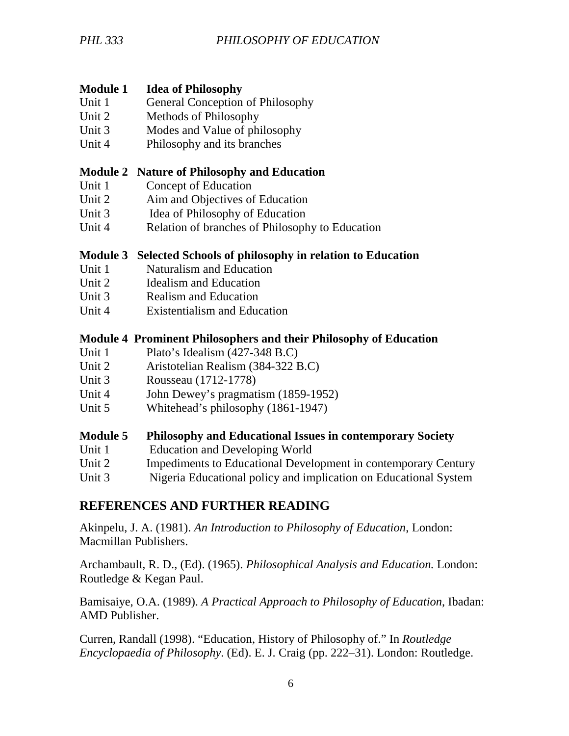**Module 1 Idea of Philosophy**

Unit 1 General Conception of Philosophy
Unit 2 Methods of Philosophy
Unit 3 Modes and Value of philosophy
Unit 4 Philosophy and its branches

**Module 2 Nature of Philosophy and Education**

Unit 1 Concept of Education
Unit 2 Aim and Objectives of Education
Unit 3 Idea of Philosophy of Education
Unit 4 Relation of branches of Philosophy to Education

**Module 3 Selected Schools of philosophy in relation to Education**

Unit 1 Naturalism and Education
Unit 2 Idealism and Education
Unit 3 Realism and Education
Unit 4 Existentialism and Education

**Module 4 Prominent Philosophers and their Philosophy of Education**

Unit 1 Plato's Idealism (427-348 B.C)
Unit 2 Aristotelian Realism (384-322 B.C)
Unit 3 Rousseau (1712-1778)
Unit 4 John Dewey's pragmatism (1859-1952)
Unit 5 Whitehead's philosophy (1861-1947)

**Module 5 Philosophy and Educational Issues in contemporary Society**

Unit 1 Education and Developing World
Unit 2 Impediments to Educational Development in contemporary Century
Unit 3 Nigeria Educational policy and implication on Educational System

## REFERENCES AND FURTHER READING

Akinpelu, J. A. (1981). *An Introduction to Philosophy of Education*, London: Macmillan Publishers.

Archambault, R. D., (Ed). (1965). *Philosophical Analysis and Education.* London: Routledge & Kegan Paul.

Bamisaiye, O.A. (1989). *A Practical Approach to Philosophy of Education*, Ibadan: AMD Publisher.

Curren, Randall (1998). "Education, History of Philosophy of." In *Routledge Encyclopaedia of Philosophy*. (Ed). E. J. Craig (pp. 222–31). London: Routledge.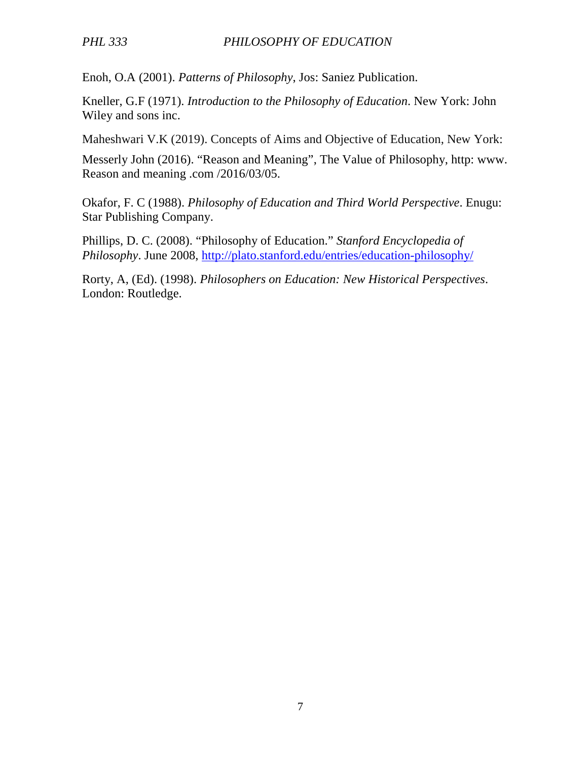Enoh, O.A (2001). *Patterns of Philosophy*, Jos: Saniez Publication.

Kneller, G.F (1971). *Introduction to the Philosophy of Education*. New York: John Wiley and sons inc.

Maheshwari V.K (2019). Concepts of Aims and Objective of Education, New York:

Messerly John (2016). "Reason and Meaning", The Value of Philosophy, http: www. Reason and meaning .com /2016/03/05.

Okafor, F. C (1988). *Philosophy of Education and Third World Perspective*. Enugu: Star Publishing Company.

Phillips, D. C. (2008). "Philosophy of Education." *Stanford Encyclopedia of Philosophy*. June 2008, http://plato.stanford.edu/entries/education-philosophy/

Rorty, A, (Ed). (1998). *Philosophers on Education: New Historical Perspectives*. London: Routledge.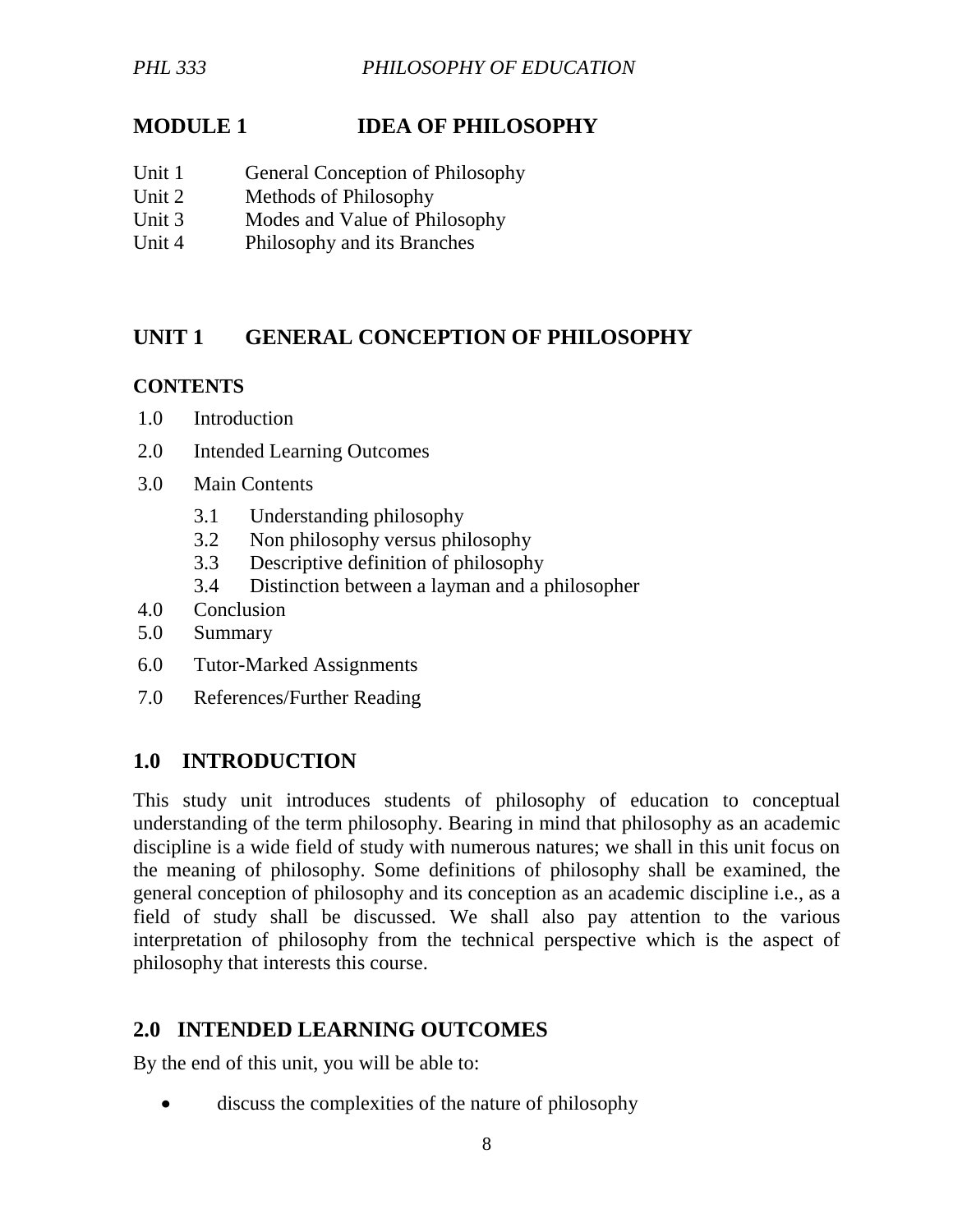# MODULE 1 IDEA OF PHILOSOPHY

Unit 1 General Conception of Philosophy
Unit 2 Methods of Philosophy
Unit 3 Modes and Value of Philosophy
Unit 4 Philosophy and its Branches

## UNIT 1 GENERAL CONCEPTION OF PHILOSOPHY

**CONTENTS**

1.0 Introduction
2.0 Intended Learning Outcomes
3.0 Main Contents
   3.1 Understanding philosophy
   3.2 Non philosophy versus philosophy
   3.3 Descriptive definition of philosophy
   3.4 Distinction between a layman and a philosopher
4.0 Conclusion
5.0 Summary
6.0 Tutor-Marked Assignments
7.0 References/Further Reading

## 1.0 INTRODUCTION

This study unit introduces students of philosophy of education to conceptual understanding of the term philosophy. Bearing in mind that philosophy as an academic discipline is a wide field of study with numerous natures; we shall in this unit focus on the meaning of philosophy. Some definitions of philosophy shall be examined, the general conception of philosophy and its conception as an academic discipline i.e., as a field of study shall be discussed. We shall also pay attention to the various interpretation of philosophy from the technical perspective which is the aspect of philosophy that interests this course.

## 2.0 INTENDED LEARNING OUTCOMES

By the end of this unit, you will be able to:

- discuss the complexities of the nature of philosophy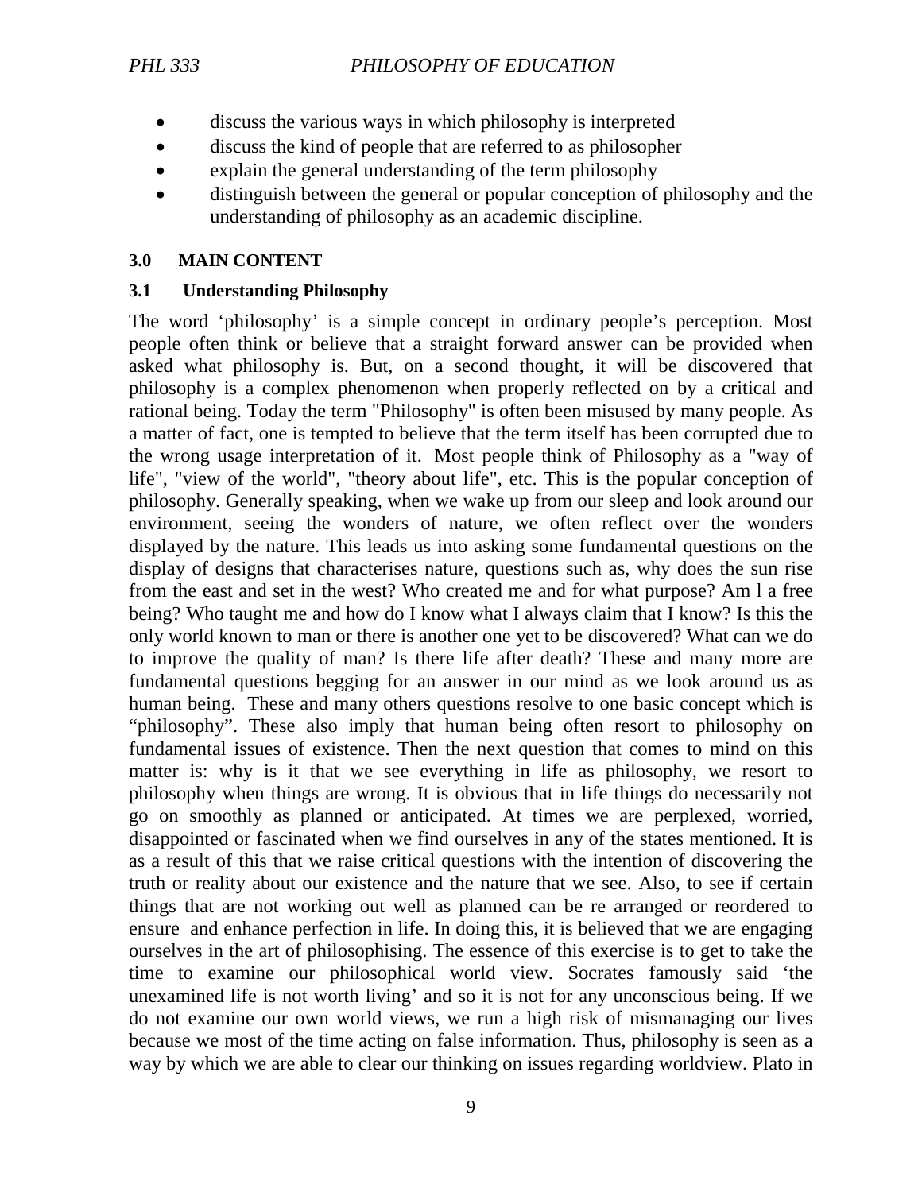- discuss the various ways in which philosophy is interpreted
- discuss the kind of people that are referred to as philosopher
- explain the general understanding of the term philosophy
- distinguish between the general or popular conception of philosophy and the understanding of philosophy as an academic discipline.

## 3.0 MAIN CONTENT

### 3.1 Understanding Philosophy

The word 'philosophy' is a simple concept in ordinary people's perception. Most people often think or believe that a straight forward answer can be provided when asked what philosophy is. But, on a second thought, it will be discovered that philosophy is a complex phenomenon when properly reflected on by a critical and rational being. Today the term "Philosophy" is often been misused by many people. As a matter of fact, one is tempted to believe that the term itself has been corrupted due to the wrong usage interpretation of it. Most people think of Philosophy as a "way of life", "view of the world", "theory about life", etc. This is the popular conception of philosophy. Generally speaking, when we wake up from our sleep and look around our environment, seeing the wonders of nature, we often reflect over the wonders displayed by the nature. This leads us into asking some fundamental questions on the display of designs that characterises nature, questions such as, why does the sun rise from the east and set in the west? Who created me and for what purpose? Am l a free being? Who taught me and how do I know what I always claim that I know? Is this the only world known to man or there is another one yet to be discovered? What can we do to improve the quality of man? Is there life after death? These and many more are fundamental questions begging for an answer in our mind as we look around us as human being. These and many others questions resolve to one basic concept which is "philosophy". These also imply that human being often resort to philosophy on fundamental issues of existence. Then the next question that comes to mind on this matter is: why is it that we see everything in life as philosophy, we resort to philosophy when things are wrong. It is obvious that in life things do necessarily not go on smoothly as planned or anticipated. At times we are perplexed, worried, disappointed or fascinated when we find ourselves in any of the states mentioned. It is as a result of this that we raise critical questions with the intention of discovering the truth or reality about our existence and the nature that we see. Also, to see if certain things that are not working out well as planned can be re arranged or reordered to ensure and enhance perfection in life. In doing this, it is believed that we are engaging ourselves in the art of philosophising. The essence of this exercise is to get to take the time to examine our philosophical world view. Socrates famously said 'the unexamined life is not worth living' and so it is not for any unconscious being. If we do not examine our own world views, we run a high risk of mismanaging our lives because we most of the time acting on false information. Thus, philosophy is seen as a way by which we are able to clear our thinking on issues regarding worldview. Plato in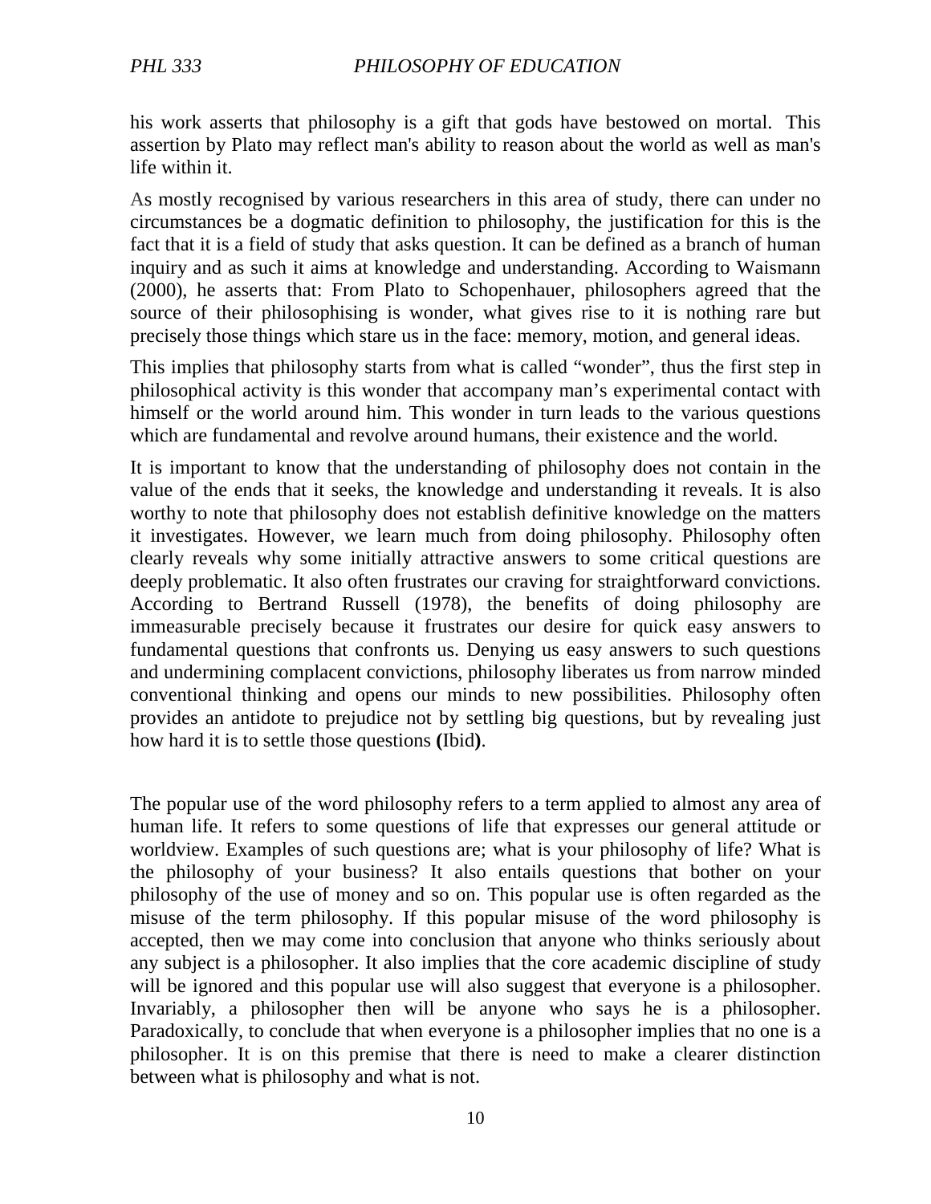his work asserts that philosophy is a gift that gods have bestowed on mortal. This assertion by Plato may reflect man's ability to reason about the world as well as man's life within it.

As mostly recognised by various researchers in this area of study, there can under no circumstances be a dogmatic definition to philosophy, the justification for this is the fact that it is a field of study that asks question. It can be defined as a branch of human inquiry and as such it aims at knowledge and understanding. According to Waismann (2000), he asserts that: From Plato to Schopenhauer, philosophers agreed that the source of their philosophising is wonder, what gives rise to it is nothing rare but precisely those things which stare us in the face: memory, motion, and general ideas.

This implies that philosophy starts from what is called "wonder", thus the first step in philosophical activity is this wonder that accompany man's experimental contact with himself or the world around him. This wonder in turn leads to the various questions which are fundamental and revolve around humans, their existence and the world.

It is important to know that the understanding of philosophy does not contain in the value of the ends that it seeks, the knowledge and understanding it reveals. It is also worthy to note that philosophy does not establish definitive knowledge on the matters it investigates. However, we learn much from doing philosophy. Philosophy often clearly reveals why some initially attractive answers to some critical questions are deeply problematic. It also often frustrates our craving for straightforward convictions. According to Bertrand Russell (1978), the benefits of doing philosophy are immeasurable precisely because it frustrates our desire for quick easy answers to fundamental questions that confronts us. Denying us easy answers to such questions and undermining complacent convictions, philosophy liberates us from narrow minded conventional thinking and opens our minds to new possibilities. Philosophy often provides an antidote to prejudice not by settling big questions, but by revealing just how hard it is to settle those questions **(**Ibid**)**.

The popular use of the word philosophy refers to a term applied to almost any area of human life. It refers to some questions of life that expresses our general attitude or worldview. Examples of such questions are; what is your philosophy of life? What is the philosophy of your business? It also entails questions that bother on your philosophy of the use of money and so on. This popular use is often regarded as the misuse of the term philosophy. If this popular misuse of the word philosophy is accepted, then we may come into conclusion that anyone who thinks seriously about any subject is a philosopher. It also implies that the core academic discipline of study will be ignored and this popular use will also suggest that everyone is a philosopher. Invariably, a philosopher then will be anyone who says he is a philosopher. Paradoxically, to conclude that when everyone is a philosopher implies that no one is a philosopher. It is on this premise that there is need to make a clearer distinction between what is philosophy and what is not.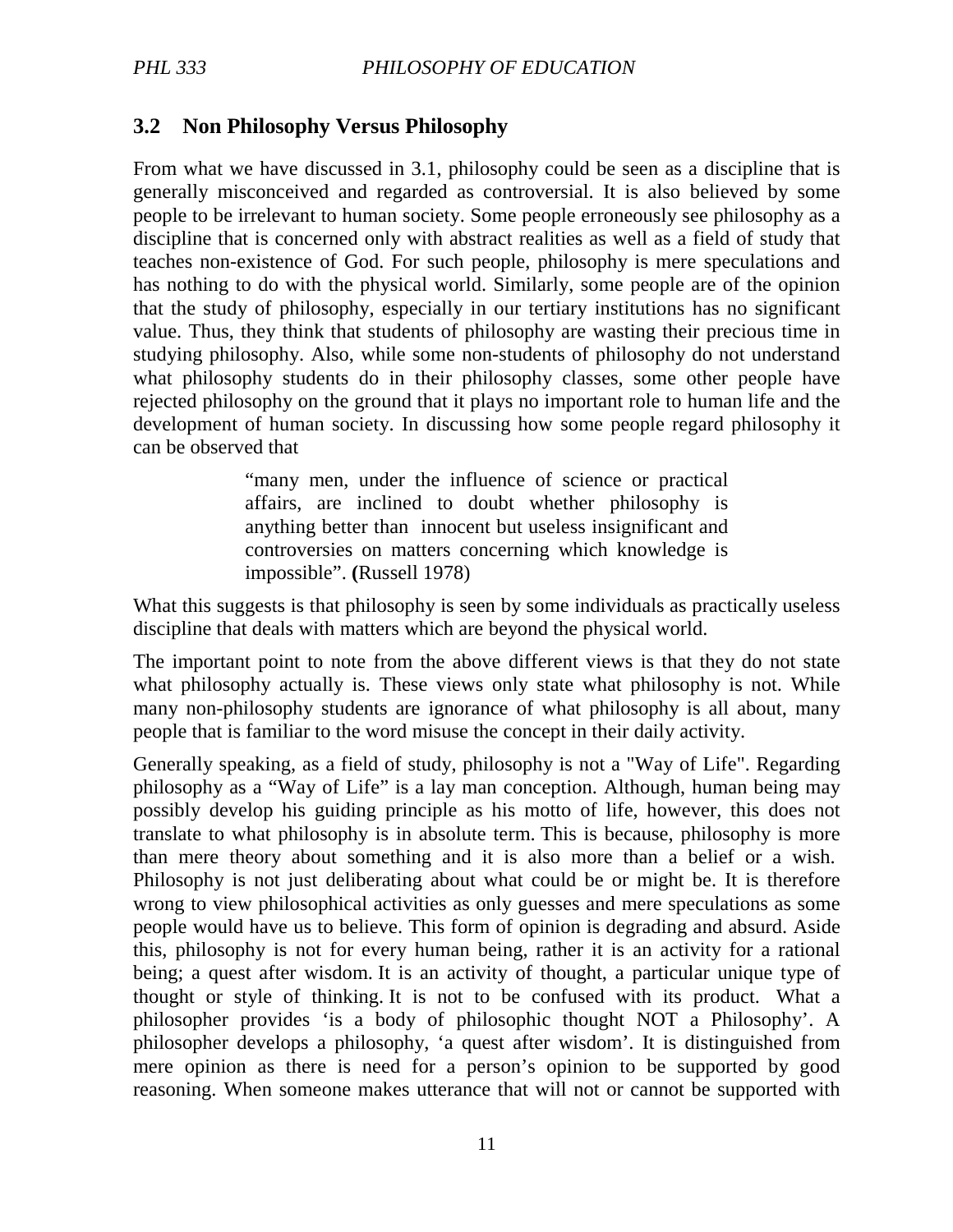## 3.2 Non Philosophy Versus Philosophy

From what we have discussed in 3.1, philosophy could be seen as a discipline that is generally misconceived and regarded as controversial. It is also believed by some people to be irrelevant to human society. Some people erroneously see philosophy as a discipline that is concerned only with abstract realities as well as a field of study that teaches non-existence of God. For such people, philosophy is mere speculations and has nothing to do with the physical world. Similarly, some people are of the opinion that the study of philosophy, especially in our tertiary institutions has no significant value. Thus, they think that students of philosophy are wasting their precious time in studying philosophy. Also, while some non-students of philosophy do not understand what philosophy students do in their philosophy classes, some other people have rejected philosophy on the ground that it plays no important role to human life and the development of human society. In discussing how some people regard philosophy it can be observed that

> "many men, under the influence of science or practical affairs, are inclined to doubt whether philosophy is anything better than innocent but useless insignificant and controversies on matters concerning which knowledge is impossible". **(**Russell 1978)

What this suggests is that philosophy is seen by some individuals as practically useless discipline that deals with matters which are beyond the physical world.

The important point to note from the above different views is that they do not state what philosophy actually is. These views only state what philosophy is not. While many non-philosophy students are ignorance of what philosophy is all about, many people that is familiar to the word misuse the concept in their daily activity.

Generally speaking, as a field of study, philosophy is not a "Way of Life". Regarding philosophy as a "Way of Life" is a lay man conception. Although, human being may possibly develop his guiding principle as his motto of life, however, this does not translate to what philosophy is in absolute term. This is because, philosophy is more than mere theory about something and it is also more than a belief or a wish. Philosophy is not just deliberating about what could be or might be. It is therefore wrong to view philosophical activities as only guesses and mere speculations as some people would have us to believe. This form of opinion is degrading and absurd. Aside this, philosophy is not for every human being, rather it is an activity for a rational being; a quest after wisdom. It is an activity of thought, a particular unique type of thought or style of thinking. It is not to be confused with its product. What a philosopher provides 'is a body of philosophic thought NOT a Philosophy'. A philosopher develops a philosophy, 'a quest after wisdom'. It is distinguished from mere opinion as there is need for a person's opinion to be supported by good reasoning. When someone makes utterance that will not or cannot be supported with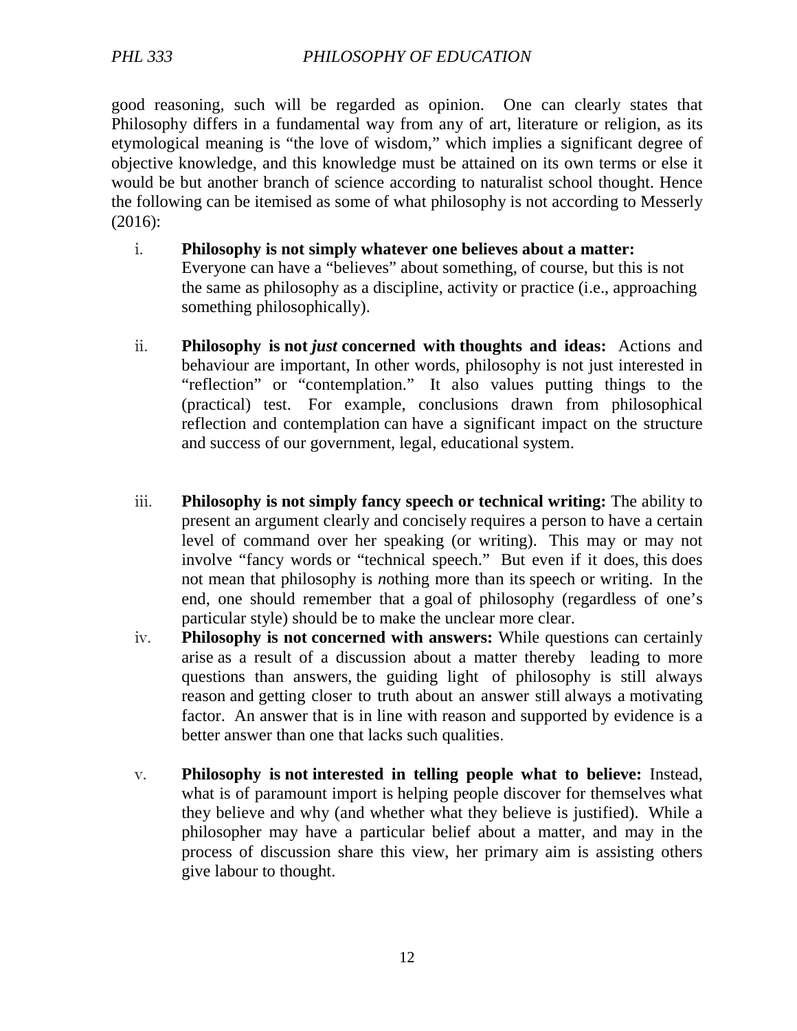good reasoning, such will be regarded as opinion. One can clearly states that Philosophy differs in a fundamental way from any of art, literature or religion, as its etymological meaning is "the love of wisdom," which implies a significant degree of objective knowledge, and this knowledge must be attained on its own terms or else it would be but another branch of science according to naturalist school thought. Hence the following can be itemised as some of what philosophy is not according to Messerly (2016):

i. **Philosophy is not simply whatever one believes about a matter:** Everyone can have a "believes" about something, of course, but this is not the same as philosophy as a discipline, activity or practice (i.e., approaching something philosophically).

ii. **Philosophy is not *just* concerned with thoughts and ideas:** Actions and behaviour are important, In other words, philosophy is not just interested in "reflection" or "contemplation." It also values putting things to the (practical) test. For example, conclusions drawn from philosophical reflection and contemplation can have a significant impact on the structure and success of our government, legal, educational system.

iii. **Philosophy is not simply fancy speech or technical writing:** The ability to present an argument clearly and concisely requires a person to have a certain level of command over her speaking (or writing). This may or may not involve "fancy words or "technical speech." But even if it does, this does not mean that philosophy is *n*othing more than its speech or writing. In the end, one should remember that a goal of philosophy (regardless of one's particular style) should be to make the unclear more clear.

iv. **Philosophy is not concerned with answers:** While questions can certainly arise as a result of a discussion about a matter thereby leading to more questions than answers, the guiding light of philosophy is still always reason and getting closer to truth about an answer still always a motivating factor. An answer that is in line with reason and supported by evidence is a better answer than one that lacks such qualities.

v. **Philosophy is not interested in telling people what to believe:** Instead, what is of paramount import is helping people discover for themselves what they believe and why (and whether what they believe is justified). While a philosopher may have a particular belief about a matter, and may in the process of discussion share this view, her primary aim is assisting others give labour to thought.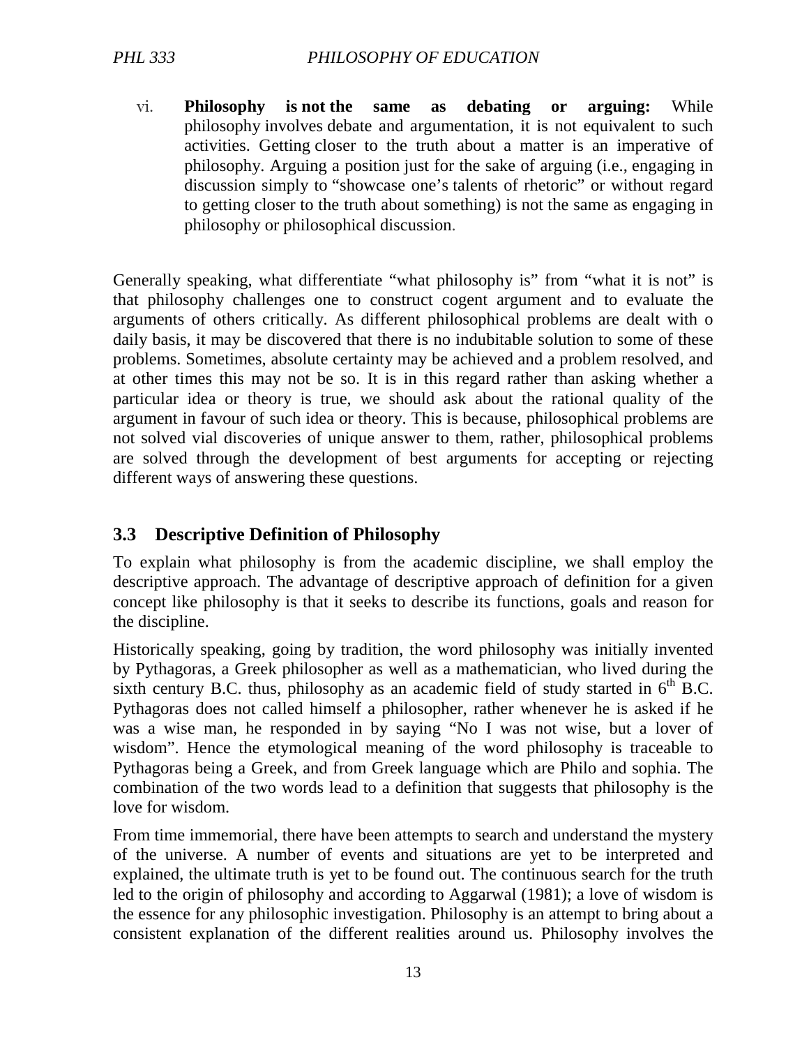vi. **Philosophy is not the same as debating or arguing:** While philosophy involves debate and argumentation, it is not equivalent to such activities. Getting closer to the truth about a matter is an imperative of philosophy. Arguing a position just for the sake of arguing (i.e., engaging in discussion simply to "showcase one's talents of rhetoric" or without regard to getting closer to the truth about something) is not the same as engaging in philosophy or philosophical discussion.

Generally speaking, what differentiate "what philosophy is" from "what it is not" is that philosophy challenges one to construct cogent argument and to evaluate the arguments of others critically. As different philosophical problems are dealt with o daily basis, it may be discovered that there is no indubitable solution to some of these problems. Sometimes, absolute certainty may be achieved and a problem resolved, and at other times this may not be so. It is in this regard rather than asking whether a particular idea or theory is true, we should ask about the rational quality of the argument in favour of such idea or theory. This is because, philosophical problems are not solved vial discoveries of unique answer to them, rather, philosophical problems are solved through the development of best arguments for accepting or rejecting different ways of answering these questions.

## 3.3 Descriptive Definition of Philosophy

To explain what philosophy is from the academic discipline, we shall employ the descriptive approach. The advantage of descriptive approach of definition for a given concept like philosophy is that it seeks to describe its functions, goals and reason for the discipline.

Historically speaking, going by tradition, the word philosophy was initially invented by Pythagoras, a Greek philosopher as well as a mathematician, who lived during the sixth century B.C. thus, philosophy as an academic field of study started in 6th B.C. Pythagoras does not called himself a philosopher, rather whenever he is asked if he was a wise man, he responded in by saying "No I was not wise, but a lover of wisdom". Hence the etymological meaning of the word philosophy is traceable to Pythagoras being a Greek, and from Greek language which are Philo and sophia. The combination of the two words lead to a definition that suggests that philosophy is the love for wisdom.

From time immemorial, there have been attempts to search and understand the mystery of the universe. A number of events and situations are yet to be interpreted and explained, the ultimate truth is yet to be found out. The continuous search for the truth led to the origin of philosophy and according to Aggarwal (1981); a love of wisdom is the essence for any philosophic investigation. Philosophy is an attempt to bring about a consistent explanation of the different realities around us. Philosophy involves the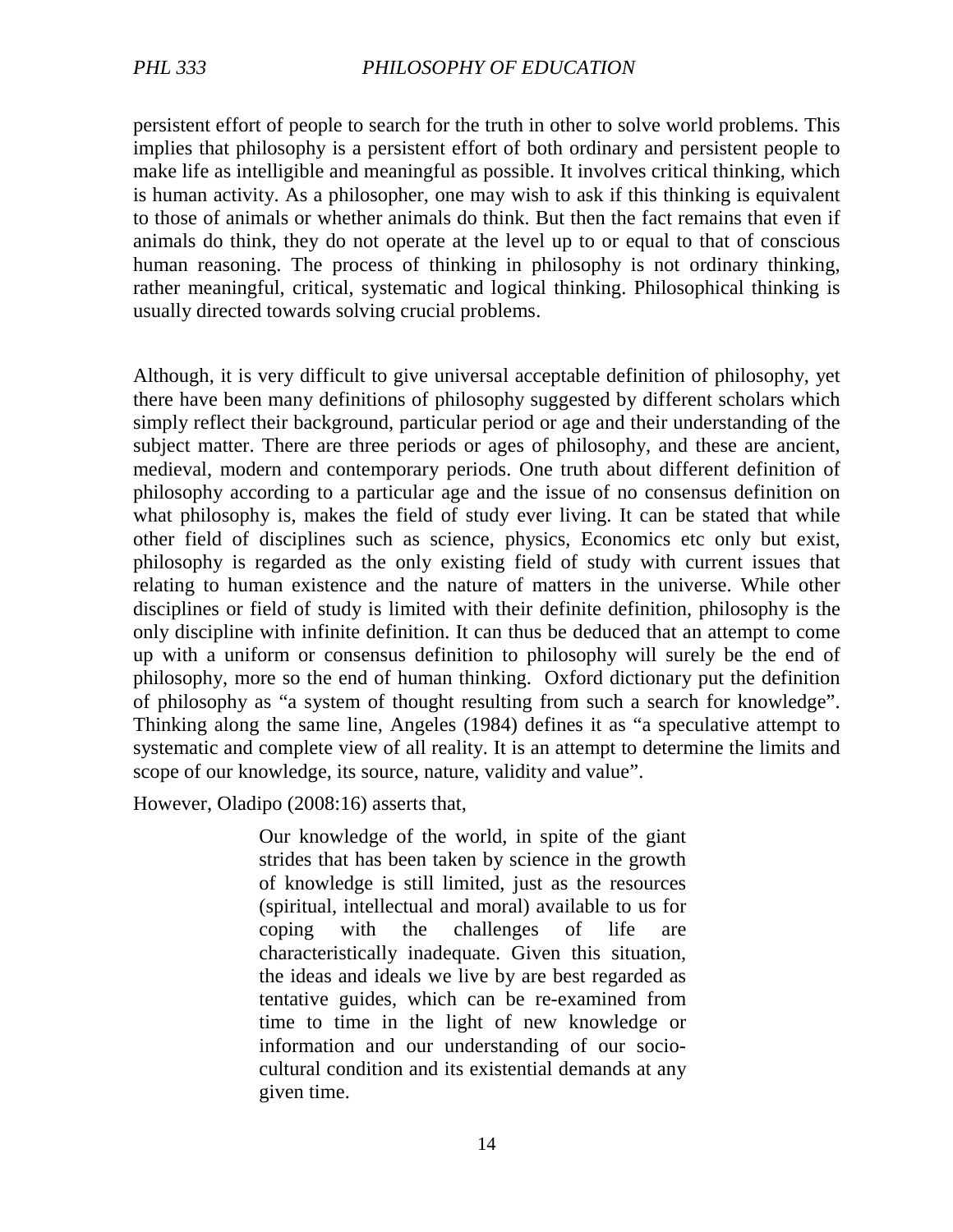persistent effort of people to search for the truth in other to solve world problems. This implies that philosophy is a persistent effort of both ordinary and persistent people to make life as intelligible and meaningful as possible. It involves critical thinking, which is human activity. As a philosopher, one may wish to ask if this thinking is equivalent to those of animals or whether animals do think. But then the fact remains that even if animals do think, they do not operate at the level up to or equal to that of conscious human reasoning. The process of thinking in philosophy is not ordinary thinking, rather meaningful, critical, systematic and logical thinking. Philosophical thinking is usually directed towards solving crucial problems.

Although, it is very difficult to give universal acceptable definition of philosophy, yet there have been many definitions of philosophy suggested by different scholars which simply reflect their background, particular period or age and their understanding of the subject matter. There are three periods or ages of philosophy, and these are ancient, medieval, modern and contemporary periods. One truth about different definition of philosophy according to a particular age and the issue of no consensus definition on what philosophy is, makes the field of study ever living. It can be stated that while other field of disciplines such as science, physics, Economics etc only but exist, philosophy is regarded as the only existing field of study with current issues that relating to human existence and the nature of matters in the universe. While other disciplines or field of study is limited with their definite definition, philosophy is the only discipline with infinite definition. It can thus be deduced that an attempt to come up with a uniform or consensus definition to philosophy will surely be the end of philosophy, more so the end of human thinking. Oxford dictionary put the definition of philosophy as "a system of thought resulting from such a search for knowledge". Thinking along the same line, Angeles (1984) defines it as "a speculative attempt to systematic and complete view of all reality. It is an attempt to determine the limits and scope of our knowledge, its source, nature, validity and value".

However, Oladipo (2008:16) asserts that,

> Our knowledge of the world, in spite of the giant strides that has been taken by science in the growth of knowledge is still limited, just as the resources (spiritual, intellectual and moral) available to us for coping with the challenges of life are characteristically inadequate. Given this situation, the ideas and ideals we live by are best regarded as tentative guides, which can be re-examined from time to time in the light of new knowledge or information and our understanding of our socio-cultural condition and its existential demands at any given time.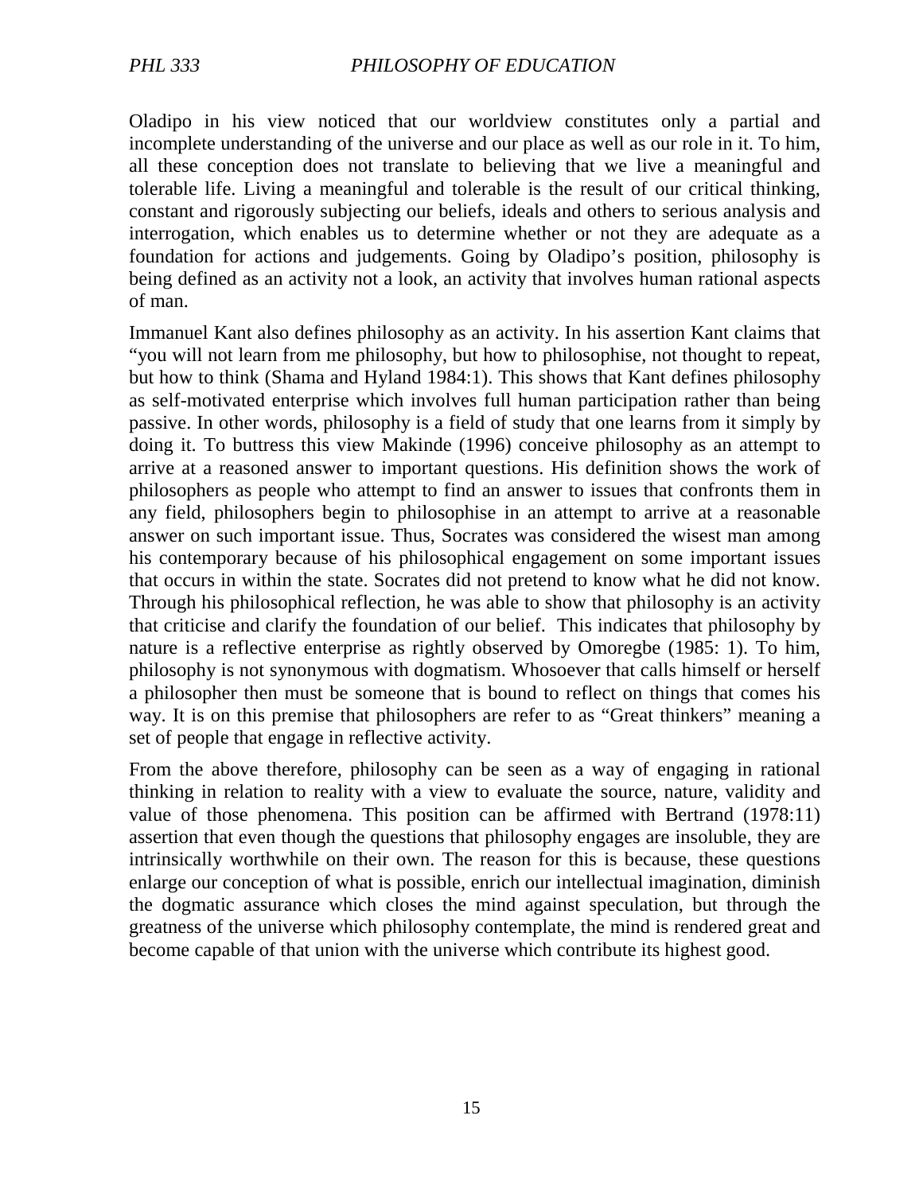Oladipo in his view noticed that our worldview constitutes only a partial and incomplete understanding of the universe and our place as well as our role in it. To him, all these conception does not translate to believing that we live a meaningful and tolerable life. Living a meaningful and tolerable is the result of our critical thinking, constant and rigorously subjecting our beliefs, ideals and others to serious analysis and interrogation, which enables us to determine whether or not they are adequate as a foundation for actions and judgements. Going by Oladipo's position, philosophy is being defined as an activity not a look, an activity that involves human rational aspects of man.

Immanuel Kant also defines philosophy as an activity. In his assertion Kant claims that "you will not learn from me philosophy, but how to philosophise, not thought to repeat, but how to think (Shama and Hyland 1984:1). This shows that Kant defines philosophy as self-motivated enterprise which involves full human participation rather than being passive. In other words, philosophy is a field of study that one learns from it simply by doing it. To buttress this view Makinde (1996) conceive philosophy as an attempt to arrive at a reasoned answer to important questions. His definition shows the work of philosophers as people who attempt to find an answer to issues that confronts them in any field, philosophers begin to philosophise in an attempt to arrive at a reasonable answer on such important issue. Thus, Socrates was considered the wisest man among his contemporary because of his philosophical engagement on some important issues that occurs in within the state. Socrates did not pretend to know what he did not know. Through his philosophical reflection, he was able to show that philosophy is an activity that criticise and clarify the foundation of our belief. This indicates that philosophy by nature is a reflective enterprise as rightly observed by Omoregbe (1985: 1). To him, philosophy is not synonymous with dogmatism. Whosoever that calls himself or herself a philosopher then must be someone that is bound to reflect on things that comes his way. It is on this premise that philosophers are refer to as "Great thinkers" meaning a set of people that engage in reflective activity.

From the above therefore, philosophy can be seen as a way of engaging in rational thinking in relation to reality with a view to evaluate the source, nature, validity and value of those phenomena. This position can be affirmed with Bertrand (1978:11) assertion that even though the questions that philosophy engages are insoluble, they are intrinsically worthwhile on their own. The reason for this is because, these questions enlarge our conception of what is possible, enrich our intellectual imagination, diminish the dogmatic assurance which closes the mind against speculation, but through the greatness of the universe which philosophy contemplate, the mind is rendered great and become capable of that union with the universe which contribute its highest good.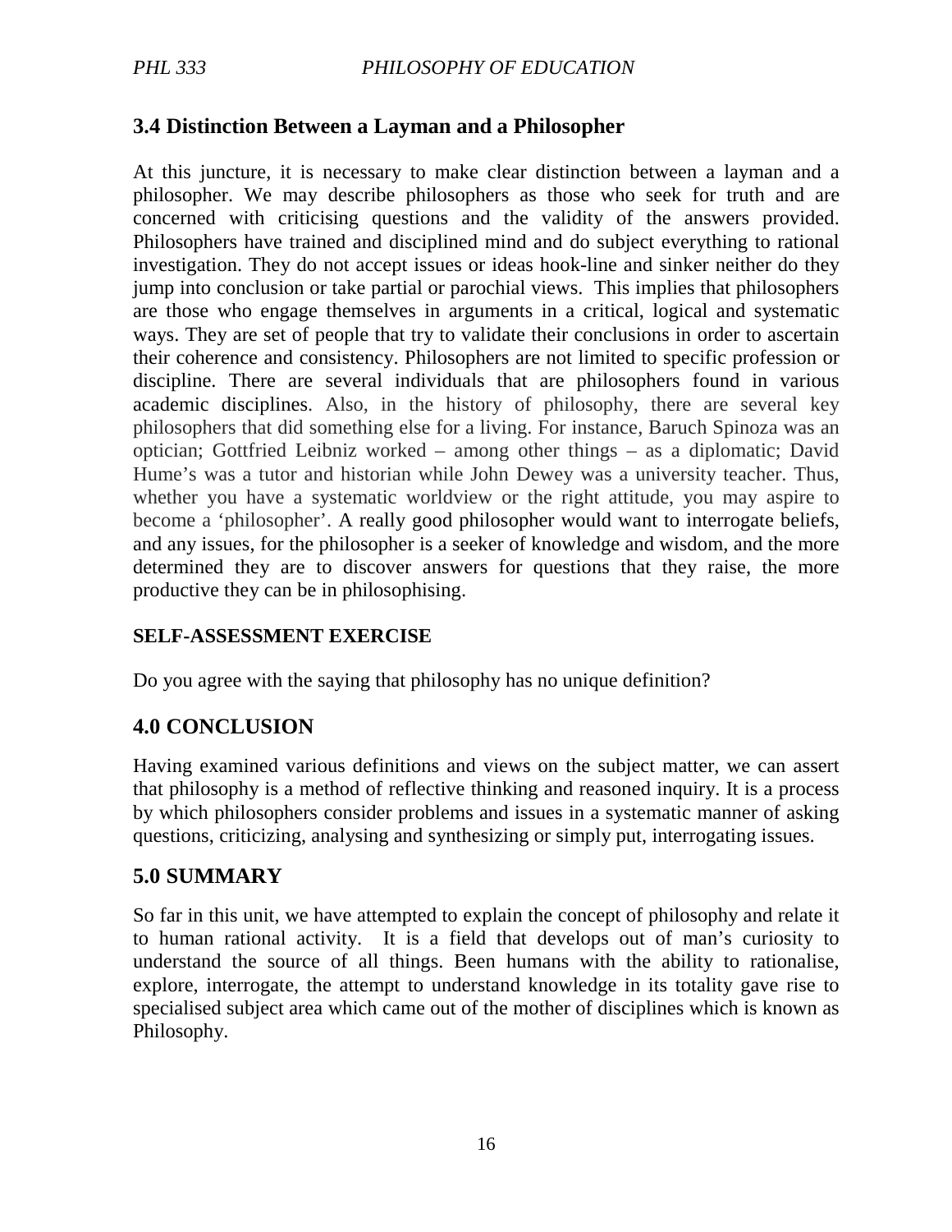## 3.4 Distinction Between a Layman and a Philosopher

At this juncture, it is necessary to make clear distinction between a layman and a philosopher. We may describe philosophers as those who seek for truth and are concerned with criticising questions and the validity of the answers provided. Philosophers have trained and disciplined mind and do subject everything to rational investigation. They do not accept issues or ideas hook-line and sinker neither do they jump into conclusion or take partial or parochial views. This implies that philosophers are those who engage themselves in arguments in a critical, logical and systematic ways. They are set of people that try to validate their conclusions in order to ascertain their coherence and consistency. Philosophers are not limited to specific profession or discipline. There are several individuals that are philosophers found in various academic disciplines. Also, in the history of philosophy, there are several key philosophers that did something else for a living. For instance, Baruch Spinoza was an optician; Gottfried Leibniz worked – among other things – as a diplomatic; David Hume's was a tutor and historian while John Dewey was a university teacher. Thus, whether you have a systematic worldview or the right attitude, you may aspire to become a 'philosopher'. A really good philosopher would want to interrogate beliefs, and any issues, for the philosopher is a seeker of knowledge and wisdom, and the more determined they are to discover answers for questions that they raise, the more productive they can be in philosophising.

**SELF-ASSESSMENT EXERCISE**

Do you agree with the saying that philosophy has no unique definition?

## 4.0 CONCLUSION

Having examined various definitions and views on the subject matter, we can assert that philosophy is a method of reflective thinking and reasoned inquiry. It is a process by which philosophers consider problems and issues in a systematic manner of asking questions, criticizing, analysing and synthesizing or simply put, interrogating issues.

## 5.0 SUMMARY

So far in this unit, we have attempted to explain the concept of philosophy and relate it to human rational activity. It is a field that develops out of man's curiosity to understand the source of all things. Been humans with the ability to rationalise, explore, interrogate, the attempt to understand knowledge in its totality gave rise to specialised subject area which came out of the mother of disciplines which is known as Philosophy.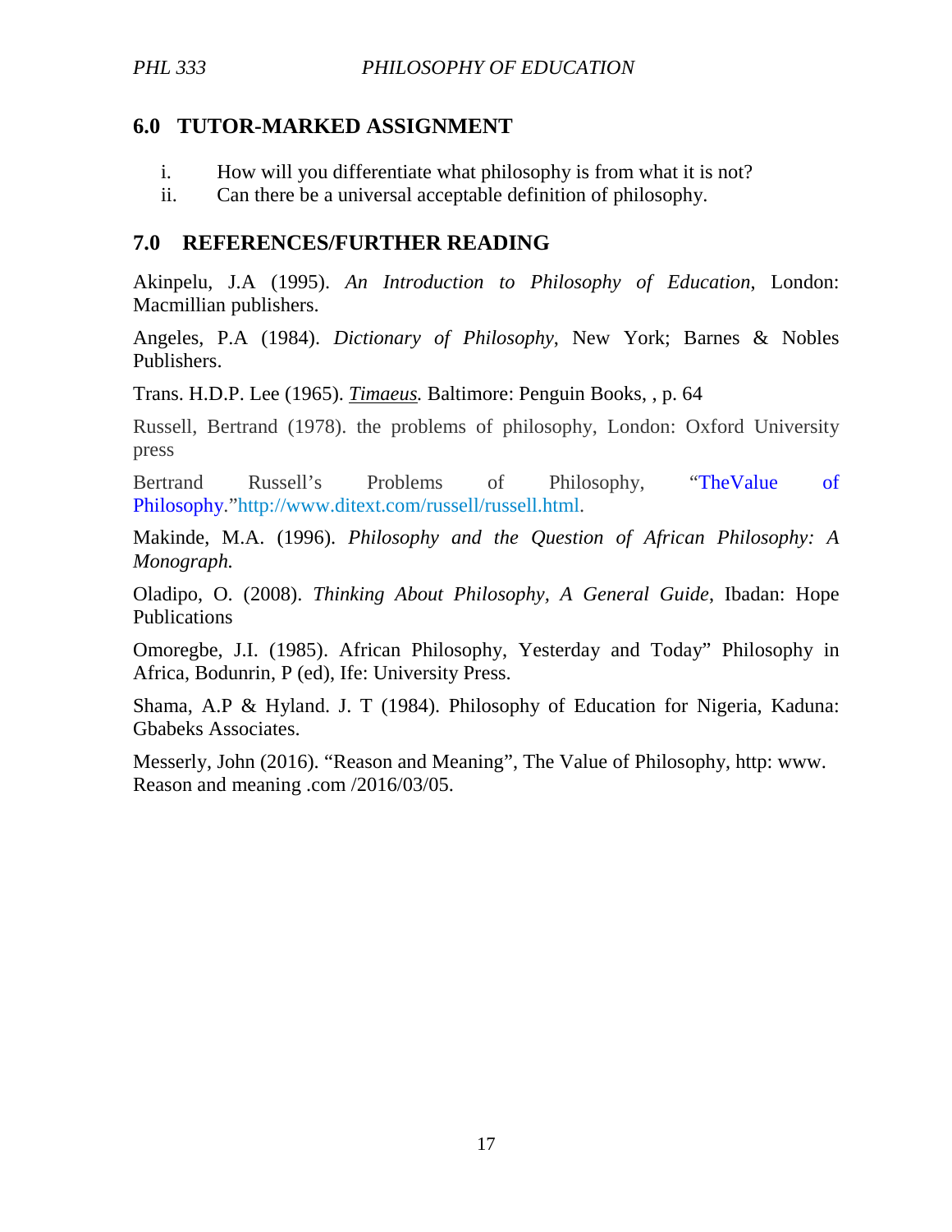## 6.0 TUTOR-MARKED ASSIGNMENT

i. How will you differentiate what philosophy is from what it is not?
ii. Can there be a universal acceptable definition of philosophy.

## 7.0 REFERENCES/FURTHER READING

Akinpelu, J.A (1995). *An Introduction to Philosophy of Education*, London: Macmillian publishers.

Angeles, P.A (1984). *Dictionary of Philosophy*, New York; Barnes & Nobles Publishers.

Trans. H.D.P. Lee (1965). *Timaeus.* Baltimore: Penguin Books, , p. 64

Russell, Bertrand (1978). the problems of philosophy, London: Oxford University press

Bertrand Russell's Problems of Philosophy, "TheValue of Philosophy."http://www.ditext.com/russell/russell.html.

Makinde, M.A. (1996). *Philosophy and the Question of African Philosophy: A Monograph.*

Oladipo, O. (2008). *Thinking About Philosophy, A General Guide*, Ibadan: Hope Publications

Omoregbe, J.I. (1985). African Philosophy, Yesterday and Today" Philosophy in Africa, Bodunrin, P (ed), Ife: University Press.

Shama, A.P & Hyland. J. T (1984). Philosophy of Education for Nigeria, Kaduna: Gbabeks Associates.

Messerly, John (2016). "Reason and Meaning", The Value of Philosophy, http: www. Reason and meaning .com /2016/03/05.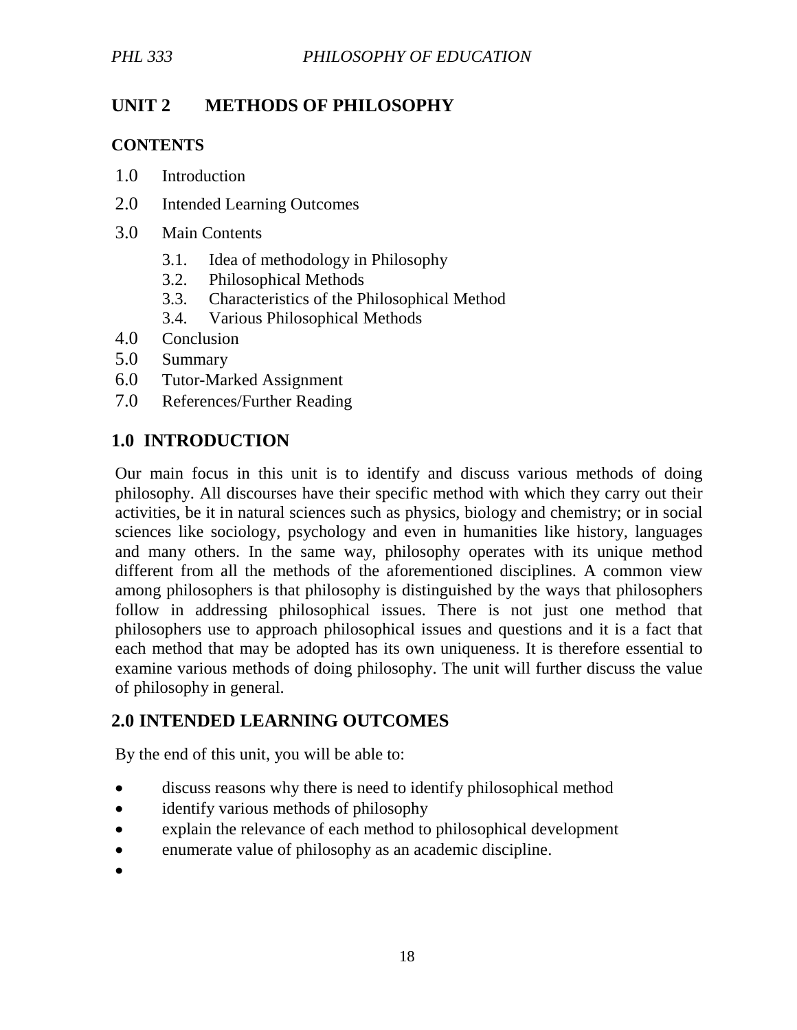## UNIT 2 METHODS OF PHILOSOPHY

**CONTENTS**

1.0 Introduction
2.0 Intended Learning Outcomes
3.0 Main Contents
    3.1. Idea of methodology in Philosophy
    3.2. Philosophical Methods
    3.3. Characteristics of the Philosophical Method
    3.4. Various Philosophical Methods
4.0 Conclusion
5.0 Summary
6.0 Tutor-Marked Assignment
7.0 References/Further Reading

## 1.0 INTRODUCTION

Our main focus in this unit is to identify and discuss various methods of doing philosophy. All discourses have their specific method with which they carry out their activities, be it in natural sciences such as physics, biology and chemistry; or in social sciences like sociology, psychology and even in humanities like history, languages and many others. In the same way, philosophy operates with its unique method different from all the methods of the aforementioned disciplines. A common view among philosophers is that philosophy is distinguished by the ways that philosophers follow in addressing philosophical issues. There is not just one method that philosophers use to approach philosophical issues and questions and it is a fact that each method that may be adopted has its own uniqueness. It is therefore essential to examine various methods of doing philosophy. The unit will further discuss the value of philosophy in general.

## 2.0 INTENDED LEARNING OUTCOMES

By the end of this unit, you will be able to:

- discuss reasons why there is need to identify philosophical method
- identify various methods of philosophy
- explain the relevance of each method to philosophical development
- enumerate value of philosophy as an academic discipline.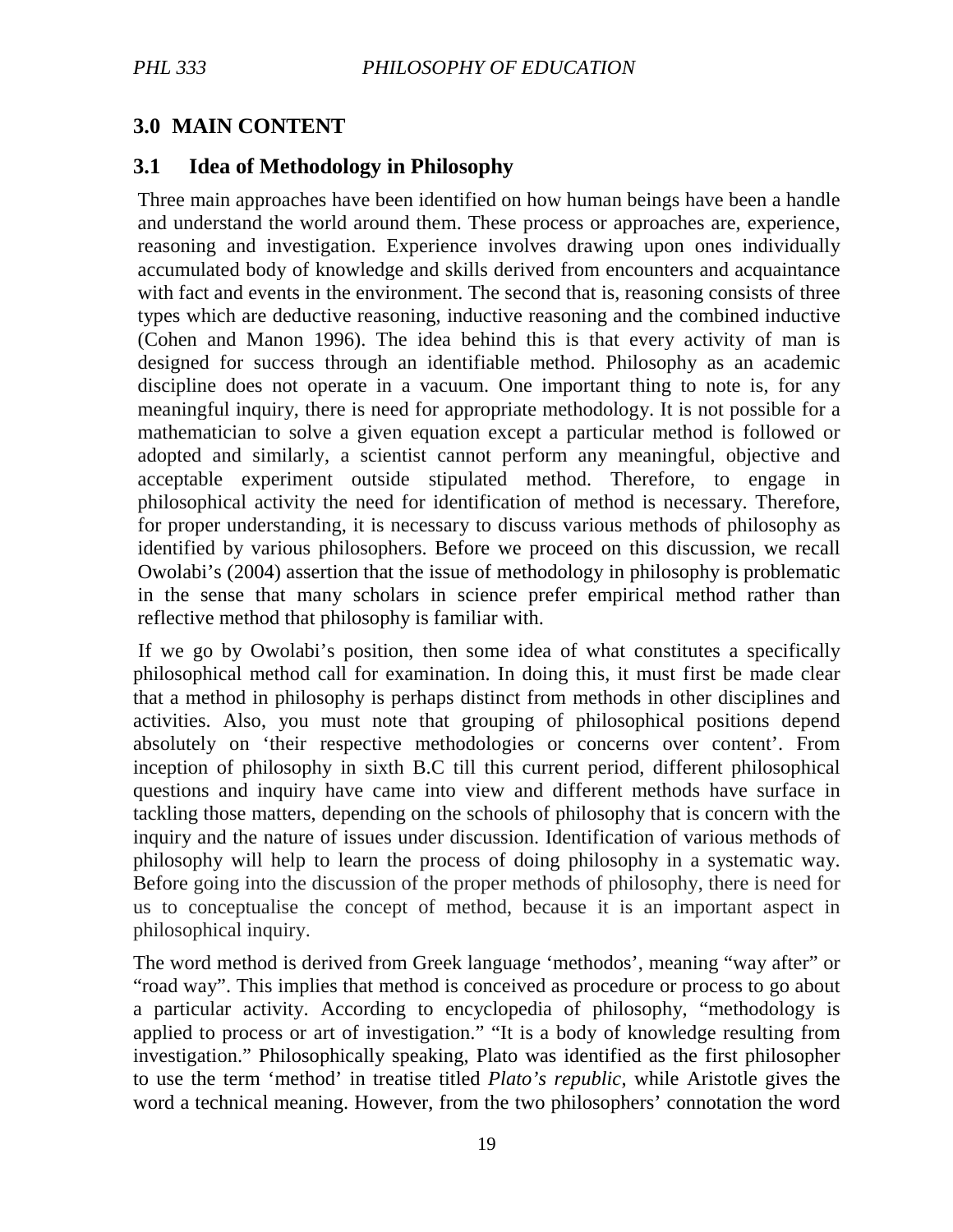## 3.0 MAIN CONTENT

### 3.1 Idea of Methodology in Philosophy

Three main approaches have been identified on how human beings have been a handle and understand the world around them. These process or approaches are, experience, reasoning and investigation. Experience involves drawing upon ones individually accumulated body of knowledge and skills derived from encounters and acquaintance with fact and events in the environment. The second that is, reasoning consists of three types which are deductive reasoning, inductive reasoning and the combined inductive (Cohen and Manon 1996). The idea behind this is that every activity of man is designed for success through an identifiable method. Philosophy as an academic discipline does not operate in a vacuum. One important thing to note is, for any meaningful inquiry, there is need for appropriate methodology. It is not possible for a mathematician to solve a given equation except a particular method is followed or adopted and similarly, a scientist cannot perform any meaningful, objective and acceptable experiment outside stipulated method. Therefore, to engage in philosophical activity the need for identification of method is necessary. Therefore, for proper understanding, it is necessary to discuss various methods of philosophy as identified by various philosophers. Before we proceed on this discussion, we recall Owolabi's (2004) assertion that the issue of methodology in philosophy is problematic in the sense that many scholars in science prefer empirical method rather than reflective method that philosophy is familiar with.

If we go by Owolabi's position, then some idea of what constitutes a specifically philosophical method call for examination. In doing this, it must first be made clear that a method in philosophy is perhaps distinct from methods in other disciplines and activities. Also, you must note that grouping of philosophical positions depend absolutely on 'their respective methodologies or concerns over content'. From inception of philosophy in sixth B.C till this current period, different philosophical questions and inquiry have came into view and different methods have surface in tackling those matters, depending on the schools of philosophy that is concern with the inquiry and the nature of issues under discussion. Identification of various methods of philosophy will help to learn the process of doing philosophy in a systematic way. Before going into the discussion of the proper methods of philosophy, there is need for us to conceptualise the concept of method, because it is an important aspect in philosophical inquiry.

The word method is derived from Greek language 'methodos', meaning "way after" or "road way". This implies that method is conceived as procedure or process to go about a particular activity. According to encyclopedia of philosophy, "methodology is applied to process or art of investigation." "It is a body of knowledge resulting from investigation." Philosophically speaking, Plato was identified as the first philosopher to use the term 'method' in treatise titled *Plato's republic*, while Aristotle gives the word a technical meaning. However, from the two philosophers' connotation the word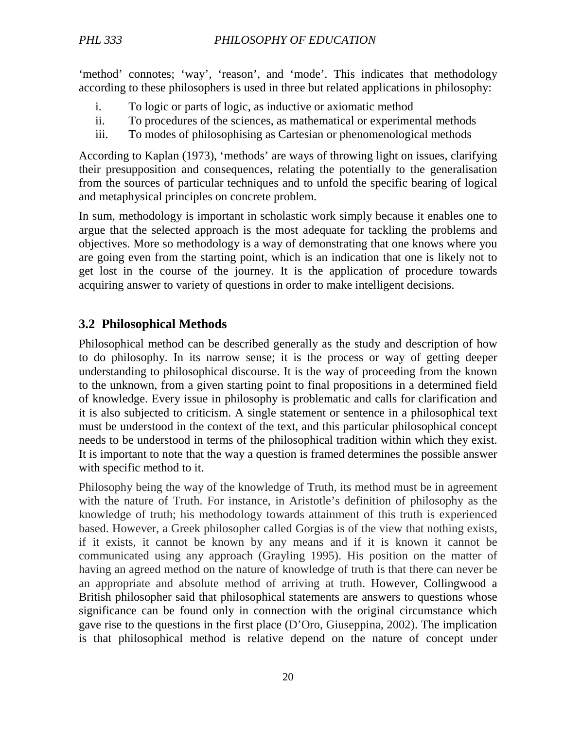'method' connotes; 'way', 'reason', and 'mode'. This indicates that methodology according to these philosophers is used in three but related applications in philosophy:

i. To logic or parts of logic, as inductive or axiomatic method
ii. To procedures of the sciences, as mathematical or experimental methods
iii. To modes of philosophising as Cartesian or phenomenological methods

According to Kaplan (1973), 'methods' are ways of throwing light on issues, clarifying their presupposition and consequences, relating the potentially to the generalisation from the sources of particular techniques and to unfold the specific bearing of logical and metaphysical principles on concrete problem.

In sum, methodology is important in scholastic work simply because it enables one to argue that the selected approach is the most adequate for tackling the problems and objectives. More so methodology is a way of demonstrating that one knows where you are going even from the starting point, which is an indication that one is likely not to get lost in the course of the journey. It is the application of procedure towards acquiring answer to variety of questions in order to make intelligent decisions.

## 3.2 Philosophical Methods

Philosophical method can be described generally as the study and description of how to do philosophy. In its narrow sense; it is the process or way of getting deeper understanding to philosophical discourse. It is the way of proceeding from the known to the unknown, from a given starting point to final propositions in a determined field of knowledge. Every issue in philosophy is problematic and calls for clarification and it is also subjected to criticism. A single statement or sentence in a philosophical text must be understood in the context of the text, and this particular philosophical concept needs to be understood in terms of the philosophical tradition within which they exist. It is important to note that the way a question is framed determines the possible answer with specific method to it.

Philosophy being the way of the knowledge of Truth, its method must be in agreement with the nature of Truth. For instance, in Aristotle's definition of philosophy as the knowledge of truth; his methodology towards attainment of this truth is experienced based. However, a Greek philosopher called Gorgias is of the view that nothing exists, if it exists, it cannot be known by any means and if it is known it cannot be communicated using any approach (Grayling 1995). His position on the matter of having an agreed method on the nature of knowledge of truth is that there can never be an appropriate and absolute method of arriving at truth. However, Collingwood a British philosopher said that philosophical statements are answers to questions whose significance can be found only in connection with the original circumstance which gave rise to the questions in the first place (D'Oro, Giuseppina, 2002). The implication is that philosophical method is relative depend on the nature of concept under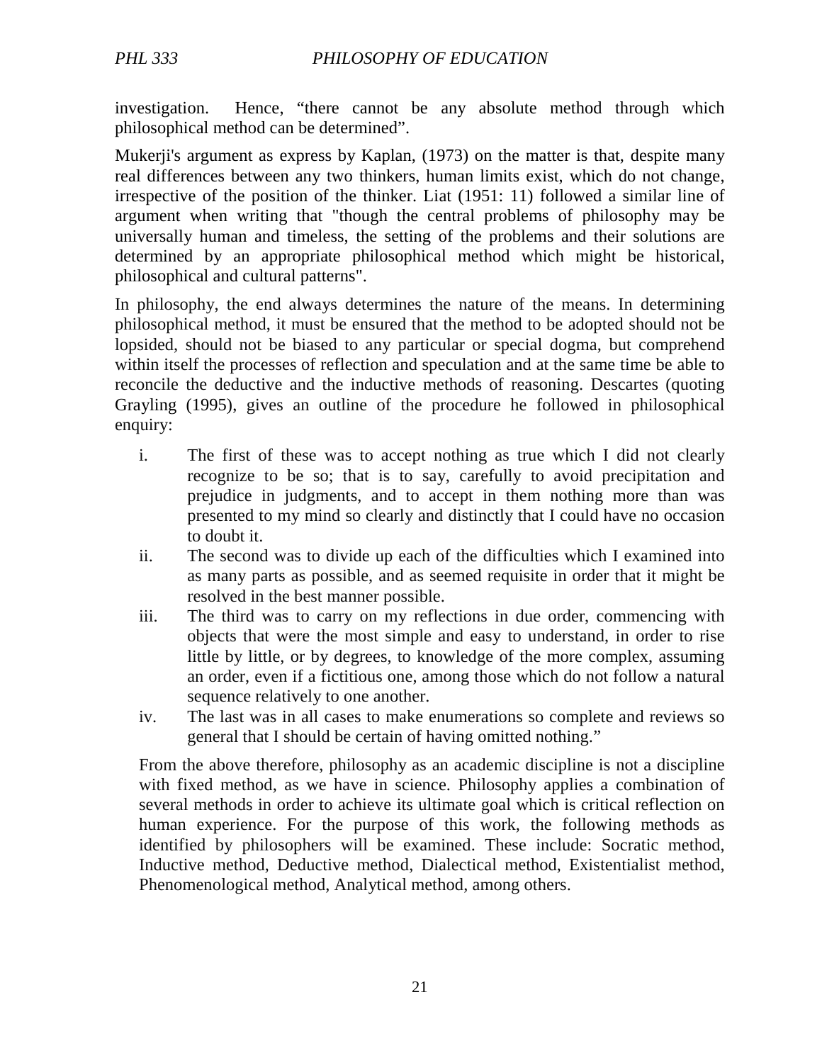investigation. Hence, "there cannot be any absolute method through which philosophical method can be determined".

Mukerji's argument as express by Kaplan, (1973) on the matter is that, despite many real differences between any two thinkers, human limits exist, which do not change, irrespective of the position of the thinker. Liat (1951: 11) followed a similar line of argument when writing that "though the central problems of philosophy may be universally human and timeless, the setting of the problems and their solutions are determined by an appropriate philosophical method which might be historical, philosophical and cultural patterns".

In philosophy, the end always determines the nature of the means. In determining philosophical method, it must be ensured that the method to be adopted should not be lopsided, should not be biased to any particular or special dogma, but comprehend within itself the processes of reflection and speculation and at the same time be able to reconcile the deductive and the inductive methods of reasoning. Descartes (quoting Grayling (1995), gives an outline of the procedure he followed in philosophical enquiry:

i. The first of these was to accept nothing as true which I did not clearly recognize to be so; that is to say, carefully to avoid precipitation and prejudice in judgments, and to accept in them nothing more than was presented to my mind so clearly and distinctly that I could have no occasion to doubt it.
ii. The second was to divide up each of the difficulties which I examined into as many parts as possible, and as seemed requisite in order that it might be resolved in the best manner possible.
iii. The third was to carry on my reflections in due order, commencing with objects that were the most simple and easy to understand, in order to rise little by little, or by degrees, to knowledge of the more complex, assuming an order, even if a fictitious one, among those which do not follow a natural sequence relatively to one another.
iv. The last was in all cases to make enumerations so complete and reviews so general that I should be certain of having omitted nothing."

From the above therefore, philosophy as an academic discipline is not a discipline with fixed method, as we have in science. Philosophy applies a combination of several methods in order to achieve its ultimate goal which is critical reflection on human experience. For the purpose of this work, the following methods as identified by philosophers will be examined. These include: Socratic method, Inductive method, Deductive method, Dialectical method, Existentialist method, Phenomenological method, Analytical method, among others.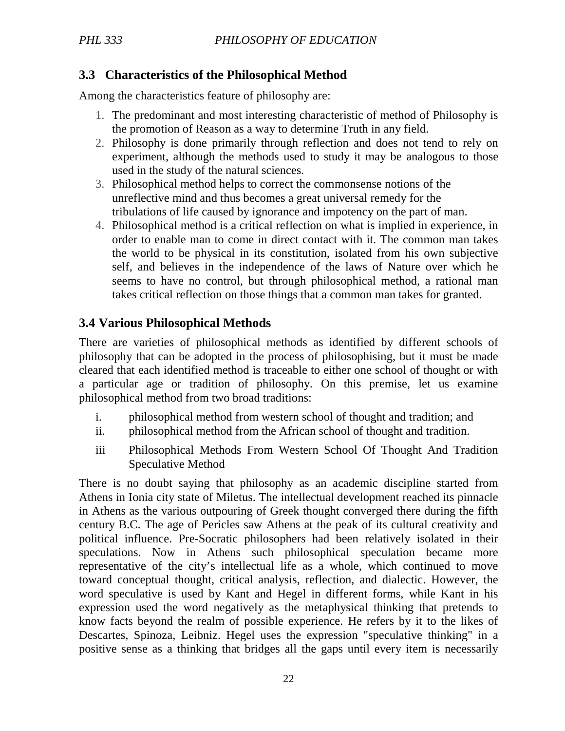### 3.3 Characteristics of the Philosophical Method

Among the characteristics feature of philosophy are:

1. The predominant and most interesting characteristic of method of Philosophy is the promotion of Reason as a way to determine Truth in any field.
2. Philosophy is done primarily through reflection and does not tend to rely on experiment, although the methods used to study it may be analogous to those used in the study of the natural sciences.
3. Philosophical method helps to correct the commonsense notions of the unreflective mind and thus becomes a great universal remedy for the tribulations of life caused by ignorance and impotency on the part of man.
4. Philosophical method is a critical reflection on what is implied in experience, in order to enable man to come in direct contact with it. The common man takes the world to be physical in its constitution, isolated from his own subjective self, and believes in the independence of the laws of Nature over which he seems to have no control, but through philosophical method, a rational man takes critical reflection on those things that a common man takes for granted.

### 3.4 Various Philosophical Methods

There are varieties of philosophical methods as identified by different schools of philosophy that can be adopted in the process of philosophising, but it must be made cleared that each identified method is traceable to either one school of thought or with a particular age or tradition of philosophy. On this premise, let us examine philosophical method from two broad traditions:

i. philosophical method from western school of thought and tradition; and
ii. philosophical method from the African school of thought and tradition.
iii Philosophical Methods From Western School Of Thought And Tradition Speculative Method

There is no doubt saying that philosophy as an academic discipline started from Athens in Ionia city state of Miletus. The intellectual development reached its pinnacle in Athens as the various outpouring of Greek thought converged there during the fifth century B.C. The age of Pericles saw Athens at the peak of its cultural creativity and political influence. Pre-Socratic philosophers had been relatively isolated in their speculations. Now in Athens such philosophical speculation became more representative of the city's intellectual life as a whole, which continued to move toward conceptual thought, critical analysis, reflection, and dialectic. However, the word speculative is used by Kant and Hegel in different forms, while Kant in his expression used the word negatively as the metaphysical thinking that pretends to know facts beyond the realm of possible experience. He refers by it to the likes of Descartes, Spinoza, Leibniz. Hegel uses the expression "speculative thinking" in a positive sense as a thinking that bridges all the gaps until every item is necessarily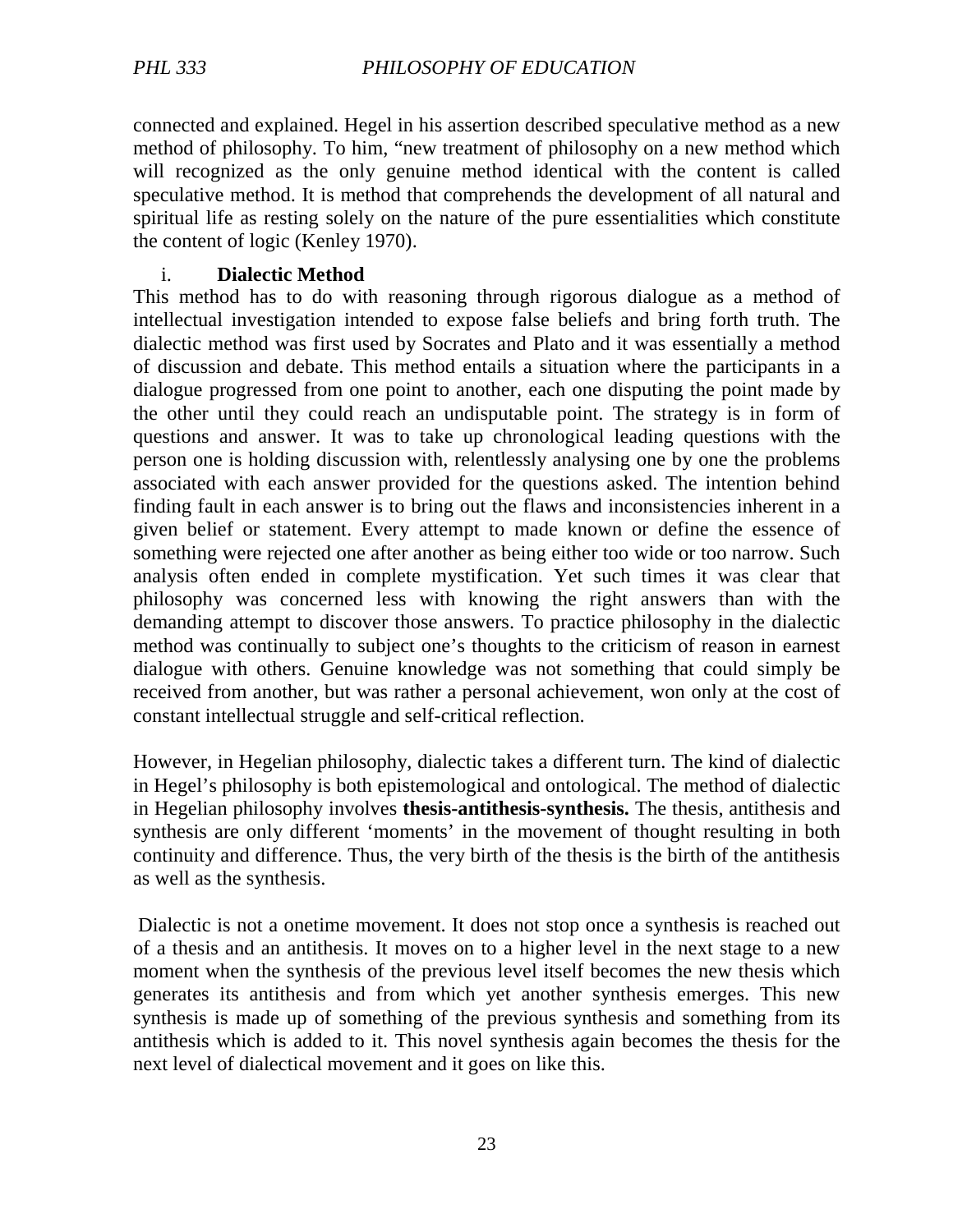connected and explained. Hegel in his assertion described speculative method as a new method of philosophy. To him, "new treatment of philosophy on a new method which will recognized as the only genuine method identical with the content is called speculative method. It is method that comprehends the development of all natural and spiritual life as resting solely on the nature of the pure essentialities which constitute the content of logic (Kenley 1970).

i. **Dialectic Method**

This method has to do with reasoning through rigorous dialogue as a method of intellectual investigation intended to expose false beliefs and bring forth truth. The dialectic method was first used by Socrates and Plato and it was essentially a method of discussion and debate. This method entails a situation where the participants in a dialogue progressed from one point to another, each one disputing the point made by the other until they could reach an undisputable point. The strategy is in form of questions and answer. It was to take up chronological leading questions with the person one is holding discussion with, relentlessly analysing one by one the problems associated with each answer provided for the questions asked. The intention behind finding fault in each answer is to bring out the flaws and inconsistencies inherent in a given belief or statement. Every attempt to made known or define the essence of something were rejected one after another as being either too wide or too narrow. Such analysis often ended in complete mystification. Yet such times it was clear that philosophy was concerned less with knowing the right answers than with the demanding attempt to discover those answers. To practice philosophy in the dialectic method was continually to subject one's thoughts to the criticism of reason in earnest dialogue with others. Genuine knowledge was not something that could simply be received from another, but was rather a personal achievement, won only at the cost of constant intellectual struggle and self-critical reflection.

However, in Hegelian philosophy, dialectic takes a different turn. The kind of dialectic in Hegel's philosophy is both epistemological and ontological. The method of dialectic in Hegelian philosophy involves **thesis-antithesis-synthesis.** The thesis, antithesis and synthesis are only different 'moments' in the movement of thought resulting in both continuity and difference. Thus, the very birth of the thesis is the birth of the antithesis as well as the synthesis.

Dialectic is not a onetime movement. It does not stop once a synthesis is reached out of a thesis and an antithesis. It moves on to a higher level in the next stage to a new moment when the synthesis of the previous level itself becomes the new thesis which generates its antithesis and from which yet another synthesis emerges. This new synthesis is made up of something of the previous synthesis and something from its antithesis which is added to it. This novel synthesis again becomes the thesis for the next level of dialectical movement and it goes on like this.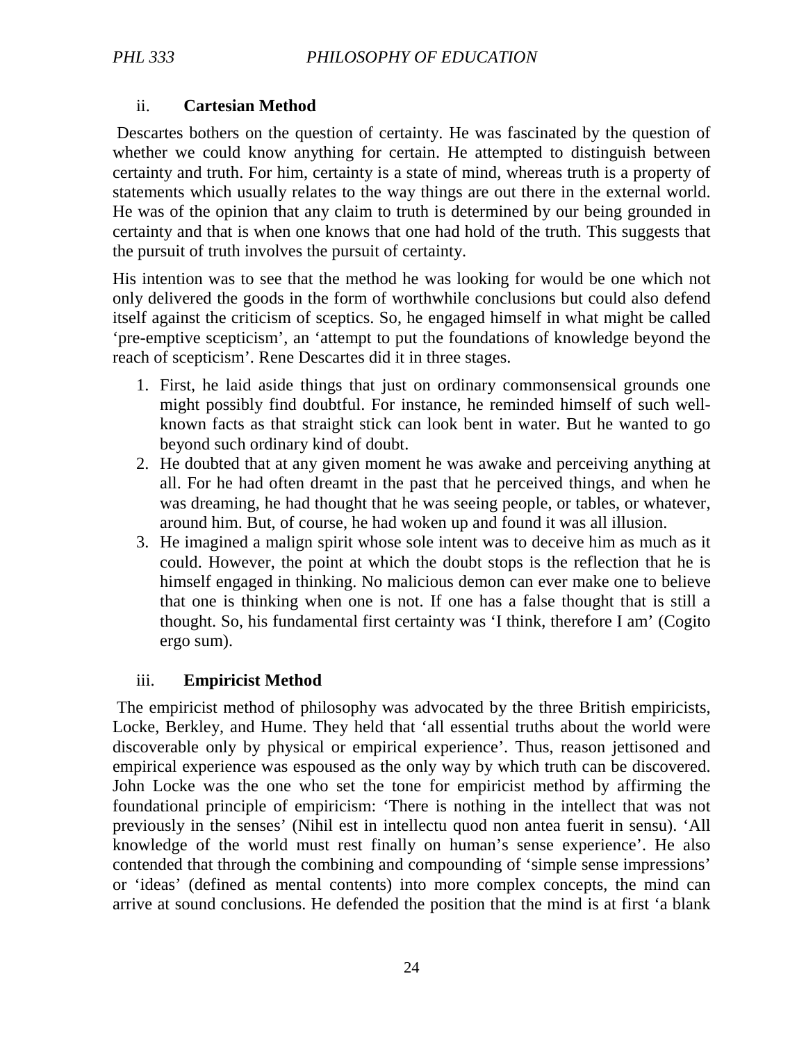### ii. **Cartesian Method**

Descartes bothers on the question of certainty. He was fascinated by the question of whether we could know anything for certain. He attempted to distinguish between certainty and truth. For him, certainty is a state of mind, whereas truth is a property of statements which usually relates to the way things are out there in the external world. He was of the opinion that any claim to truth is determined by our being grounded in certainty and that is when one knows that one had hold of the truth. This suggests that the pursuit of truth involves the pursuit of certainty.

His intention was to see that the method he was looking for would be one which not only delivered the goods in the form of worthwhile conclusions but could also defend itself against the criticism of sceptics. So, he engaged himself in what might be called 'pre-emptive scepticism', an 'attempt to put the foundations of knowledge beyond the reach of scepticism'. Rene Descartes did it in three stages.

1. First, he laid aside things that just on ordinary commonsensical grounds one might possibly find doubtful. For instance, he reminded himself of such well-known facts as that straight stick can look bent in water. But he wanted to go beyond such ordinary kind of doubt.
2. He doubted that at any given moment he was awake and perceiving anything at all. For he had often dreamt in the past that he perceived things, and when he was dreaming, he had thought that he was seeing people, or tables, or whatever, around him. But, of course, he had woken up and found it was all illusion.
3. He imagined a malign spirit whose sole intent was to deceive him as much as it could. However, the point at which the doubt stops is the reflection that he is himself engaged in thinking. No malicious demon can ever make one to believe that one is thinking when one is not. If one has a false thought that is still a thought. So, his fundamental first certainty was 'I think, therefore I am' (Cogito ergo sum).

### iii. **Empiricist Method**

The empiricist method of philosophy was advocated by the three British empiricists, Locke, Berkley, and Hume. They held that 'all essential truths about the world were discoverable only by physical or empirical experience'. Thus, reason jettisoned and empirical experience was espoused as the only way by which truth can be discovered. John Locke was the one who set the tone for empiricist method by affirming the foundational principle of empiricism: 'There is nothing in the intellect that was not previously in the senses' (Nihil est in intellectu quod non antea fuerit in sensu). 'All knowledge of the world must rest finally on human's sense experience'. He also contended that through the combining and compounding of 'simple sense impressions' or 'ideas' (defined as mental contents) into more complex concepts, the mind can arrive at sound conclusions. He defended the position that the mind is at first 'a blank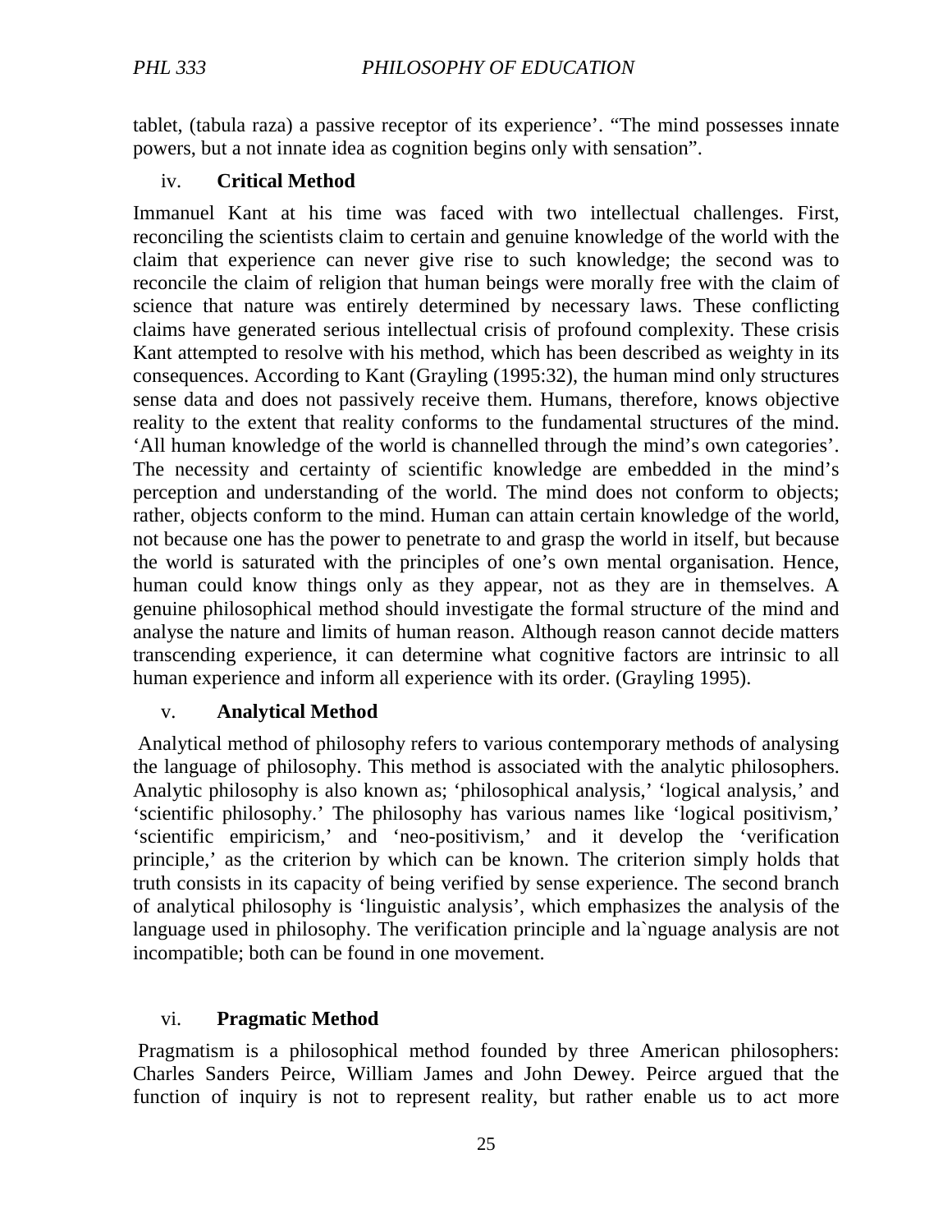tablet, (tabula raza) a passive receptor of its experience'. "The mind possesses innate powers, but a not innate idea as cognition begins only with sensation".

### iv. Critical Method

Immanuel Kant at his time was faced with two intellectual challenges. First, reconciling the scientists claim to certain and genuine knowledge of the world with the claim that experience can never give rise to such knowledge; the second was to reconcile the claim of religion that human beings were morally free with the claim of science that nature was entirely determined by necessary laws. These conflicting claims have generated serious intellectual crisis of profound complexity. These crisis Kant attempted to resolve with his method, which has been described as weighty in its consequences. According to Kant (Grayling (1995:32), the human mind only structures sense data and does not passively receive them. Humans, therefore, knows objective reality to the extent that reality conforms to the fundamental structures of the mind. 'All human knowledge of the world is channelled through the mind's own categories'. The necessity and certainty of scientific knowledge are embedded in the mind's perception and understanding of the world. The mind does not conform to objects; rather, objects conform to the mind. Human can attain certain knowledge of the world, not because one has the power to penetrate to and grasp the world in itself, but because the world is saturated with the principles of one's own mental organisation. Hence, human could know things only as they appear, not as they are in themselves. A genuine philosophical method should investigate the formal structure of the mind and analyse the nature and limits of human reason. Although reason cannot decide matters transcending experience, it can determine what cognitive factors are intrinsic to all human experience and inform all experience with its order. (Grayling 1995).

### v. Analytical Method

Analytical method of philosophy refers to various contemporary methods of analysing the language of philosophy. This method is associated with the analytic philosophers. Analytic philosophy is also known as; 'philosophical analysis,' 'logical analysis,' and 'scientific philosophy.' The philosophy has various names like 'logical positivism,' 'scientific empiricism,' and 'neo-positivism,' and it develop the 'verification principle,' as the criterion by which can be known. The criterion simply holds that truth consists in its capacity of being verified by sense experience. The second branch of analytical philosophy is 'linguistic analysis', which emphasizes the analysis of the language used in philosophy. The verification principle and la`nguage analysis are not incompatible; both can be found in one movement.

### vi. Pragmatic Method

Pragmatism is a philosophical method founded by three American philosophers: Charles Sanders Peirce, William James and John Dewey. Peirce argued that the function of inquiry is not to represent reality, but rather enable us to act more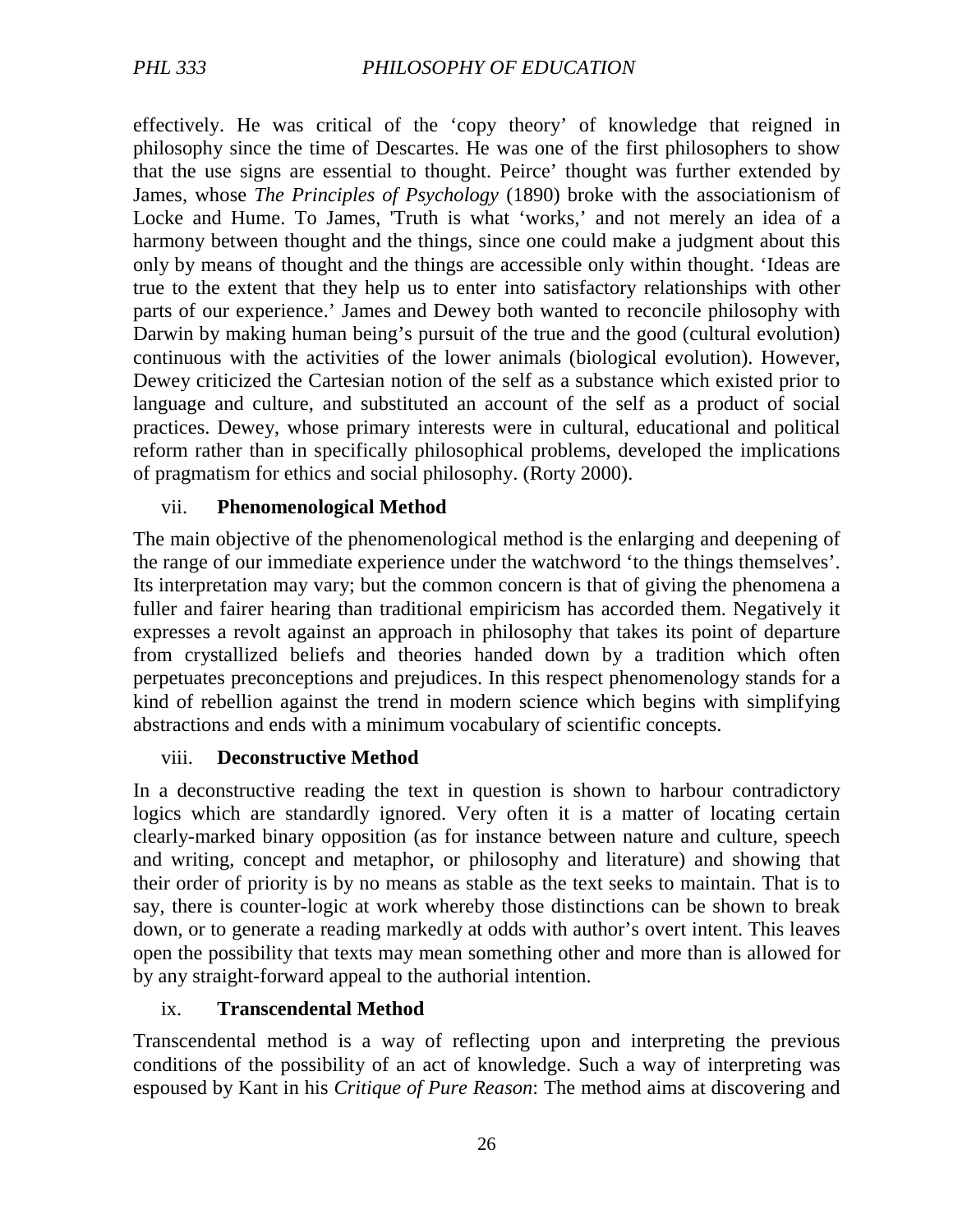effectively. He was critical of the 'copy theory' of knowledge that reigned in philosophy since the time of Descartes. He was one of the first philosophers to show that the use signs are essential to thought. Peirce' thought was further extended by James, whose *The Principles of Psychology* (1890) broke with the associationism of Locke and Hume. To James, 'Truth is what 'works,' and not merely an idea of a harmony between thought and the things, since one could make a judgment about this only by means of thought and the things are accessible only within thought. 'Ideas are true to the extent that they help us to enter into satisfactory relationships with other parts of our experience.' James and Dewey both wanted to reconcile philosophy with Darwin by making human being's pursuit of the true and the good (cultural evolution) continuous with the activities of the lower animals (biological evolution). However, Dewey criticized the Cartesian notion of the self as a substance which existed prior to language and culture, and substituted an account of the self as a product of social practices. Dewey, whose primary interests were in cultural, educational and political reform rather than in specifically philosophical problems, developed the implications of pragmatism for ethics and social philosophy. (Rorty 2000).

### vii. Phenomenological Method

The main objective of the phenomenological method is the enlarging and deepening of the range of our immediate experience under the watchword 'to the things themselves'. Its interpretation may vary; but the common concern is that of giving the phenomena a fuller and fairer hearing than traditional empiricism has accorded them. Negatively it expresses a revolt against an approach in philosophy that takes its point of departure from crystallized beliefs and theories handed down by a tradition which often perpetuates preconceptions and prejudices. In this respect phenomenology stands for a kind of rebellion against the trend in modern science which begins with simplifying abstractions and ends with a minimum vocabulary of scientific concepts.

### viii. Deconstructive Method

In a deconstructive reading the text in question is shown to harbour contradictory logics which are standardly ignored. Very often it is a matter of locating certain clearly-marked binary opposition (as for instance between nature and culture, speech and writing, concept and metaphor, or philosophy and literature) and showing that their order of priority is by no means as stable as the text seeks to maintain. That is to say, there is counter-logic at work whereby those distinctions can be shown to break down, or to generate a reading markedly at odds with author's overt intent. This leaves open the possibility that texts may mean something other and more than is allowed for by any straight-forward appeal to the authorial intention.

### ix. Transcendental Method

Transcendental method is a way of reflecting upon and interpreting the previous conditions of the possibility of an act of knowledge. Such a way of interpreting was espoused by Kant in his *Critique of Pure Reason*: The method aims at discovering and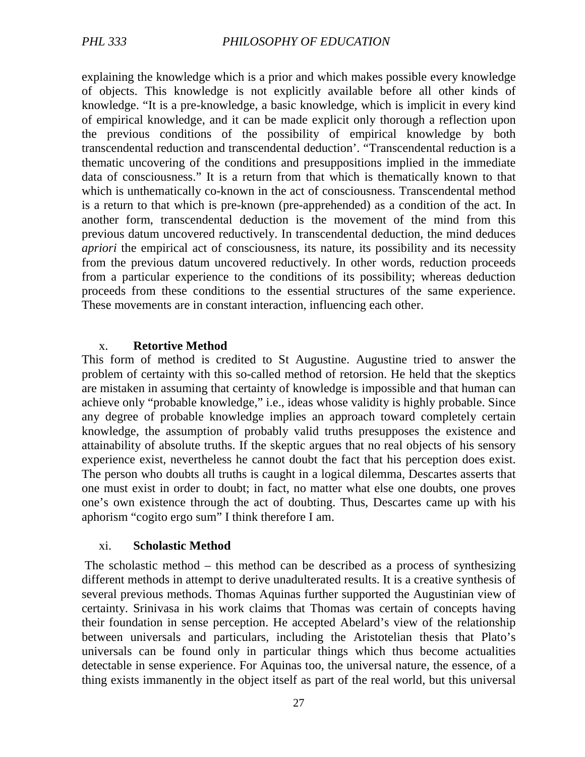explaining the knowledge which is a prior and which makes possible every knowledge of objects. This knowledge is not explicitly available before all other kinds of knowledge. "It is a pre-knowledge, a basic knowledge, which is implicit in every kind of empirical knowledge, and it can be made explicit only thorough a reflection upon the previous conditions of the possibility of empirical knowledge by both transcendental reduction and transcendental deduction'. "Transcendental reduction is a thematic uncovering of the conditions and presuppositions implied in the immediate data of consciousness." It is a return from that which is thematically known to that which is unthematically co-known in the act of consciousness. Transcendental method is a return to that which is pre-known (pre-apprehended) as a condition of the act. In another form, transcendental deduction is the movement of the mind from this previous datum uncovered reductively. In transcendental deduction, the mind deduces *apriori* the empirical act of consciousness, its nature, its possibility and its necessity from the previous datum uncovered reductively. In other words, reduction proceeds from a particular experience to the conditions of its possibility; whereas deduction proceeds from these conditions to the essential structures of the same experience. These movements are in constant interaction, influencing each other.

x. **Retortive Method**

This form of method is credited to St Augustine. Augustine tried to answer the problem of certainty with this so-called method of retorsion. He held that the skeptics are mistaken in assuming that certainty of knowledge is impossible and that human can achieve only "probable knowledge," i.e., ideas whose validity is highly probable. Since any degree of probable knowledge implies an approach toward completely certain knowledge, the assumption of probably valid truths presupposes the existence and attainability of absolute truths. If the skeptic argues that no real objects of his sensory experience exist, nevertheless he cannot doubt the fact that his perception does exist. The person who doubts all truths is caught in a logical dilemma, Descartes asserts that one must exist in order to doubt; in fact, no matter what else one doubts, one proves one's own existence through the act of doubting. Thus, Descartes came up with his aphorism "cogito ergo sum" I think therefore I am.

xi. **Scholastic Method**

The scholastic method – this method can be described as a process of synthesizing different methods in attempt to derive unadulterated results. It is a creative synthesis of several previous methods. Thomas Aquinas further supported the Augustinian view of certainty. Srinivasa in his work claims that Thomas was certain of concepts having their foundation in sense perception. He accepted Abelard's view of the relationship between universals and particulars, including the Aristotelian thesis that Plato's universals can be found only in particular things which thus become actualities detectable in sense experience. For Aquinas too, the universal nature, the essence, of a thing exists immanently in the object itself as part of the real world, but this universal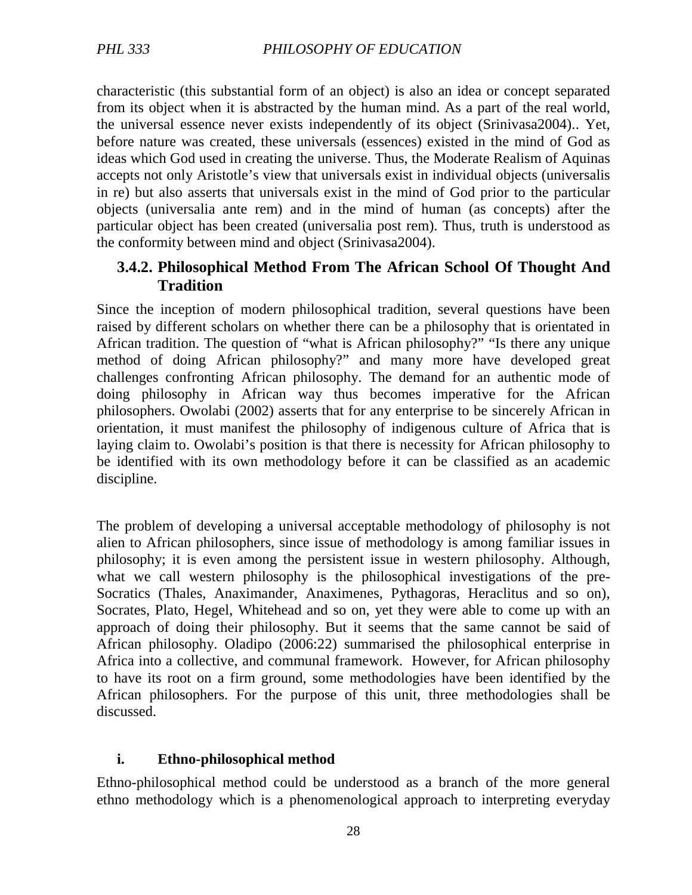characteristic (this substantial form of an object) is also an idea or concept separated from its object when it is abstracted by the human mind. As a part of the real world, the universal essence never exists independently of its object (Srinivasa2004).. Yet, before nature was created, these universals (essences) existed in the mind of God as ideas which God used in creating the universe. Thus, the Moderate Realism of Aquinas accepts not only Aristotle's view that universals exist in individual objects (universalis in re) but also asserts that universals exist in the mind of God prior to the particular objects (universalia ante rem) and in the mind of human (as concepts) after the particular object has been created (universalia post rem). Thus, truth is understood as the conformity between mind and object (Srinivasa2004).

### 3.4.2. Philosophical Method From The African School Of Thought And Tradition

Since the inception of modern philosophical tradition, several questions have been raised by different scholars on whether there can be a philosophy that is orientated in African tradition. The question of "what is African philosophy?" "Is there any unique method of doing African philosophy?" and many more have developed great challenges confronting African philosophy. The demand for an authentic mode of doing philosophy in African way thus becomes imperative for the African philosophers. Owolabi (2002) asserts that for any enterprise to be sincerely African in orientation, it must manifest the philosophy of indigenous culture of Africa that is laying claim to. Owolabi's position is that there is necessity for African philosophy to be identified with its own methodology before it can be classified as an academic discipline.

The problem of developing a universal acceptable methodology of philosophy is not alien to African philosophers, since issue of methodology is among familiar issues in philosophy; it is even among the persistent issue in western philosophy. Although, what we call western philosophy is the philosophical investigations of the pre-Socratics (Thales, Anaximander, Anaximenes, Pythagoras, Heraclitus and so on), Socrates, Plato, Hegel, Whitehead and so on, yet they were able to come up with an approach of doing their philosophy. But it seems that the same cannot be said of African philosophy. Oladipo (2006:22) summarised the philosophical enterprise in Africa into a collective, and communal framework. However, for African philosophy to have its root on a firm ground, some methodologies have been identified by the African philosophers. For the purpose of this unit, three methodologies shall be discussed.

**i. Ethno-philosophical method**

Ethno-philosophical method could be understood as a branch of the more general ethno methodology which is a phenomenological approach to interpreting everyday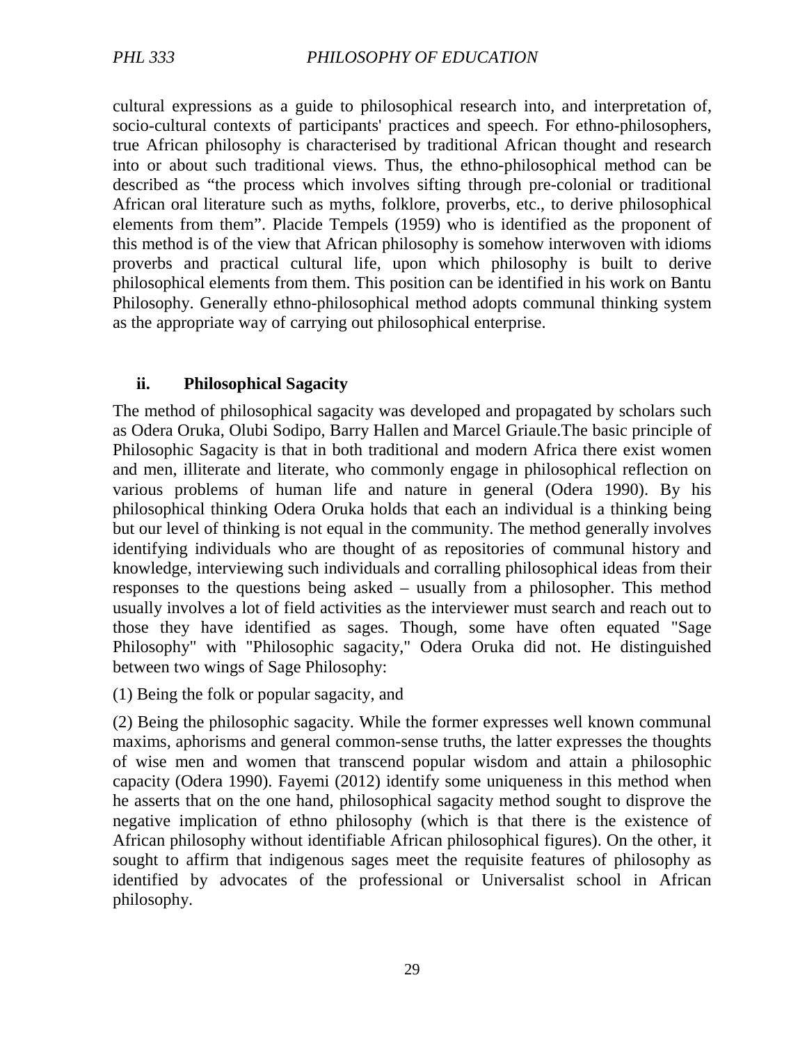cultural expressions as a guide to philosophical research into, and interpretation of, socio-cultural contexts of participants' practices and speech. For ethno-philosophers, true African philosophy is characterised by traditional African thought and research into or about such traditional views. Thus, the ethno-philosophical method can be described as "the process which involves sifting through pre-colonial or traditional African oral literature such as myths, folklore, proverbs, etc., to derive philosophical elements from them". Placide Tempels (1959) who is identified as the proponent of this method is of the view that African philosophy is somehow interwoven with idioms proverbs and practical cultural life, upon which philosophy is built to derive philosophical elements from them. This position can be identified in his work on Bantu Philosophy. Generally ethno-philosophical method adopts communal thinking system as the appropriate way of carrying out philosophical enterprise.

### ii. Philosophical Sagacity

The method of philosophical sagacity was developed and propagated by scholars such as Odera Oruka, Olubi Sodipo, Barry Hallen and Marcel Griaule.The basic principle of Philosophic Sagacity is that in both traditional and modern Africa there exist women and men, illiterate and literate, who commonly engage in philosophical reflection on various problems of human life and nature in general (Odera 1990). By his philosophical thinking Odera Oruka holds that each an individual is a thinking being but our level of thinking is not equal in the community. The method generally involves identifying individuals who are thought of as repositories of communal history and knowledge, interviewing such individuals and corralling philosophical ideas from their responses to the questions being asked – usually from a philosopher. This method usually involves a lot of field activities as the interviewer must search and reach out to those they have identified as sages. Though, some have often equated "Sage Philosophy" with "Philosophic sagacity," Odera Oruka did not. He distinguished between two wings of Sage Philosophy:

(1) Being the folk or popular sagacity, and

(2) Being the philosophic sagacity. While the former expresses well known communal maxims, aphorisms and general common-sense truths, the latter expresses the thoughts of wise men and women that transcend popular wisdom and attain a philosophic capacity (Odera 1990). Fayemi (2012) identify some uniqueness in this method when he asserts that on the one hand, philosophical sagacity method sought to disprove the negative implication of ethno philosophy (which is that there is the existence of African philosophy without identifiable African philosophical figures). On the other, it sought to affirm that indigenous sages meet the requisite features of philosophy as identified by advocates of the professional or Universalist school in African philosophy.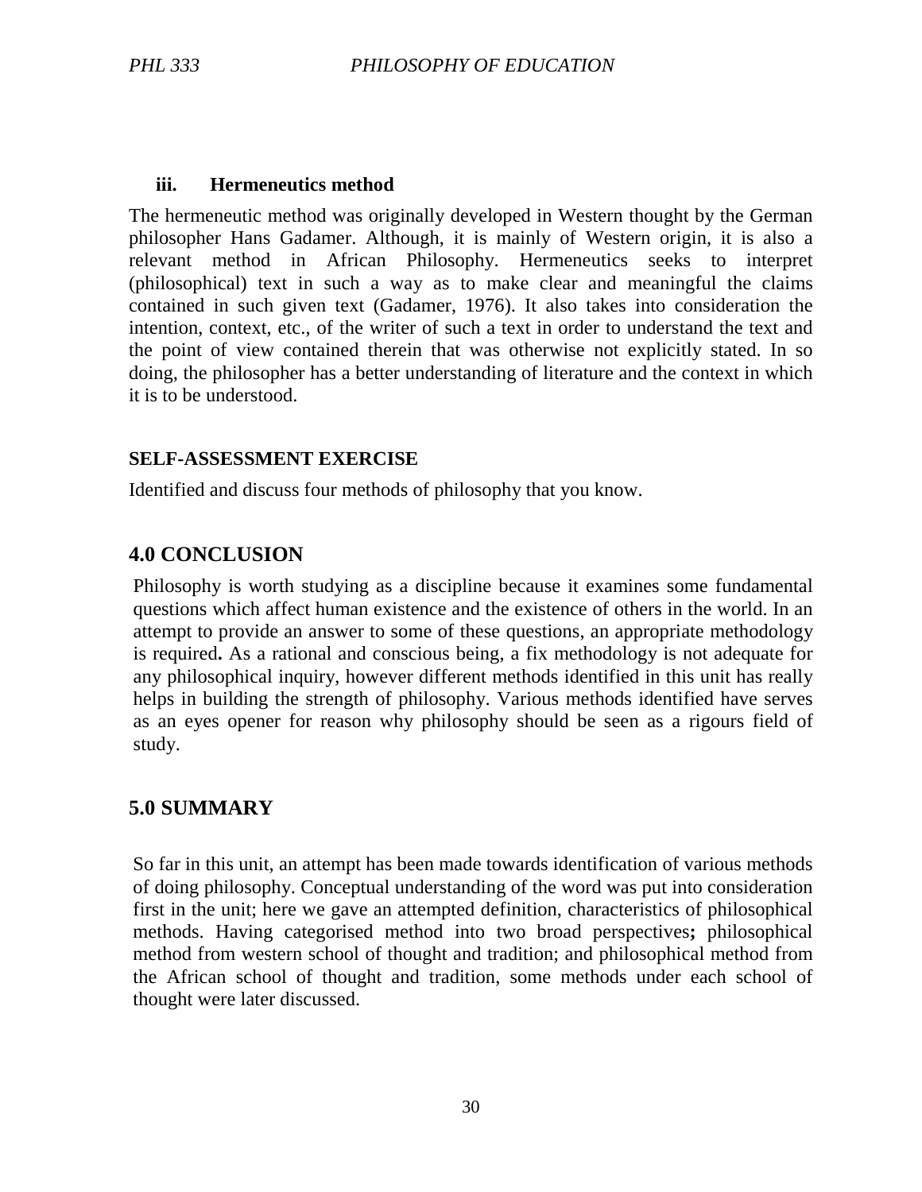### iii. Hermeneutics method

The hermeneutic method was originally developed in Western thought by the German philosopher Hans Gadamer. Although, it is mainly of Western origin, it is also a relevant method in African Philosophy. Hermeneutics seeks to interpret (philosophical) text in such a way as to make clear and meaningful the claims contained in such given text (Gadamer, 1976). It also takes into consideration the intention, context, etc., of the writer of such a text in order to understand the text and the point of view contained therein that was otherwise not explicitly stated. In so doing, the philosopher has a better understanding of literature and the context in which it is to be understood.

**SELF-ASSESSMENT EXERCISE**

Identified and discuss four methods of philosophy that you know.

## 4.0 CONCLUSION

Philosophy is worth studying as a discipline because it examines some fundamental questions which affect human existence and the existence of others in the world. In an attempt to provide an answer to some of these questions, an appropriate methodology is required**.** As a rational and conscious being, a fix methodology is not adequate for any philosophical inquiry, however different methods identified in this unit has really helps in building the strength of philosophy. Various methods identified have serves as an eyes opener for reason why philosophy should be seen as a rigours field of study.

## 5.0 SUMMARY

So far in this unit, an attempt has been made towards identification of various methods of doing philosophy. Conceptual understanding of the word was put into consideration first in the unit; here we gave an attempted definition, characteristics of philosophical methods. Having categorised method into two broad perspectives**;** philosophical method from western school of thought and tradition; and philosophical method from the African school of thought and tradition, some methods under each school of thought were later discussed.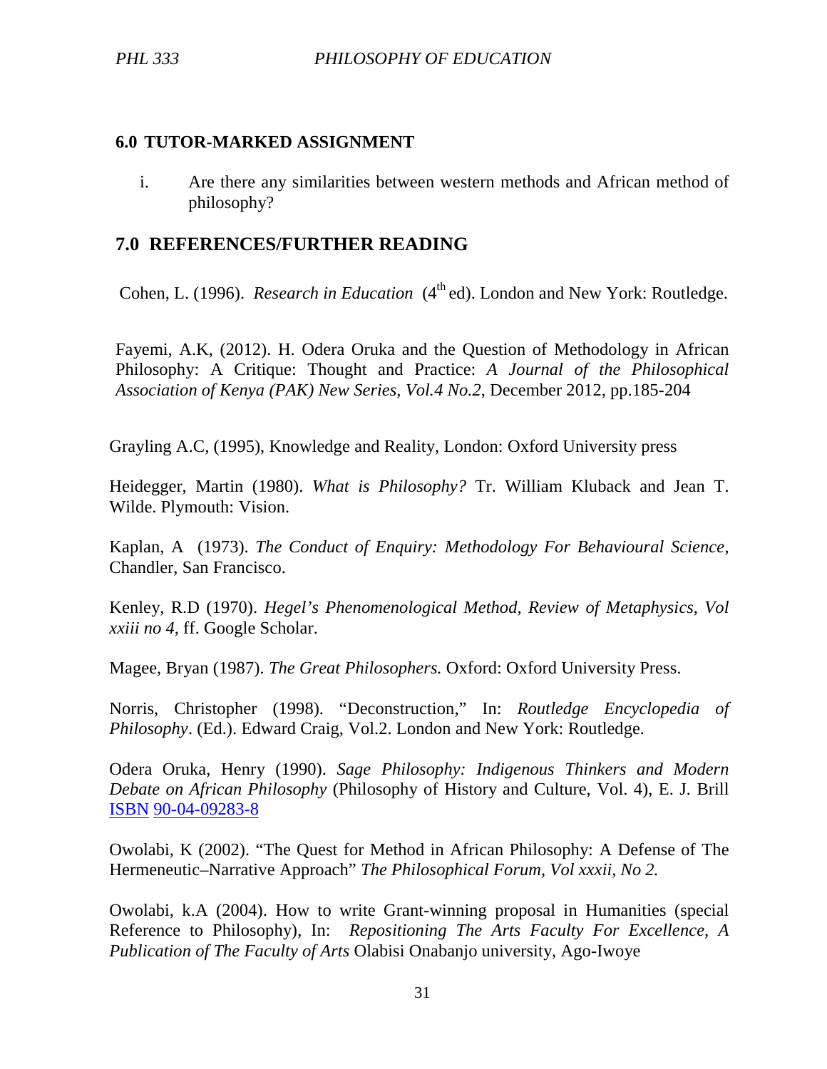## 6.0 TUTOR-MARKED ASSIGNMENT

i. Are there any similarities between western methods and African method of philosophy?

## 7.0 REFERENCES/FURTHER READING

Cohen, L. (1996). *Research in Education* (4th ed). London and New York: Routledge.

Fayemi, A.K, (2012). H. Odera Oruka and the Question of Methodology in African Philosophy: A Critique: Thought and Practice: *A Journal of the Philosophical Association of Kenya (PAK) New Series, Vol.4 No.2*, December 2012, pp.185-204

Grayling A.C, (1995), Knowledge and Reality, London: Oxford University press

Heidegger, Martin (1980). *What is Philosophy?* Tr. William Kluback and Jean T. Wilde. Plymouth: Vision.

Kaplan, A (1973). *The Conduct of Enquiry: Methodology For Behavioural Science*, Chandler, San Francisco.

Kenley, R.D (1970). *Hegel's Phenomenological Method, Review of Metaphysics, Vol xxiii no 4*, ff. Google Scholar.

Magee, Bryan (1987). *The Great Philosophers.* Oxford: Oxford University Press.

Norris, Christopher (1998). "Deconstruction," In: *Routledge Encyclopedia of Philosophy*. (Ed.). Edward Craig, Vol.2. London and New York: Routledge.

Odera Oruka, Henry (1990). *Sage Philosophy: Indigenous Thinkers and Modern Debate on African Philosophy* (Philosophy of History and Culture, Vol. 4), E. J. Brill ISBN 90-04-09283-8

Owolabi, K (2002). "The Quest for Method in African Philosophy: A Defense of The Hermeneutic–Narrative Approach" *The Philosophical Forum, Vol xxxii, No 2.*

Owolabi, k.A (2004). How to write Grant-winning proposal in Humanities (special Reference to Philosophy), In: *Repositioning The Arts Faculty For Excellence, A Publication of The Faculty of Arts* Olabisi Onabanjo university, Ago-Iwoye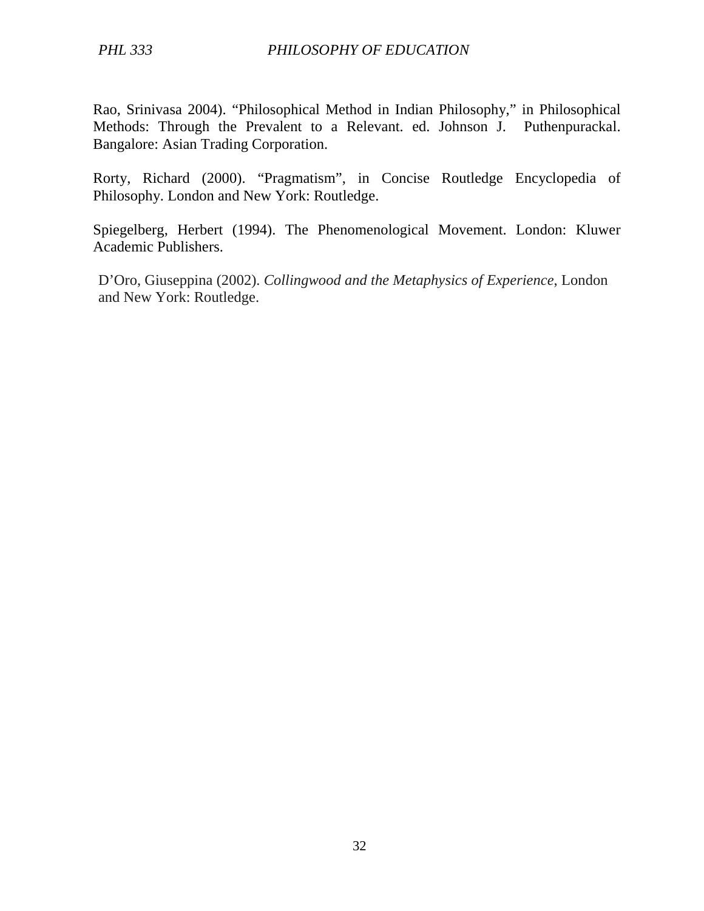Rao, Srinivasa 2004). "Philosophical Method in Indian Philosophy," in Philosophical Methods: Through the Prevalent to a Relevant. ed. Johnson J. Puthenpurackal. Bangalore: Asian Trading Corporation.

Rorty, Richard (2000). "Pragmatism", in Concise Routledge Encyclopedia of Philosophy. London and New York: Routledge.

Spiegelberg, Herbert (1994). The Phenomenological Movement. London: Kluwer Academic Publishers.

D'Oro, Giuseppina (2002). *Collingwood and the Metaphysics of Experience*, London and New York: Routledge.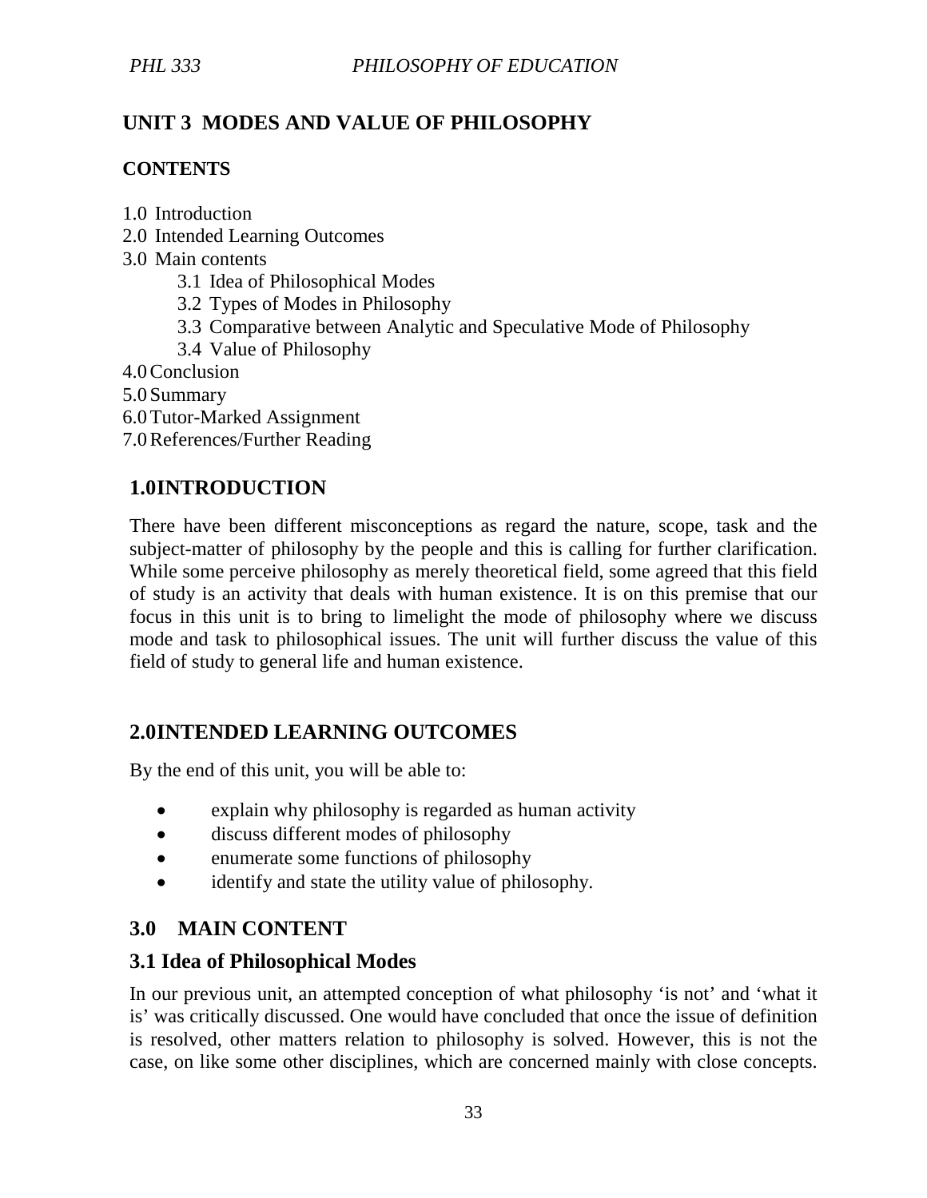## UNIT 3 MODES AND VALUE OF PHILOSOPHY

### CONTENTS

1.0 Introduction
2.0 Intended Learning Outcomes
3.0 Main contents
   3.1 Idea of Philosophical Modes
   3.2 Types of Modes in Philosophy
   3.3 Comparative between Analytic and Speculative Mode of Philosophy
   3.4 Value of Philosophy
4.0 Conclusion
5.0 Summary
6.0 Tutor-Marked Assignment
7.0 References/Further Reading

## 1.0INTRODUCTION

There have been different misconceptions as regard the nature, scope, task and the subject-matter of philosophy by the people and this is calling for further clarification. While some perceive philosophy as merely theoretical field, some agreed that this field of study is an activity that deals with human existence. It is on this premise that our focus in this unit is to bring to limelight the mode of philosophy where we discuss mode and task to philosophical issues. The unit will further discuss the value of this field of study to general life and human existence.

## 2.0INTENDED LEARNING OUTCOMES

By the end of this unit, you will be able to:

- explain why philosophy is regarded as human activity
- discuss different modes of philosophy
- enumerate some functions of philosophy
- identify and state the utility value of philosophy.

## 3.0 MAIN CONTENT

### 3.1 Idea of Philosophical Modes

In our previous unit, an attempted conception of what philosophy 'is not' and 'what it is' was critically discussed. One would have concluded that once the issue of definition is resolved, other matters relation to philosophy is solved. However, this is not the case, on like some other disciplines, which are concerned mainly with close concepts.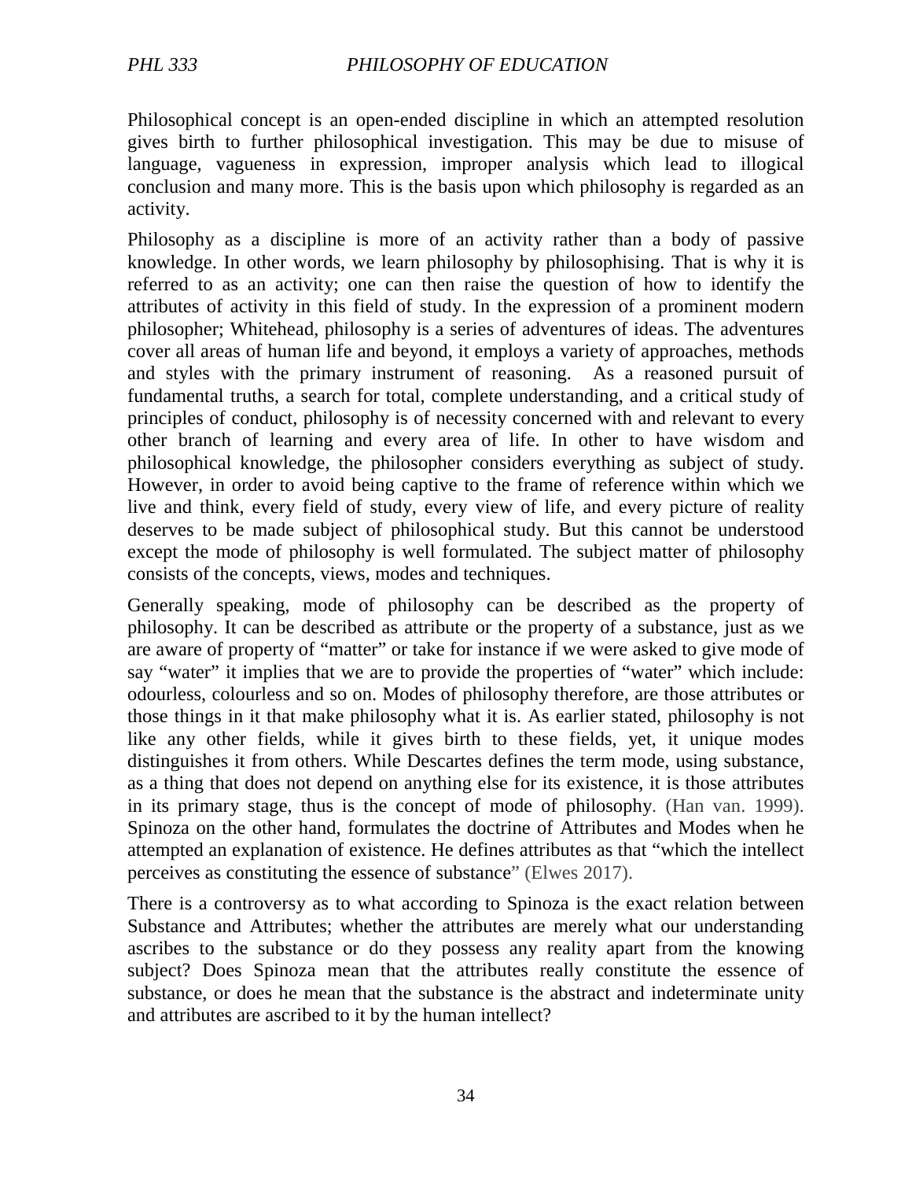Philosophical concept is an open-ended discipline in which an attempted resolution gives birth to further philosophical investigation. This may be due to misuse of language, vagueness in expression, improper analysis which lead to illogical conclusion and many more. This is the basis upon which philosophy is regarded as an activity.

Philosophy as a discipline is more of an activity rather than a body of passive knowledge. In other words, we learn philosophy by philosophising. That is why it is referred to as an activity; one can then raise the question of how to identify the attributes of activity in this field of study. In the expression of a prominent modern philosopher; Whitehead, philosophy is a series of adventures of ideas. The adventures cover all areas of human life and beyond, it employs a variety of approaches, methods and styles with the primary instrument of reasoning. As a reasoned pursuit of fundamental truths, a search for total, complete understanding, and a critical study of principles of conduct, philosophy is of necessity concerned with and relevant to every other branch of learning and every area of life. In other to have wisdom and philosophical knowledge, the philosopher considers everything as subject of study. However, in order to avoid being captive to the frame of reference within which we live and think, every field of study, every view of life, and every picture of reality deserves to be made subject of philosophical study. But this cannot be understood except the mode of philosophy is well formulated. The subject matter of philosophy consists of the concepts, views, modes and techniques.

Generally speaking, mode of philosophy can be described as the property of philosophy. It can be described as attribute or the property of a substance, just as we are aware of property of "matter" or take for instance if we were asked to give mode of say "water" it implies that we are to provide the properties of "water" which include: odourless, colourless and so on. Modes of philosophy therefore, are those attributes or those things in it that make philosophy what it is. As earlier stated, philosophy is not like any other fields, while it gives birth to these fields, yet, it unique modes distinguishes it from others. While Descartes defines the term mode, using substance, as a thing that does not depend on anything else for its existence, it is those attributes in its primary stage, thus is the concept of mode of philosophy. (Han van. 1999). Spinoza on the other hand, formulates the doctrine of Attributes and Modes when he attempted an explanation of existence. He defines attributes as that "which the intellect perceives as constituting the essence of substance" (Elwes 2017).

There is a controversy as to what according to Spinoza is the exact relation between Substance and Attributes; whether the attributes are merely what our understanding ascribes to the substance or do they possess any reality apart from the knowing subject? Does Spinoza mean that the attributes really constitute the essence of substance, or does he mean that the substance is the abstract and indeterminate unity and attributes are ascribed to it by the human intellect?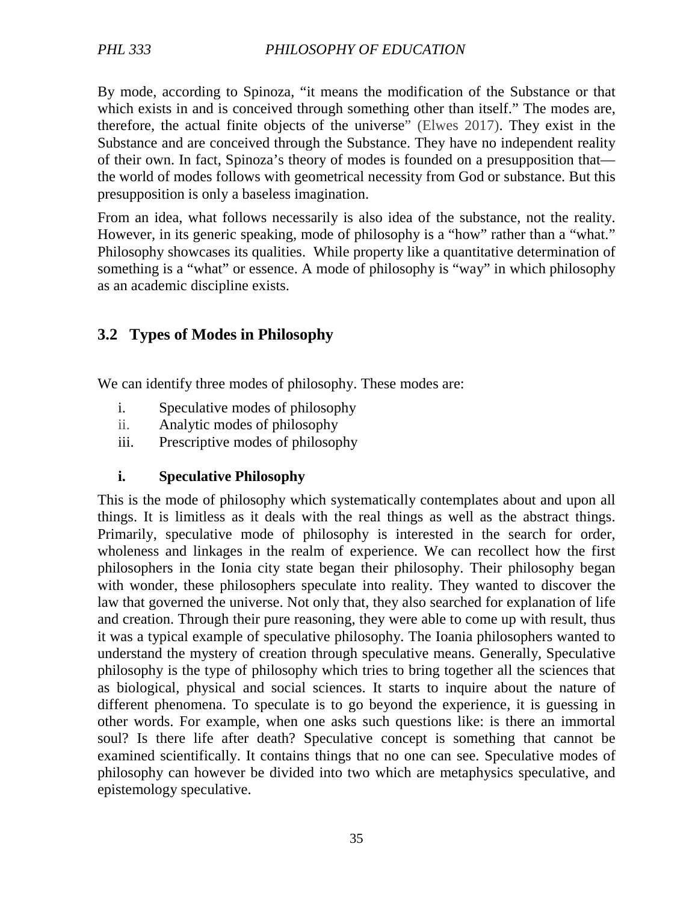By mode, according to Spinoza, "it means the modification of the Substance or that which exists in and is conceived through something other than itself." The modes are, therefore, the actual finite objects of the universe" (Elwes 2017). They exist in the Substance and are conceived through the Substance. They have no independent reality of their own. In fact, Spinoza's theory of modes is founded on a presupposition that—the world of modes follows with geometrical necessity from God or substance. But this presupposition is only a baseless imagination.

From an idea, what follows necessarily is also idea of the substance, not the reality. However, in its generic speaking, mode of philosophy is a "how" rather than a "what." Philosophy showcases its qualities. While property like a quantitative determination of something is a "what" or essence. A mode of philosophy is "way" in which philosophy as an academic discipline exists.

## 3.2 Types of Modes in Philosophy

We can identify three modes of philosophy. These modes are:

i. Speculative modes of philosophy
ii. Analytic modes of philosophy
iii. Prescriptive modes of philosophy

**i. Speculative Philosophy**

This is the mode of philosophy which systematically contemplates about and upon all things. It is limitless as it deals with the real things as well as the abstract things. Primarily, speculative mode of philosophy is interested in the search for order, wholeness and linkages in the realm of experience. We can recollect how the first philosophers in the Ionia city state began their philosophy. Their philosophy began with wonder, these philosophers speculate into reality. They wanted to discover the law that governed the universe. Not only that, they also searched for explanation of life and creation. Through their pure reasoning, they were able to come up with result, thus it was a typical example of speculative philosophy. The Ioania philosophers wanted to understand the mystery of creation through speculative means. Generally, Speculative philosophy is the type of philosophy which tries to bring together all the sciences that as biological, physical and social sciences. It starts to inquire about the nature of different phenomena. To speculate is to go beyond the experience, it is guessing in other words. For example, when one asks such questions like: is there an immortal soul? Is there life after death? Speculative concept is something that cannot be examined scientifically. It contains things that no one can see. Speculative modes of philosophy can however be divided into two which are metaphysics speculative, and epistemology speculative.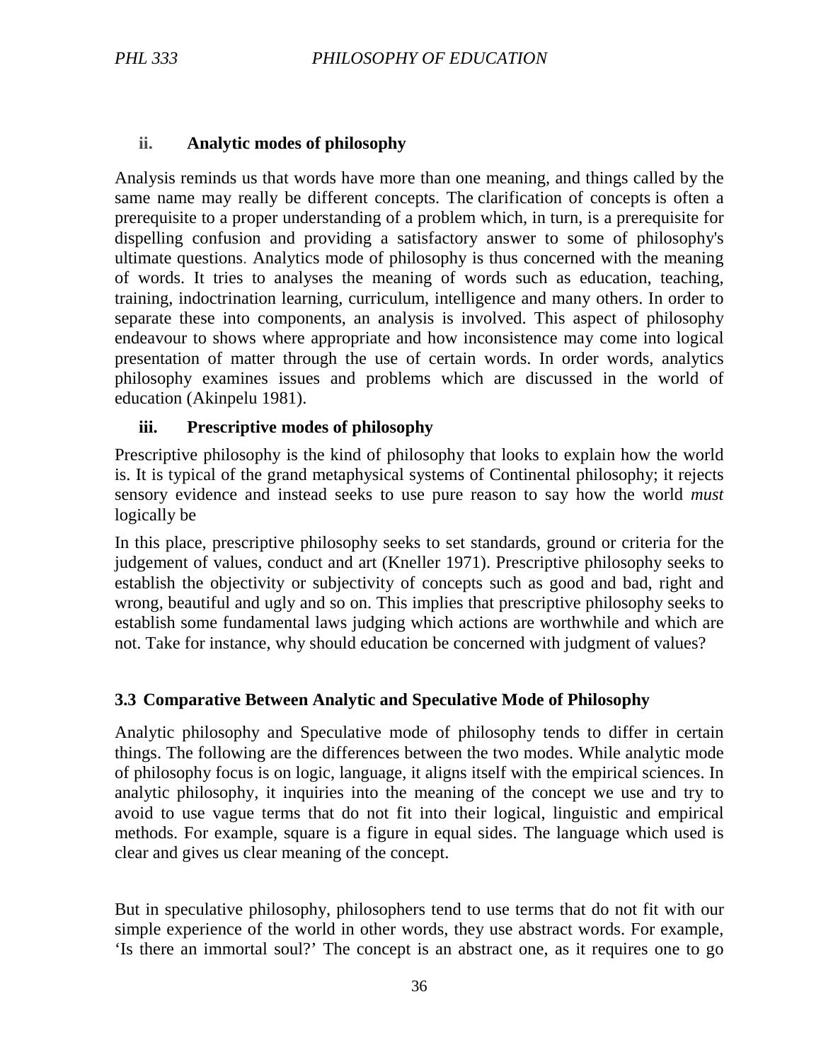### ii. Analytic modes of philosophy

Analysis reminds us that words have more than one meaning, and things called by the same name may really be different concepts. The clarification of concepts is often a prerequisite to a proper understanding of a problem which, in turn, is a prerequisite for dispelling confusion and providing a satisfactory answer to some of philosophy's ultimate questions. Analytics mode of philosophy is thus concerned with the meaning of words. It tries to analyses the meaning of words such as education, teaching, training, indoctrination learning, curriculum, intelligence and many others. In order to separate these into components, an analysis is involved. This aspect of philosophy endeavour to shows where appropriate and how inconsistence may come into logical presentation of matter through the use of certain words. In order words, analytics philosophy examines issues and problems which are discussed in the world of education (Akinpelu 1981).

### iii. Prescriptive modes of philosophy

Prescriptive philosophy is the kind of philosophy that looks to explain how the world is. It is typical of the grand metaphysical systems of Continental philosophy; it rejects sensory evidence and instead seeks to use pure reason to say how the world *must* logically be

In this place, prescriptive philosophy seeks to set standards, ground or criteria for the judgement of values, conduct and art (Kneller 1971). Prescriptive philosophy seeks to establish the objectivity or subjectivity of concepts such as good and bad, right and wrong, beautiful and ugly and so on. This implies that prescriptive philosophy seeks to establish some fundamental laws judging which actions are worthwhile and which are not. Take for instance, why should education be concerned with judgment of values?

## 3.3 Comparative Between Analytic and Speculative Mode of Philosophy

Analytic philosophy and Speculative mode of philosophy tends to differ in certain things. The following are the differences between the two modes. While analytic mode of philosophy focus is on logic, language, it aligns itself with the empirical sciences. In analytic philosophy, it inquiries into the meaning of the concept we use and try to avoid to use vague terms that do not fit into their logical, linguistic and empirical methods. For example, square is a figure in equal sides. The language which used is clear and gives us clear meaning of the concept.

But in speculative philosophy, philosophers tend to use terms that do not fit with our simple experience of the world in other words, they use abstract words. For example, 'Is there an immortal soul?' The concept is an abstract one, as it requires one to go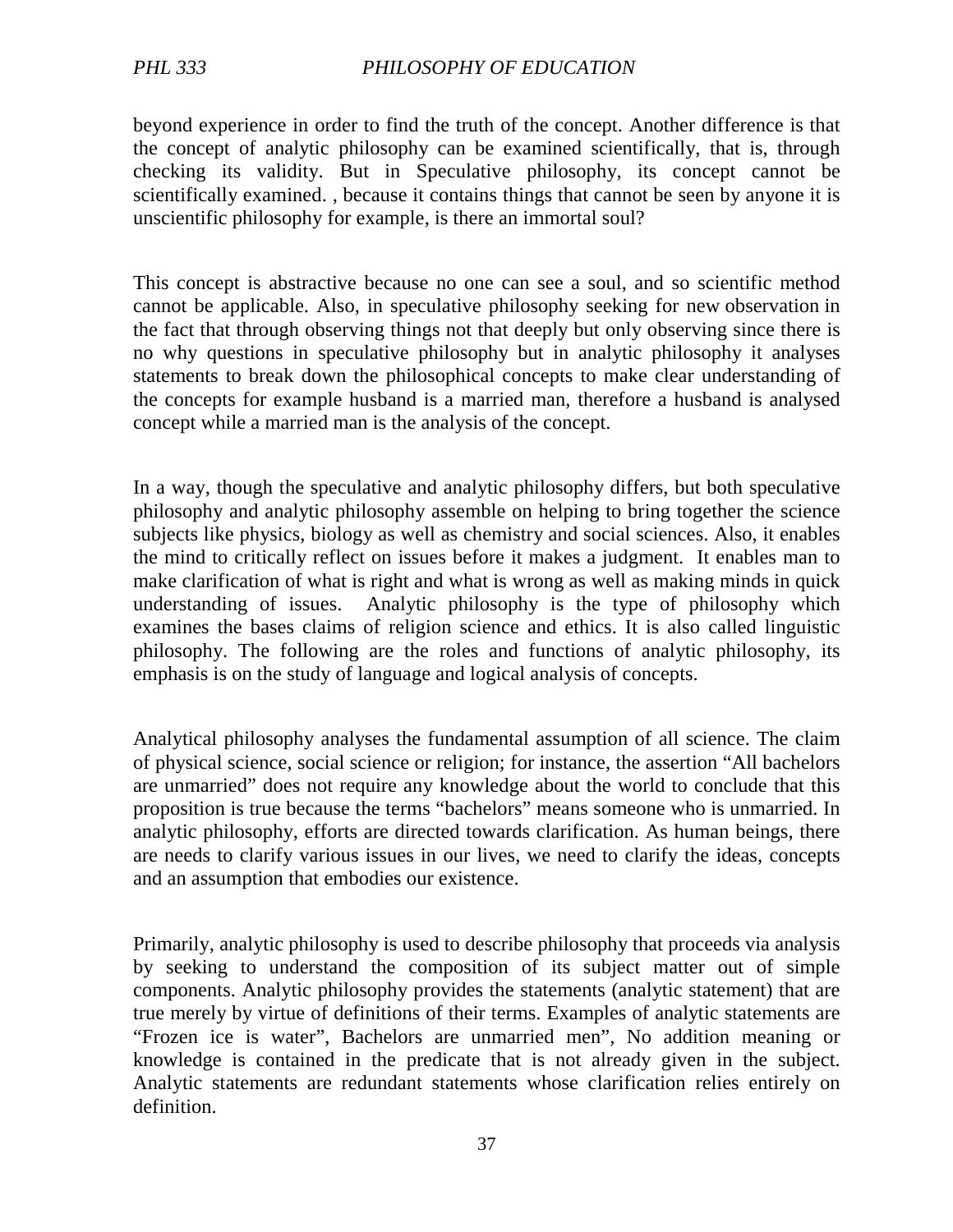beyond experience in order to find the truth of the concept. Another difference is that the concept of analytic philosophy can be examined scientifically, that is, through checking its validity. But in Speculative philosophy, its concept cannot be scientifically examined. , because it contains things that cannot be seen by anyone it is unscientific philosophy for example, is there an immortal soul?

This concept is abstractive because no one can see a soul, and so scientific method cannot be applicable. Also, in speculative philosophy seeking for new observation in the fact that through observing things not that deeply but only observing since there is no why questions in speculative philosophy but in analytic philosophy it analyses statements to break down the philosophical concepts to make clear understanding of the concepts for example husband is a married man, therefore a husband is analysed concept while a married man is the analysis of the concept.

In a way, though the speculative and analytic philosophy differs, but both speculative philosophy and analytic philosophy assemble on helping to bring together the science subjects like physics, biology as well as chemistry and social sciences. Also, it enables the mind to critically reflect on issues before it makes a judgment. It enables man to make clarification of what is right and what is wrong as well as making minds in quick understanding of issues. Analytic philosophy is the type of philosophy which examines the bases claims of religion science and ethics. It is also called linguistic philosophy. The following are the roles and functions of analytic philosophy, its emphasis is on the study of language and logical analysis of concepts.

Analytical philosophy analyses the fundamental assumption of all science. The claim of physical science, social science or religion; for instance, the assertion "All bachelors are unmarried" does not require any knowledge about the world to conclude that this proposition is true because the terms "bachelors" means someone who is unmarried. In analytic philosophy, efforts are directed towards clarification. As human beings, there are needs to clarify various issues in our lives, we need to clarify the ideas, concepts and an assumption that embodies our existence.

Primarily, analytic philosophy is used to describe philosophy that proceeds via analysis by seeking to understand the composition of its subject matter out of simple components. Analytic philosophy provides the statements (analytic statement) that are true merely by virtue of definitions of their terms. Examples of analytic statements are "Frozen ice is water", Bachelors are unmarried men", No addition meaning or knowledge is contained in the predicate that is not already given in the subject. Analytic statements are redundant statements whose clarification relies entirely on definition.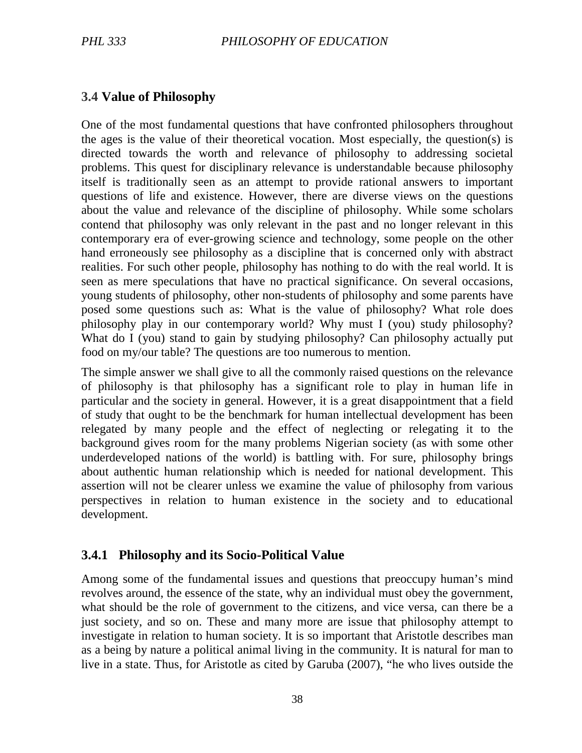## 3.4 Value of Philosophy

One of the most fundamental questions that have confronted philosophers throughout the ages is the value of their theoretical vocation. Most especially, the question(s) is directed towards the worth and relevance of philosophy to addressing societal problems. This quest for disciplinary relevance is understandable because philosophy itself is traditionally seen as an attempt to provide rational answers to important questions of life and existence. However, there are diverse views on the questions about the value and relevance of the discipline of philosophy. While some scholars contend that philosophy was only relevant in the past and no longer relevant in this contemporary era of ever-growing science and technology, some people on the other hand erroneously see philosophy as a discipline that is concerned only with abstract realities. For such other people, philosophy has nothing to do with the real world. It is seen as mere speculations that have no practical significance. On several occasions, young students of philosophy, other non-students of philosophy and some parents have posed some questions such as: What is the value of philosophy? What role does philosophy play in our contemporary world? Why must I (you) study philosophy? What do I (you) stand to gain by studying philosophy? Can philosophy actually put food on my/our table? The questions are too numerous to mention.

The simple answer we shall give to all the commonly raised questions on the relevance of philosophy is that philosophy has a significant role to play in human life in particular and the society in general. However, it is a great disappointment that a field of study that ought to be the benchmark for human intellectual development has been relegated by many people and the effect of neglecting or relegating it to the background gives room for the many problems Nigerian society (as with some other underdeveloped nations of the world) is battling with. For sure, philosophy brings about authentic human relationship which is needed for national development. This assertion will not be clearer unless we examine the value of philosophy from various perspectives in relation to human existence in the society and to educational development.

### 3.4.1 Philosophy and its Socio-Political Value

Among some of the fundamental issues and questions that preoccupy human's mind revolves around, the essence of the state, why an individual must obey the government, what should be the role of government to the citizens, and vice versa, can there be a just society, and so on. These and many more are issue that philosophy attempt to investigate in relation to human society. It is so important that Aristotle describes man as a being by nature a political animal living in the community. It is natural for man to live in a state. Thus, for Aristotle as cited by Garuba (2007), "he who lives outside the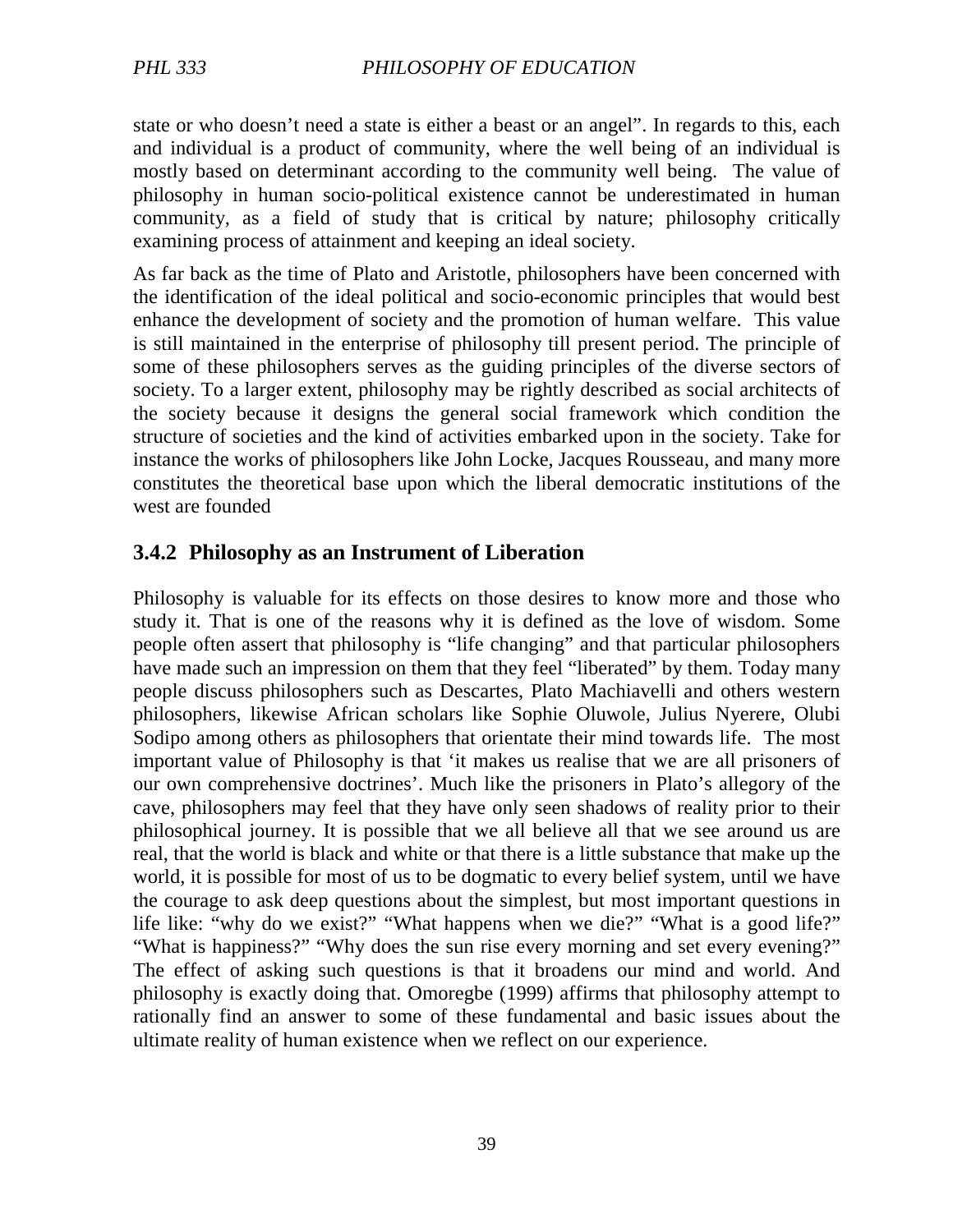state or who doesn't need a state is either a beast or an angel". In regards to this, each and individual is a product of community, where the well being of an individual is mostly based on determinant according to the community well being. The value of philosophy in human socio-political existence cannot be underestimated in human community, as a field of study that is critical by nature; philosophy critically examining process of attainment and keeping an ideal society.

As far back as the time of Plato and Aristotle, philosophers have been concerned with the identification of the ideal political and socio-economic principles that would best enhance the development of society and the promotion of human welfare. This value is still maintained in the enterprise of philosophy till present period. The principle of some of these philosophers serves as the guiding principles of the diverse sectors of society. To a larger extent, philosophy may be rightly described as social architects of the society because it designs the general social framework which condition the structure of societies and the kind of activities embarked upon in the society. Take for instance the works of philosophers like John Locke, Jacques Rousseau, and many more constitutes the theoretical base upon which the liberal democratic institutions of the west are founded

### 3.4.2 Philosophy as an Instrument of Liberation

Philosophy is valuable for its effects on those desires to know more and those who study it. That is one of the reasons why it is defined as the love of wisdom. Some people often assert that philosophy is "life changing" and that particular philosophers have made such an impression on them that they feel "liberated" by them. Today many people discuss philosophers such as Descartes, Plato Machiavelli and others western philosophers, likewise African scholars like Sophie Oluwole, Julius Nyerere, Olubi Sodipo among others as philosophers that orientate their mind towards life. The most important value of Philosophy is that 'it makes us realise that we are all prisoners of our own comprehensive doctrines'. Much like the prisoners in Plato's allegory of the cave, philosophers may feel that they have only seen shadows of reality prior to their philosophical journey. It is possible that we all believe all that we see around us are real, that the world is black and white or that there is a little substance that make up the world, it is possible for most of us to be dogmatic to every belief system, until we have the courage to ask deep questions about the simplest, but most important questions in life like: "why do we exist?" "What happens when we die?" "What is a good life?" "What is happiness?" "Why does the sun rise every morning and set every evening?" The effect of asking such questions is that it broadens our mind and world. And philosophy is exactly doing that. Omoregbe (1999) affirms that philosophy attempt to rationally find an answer to some of these fundamental and basic issues about the ultimate reality of human existence when we reflect on our experience.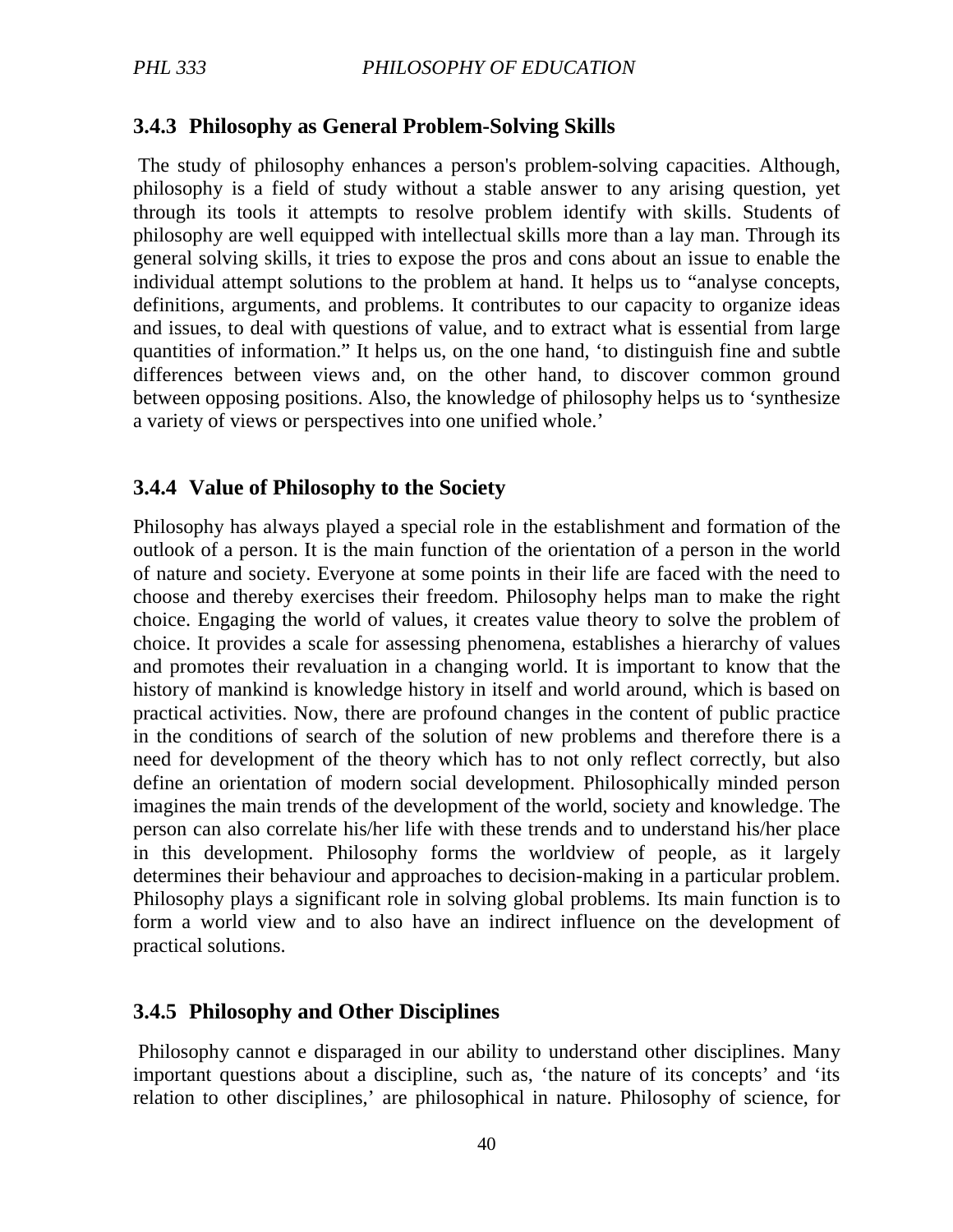### 3.4.3 Philosophy as General Problem-Solving Skills

The study of philosophy enhances a person's problem-solving capacities. Although, philosophy is a field of study without a stable answer to any arising question, yet through its tools it attempts to resolve problem identify with skills. Students of philosophy are well equipped with intellectual skills more than a lay man. Through its general solving skills, it tries to expose the pros and cons about an issue to enable the individual attempt solutions to the problem at hand. It helps us to "analyse concepts, definitions, arguments, and problems. It contributes to our capacity to organize ideas and issues, to deal with questions of value, and to extract what is essential from large quantities of information." It helps us, on the one hand, 'to distinguish fine and subtle differences between views and, on the other hand, to discover common ground between opposing positions. Also, the knowledge of philosophy helps us to 'synthesize a variety of views or perspectives into one unified whole.'

### 3.4.4 Value of Philosophy to the Society

Philosophy has always played a special role in the establishment and formation of the outlook of a person. It is the main function of the orientation of a person in the world of nature and society. Everyone at some points in their life are faced with the need to choose and thereby exercises their freedom. Philosophy helps man to make the right choice. Engaging the world of values, it creates value theory to solve the problem of choice. It provides a scale for assessing phenomena, establishes a hierarchy of values and promotes their revaluation in a changing world. It is important to know that the history of mankind is knowledge history in itself and world around, which is based on practical activities. Now, there are profound changes in the content of public practice in the conditions of search of the solution of new problems and therefore there is a need for development of the theory which has to not only reflect correctly, but also define an orientation of modern social development. Philosophically minded person imagines the main trends of the development of the world, society and knowledge. The person can also correlate his/her life with these trends and to understand his/her place in this development. Philosophy forms the worldview of people, as it largely determines their behaviour and approaches to decision-making in a particular problem. Philosophy plays a significant role in solving global problems. Its main function is to form a world view and to also have an indirect influence on the development of practical solutions.

### 3.4.5 Philosophy and Other Disciplines

Philosophy cannot e disparaged in our ability to understand other disciplines. Many important questions about a discipline, such as, 'the nature of its concepts' and 'its relation to other disciplines,' are philosophical in nature. Philosophy of science, for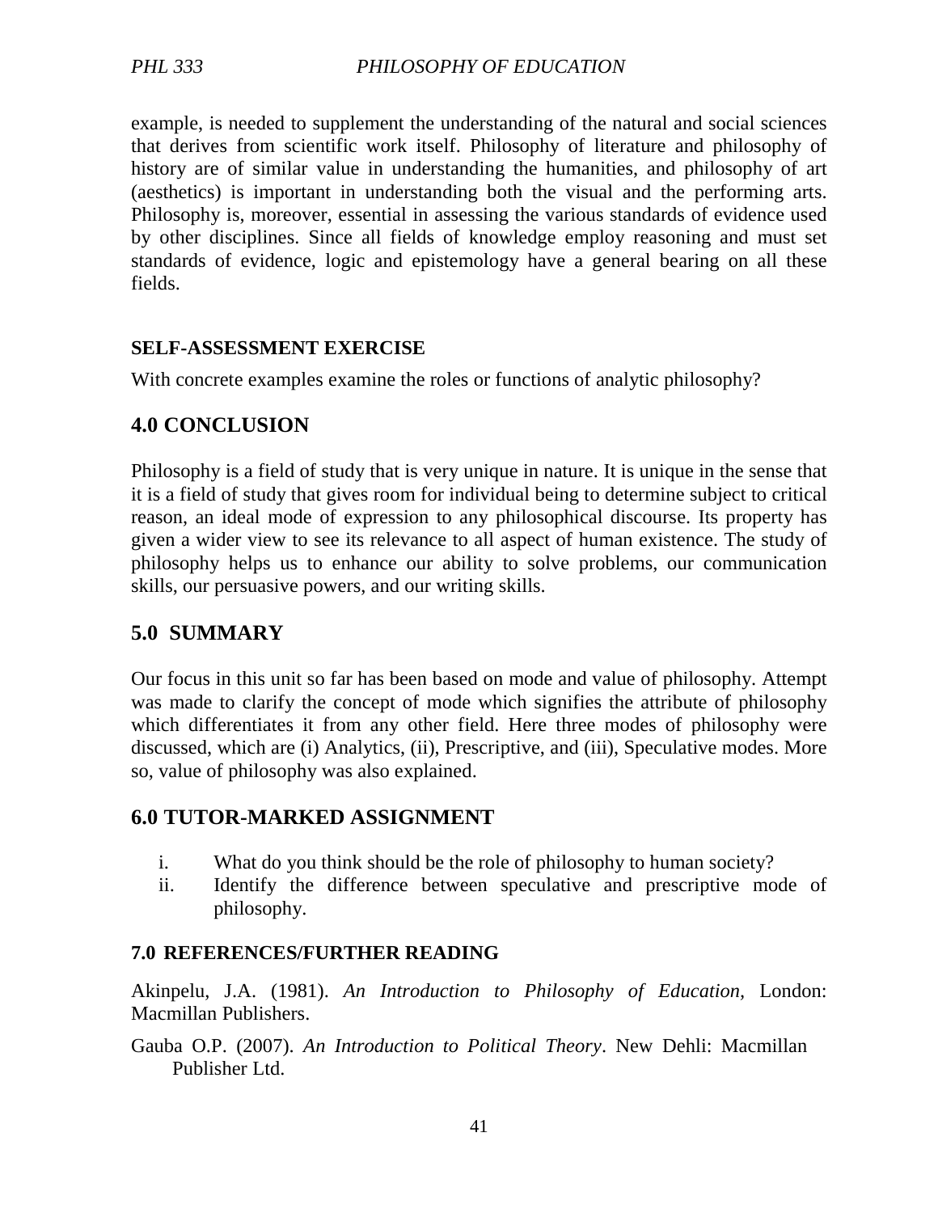example, is needed to supplement the understanding of the natural and social sciences that derives from scientific work itself. Philosophy of literature and philosophy of history are of similar value in understanding the humanities, and philosophy of art (aesthetics) is important in understanding both the visual and the performing arts. Philosophy is, moreover, essential in assessing the various standards of evidence used by other disciplines. Since all fields of knowledge employ reasoning and must set standards of evidence, logic and epistemology have a general bearing on all these fields.

**SELF-ASSESSMENT EXERCISE**

With concrete examples examine the roles or functions of analytic philosophy?

## 4.0 CONCLUSION

Philosophy is a field of study that is very unique in nature. It is unique in the sense that it is a field of study that gives room for individual being to determine subject to critical reason, an ideal mode of expression to any philosophical discourse. Its property has given a wider view to see its relevance to all aspect of human existence. The study of philosophy helps us to enhance our ability to solve problems, our communication skills, our persuasive powers, and our writing skills.

## 5.0 SUMMARY

Our focus in this unit so far has been based on mode and value of philosophy. Attempt was made to clarify the concept of mode which signifies the attribute of philosophy which differentiates it from any other field. Here three modes of philosophy were discussed, which are (i) Analytics, (ii), Prescriptive, and (iii), Speculative modes. More so, value of philosophy was also explained.

## 6.0 TUTOR-MARKED ASSIGNMENT

i. What do you think should be the role of philosophy to human society?
ii. Identify the difference between speculative and prescriptive mode of philosophy.

### 7.0 REFERENCES/FURTHER READING

Akinpelu, J.A. (1981). *An Introduction to Philosophy of Education,* London: Macmillan Publishers.

Gauba O.P. (2007). *An Introduction to Political Theory*. New Dehli: Macmillan Publisher Ltd.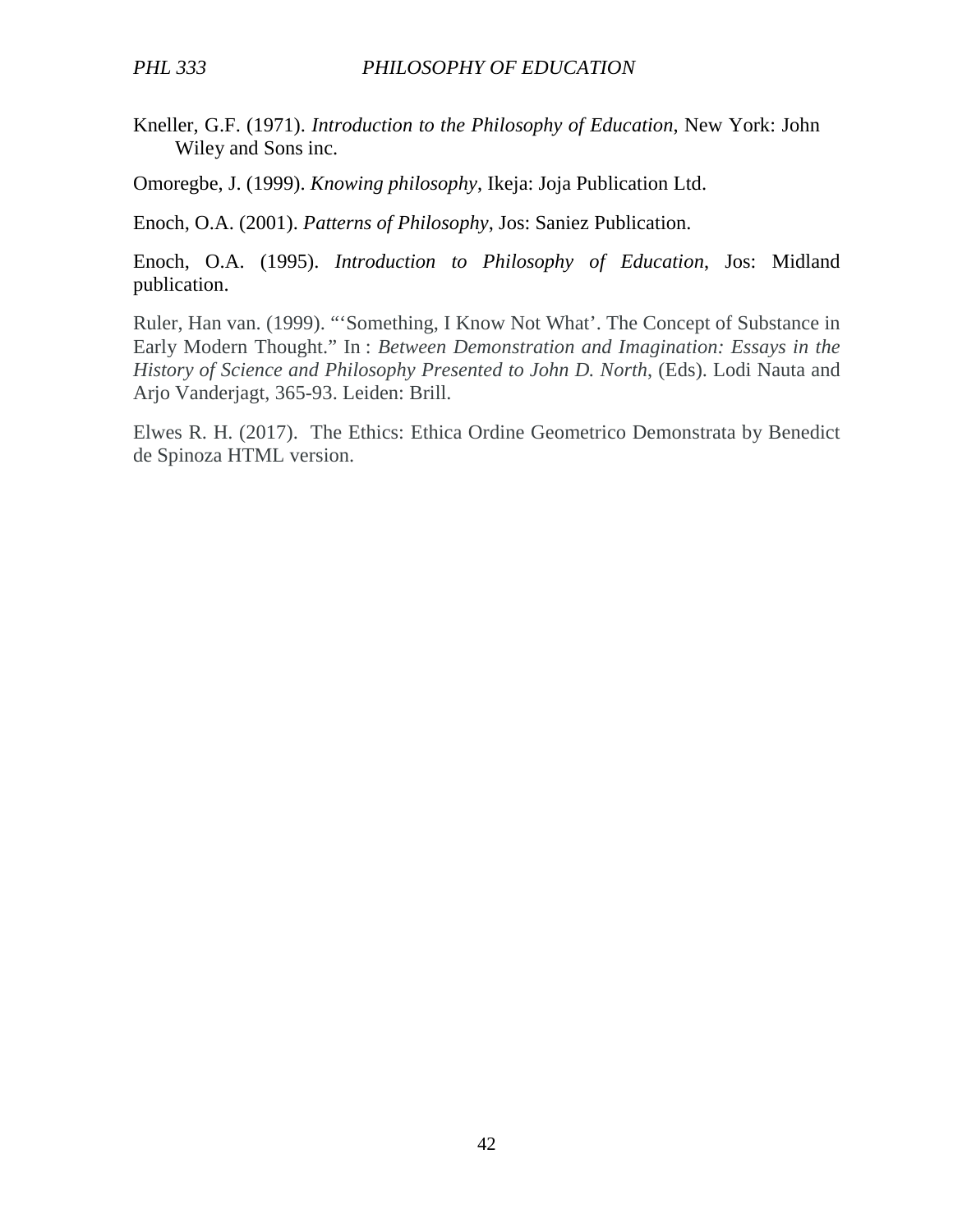Kneller, G.F. (1971). *Introduction to the Philosophy of Education*, New York: John Wiley and Sons inc.

Omoregbe, J. (1999). *Knowing philosophy*, Ikeja: Joja Publication Ltd.

Enoch, O.A. (2001). *Patterns of Philosophy*, Jos: Saniez Publication.

Enoch, O.A. (1995). *Introduction to Philosophy of Education*, Jos: Midland publication.

Ruler, Han van. (1999). "'Something, I Know Not What'. The Concept of Substance in Early Modern Thought." In : *Between Demonstration and Imagination: Essays in the History of Science and Philosophy Presented to John D. North*, (Eds). Lodi Nauta and Arjo Vanderjagt, 365-93. Leiden: Brill.

Elwes R. H. (2017). The Ethics: Ethica Ordine Geometrico Demonstrata by Benedict de Spinoza HTML version.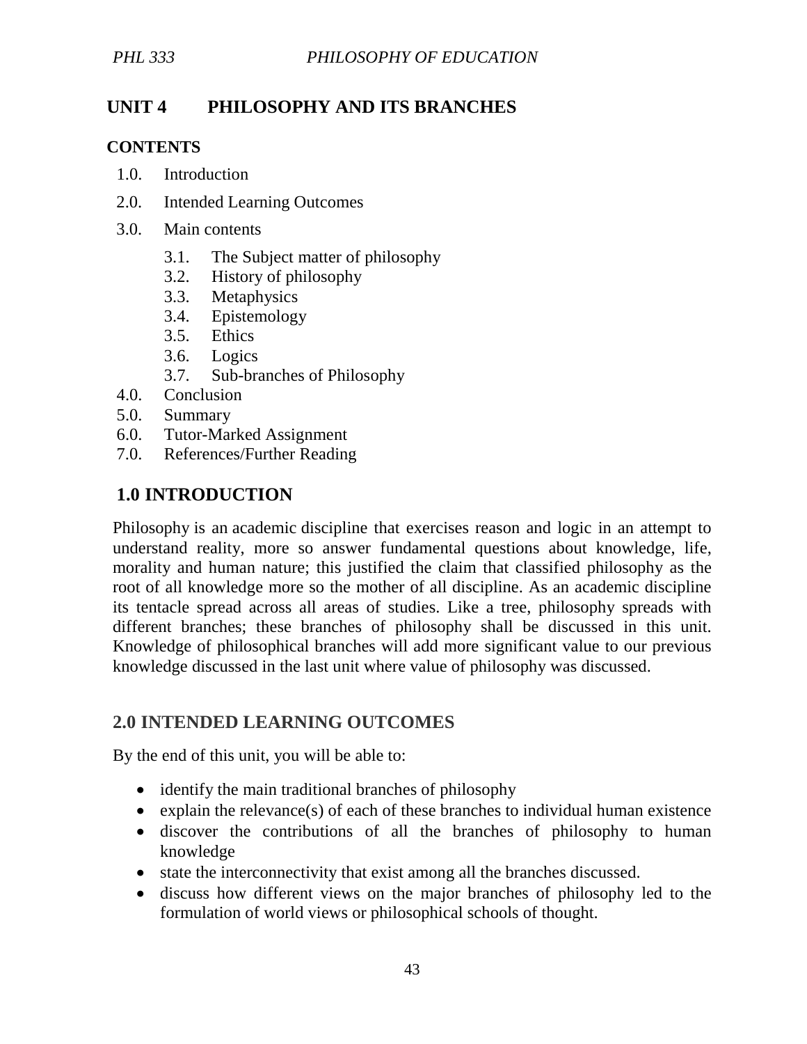## UNIT 4 PHILOSOPHY AND ITS BRANCHES

**CONTENTS**

1.0. Introduction
2.0. Intended Learning Outcomes
3.0. Main contents
   3.1. The Subject matter of philosophy
   3.2. History of philosophy
   3.3. Metaphysics
   3.4. Epistemology
   3.5. Ethics
   3.6. Logics
   3.7. Sub-branches of Philosophy
4.0. Conclusion
5.0. Summary
6.0. Tutor-Marked Assignment
7.0. References/Further Reading

## 1.0 INTRODUCTION

Philosophy is an academic discipline that exercises reason and logic in an attempt to understand reality, more so answer fundamental questions about knowledge, life, morality and human nature; this justified the claim that classified philosophy as the root of all knowledge more so the mother of all discipline. As an academic discipline its tentacle spread across all areas of studies. Like a tree, philosophy spreads with different branches; these branches of philosophy shall be discussed in this unit. Knowledge of philosophical branches will add more significant value to our previous knowledge discussed in the last unit where value of philosophy was discussed.

## 2.0 INTENDED LEARNING OUTCOMES

By the end of this unit, you will be able to:

- identify the main traditional branches of philosophy
- explain the relevance(s) of each of these branches to individual human existence
- discover the contributions of all the branches of philosophy to human knowledge
- state the interconnectivity that exist among all the branches discussed.
- discuss how different views on the major branches of philosophy led to the formulation of world views or philosophical schools of thought.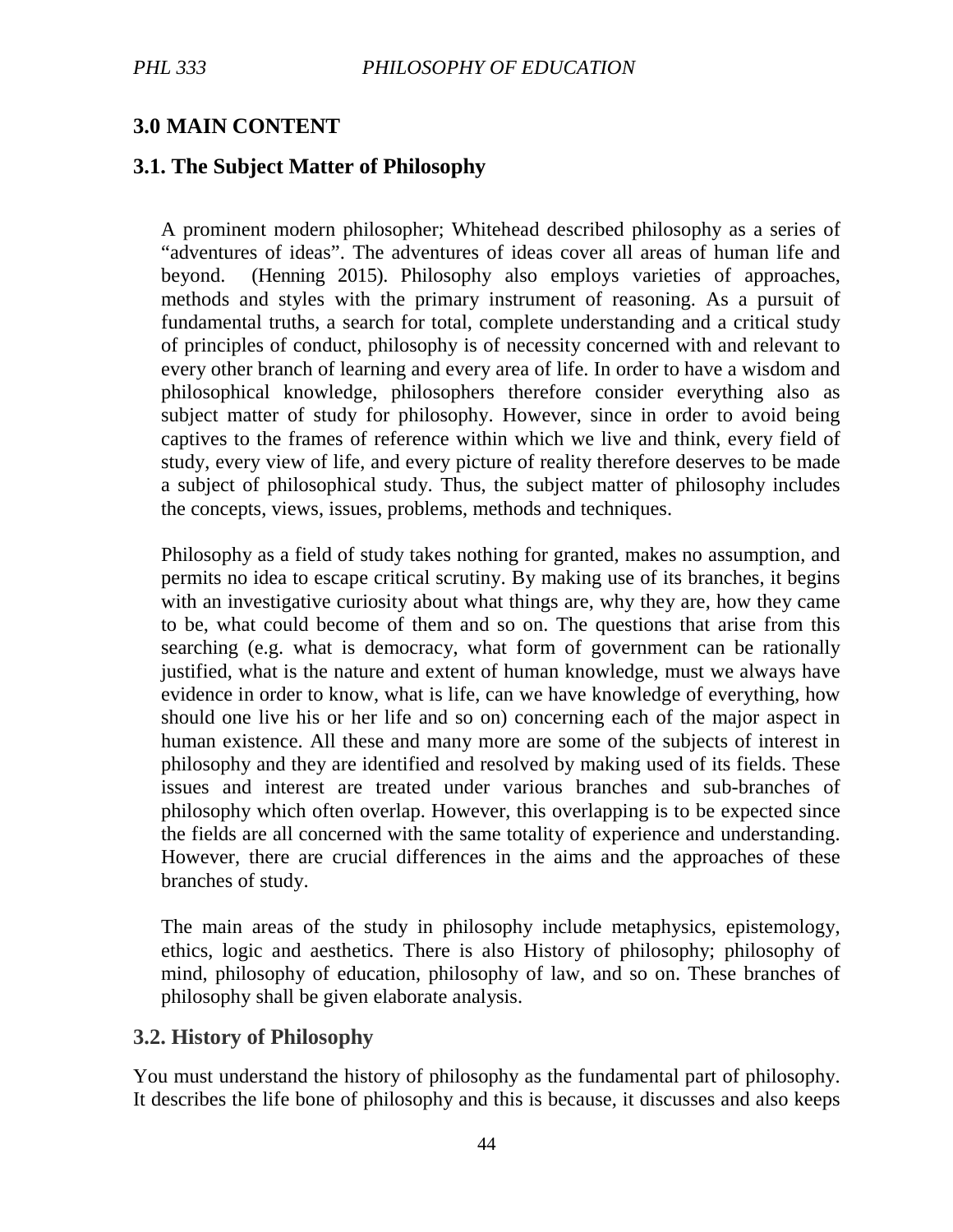## 3.0 MAIN CONTENT

### 3.1. The Subject Matter of Philosophy

A prominent modern philosopher; Whitehead described philosophy as a series of "adventures of ideas". The adventures of ideas cover all areas of human life and beyond. (Henning 2015). Philosophy also employs varieties of approaches, methods and styles with the primary instrument of reasoning. As a pursuit of fundamental truths, a search for total, complete understanding and a critical study of principles of conduct, philosophy is of necessity concerned with and relevant to every other branch of learning and every area of life. In order to have a wisdom and philosophical knowledge, philosophers therefore consider everything also as subject matter of study for philosophy. However, since in order to avoid being captives to the frames of reference within which we live and think, every field of study, every view of life, and every picture of reality therefore deserves to be made a subject of philosophical study. Thus, the subject matter of philosophy includes the concepts, views, issues, problems, methods and techniques.

Philosophy as a field of study takes nothing for granted, makes no assumption, and permits no idea to escape critical scrutiny. By making use of its branches, it begins with an investigative curiosity about what things are, why they are, how they came to be, what could become of them and so on. The questions that arise from this searching (e.g. what is democracy, what form of government can be rationally justified, what is the nature and extent of human knowledge, must we always have evidence in order to know, what is life, can we have knowledge of everything, how should one live his or her life and so on) concerning each of the major aspect in human existence. All these and many more are some of the subjects of interest in philosophy and they are identified and resolved by making used of its fields. These issues and interest are treated under various branches and sub-branches of philosophy which often overlap. However, this overlapping is to be expected since the fields are all concerned with the same totality of experience and understanding. However, there are crucial differences in the aims and the approaches of these branches of study.

The main areas of the study in philosophy include metaphysics, epistemology, ethics, logic and aesthetics. There is also History of philosophy; philosophy of mind, philosophy of education, philosophy of law, and so on. These branches of philosophy shall be given elaborate analysis.

### 3.2. History of Philosophy

You must understand the history of philosophy as the fundamental part of philosophy. It describes the life bone of philosophy and this is because, it discusses and also keeps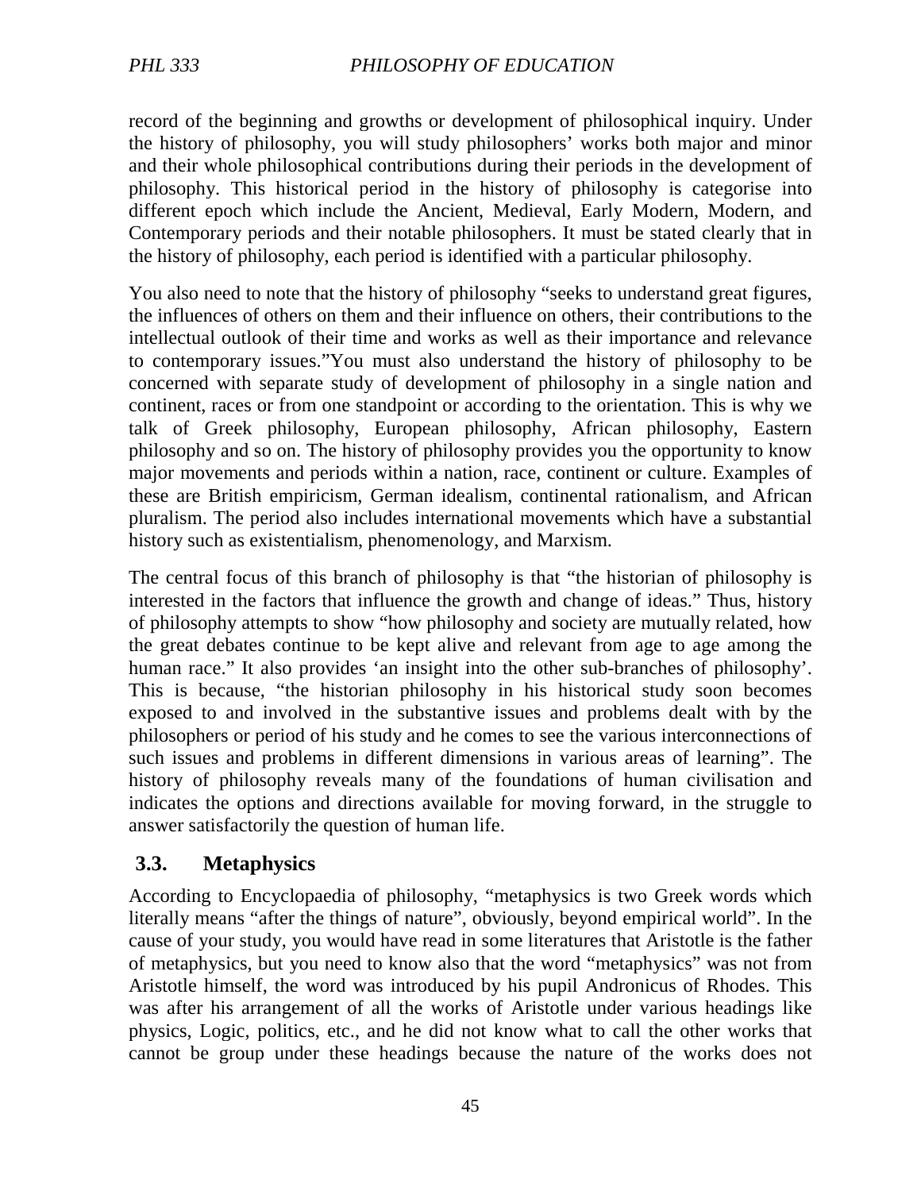record of the beginning and growths or development of philosophical inquiry. Under the history of philosophy, you will study philosophers' works both major and minor and their whole philosophical contributions during their periods in the development of philosophy. This historical period in the history of philosophy is categorise into different epoch which include the Ancient, Medieval, Early Modern, Modern, and Contemporary periods and their notable philosophers. It must be stated clearly that in the history of philosophy, each period is identified with a particular philosophy.

You also need to note that the history of philosophy "seeks to understand great figures, the influences of others on them and their influence on others, their contributions to the intellectual outlook of their time and works as well as their importance and relevance to contemporary issues."You must also understand the history of philosophy to be concerned with separate study of development of philosophy in a single nation and continent, races or from one standpoint or according to the orientation. This is why we talk of Greek philosophy, European philosophy, African philosophy, Eastern philosophy and so on. The history of philosophy provides you the opportunity to know major movements and periods within a nation, race, continent or culture. Examples of these are British empiricism, German idealism, continental rationalism, and African pluralism. The period also includes international movements which have a substantial history such as existentialism, phenomenology, and Marxism.

The central focus of this branch of philosophy is that "the historian of philosophy is interested in the factors that influence the growth and change of ideas." Thus, history of philosophy attempts to show "how philosophy and society are mutually related, how the great debates continue to be kept alive and relevant from age to age among the human race." It also provides 'an insight into the other sub-branches of philosophy'. This is because, "the historian philosophy in his historical study soon becomes exposed to and involved in the substantive issues and problems dealt with by the philosophers or period of his study and he comes to see the various interconnections of such issues and problems in different dimensions in various areas of learning". The history of philosophy reveals many of the foundations of human civilisation and indicates the options and directions available for moving forward, in the struggle to answer satisfactorily the question of human life.

## 3.3. Metaphysics

According to Encyclopaedia of philosophy, "metaphysics is two Greek words which literally means "after the things of nature", obviously, beyond empirical world". In the cause of your study, you would have read in some literatures that Aristotle is the father of metaphysics, but you need to know also that the word "metaphysics" was not from Aristotle himself, the word was introduced by his pupil Andronicus of Rhodes. This was after his arrangement of all the works of Aristotle under various headings like physics, Logic, politics, etc., and he did not know what to call the other works that cannot be group under these headings because the nature of the works does not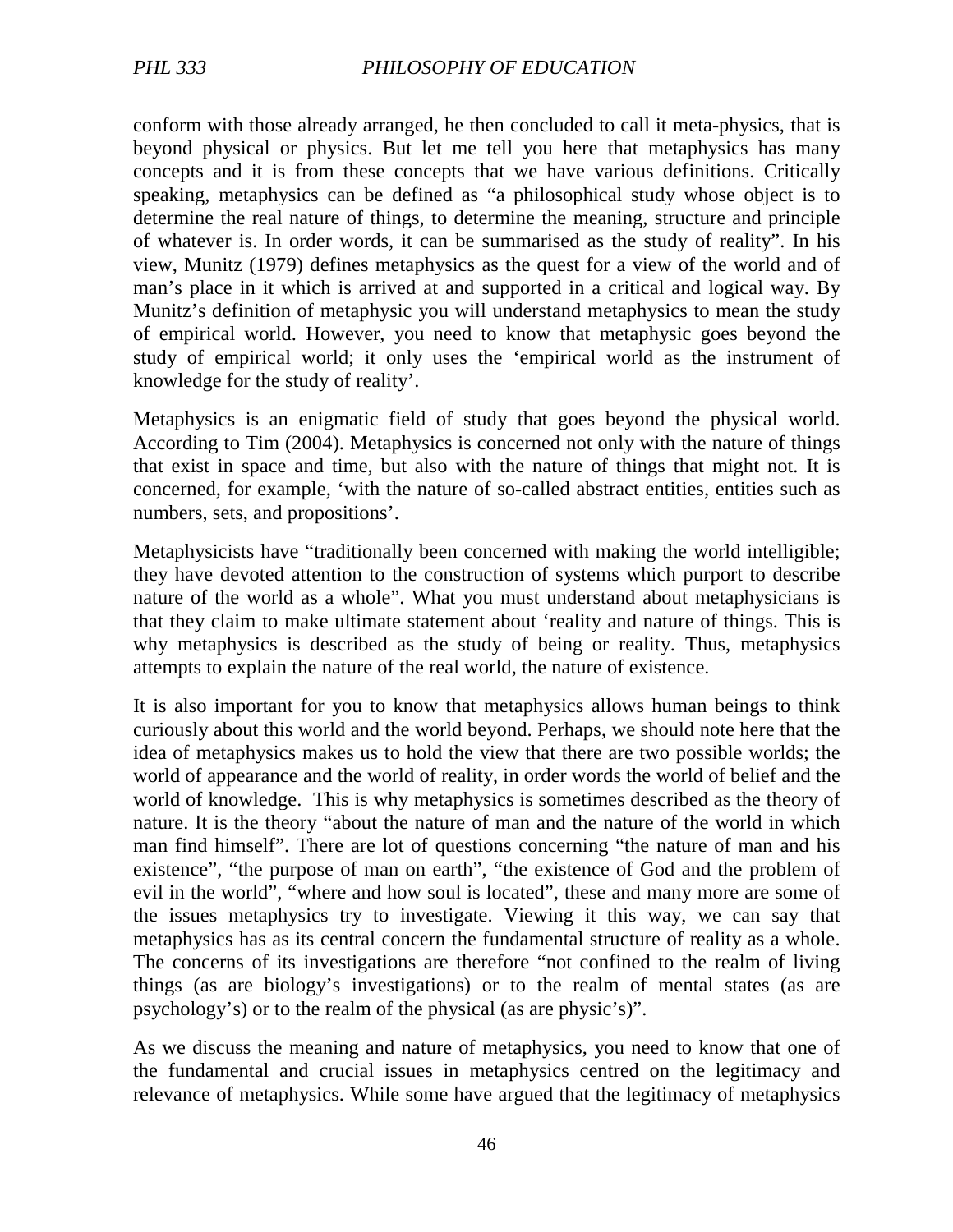conform with those already arranged, he then concluded to call it meta-physics, that is beyond physical or physics. But let me tell you here that metaphysics has many concepts and it is from these concepts that we have various definitions. Critically speaking, metaphysics can be defined as "a philosophical study whose object is to determine the real nature of things, to determine the meaning, structure and principle of whatever is. In order words, it can be summarised as the study of reality". In his view, Munitz (1979) defines metaphysics as the quest for a view of the world and of man's place in it which is arrived at and supported in a critical and logical way. By Munitz's definition of metaphysic you will understand metaphysics to mean the study of empirical world. However, you need to know that metaphysic goes beyond the study of empirical world; it only uses the 'empirical world as the instrument of knowledge for the study of reality'.

Metaphysics is an enigmatic field of study that goes beyond the physical world. According to Tim (2004). Metaphysics is concerned not only with the nature of things that exist in space and time, but also with the nature of things that might not. It is concerned, for example, 'with the nature of so-called abstract entities, entities such as numbers, sets, and propositions'.

Metaphysicists have "traditionally been concerned with making the world intelligible; they have devoted attention to the construction of systems which purport to describe nature of the world as a whole". What you must understand about metaphysicians is that they claim to make ultimate statement about 'reality and nature of things. This is why metaphysics is described as the study of being or reality. Thus, metaphysics attempts to explain the nature of the real world, the nature of existence.

It is also important for you to know that metaphysics allows human beings to think curiously about this world and the world beyond. Perhaps, we should note here that the idea of metaphysics makes us to hold the view that there are two possible worlds; the world of appearance and the world of reality, in order words the world of belief and the world of knowledge. This is why metaphysics is sometimes described as the theory of nature. It is the theory "about the nature of man and the nature of the world in which man find himself". There are lot of questions concerning "the nature of man and his existence", "the purpose of man on earth", "the existence of God and the problem of evil in the world", "where and how soul is located", these and many more are some of the issues metaphysics try to investigate. Viewing it this way, we can say that metaphysics has as its central concern the fundamental structure of reality as a whole. The concerns of its investigations are therefore "not confined to the realm of living things (as are biology's investigations) or to the realm of mental states (as are psychology's) or to the realm of the physical (as are physic's)".

As we discuss the meaning and nature of metaphysics, you need to know that one of the fundamental and crucial issues in metaphysics centred on the legitimacy and relevance of metaphysics. While some have argued that the legitimacy of metaphysics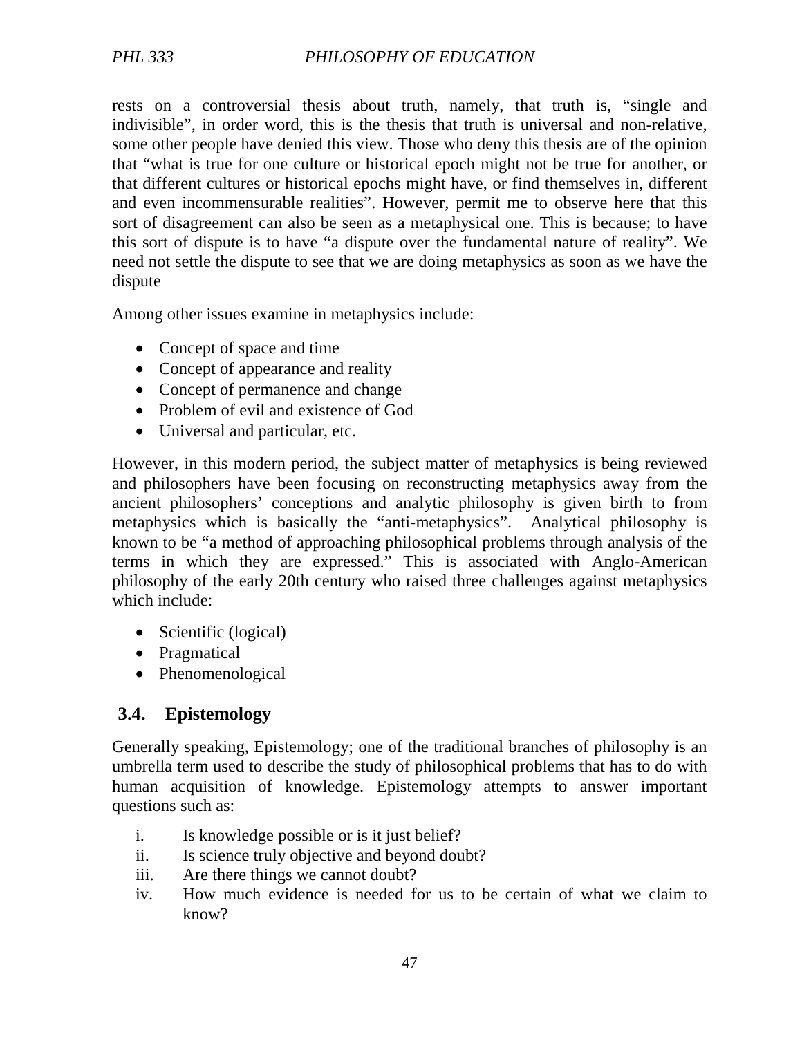rests on a controversial thesis about truth, namely, that truth is, "single and indivisible", in order word, this is the thesis that truth is universal and non-relative, some other people have denied this view. Those who deny this thesis are of the opinion that "what is true for one culture or historical epoch might not be true for another, or that different cultures or historical epochs might have, or find themselves in, different and even incommensurable realities". However, permit me to observe here that this sort of disagreement can also be seen as a metaphysical one. This is because; to have this sort of dispute is to have "a dispute over the fundamental nature of reality". We need not settle the dispute to see that we are doing metaphysics as soon as we have the dispute

Among other issues examine in metaphysics include:

- Concept of space and time
- Concept of appearance and reality
- Concept of permanence and change
- Problem of evil and existence of God
- Universal and particular, etc.

However, in this modern period, the subject matter of metaphysics is being reviewed and philosophers have been focusing on reconstructing metaphysics away from the ancient philosophers' conceptions and analytic philosophy is given birth to from metaphysics which is basically the "anti-metaphysics". Analytical philosophy is known to be "a method of approaching philosophical problems through analysis of the terms in which they are expressed." This is associated with Anglo-American philosophy of the early 20th century who raised three challenges against metaphysics which include:

- Scientific (logical)
- Pragmatical
- Phenomenological

## 3.4. Epistemology

Generally speaking, Epistemology; one of the traditional branches of philosophy is an umbrella term used to describe the study of philosophical problems that has to do with human acquisition of knowledge. Epistemology attempts to answer important questions such as:

i. Is knowledge possible or is it just belief?
ii. Is science truly objective and beyond doubt?
iii. Are there things we cannot doubt?
iv. How much evidence is needed for us to be certain of what we claim to know?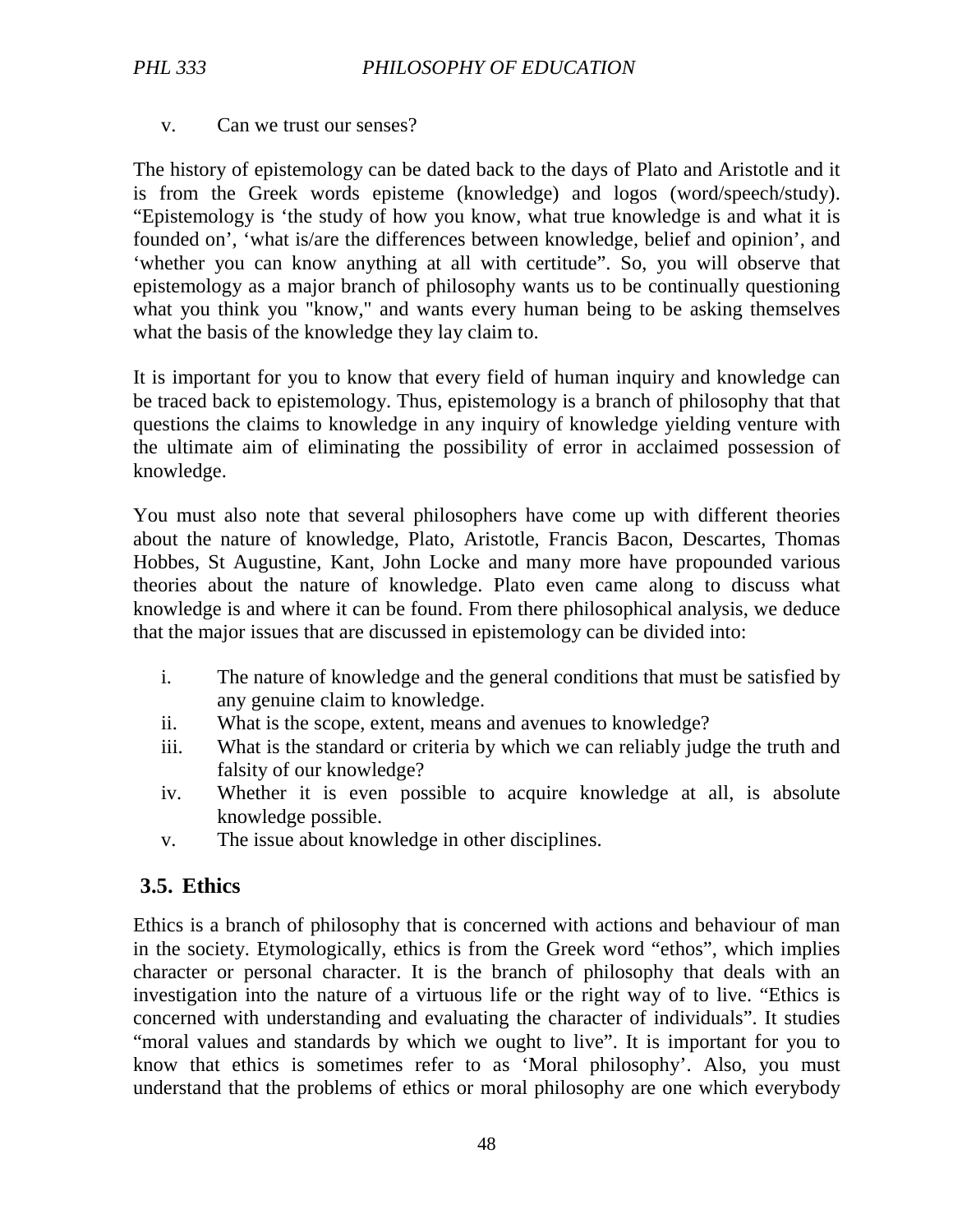v. Can we trust our senses?

The history of epistemology can be dated back to the days of Plato and Aristotle and it is from the Greek words episteme (knowledge) and logos (word/speech/study). "Epistemology is 'the study of how you know, what true knowledge is and what it is founded on', 'what is/are the differences between knowledge, belief and opinion', and 'whether you can know anything at all with certitude". So, you will observe that epistemology as a major branch of philosophy wants us to be continually questioning what you think you "know," and wants every human being to be asking themselves what the basis of the knowledge they lay claim to.

It is important for you to know that every field of human inquiry and knowledge can be traced back to epistemology. Thus, epistemology is a branch of philosophy that that questions the claims to knowledge in any inquiry of knowledge yielding venture with the ultimate aim of eliminating the possibility of error in acclaimed possession of knowledge.

You must also note that several philosophers have come up with different theories about the nature of knowledge, Plato, Aristotle, Francis Bacon, Descartes, Thomas Hobbes, St Augustine, Kant, John Locke and many more have propounded various theories about the nature of knowledge. Plato even came along to discuss what knowledge is and where it can be found. From there philosophical analysis, we deduce that the major issues that are discussed in epistemology can be divided into:

i. The nature of knowledge and the general conditions that must be satisfied by any genuine claim to knowledge.
ii. What is the scope, extent, means and avenues to knowledge?
iii. What is the standard or criteria by which we can reliably judge the truth and falsity of our knowledge?
iv. Whether it is even possible to acquire knowledge at all, is absolute knowledge possible.
v. The issue about knowledge in other disciplines.

## 3.5. Ethics

Ethics is a branch of philosophy that is concerned with actions and behaviour of man in the society. Etymologically, ethics is from the Greek word "ethos", which implies character or personal character. It is the branch of philosophy that deals with an investigation into the nature of a virtuous life or the right way of to live. "Ethics is concerned with understanding and evaluating the character of individuals". It studies "moral values and standards by which we ought to live". It is important for you to know that ethics is sometimes refer to as 'Moral philosophy'. Also, you must understand that the problems of ethics or moral philosophy are one which everybody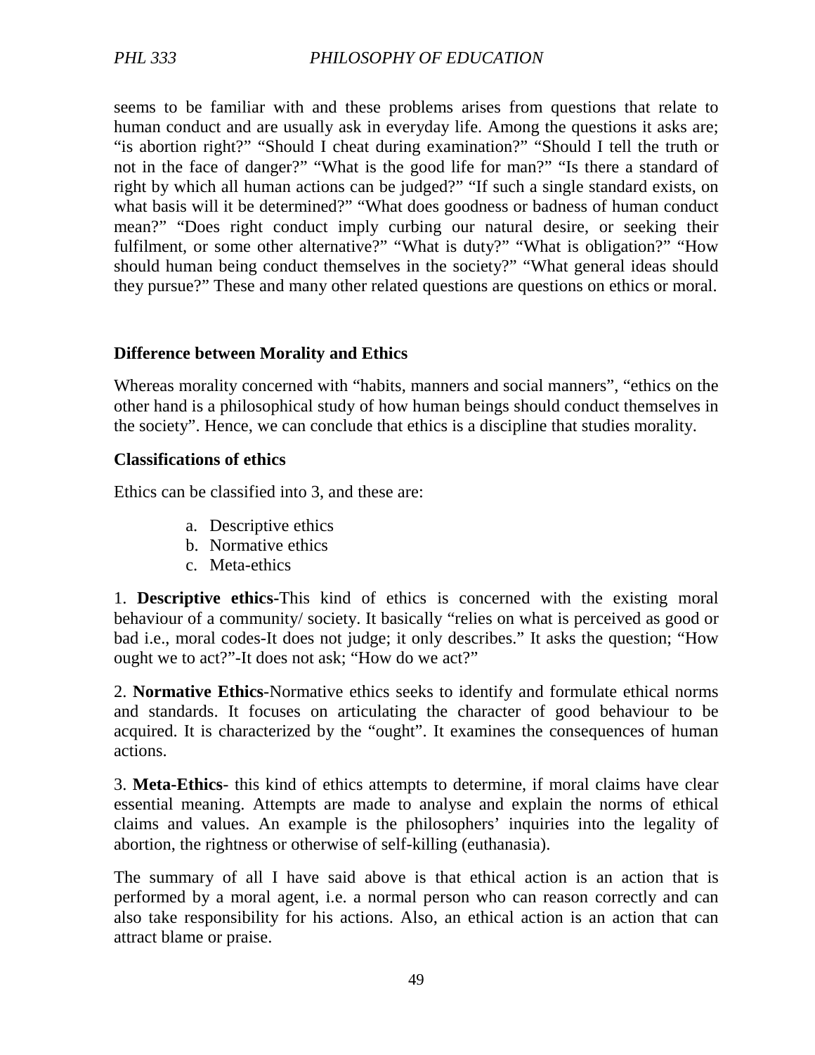seems to be familiar with and these problems arises from questions that relate to human conduct and are usually ask in everyday life. Among the questions it asks are; "is abortion right?" "Should I cheat during examination?" "Should I tell the truth or not in the face of danger?" "What is the good life for man?" "Is there a standard of right by which all human actions can be judged?" "If such a single standard exists, on what basis will it be determined?" "What does goodness or badness of human conduct mean?" "Does right conduct imply curbing our natural desire, or seeking their fulfilment, or some other alternative?" "What is duty?" "What is obligation?" "How should human being conduct themselves in the society?" "What general ideas should they pursue?" These and many other related questions are questions on ethics or moral.

**Difference between Morality and Ethics**

Whereas morality concerned with "habits, manners and social manners", "ethics on the other hand is a philosophical study of how human beings should conduct themselves in the society". Hence, we can conclude that ethics is a discipline that studies morality.

**Classifications of ethics**

Ethics can be classified into 3, and these are:

a. Descriptive ethics
b. Normative ethics
c. Meta-ethics

1. **Descriptive ethics**-This kind of ethics is concerned with the existing moral behaviour of a community/ society. It basically "relies on what is perceived as good or bad i.e., moral codes-It does not judge; it only describes." It asks the question; "How ought we to act?"-It does not ask; "How do we act?"

2. **Normative Ethics**-Normative ethics seeks to identify and formulate ethical norms and standards. It focuses on articulating the character of good behaviour to be acquired. It is characterized by the "ought". It examines the consequences of human actions.

3. **Meta-Ethics**- this kind of ethics attempts to determine, if moral claims have clear essential meaning. Attempts are made to analyse and explain the norms of ethical claims and values. An example is the philosophers' inquiries into the legality of abortion, the rightness or otherwise of self-killing (euthanasia).

The summary of all I have said above is that ethical action is an action that is performed by a moral agent, i.e. a normal person who can reason correctly and can also take responsibility for his actions. Also, an ethical action is an action that can attract blame or praise.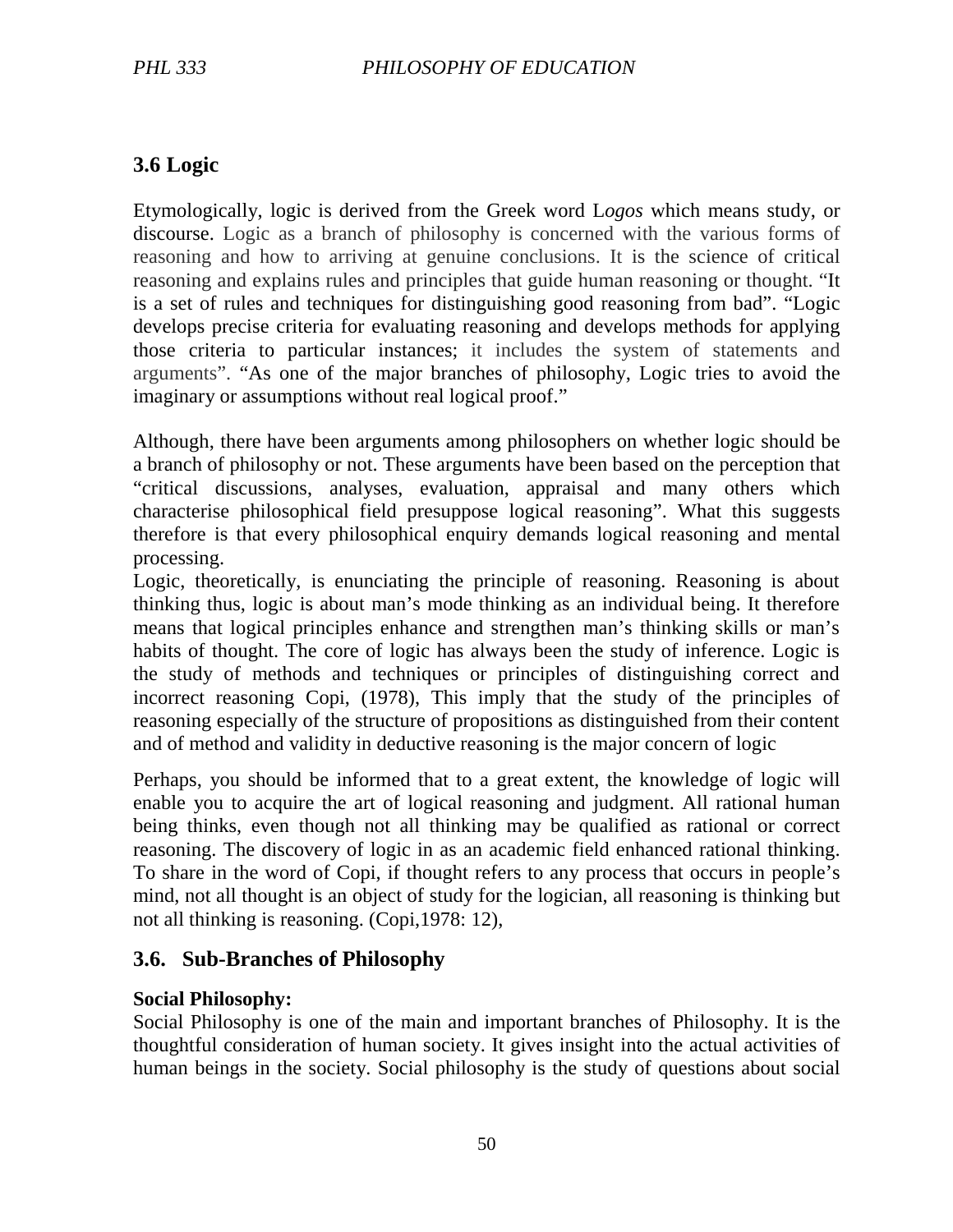## 3.6 Logic

Etymologically, logic is derived from the Greek word L*ogos* which means study, or discourse. Logic as a branch of philosophy is concerned with the various forms of reasoning and how to arriving at genuine conclusions. It is the science of critical reasoning and explains rules and principles that guide human reasoning or thought. "It is a set of rules and techniques for distinguishing good reasoning from bad". "Logic develops precise criteria for evaluating reasoning and develops methods for applying those criteria to particular instances; it includes the system of statements and arguments". "As one of the major branches of philosophy, Logic tries to avoid the imaginary or assumptions without real logical proof."

Although, there have been arguments among philosophers on whether logic should be a branch of philosophy or not. These arguments have been based on the perception that "critical discussions, analyses, evaluation, appraisal and many others which characterise philosophical field presuppose logical reasoning". What this suggests therefore is that every philosophical enquiry demands logical reasoning and mental processing.

Logic, theoretically, is enunciating the principle of reasoning. Reasoning is about thinking thus, logic is about man's mode thinking as an individual being. It therefore means that logical principles enhance and strengthen man's thinking skills or man's habits of thought. The core of logic has always been the study of inference. Logic is the study of methods and techniques or principles of distinguishing correct and incorrect reasoning Copi, (1978), This imply that the study of the principles of reasoning especially of the structure of propositions as distinguished from their content and of method and validity in deductive reasoning is the major concern of logic

Perhaps, you should be informed that to a great extent, the knowledge of logic will enable you to acquire the art of logical reasoning and judgment. All rational human being thinks, even though not all thinking may be qualified as rational or correct reasoning. The discovery of logic in as an academic field enhanced rational thinking. To share in the word of Copi, if thought refers to any process that occurs in people's mind, not all thought is an object of study for the logician, all reasoning is thinking but not all thinking is reasoning. (Copi,1978: 12),

## 3.6. Sub-Branches of Philosophy

**Social Philosophy:**

Social Philosophy is one of the main and important branches of Philosophy. It is the thoughtful consideration of human society. It gives insight into the actual activities of human beings in the society. Social philosophy is the study of questions about social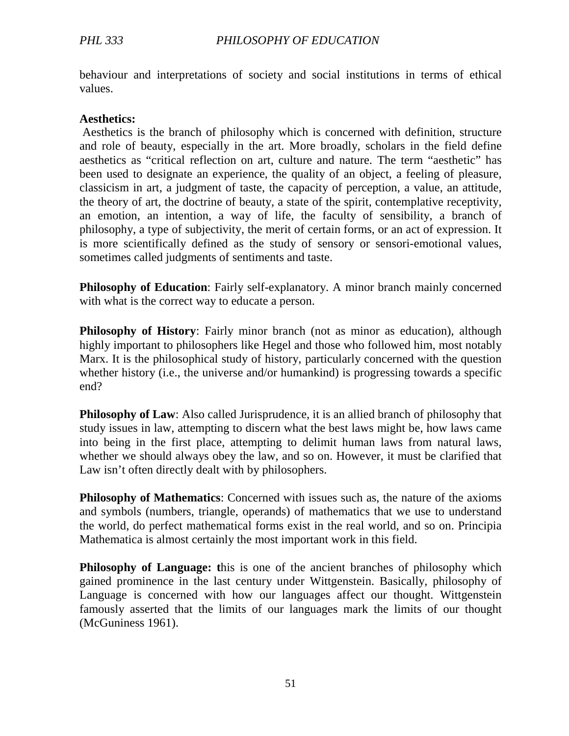behaviour and interpretations of society and social institutions in terms of ethical values.

**Aesthetics:**

Aesthetics is the branch of philosophy which is concerned with definition, structure and role of beauty, especially in the art. More broadly, scholars in the field define aesthetics as "critical reflection on art, culture and nature. The term "aesthetic" has been used to designate an experience, the quality of an object, a feeling of pleasure, classicism in art, a judgment of taste, the capacity of perception, a value, an attitude, the theory of art, the doctrine of beauty, a state of the spirit, contemplative receptivity, an emotion, an intention, a way of life, the faculty of sensibility, a branch of philosophy, a type of subjectivity, the merit of certain forms, or an act of expression. It is more scientifically defined as the study of sensory or sensori-emotional values, sometimes called judgments of sentiments and taste.

**Philosophy of Education**: Fairly self-explanatory. A minor branch mainly concerned with what is the correct way to educate a person.

**Philosophy of History**: Fairly minor branch (not as minor as education), although highly important to philosophers like Hegel and those who followed him, most notably Marx. It is the philosophical study of history, particularly concerned with the question whether history (i.e., the universe and/or humankind) is progressing towards a specific end?

**Philosophy of Law**: Also called Jurisprudence, it is an allied branch of philosophy that study issues in law, attempting to discern what the best laws might be, how laws came into being in the first place, attempting to delimit human laws from natural laws, whether we should always obey the law, and so on. However, it must be clarified that Law isn't often directly dealt with by philosophers.

**Philosophy of Mathematics**: Concerned with issues such as, the nature of the axioms and symbols (numbers, triangle, operands) of mathematics that we use to understand the world, do perfect mathematical forms exist in the real world, and so on. Principia Mathematica is almost certainly the most important work in this field.

**Philosophy of Language: t**his is one of the ancient branches of philosophy which gained prominence in the last century under Wittgenstein. Basically, philosophy of Language is concerned with how our languages affect our thought. Wittgenstein famously asserted that the limits of our languages mark the limits of our thought (McGuniness 1961).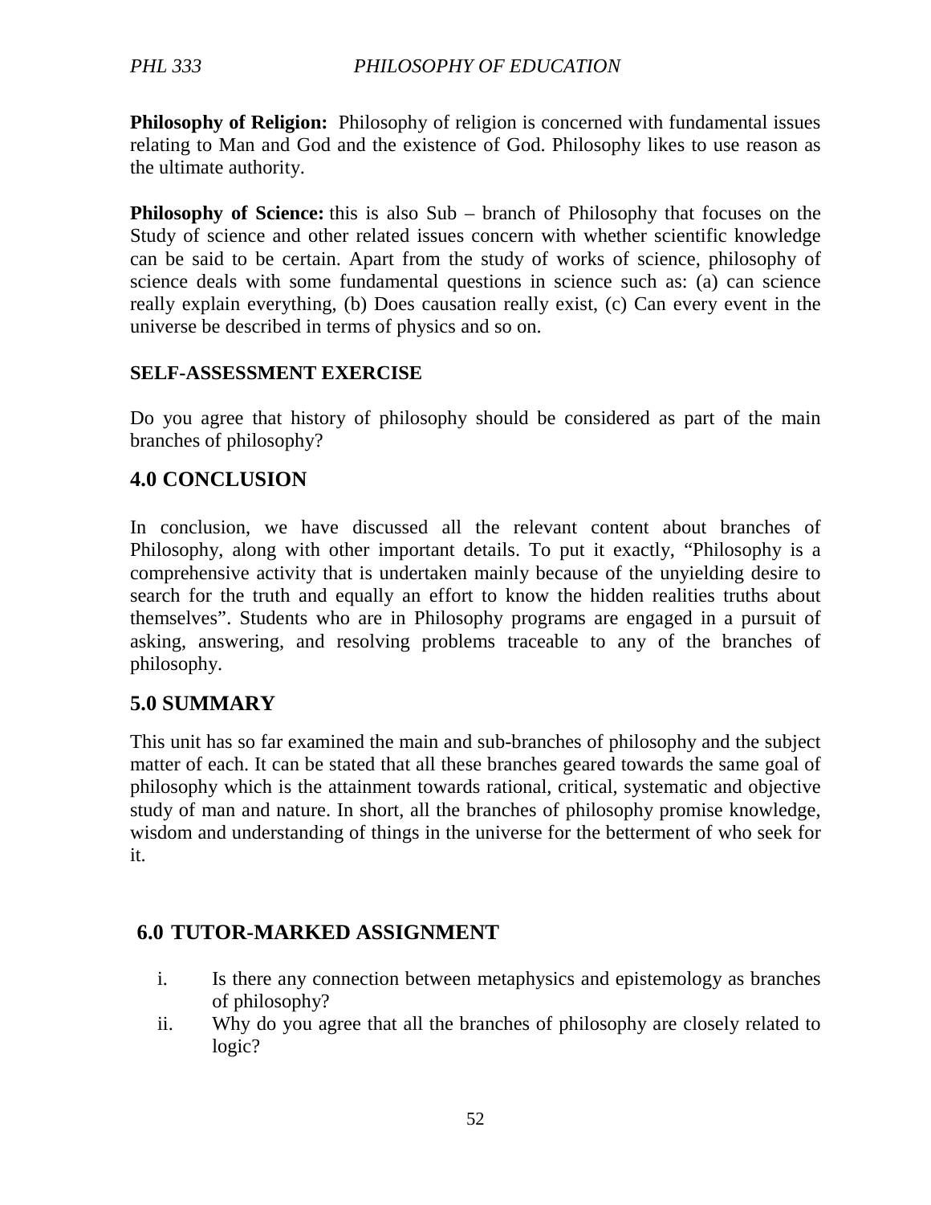**Philosophy of Religion:** Philosophy of religion is concerned with fundamental issues relating to Man and God and the existence of God. Philosophy likes to use reason as the ultimate authority.

**Philosophy of Science:** this is also Sub – branch of Philosophy that focuses on the Study of science and other related issues concern with whether scientific knowledge can be said to be certain. Apart from the study of works of science, philosophy of science deals with some fundamental questions in science such as: (a) can science really explain everything, (b) Does causation really exist, (c) Can every event in the universe be described in terms of physics and so on.

**SELF-ASSESSMENT EXERCISE**

Do you agree that history of philosophy should be considered as part of the main branches of philosophy?

## 4.0 CONCLUSION

In conclusion, we have discussed all the relevant content about branches of Philosophy, along with other important details. To put it exactly, "Philosophy is a comprehensive activity that is undertaken mainly because of the unyielding desire to search for the truth and equally an effort to know the hidden realities truths about themselves". Students who are in Philosophy programs are engaged in a pursuit of asking, answering, and resolving problems traceable to any of the branches of philosophy.

## 5.0 SUMMARY

This unit has so far examined the main and sub-branches of philosophy and the subject matter of each. It can be stated that all these branches geared towards the same goal of philosophy which is the attainment towards rational, critical, systematic and objective study of man and nature. In short, all the branches of philosophy promise knowledge, wisdom and understanding of things in the universe for the betterment of who seek for it.

## 6.0 TUTOR-MARKED ASSIGNMENT

i. Is there any connection between metaphysics and epistemology as branches of philosophy?
ii. Why do you agree that all the branches of philosophy are closely related to logic?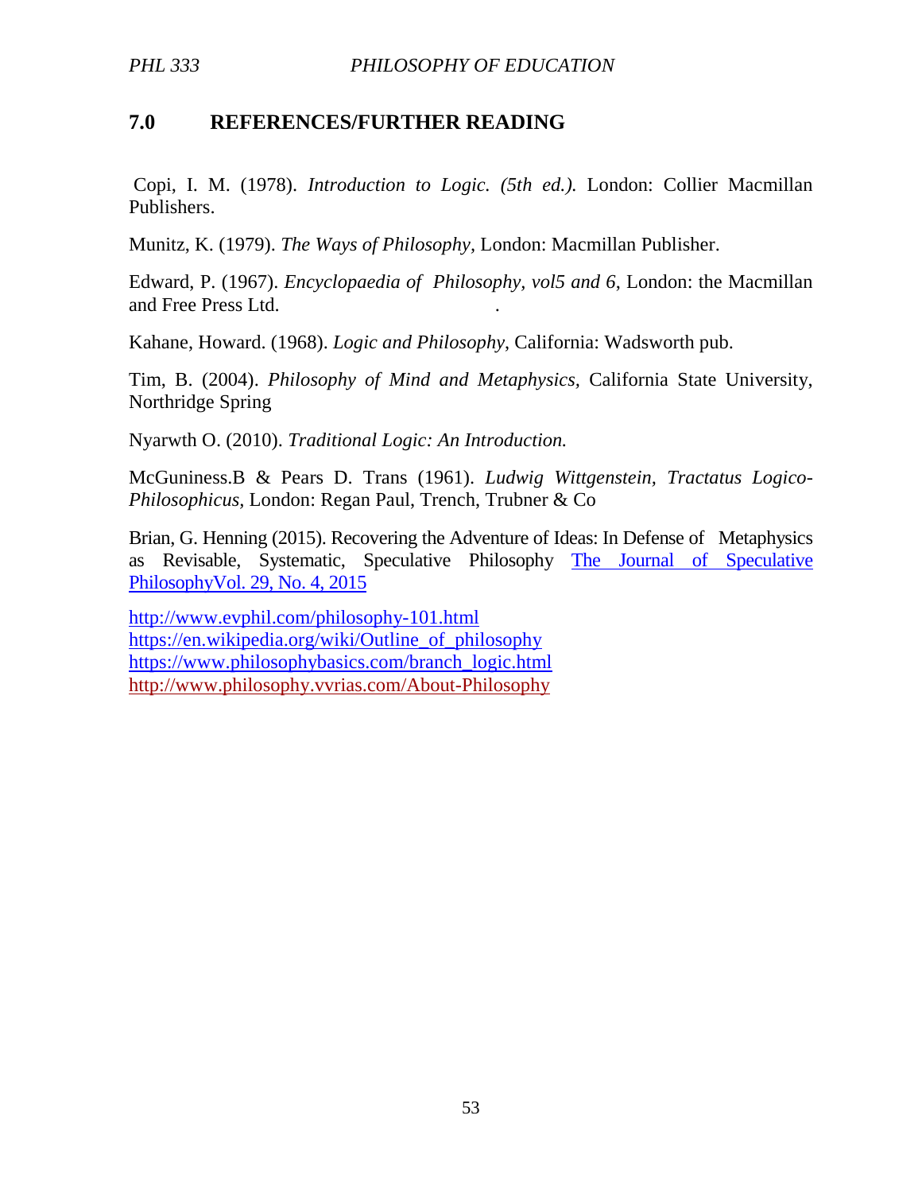## 7.0 REFERENCES/FURTHER READING

Copi, I. M. (1978). *Introduction to Logic. (5th ed.).* London: Collier Macmillan Publishers.

Munitz, K. (1979). *The Ways of Philosophy*, London: Macmillan Publisher.

Edward, P. (1967). *Encyclopaedia of Philosophy, vol5 and 6*, London: the Macmillan and Free Press Ltd.

Kahane, Howard. (1968). *Logic and Philosophy*, California: Wadsworth pub.

Tim, B. (2004). *Philosophy of Mind and Metaphysics*, California State University, Northridge Spring

Nyarwth O. (2010). *Traditional Logic: An Introduction.*

McGuniness.B & Pears D. Trans (1961). *Ludwig Wittgenstein, Tractatus Logico-Philosophicus*, London: Regan Paul, Trench, Trubner & Co

Brian, G. Henning (2015). Recovering the Adventure of Ideas: In Defense of Metaphysics as Revisable, Systematic, Speculative Philosophy The Journal of Speculative PhilosophyVol. 29, No. 4, 2015

http://www.evphil.com/philosophy-101.html
https://en.wikipedia.org/wiki/Outline_of_philosophy
https://www.philosophybasics.com/branch_logic.html
http://www.philosophy.vvrias.com/About-Philosophy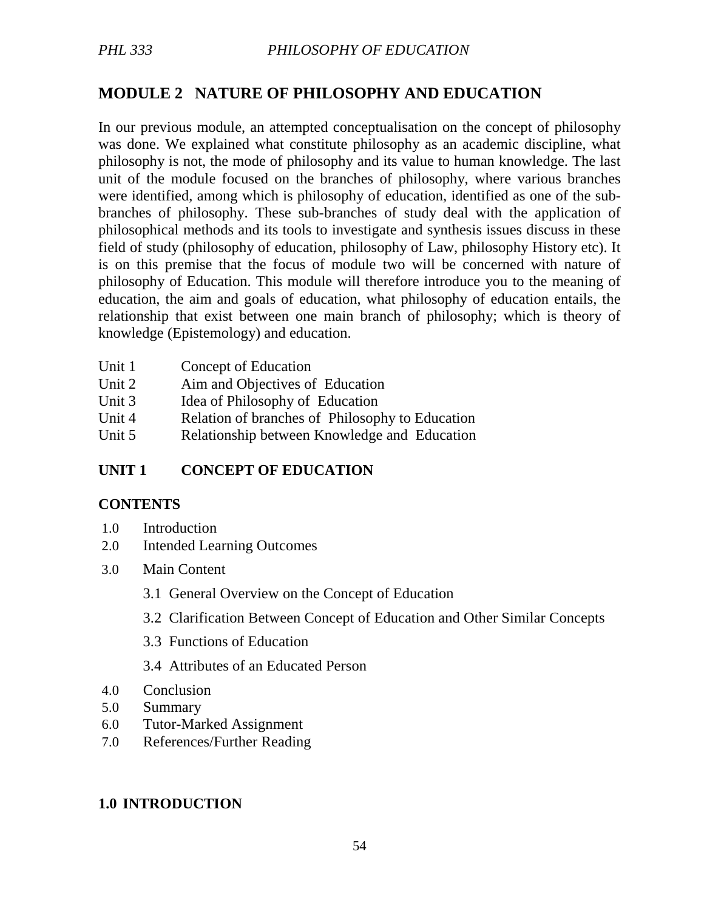# MODULE 2 NATURE OF PHILOSOPHY AND EDUCATION

In our previous module, an attempted conceptualisation on the concept of philosophy was done. We explained what constitute philosophy as an academic discipline, what philosophy is not, the mode of philosophy and its value to human knowledge. The last unit of the module focused on the branches of philosophy, where various branches were identified, among which is philosophy of education, identified as one of the sub-branches of philosophy. These sub-branches of study deal with the application of philosophical methods and its tools to investigate and synthesis issues discuss in these field of study (philosophy of education, philosophy of Law, philosophy History etc). It is on this premise that the focus of module two will be concerned with nature of philosophy of Education. This module will therefore introduce you to the meaning of education, the aim and goals of education, what philosophy of education entails, the relationship that exist between one main branch of philosophy; which is theory of knowledge (Epistemology) and education.

| | |
|---|---|
| Unit 1 | Concept of Education |
| Unit 2 | Aim and Objectives of Education |
| Unit 3 | Idea of Philosophy of Education |
| Unit 4 | Relation of branches of Philosophy to Education |
| Unit 5 | Relationship between Knowledge and Education |

## UNIT 1 CONCEPT OF EDUCATION

### CONTENTS

1.0 Introduction
2.0 Intended Learning Outcomes
3.0 Main Content
- 3.1 General Overview on the Concept of Education
- 3.2 Clarification Between Concept of Education and Other Similar Concepts
- 3.3 Functions of Education
- 3.4 Attributes of an Educated Person

4.0 Conclusion
5.0 Summary
6.0 Tutor-Marked Assignment
7.0 References/Further Reading

### 1.0 INTRODUCTION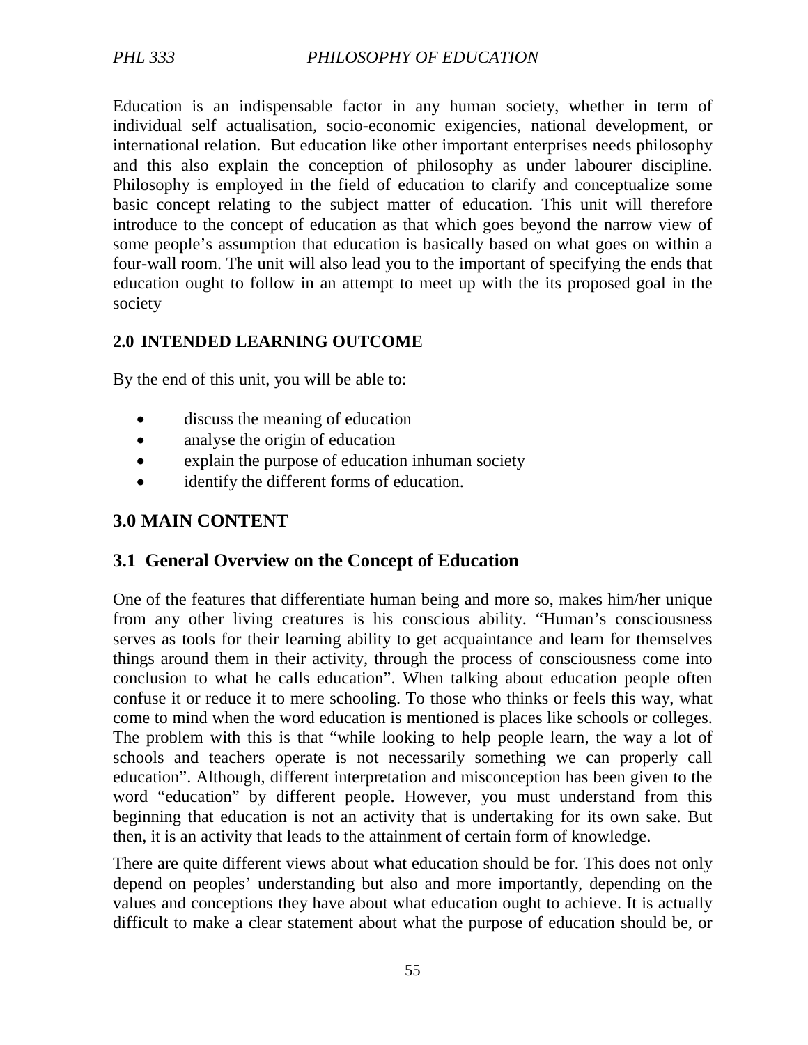Education is an indispensable factor in any human society, whether in term of individual self actualisation, socio-economic exigencies, national development, or international relation. But education like other important enterprises needs philosophy and this also explain the conception of philosophy as under labourer discipline. Philosophy is employed in the field of education to clarify and conceptualize some basic concept relating to the subject matter of education. This unit will therefore introduce to the concept of education as that which goes beyond the narrow view of some people's assumption that education is basically based on what goes on within a four-wall room. The unit will also lead you to the important of specifying the ends that education ought to follow in an attempt to meet up with the its proposed goal in the society

## 2.0 INTENDED LEARNING OUTCOME

By the end of this unit, you will be able to:

- discuss the meaning of education
- analyse the origin of education
- explain the purpose of education inhuman society
- identify the different forms of education.

# 3.0 MAIN CONTENT

## 3.1 General Overview on the Concept of Education

One of the features that differentiate human being and more so, makes him/her unique from any other living creatures is his conscious ability. "Human's consciousness serves as tools for their learning ability to get acquaintance and learn for themselves things around them in their activity, through the process of consciousness come into conclusion to what he calls education". When talking about education people often confuse it or reduce it to mere schooling. To those who thinks or feels this way, what come to mind when the word education is mentioned is places like schools or colleges. The problem with this is that "while looking to help people learn, the way a lot of schools and teachers operate is not necessarily something we can properly call education". Although, different interpretation and misconception has been given to the word "education" by different people. However, you must understand from this beginning that education is not an activity that is undertaking for its own sake. But then, it is an activity that leads to the attainment of certain form of knowledge.

There are quite different views about what education should be for. This does not only depend on peoples' understanding but also and more importantly, depending on the values and conceptions they have about what education ought to achieve. It is actually difficult to make a clear statement about what the purpose of education should be, or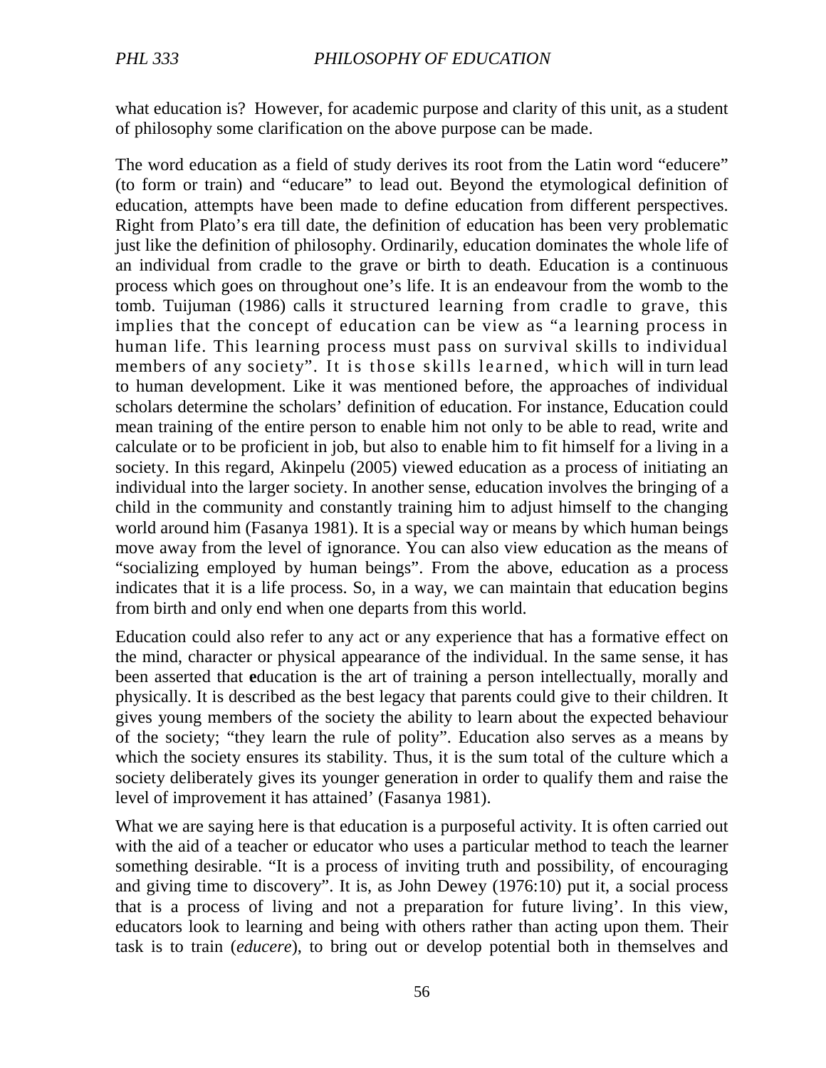what education is? However, for academic purpose and clarity of this unit, as a student of philosophy some clarification on the above purpose can be made.

The word education as a field of study derives its root from the Latin word "educere" (to form or train) and "educare" to lead out. Beyond the etymological definition of education, attempts have been made to define education from different perspectives. Right from Plato's era till date, the definition of education has been very problematic just like the definition of philosophy. Ordinarily, education dominates the whole life of an individual from cradle to the grave or birth to death. Education is a continuous process which goes on throughout one's life. It is an endeavour from the womb to the tomb. Tuijuman (1986) calls it structured learning from cradle to grave, this implies that the concept of education can be view as "a learning process in human life. This learning process must pass on survival skills to individual members of any society". It is those skills learned, which will in turn lead to human development. Like it was mentioned before, the approaches of individual scholars determine the scholars' definition of education. For instance, Education could mean training of the entire person to enable him not only to be able to read, write and calculate or to be proficient in job, but also to enable him to fit himself for a living in a society. In this regard, Akinpelu (2005) viewed education as a process of initiating an individual into the larger society. In another sense, education involves the bringing of a child in the community and constantly training him to adjust himself to the changing world around him (Fasanya 1981). It is a special way or means by which human beings move away from the level of ignorance. You can also view education as the means of "socializing employed by human beings". From the above, education as a process indicates that it is a life process. So, in a way, we can maintain that education begins from birth and only end when one departs from this world.

Education could also refer to any act or any experience that has a formative effect on the mind, character or physical appearance of the individual. In the same sense, it has been asserted that **e**ducation is the art of training a person intellectually, morally and physically. It is described as the best legacy that parents could give to their children. It gives young members of the society the ability to learn about the expected behaviour of the society; "they learn the rule of polity". Education also serves as a means by which the society ensures its stability. Thus, it is the sum total of the culture which a society deliberately gives its younger generation in order to qualify them and raise the level of improvement it has attained' (Fasanya 1981).

What we are saying here is that education is a purposeful activity. It is often carried out with the aid of a teacher or educator who uses a particular method to teach the learner something desirable. "It is a process of inviting truth and possibility, of encouraging and giving time to discovery". It is, as John Dewey (1976:10) put it, a social process that is a process of living and not a preparation for future living'. In this view, educators look to learning and being with others rather than acting upon them. Their task is to train (*educere*), to bring out or develop potential both in themselves and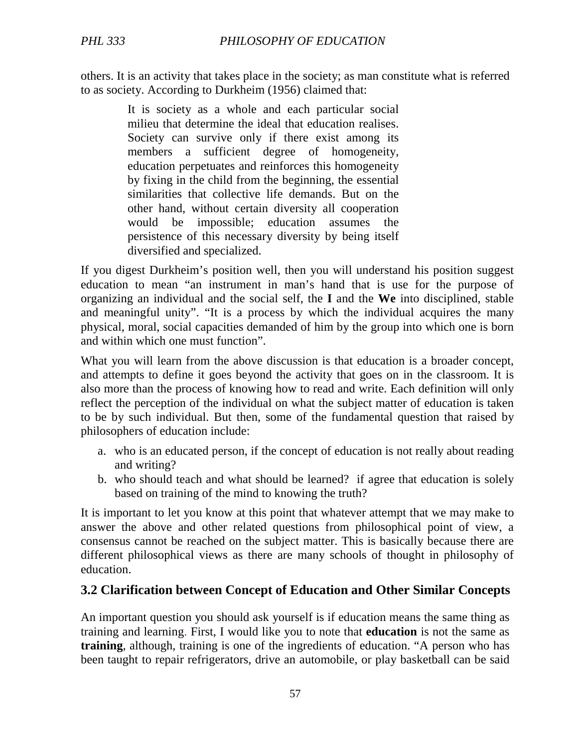others. It is an activity that takes place in the society; as man constitute what is referred to as society. According to Durkheim (1956) claimed that:

> It is society as a whole and each particular social milieu that determine the ideal that education realises. Society can survive only if there exist among its members a sufficient degree of homogeneity, education perpetuates and reinforces this homogeneity by fixing in the child from the beginning, the essential similarities that collective life demands. But on the other hand, without certain diversity all cooperation would be impossible; education assumes the persistence of this necessary diversity by being itself diversified and specialized.

If you digest Durkheim's position well, then you will understand his position suggest education to mean "an instrument in man's hand that is use for the purpose of organizing an individual and the social self, the **I** and the **We** into disciplined, stable and meaningful unity". "It is a process by which the individual acquires the many physical, moral, social capacities demanded of him by the group into which one is born and within which one must function".

What you will learn from the above discussion is that education is a broader concept, and attempts to define it goes beyond the activity that goes on in the classroom. It is also more than the process of knowing how to read and write. Each definition will only reflect the perception of the individual on what the subject matter of education is taken to be by such individual. But then, some of the fundamental question that raised by philosophers of education include:

a. who is an educated person, if the concept of education is not really about reading and writing?
b. who should teach and what should be learned? if agree that education is solely based on training of the mind to knowing the truth?

It is important to let you know at this point that whatever attempt that we may make to answer the above and other related questions from philosophical point of view, a consensus cannot be reached on the subject matter. This is basically because there are different philosophical views as there are many schools of thought in philosophy of education.

## 3.2 Clarification between Concept of Education and Other Similar Concepts

An important question you should ask yourself is if education means the same thing as training and learning. First, I would like you to note that **education** is not the same as **training**, although, training is one of the ingredients of education. "A person who has been taught to repair refrigerators, drive an automobile, or play basketball can be said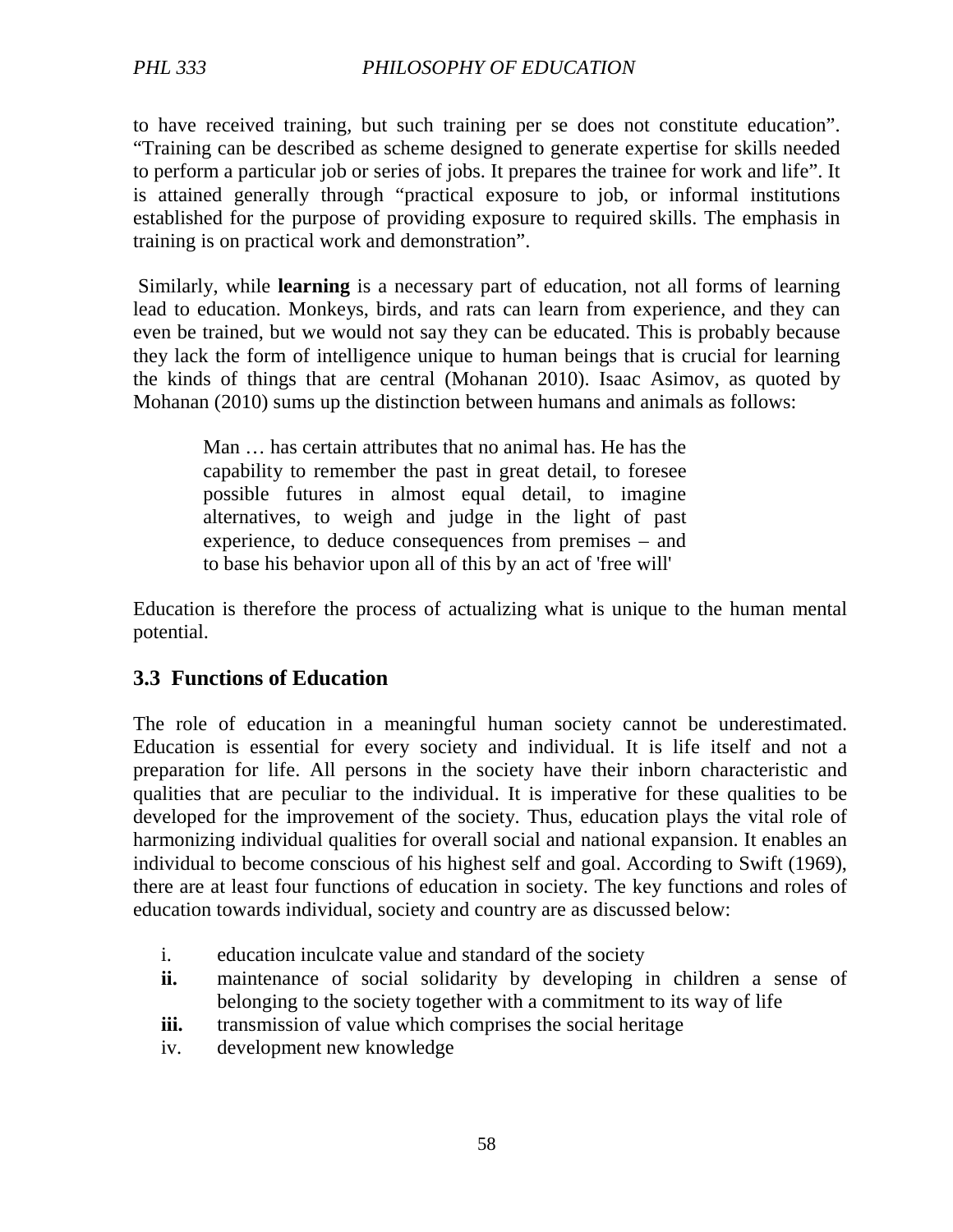to have received training, but such training per se does not constitute education". "Training can be described as scheme designed to generate expertise for skills needed to perform a particular job or series of jobs. It prepares the trainee for work and life". It is attained generally through "practical exposure to job, or informal institutions established for the purpose of providing exposure to required skills. The emphasis in training is on practical work and demonstration".

Similarly, while **learning** is a necessary part of education, not all forms of learning lead to education. Monkeys, birds, and rats can learn from experience, and they can even be trained, but we would not say they can be educated. This is probably because they lack the form of intelligence unique to human beings that is crucial for learning the kinds of things that are central (Mohanan 2010). Isaac Asimov, as quoted by Mohanan (2010) sums up the distinction between humans and animals as follows:

> Man … has certain attributes that no animal has. He has the capability to remember the past in great detail, to foresee possible futures in almost equal detail, to imagine alternatives, to weigh and judge in the light of past experience, to deduce consequences from premises – and to base his behavior upon all of this by an act of 'free will'

Education is therefore the process of actualizing what is unique to the human mental potential.

## 3.3 Functions of Education

The role of education in a meaningful human society cannot be underestimated. Education is essential for every society and individual. It is life itself and not a preparation for life. All persons in the society have their inborn characteristic and qualities that are peculiar to the individual. It is imperative for these qualities to be developed for the improvement of the society. Thus, education plays the vital role of harmonizing individual qualities for overall social and national expansion. It enables an individual to become conscious of his highest self and goal. According to Swift (1969), there are at least four functions of education in society. The key functions and roles of education towards individual, society and country are as discussed below:

i. education inculcate value and standard of the society
**ii.** maintenance of social solidarity by developing in children a sense of belonging to the society together with a commitment to its way of life
**iii.** transmission of value which comprises the social heritage
iv. development new knowledge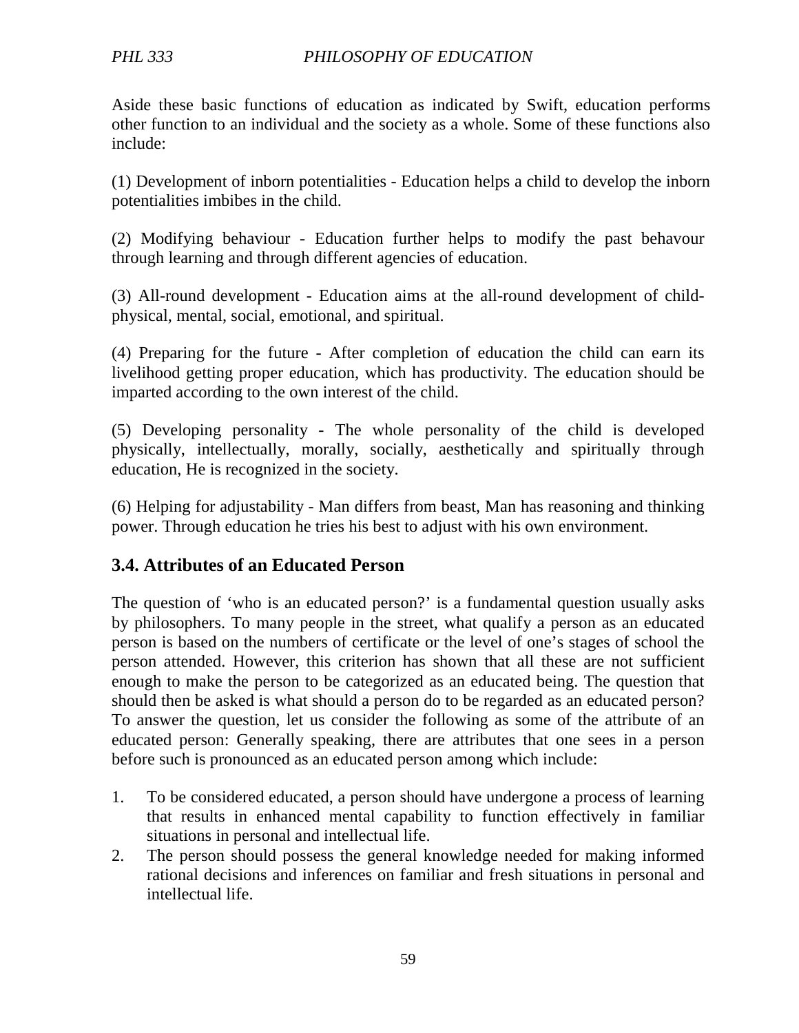Aside these basic functions of education as indicated by Swift, education performs other function to an individual and the society as a whole. Some of these functions also include:

(1) Development of inborn potentialities - Education helps a child to develop the inborn potentialities imbibes in the child.

(2) Modifying behaviour - Education further helps to modify the past behavour through learning and through different agencies of education.

(3) All-round development - Education aims at the all-round development of child-physical, mental, social, emotional, and spiritual.

(4) Preparing for the future - After completion of education the child can earn its livelihood getting proper education, which has productivity. The education should be imparted according to the own interest of the child.

(5) Developing personality - The whole personality of the child is developed physically, intellectually, morally, socially, aesthetically and spiritually through education, He is recognized in the society.

(6) Helping for adjustability - Man differs from beast, Man has reasoning and thinking power. Through education he tries his best to adjust with his own environment.

## 3.4. Attributes of an Educated Person

The question of 'who is an educated person?' is a fundamental question usually asks by philosophers. To many people in the street, what qualify a person as an educated person is based on the numbers of certificate or the level of one's stages of school the person attended. However, this criterion has shown that all these are not sufficient enough to make the person to be categorized as an educated being. The question that should then be asked is what should a person do to be regarded as an educated person? To answer the question, let us consider the following as some of the attribute of an educated person: Generally speaking, there are attributes that one sees in a person before such is pronounced as an educated person among which include:

1. To be considered educated, a person should have undergone a process of learning that results in enhanced mental capability to function effectively in familiar situations in personal and intellectual life.
2. The person should possess the general knowledge needed for making informed rational decisions and inferences on familiar and fresh situations in personal and intellectual life.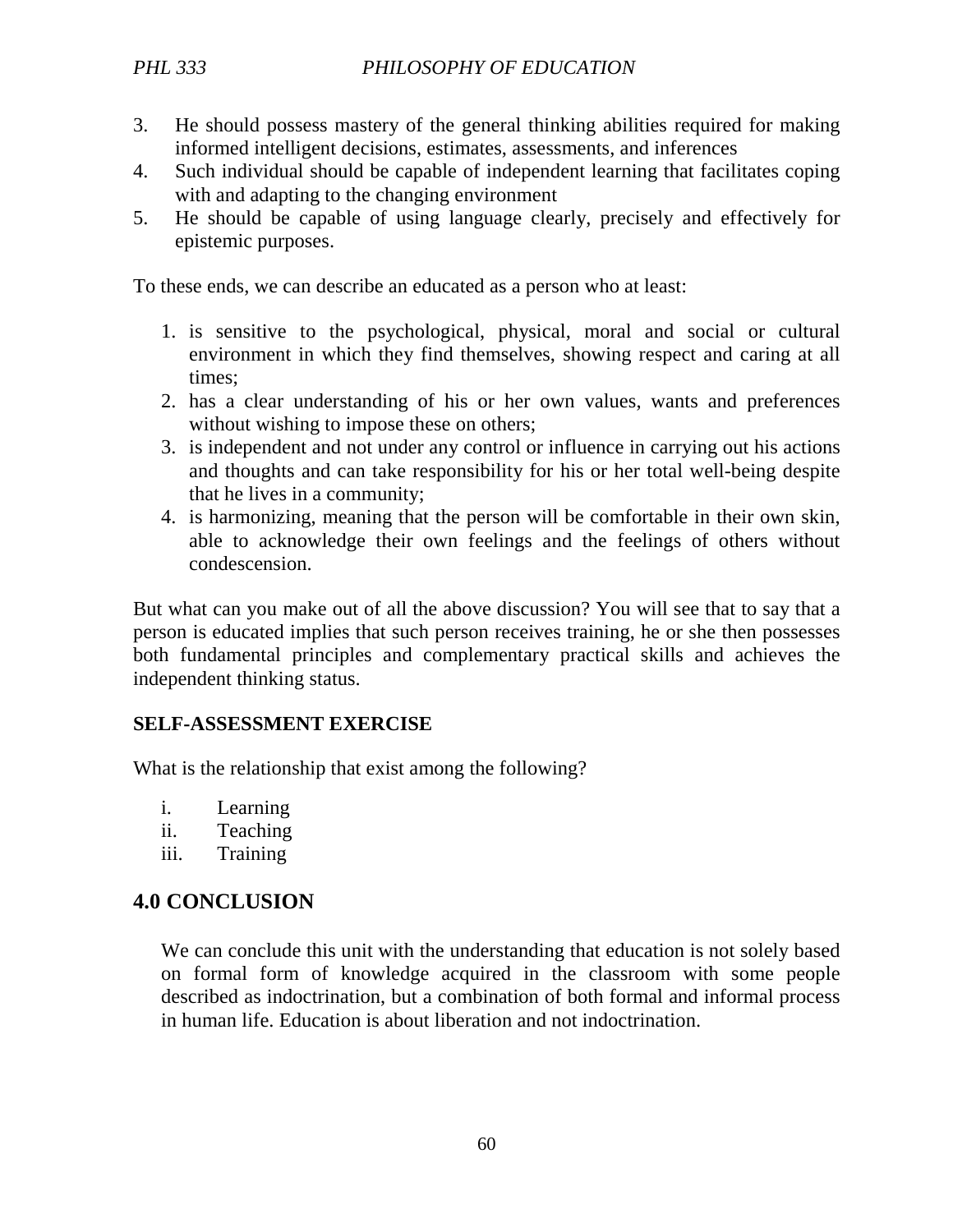3. He should possess mastery of the general thinking abilities required for making informed intelligent decisions, estimates, assessments, and inferences
4. Such individual should be capable of independent learning that facilitates coping with and adapting to the changing environment
5. He should be capable of using language clearly, precisely and effectively for epistemic purposes.

To these ends, we can describe an educated as a person who at least:

1. is sensitive to the psychological, physical, moral and social or cultural environment in which they find themselves, showing respect and caring at all times;
2. has a clear understanding of his or her own values, wants and preferences without wishing to impose these on others;
3. is independent and not under any control or influence in carrying out his actions and thoughts and can take responsibility for his or her total well-being despite that he lives in a community;
4. is harmonizing, meaning that the person will be comfortable in their own skin, able to acknowledge their own feelings and the feelings of others without condescension.

But what can you make out of all the above discussion? You will see that to say that a person is educated implies that such person receives training, he or she then possesses both fundamental principles and complementary practical skills and achieves the independent thinking status.

**SELF-ASSESSMENT EXERCISE**

What is the relationship that exist among the following?

i. Learning
ii. Teaching
iii. Training

## 4.0 CONCLUSION

We can conclude this unit with the understanding that education is not solely based on formal form of knowledge acquired in the classroom with some people described as indoctrination, but a combination of both formal and informal process in human life. Education is about liberation and not indoctrination.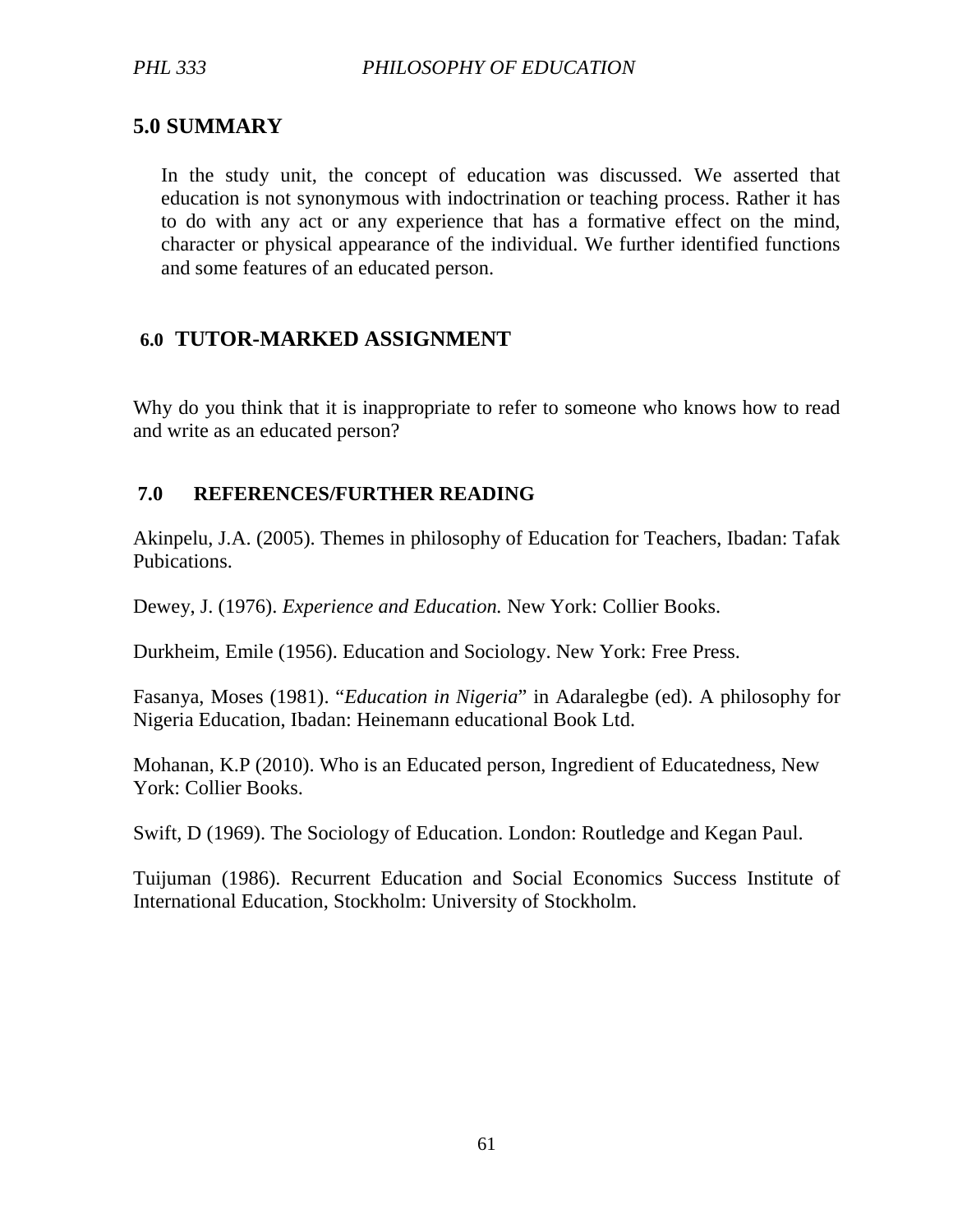## 5.0 SUMMARY

In the study unit, the concept of education was discussed. We asserted that education is not synonymous with indoctrination or teaching process. Rather it has to do with any act or any experience that has a formative effect on the mind, character or physical appearance of the individual. We further identified functions and some features of an educated person.

## 6.0 TUTOR-MARKED ASSIGNMENT

Why do you think that it is inappropriate to refer to someone who knows how to read and write as an educated person?

## 7.0 REFERENCES/FURTHER READING

Akinpelu, J.A. (2005). Themes in philosophy of Education for Teachers, Ibadan: Tafak Pubications.

Dewey, J. (1976). *Experience and Education.* New York: Collier Books.

Durkheim, Emile (1956). Education and Sociology. New York: Free Press.

Fasanya, Moses (1981). "*Education in Nigeria*" in Adaralegbe (ed). A philosophy for Nigeria Education, Ibadan: Heinemann educational Book Ltd.

Mohanan, K.P (2010). Who is an Educated person, Ingredient of Educatedness, New York: Collier Books.

Swift, D (1969). The Sociology of Education. London: Routledge and Kegan Paul.

Tuijuman (1986). Recurrent Education and Social Economics Success Institute of International Education, Stockholm: University of Stockholm.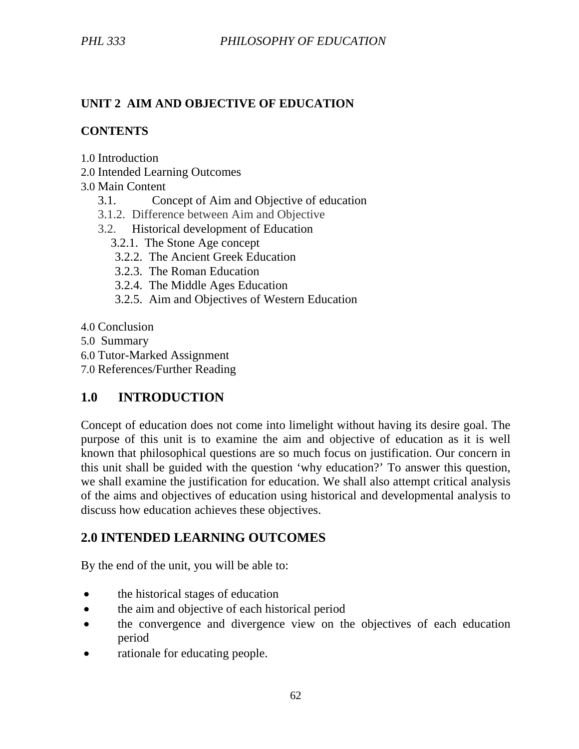## UNIT 2 AIM AND OBJECTIVE OF EDUCATION

### CONTENTS

1.0 Introduction
2.0 Intended Learning Outcomes
3.0 Main Content
  3.1. Concept of Aim and Objective of education
  3.1.2. Difference between Aim and Objective
  3.2. Historical development of Education
    3.2.1. The Stone Age concept
    3.2.2. The Ancient Greek Education
    3.2.3. The Roman Education
    3.2.4. The Middle Ages Education
    3.2.5. Aim and Objectives of Western Education

4.0 Conclusion
5.0 Summary
6.0 Tutor-Marked Assignment
7.0 References/Further Reading

## 1.0 INTRODUCTION

Concept of education does not come into limelight without having its desire goal. The purpose of this unit is to examine the aim and objective of education as it is well known that philosophical questions are so much focus on justification. Our concern in this unit shall be guided with the question 'why education?' To answer this question, we shall examine the justification for education. We shall also attempt critical analysis of the aims and objectives of education using historical and developmental analysis to discuss how education achieves these objectives.

## 2.0 INTENDED LEARNING OUTCOMES

By the end of the unit, you will be able to:

- the historical stages of education
- the aim and objective of each historical period
- the convergence and divergence view on the objectives of each education period
- rationale for educating people.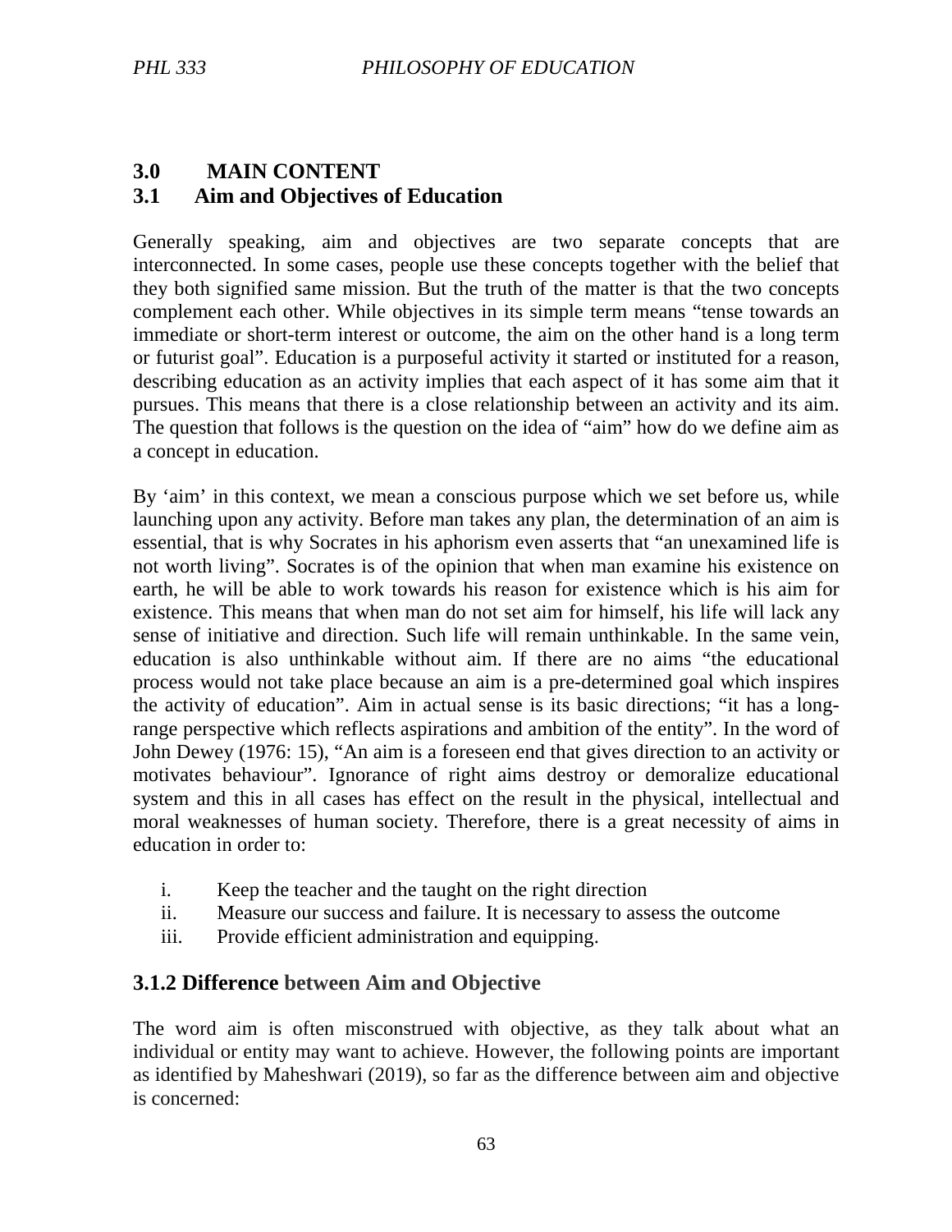## 3.0 MAIN CONTENT

### 3.1 Aim and Objectives of Education

Generally speaking, aim and objectives are two separate concepts that are interconnected. In some cases, people use these concepts together with the belief that they both signified same mission. But the truth of the matter is that the two concepts complement each other. While objectives in its simple term means "tense towards an immediate or short-term interest or outcome, the aim on the other hand is a long term or futurist goal". Education is a purposeful activity it started or instituted for a reason, describing education as an activity implies that each aspect of it has some aim that it pursues. This means that there is a close relationship between an activity and its aim. The question that follows is the question on the idea of "aim" how do we define aim as a concept in education.

By 'aim' in this context, we mean a conscious purpose which we set before us, while launching upon any activity. Before man takes any plan, the determination of an aim is essential, that is why Socrates in his aphorism even asserts that "an unexamined life is not worth living". Socrates is of the opinion that when man examine his existence on earth, he will be able to work towards his reason for existence which is his aim for existence. This means that when man do not set aim for himself, his life will lack any sense of initiative and direction. Such life will remain unthinkable. In the same vein, education is also unthinkable without aim. If there are no aims "the educational process would not take place because an aim is a pre-determined goal which inspires the activity of education". Aim in actual sense is its basic directions; "it has a long-range perspective which reflects aspirations and ambition of the entity". In the word of John Dewey (1976: 15), "An aim is a foreseen end that gives direction to an activity or motivates behaviour". Ignorance of right aims destroy or demoralize educational system and this in all cases has effect on the result in the physical, intellectual and moral weaknesses of human society. Therefore, there is a great necessity of aims in education in order to:

i. Keep the teacher and the taught on the right direction
ii. Measure our success and failure. It is necessary to assess the outcome
iii. Provide efficient administration and equipping.

### 3.1.2 Difference between Aim and Objective

The word aim is often misconstrued with objective, as they talk about what an individual or entity may want to achieve. However, the following points are important as identified by Maheshwari (2019), so far as the difference between aim and objective is concerned: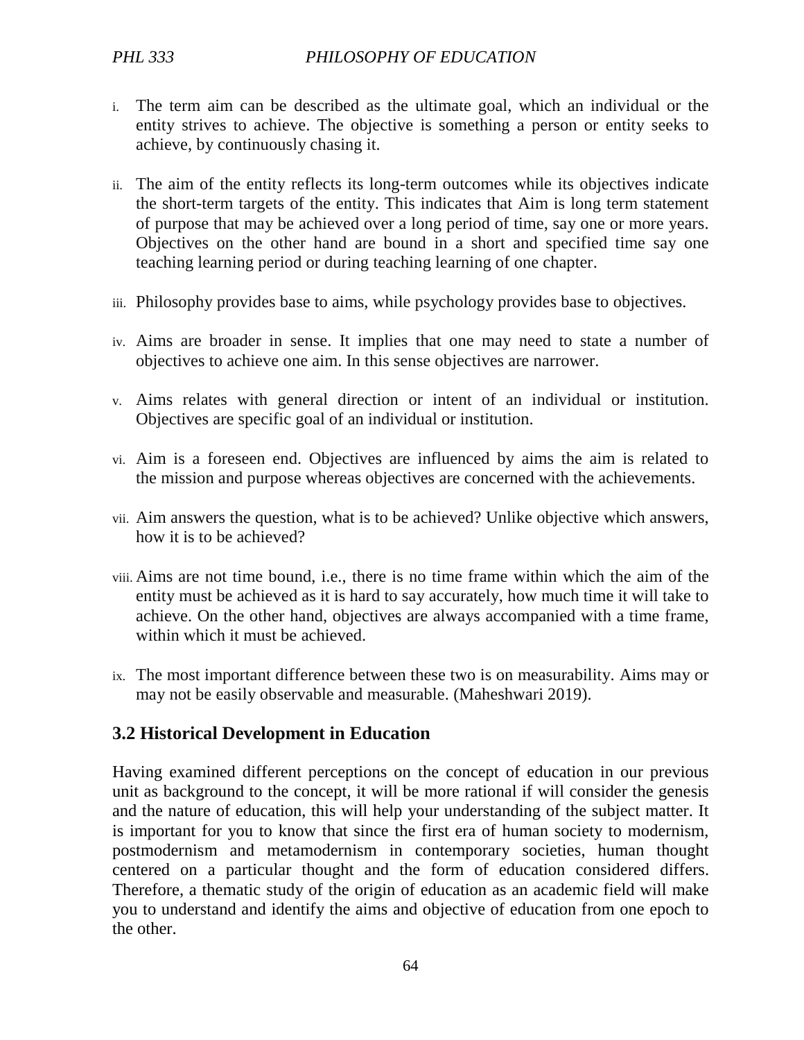i. The term aim can be described as the ultimate goal, which an individual or the entity strives to achieve. The objective is something a person or entity seeks to achieve, by continuously chasing it.

ii. The aim of the entity reflects its long-term outcomes while its objectives indicate the short-term targets of the entity. This indicates that Aim is long term statement of purpose that may be achieved over a long period of time, say one or more years. Objectives on the other hand are bound in a short and specified time say one teaching learning period or during teaching learning of one chapter.

iii. Philosophy provides base to aims, while psychology provides base to objectives.

iv. Aims are broader in sense. It implies that one may need to state a number of objectives to achieve one aim. In this sense objectives are narrower.

v. Aims relates with general direction or intent of an individual or institution. Objectives are specific goal of an individual or institution.

vi. Aim is a foreseen end. Objectives are influenced by aims the aim is related to the mission and purpose whereas objectives are concerned with the achievements.

vii. Aim answers the question, what is to be achieved? Unlike objective which answers, how it is to be achieved?

viii. Aims are not time bound, i.e., there is no time frame within which the aim of the entity must be achieved as it is hard to say accurately, how much time it will take to achieve. On the other hand, objectives are always accompanied with a time frame, within which it must be achieved.

ix. The most important difference between these two is on measurability. Aims may or may not be easily observable and measurable. (Maheshwari 2019).

## 3.2 Historical Development in Education

Having examined different perceptions on the concept of education in our previous unit as background to the concept, it will be more rational if will consider the genesis and the nature of education, this will help your understanding of the subject matter. It is important for you to know that since the first era of human society to modernism, postmodernism and metamodernism in contemporary societies, human thought centered on a particular thought and the form of education considered differs. Therefore, a thematic study of the origin of education as an academic field will make you to understand and identify the aims and objective of education from one epoch to the other.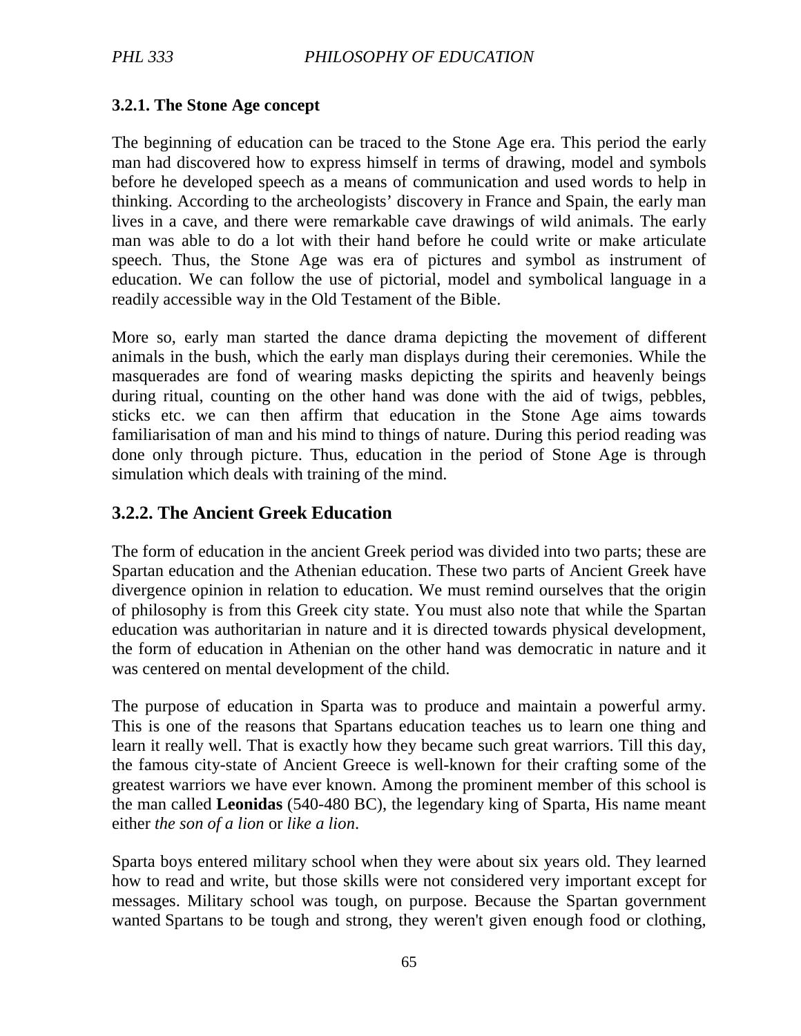### 3.2.1. The Stone Age concept

The beginning of education can be traced to the Stone Age era. This period the early man had discovered how to express himself in terms of drawing, model and symbols before he developed speech as a means of communication and used words to help in thinking. According to the archeologists' discovery in France and Spain, the early man lives in a cave, and there were remarkable cave drawings of wild animals. The early man was able to do a lot with their hand before he could write or make articulate speech. Thus, the Stone Age was era of pictures and symbol as instrument of education. We can follow the use of pictorial, model and symbolical language in a readily accessible way in the Old Testament of the Bible.

More so, early man started the dance drama depicting the movement of different animals in the bush, which the early man displays during their ceremonies. While the masquerades are fond of wearing masks depicting the spirits and heavenly beings during ritual, counting on the other hand was done with the aid of twigs, pebbles, sticks etc. we can then affirm that education in the Stone Age aims towards familiarisation of man and his mind to things of nature. During this period reading was done only through picture. Thus, education in the period of Stone Age is through simulation which deals with training of the mind.

## 3.2.2. The Ancient Greek Education

The form of education in the ancient Greek period was divided into two parts; these are Spartan education and the Athenian education. These two parts of Ancient Greek have divergence opinion in relation to education. We must remind ourselves that the origin of philosophy is from this Greek city state. You must also note that while the Spartan education was authoritarian in nature and it is directed towards physical development, the form of education in Athenian on the other hand was democratic in nature and it was centered on mental development of the child.

The purpose of education in Sparta was to produce and maintain a powerful army. This is one of the reasons that Spartans education teaches us to learn one thing and learn it really well. That is exactly how they became such great warriors. Till this day, the famous city-state of Ancient Greece is well-known for their crafting some of the greatest warriors we have ever known. Among the prominent member of this school is the man called **Leonidas** (540-480 BC), the legendary king of Sparta, His name meant either *the son of a lion* or *like a lion*.

Sparta boys entered military school when they were about six years old. They learned how to read and write, but those skills were not considered very important except for messages. Military school was tough, on purpose. Because the Spartan government wanted Spartans to be tough and strong, they weren't given enough food or clothing,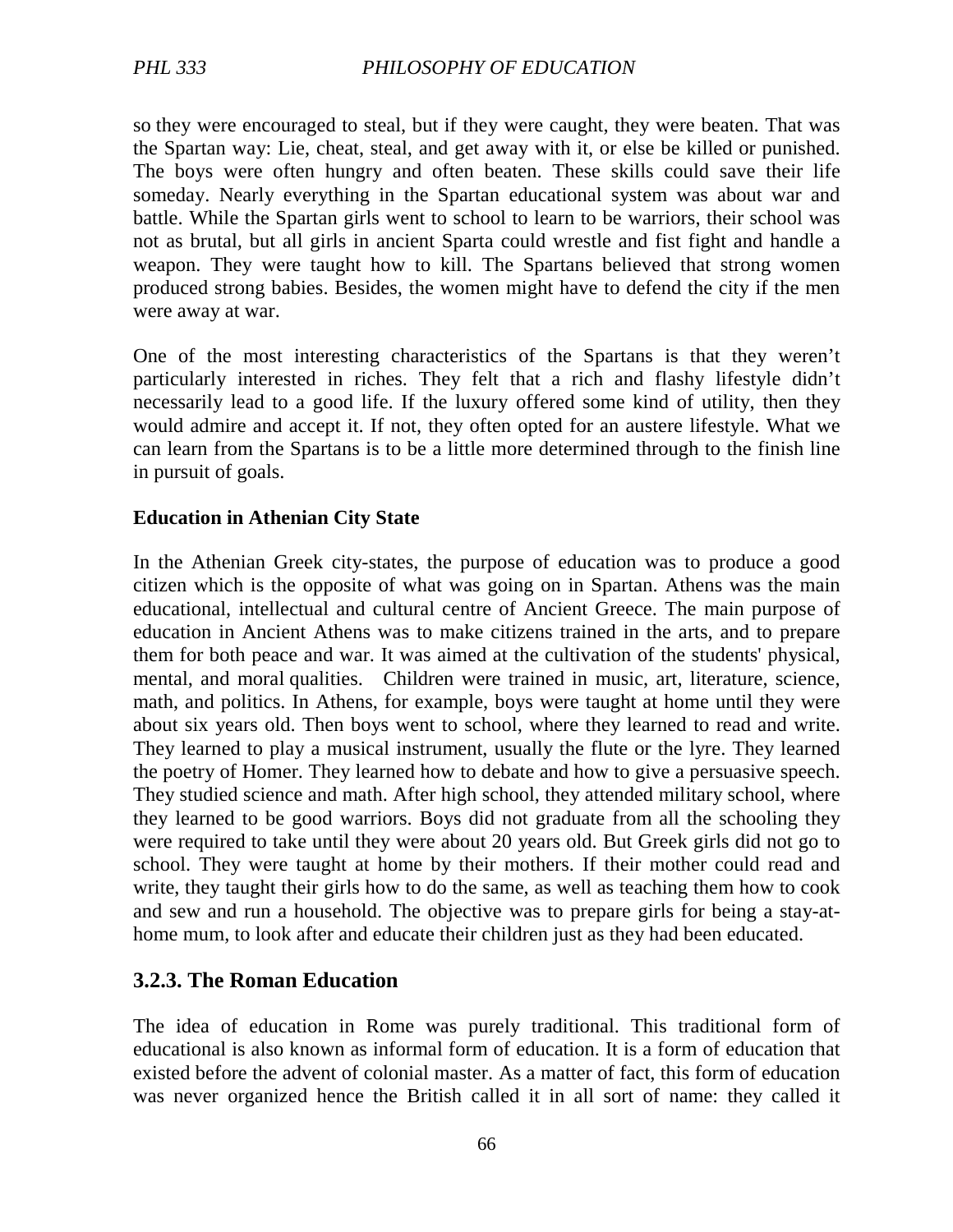so they were encouraged to steal, but if they were caught, they were beaten. That was the Spartan way: Lie, cheat, steal, and get away with it, or else be killed or punished. The boys were often hungry and often beaten. These skills could save their life someday. Nearly everything in the Spartan educational system was about war and battle. While the Spartan girls went to school to learn to be warriors, their school was not as brutal, but all girls in ancient Sparta could wrestle and fist fight and handle a weapon. They were taught how to kill. The Spartans believed that strong women produced strong babies. Besides, the women might have to defend the city if the men were away at war.

One of the most interesting characteristics of the Spartans is that they weren't particularly interested in riches. They felt that a rich and flashy lifestyle didn't necessarily lead to a good life. If the luxury offered some kind of utility, then they would admire and accept it. If not, they often opted for an austere lifestyle. What we can learn from the Spartans is to be a little more determined through to the finish line in pursuit of goals.

**Education in Athenian City State**

In the Athenian Greek city-states, the purpose of education was to produce a good citizen which is the opposite of what was going on in Spartan. Athens was the main educational, intellectual and cultural centre of Ancient Greece. The main purpose of education in Ancient Athens was to make citizens trained in the arts, and to prepare them for both peace and war. It was aimed at the cultivation of the students' physical, mental, and moral qualities. Children were trained in music, art, literature, science, math, and politics. In Athens, for example, boys were taught at home until they were about six years old. Then boys went to school, where they learned to read and write. They learned to play a musical instrument, usually the flute or the lyre. They learned the poetry of Homer. They learned how to debate and how to give a persuasive speech. They studied science and math. After high school, they attended military school, where they learned to be good warriors. Boys did not graduate from all the schooling they were required to take until they were about 20 years old. But Greek girls did not go to school. They were taught at home by their mothers. If their mother could read and write, they taught their girls how to do the same, as well as teaching them how to cook and sew and run a household. The objective was to prepare girls for being a stay-at-home mum, to look after and educate their children just as they had been educated.

### 3.2.3. The Roman Education

The idea of education in Rome was purely traditional. This traditional form of educational is also known as informal form of education. It is a form of education that existed before the advent of colonial master. As a matter of fact, this form of education was never organized hence the British called it in all sort of name: they called it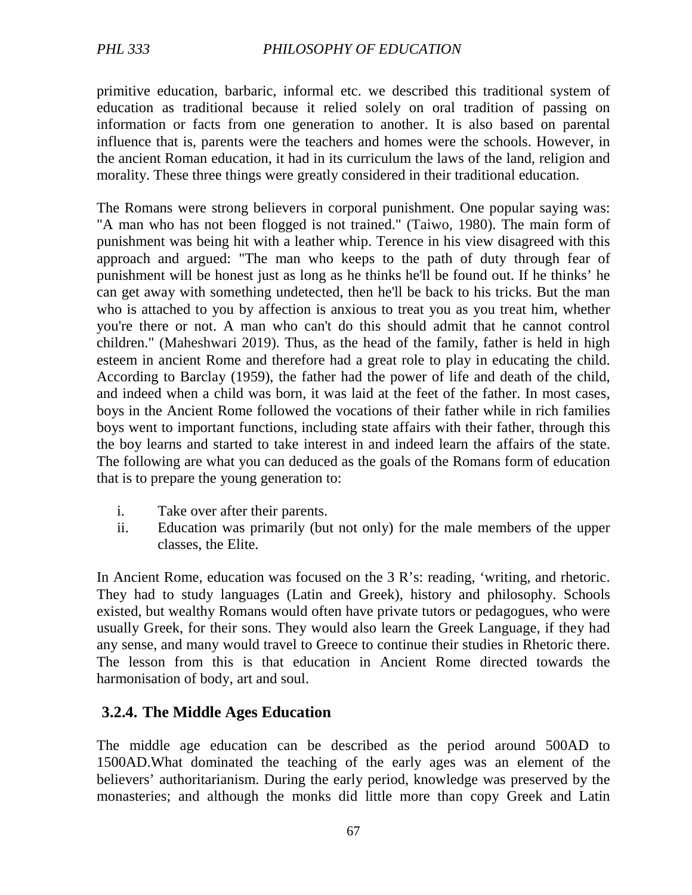primitive education, barbaric, informal etc. we described this traditional system of education as traditional because it relied solely on oral tradition of passing on information or facts from one generation to another. It is also based on parental influence that is, parents were the teachers and homes were the schools. However, in the ancient Roman education, it had in its curriculum the laws of the land, religion and morality. These three things were greatly considered in their traditional education.

The Romans were strong believers in corporal punishment. One popular saying was: "A man who has not been flogged is not trained." (Taiwo, 1980). The main form of punishment was being hit with a leather whip. Terence in his view disagreed with this approach and argued: "The man who keeps to the path of duty through fear of punishment will be honest just as long as he thinks he'll be found out. If he thinks' he can get away with something undetected, then he'll be back to his tricks. But the man who is attached to you by affection is anxious to treat you as you treat him, whether you're there or not. A man who can't do this should admit that he cannot control children." (Maheshwari 2019). Thus, as the head of the family, father is held in high esteem in ancient Rome and therefore had a great role to play in educating the child. According to Barclay (1959), the father had the power of life and death of the child, and indeed when a child was born, it was laid at the feet of the father. In most cases, boys in the Ancient Rome followed the vocations of their father while in rich families boys went to important functions, including state affairs with their father, through this the boy learns and started to take interest in and indeed learn the affairs of the state. The following are what you can deduced as the goals of the Romans form of education that is to prepare the young generation to:

i. Take over after their parents.
ii. Education was primarily (but not only) for the male members of the upper classes, the Elite.

In Ancient Rome, education was focused on the 3 R's: reading, 'writing, and rhetoric. They had to study languages (Latin and Greek), history and philosophy. Schools existed, but wealthy Romans would often have private tutors or pedagogues, who were usually Greek, for their sons. They would also learn the Greek Language, if they had any sense, and many would travel to Greece to continue their studies in Rhetoric there. The lesson from this is that education in Ancient Rome directed towards the harmonisation of body, art and soul.

### 3.2.4. The Middle Ages Education

The middle age education can be described as the period around 500AD to 1500AD.What dominated the teaching of the early ages was an element of the believers' authoritarianism. During the early period, knowledge was preserved by the monasteries; and although the monks did little more than copy Greek and Latin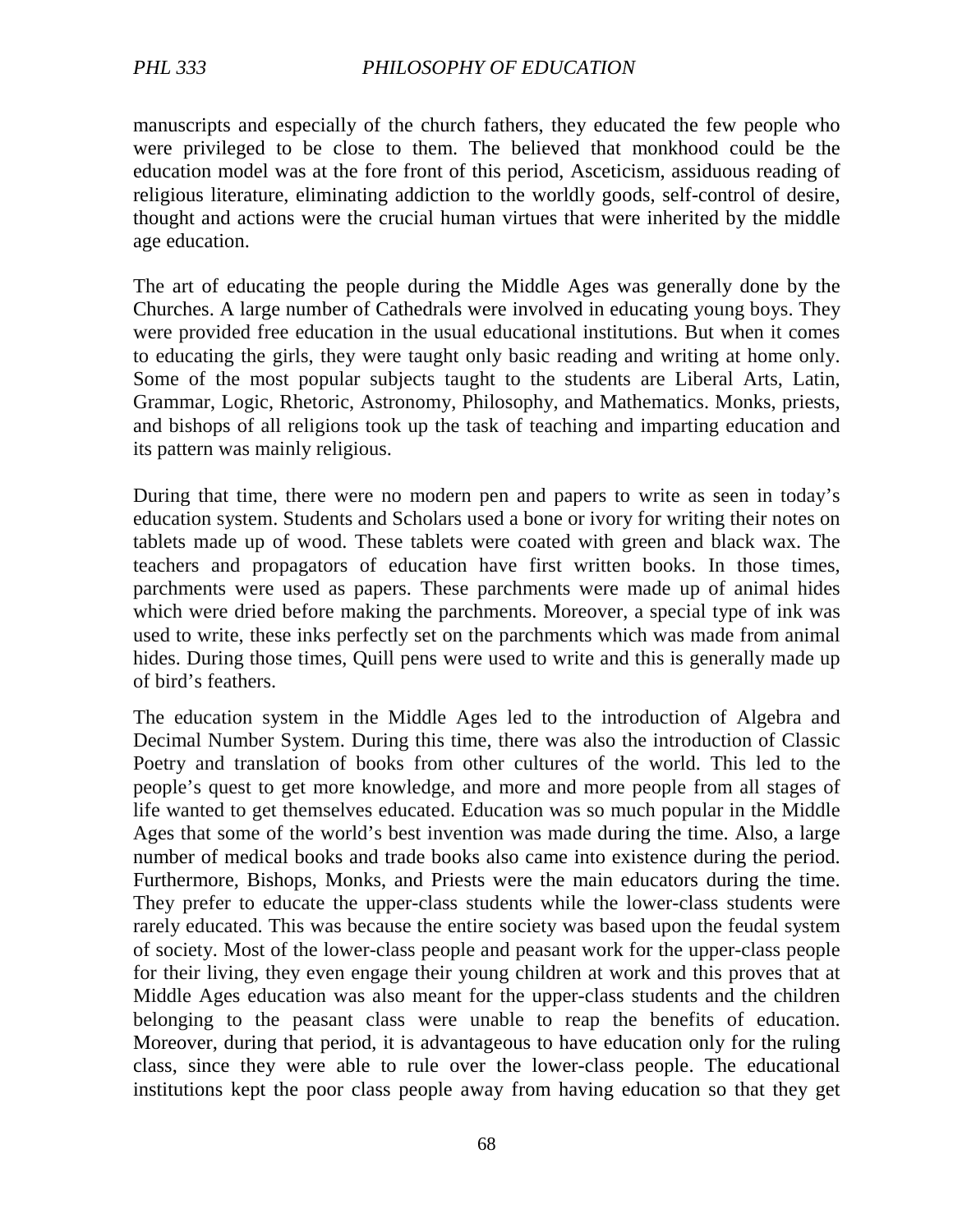manuscripts and especially of the church fathers, they educated the few people who were privileged to be close to them. The believed that monkhood could be the education model was at the fore front of this period, Asceticism, assiduous reading of religious literature, eliminating addiction to the worldly goods, self-control of desire, thought and actions were the crucial human virtues that were inherited by the middle age education.

The art of educating the people during the Middle Ages was generally done by the Churches. A large number of Cathedrals were involved in educating young boys. They were provided free education in the usual educational institutions. But when it comes to educating the girls, they were taught only basic reading and writing at home only. Some of the most popular subjects taught to the students are Liberal Arts, Latin, Grammar, Logic, Rhetoric, Astronomy, Philosophy, and Mathematics. Monks, priests, and bishops of all religions took up the task of teaching and imparting education and its pattern was mainly religious.

During that time, there were no modern pen and papers to write as seen in today's education system. Students and Scholars used a bone or ivory for writing their notes on tablets made up of wood. These tablets were coated with green and black wax. The teachers and propagators of education have first written books. In those times, parchments were used as papers. These parchments were made up of animal hides which were dried before making the parchments. Moreover, a special type of ink was used to write, these inks perfectly set on the parchments which was made from animal hides. During those times, Quill pens were used to write and this is generally made up of bird's feathers.

The education system in the Middle Ages led to the introduction of Algebra and Decimal Number System. During this time, there was also the introduction of Classic Poetry and translation of books from other cultures of the world. This led to the people's quest to get more knowledge, and more and more people from all stages of life wanted to get themselves educated. Education was so much popular in the Middle Ages that some of the world's best invention was made during the time. Also, a large number of medical books and trade books also came into existence during the period. Furthermore, Bishops, Monks, and Priests were the main educators during the time. They prefer to educate the upper-class students while the lower-class students were rarely educated. This was because the entire society was based upon the feudal system of society. Most of the lower-class people and peasant work for the upper-class people for their living, they even engage their young children at work and this proves that at Middle Ages education was also meant for the upper-class students and the children belonging to the peasant class were unable to reap the benefits of education. Moreover, during that period, it is advantageous to have education only for the ruling class, since they were able to rule over the lower-class people. The educational institutions kept the poor class people away from having education so that they get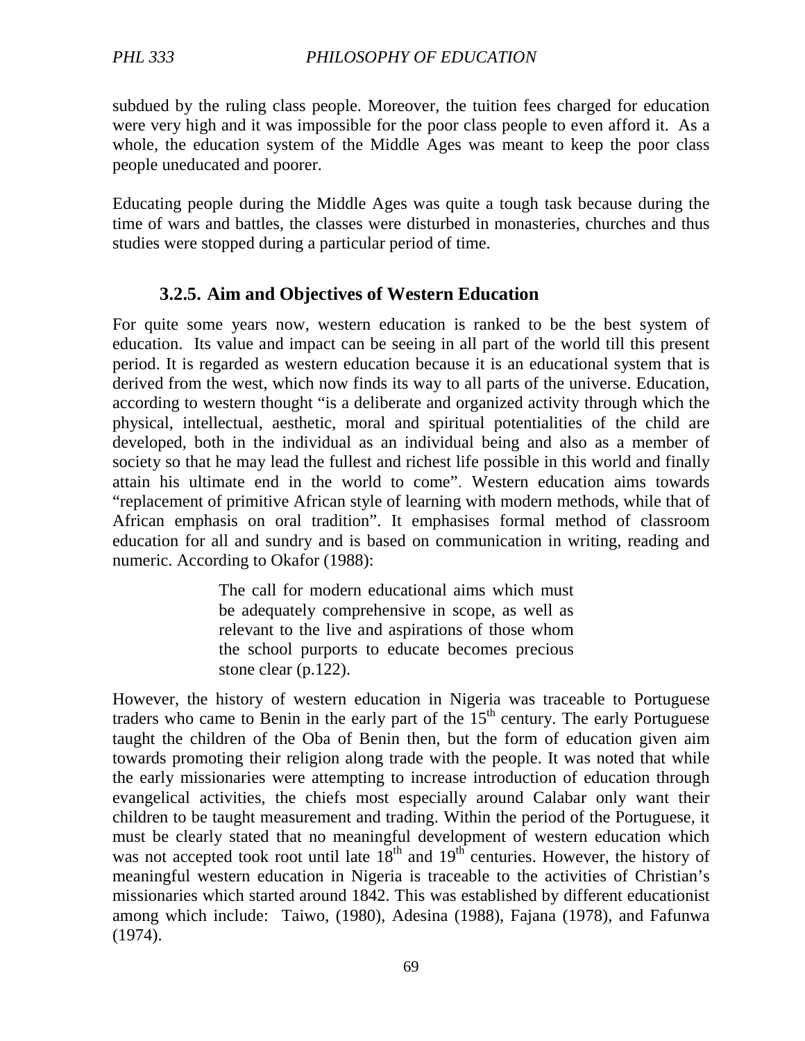subdued by the ruling class people. Moreover, the tuition fees charged for education were very high and it was impossible for the poor class people to even afford it. As a whole, the education system of the Middle Ages was meant to keep the poor class people uneducated and poorer.

Educating people during the Middle Ages was quite a tough task because during the time of wars and battles, the classes were disturbed in monasteries, churches and thus studies were stopped during a particular period of time.

### 3.2.5. Aim and Objectives of Western Education

For quite some years now, western education is ranked to be the best system of education. Its value and impact can be seeing in all part of the world till this present period. It is regarded as western education because it is an educational system that is derived from the west, which now finds its way to all parts of the universe. Education, according to western thought "is a deliberate and organized activity through which the physical, intellectual, aesthetic, moral and spiritual potentialities of the child are developed, both in the individual as an individual being and also as a member of society so that he may lead the fullest and richest life possible in this world and finally attain his ultimate end in the world to come". Western education aims towards "replacement of primitive African style of learning with modern methods, while that of African emphasis on oral tradition". It emphasises formal method of classroom education for all and sundry and is based on communication in writing, reading and numeric. According to Okafor (1988):

> The call for modern educational aims which must be adequately comprehensive in scope, as well as relevant to the live and aspirations of those whom the school purports to educate becomes precious stone clear (p.122).

However, the history of western education in Nigeria was traceable to Portuguese traders who came to Benin in the early part of the 15th century. The early Portuguese taught the children of the Oba of Benin then, but the form of education given aim towards promoting their religion along trade with the people. It was noted that while the early missionaries were attempting to increase introduction of education through evangelical activities, the chiefs most especially around Calabar only want their children to be taught measurement and trading. Within the period of the Portuguese, it must be clearly stated that no meaningful development of western education which was not accepted took root until late 18th and 19th centuries. However, the history of meaningful western education in Nigeria is traceable to the activities of Christian's missionaries which started around 1842. This was established by different educationist among which include: Taiwo, (1980), Adesina (1988), Fajana (1978), and Fafunwa (1974).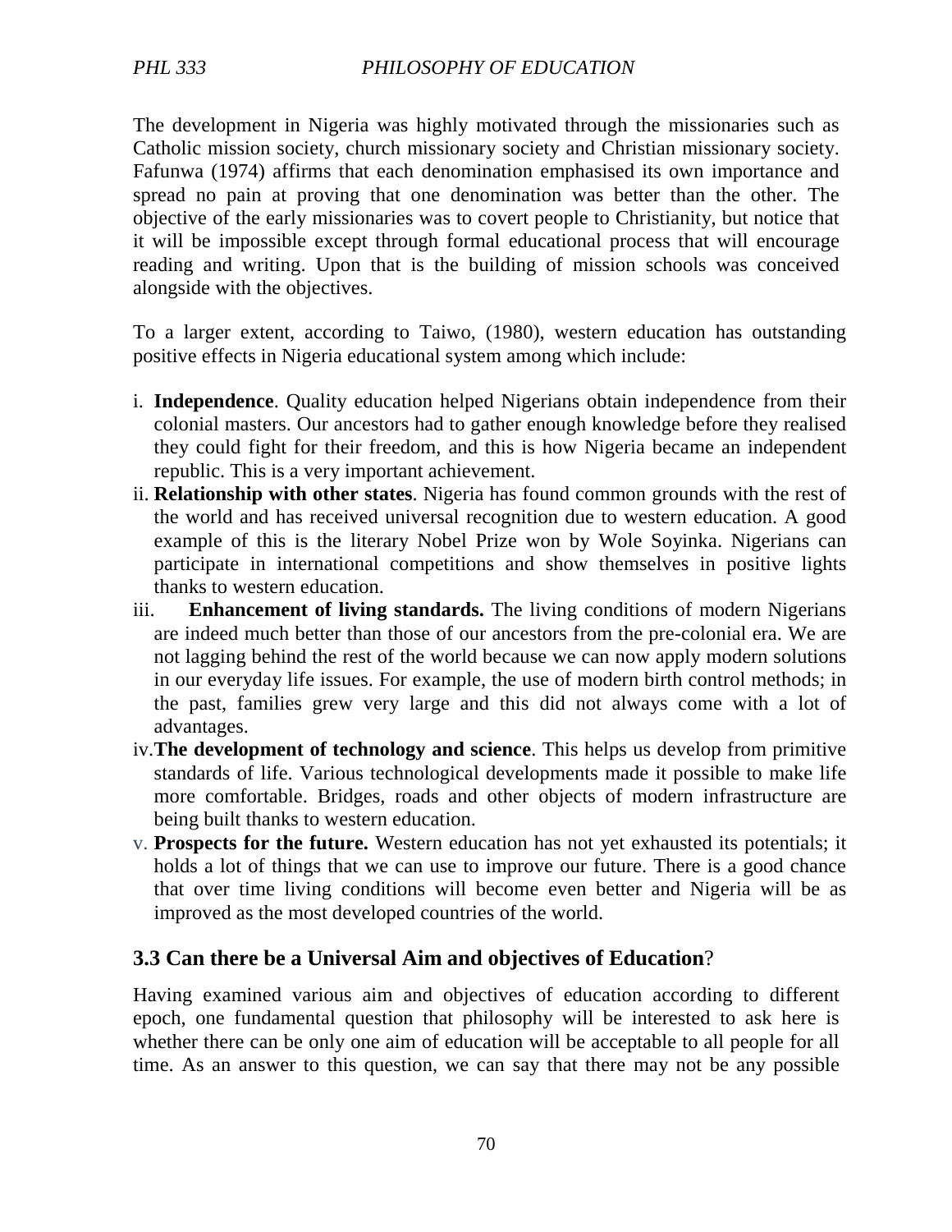The development in Nigeria was highly motivated through the missionaries such as Catholic mission society, church missionary society and Christian missionary society. Fafunwa (1974) affirms that each denomination emphasised its own importance and spread no pain at proving that one denomination was better than the other. The objective of the early missionaries was to covert people to Christianity, but notice that it will be impossible except through formal educational process that will encourage reading and writing. Upon that is the building of mission schools was conceived alongside with the objectives.

To a larger extent, according to Taiwo, (1980), western education has outstanding positive effects in Nigeria educational system among which include:

i. **Independence**. Quality education helped Nigerians obtain independence from their colonial masters. Our ancestors had to gather enough knowledge before they realised they could fight for their freedom, and this is how Nigeria became an independent republic. This is a very important achievement.
ii. **Relationship with other states**. Nigeria has found common grounds with the rest of the world and has received universal recognition due to western education. A good example of this is the literary Nobel Prize won by Wole Soyinka. Nigerians can participate in international competitions and show themselves in positive lights thanks to western education.
iii. **Enhancement of living standards.** The living conditions of modern Nigerians are indeed much better than those of our ancestors from the pre-colonial era. We are not lagging behind the rest of the world because we can now apply modern solutions in our everyday life issues. For example, the use of modern birth control methods; in the past, families grew very large and this did not always come with a lot of advantages.
iv. **The development of technology and science**. This helps us develop from primitive standards of life. Various technological developments made it possible to make life more comfortable. Bridges, roads and other objects of modern infrastructure are being built thanks to western education.
v. **Prospects for the future.** Western education has not yet exhausted its potentials; it holds a lot of things that we can use to improve our future. There is a good chance that over time living conditions will become even better and Nigeria will be as improved as the most developed countries of the world.

## 3.3 Can there be a Universal Aim and objectives of Education?

Having examined various aim and objectives of education according to different epoch, one fundamental question that philosophy will be interested to ask here is whether there can be only one aim of education will be acceptable to all people for all time. As an answer to this question, we can say that there may not be any possible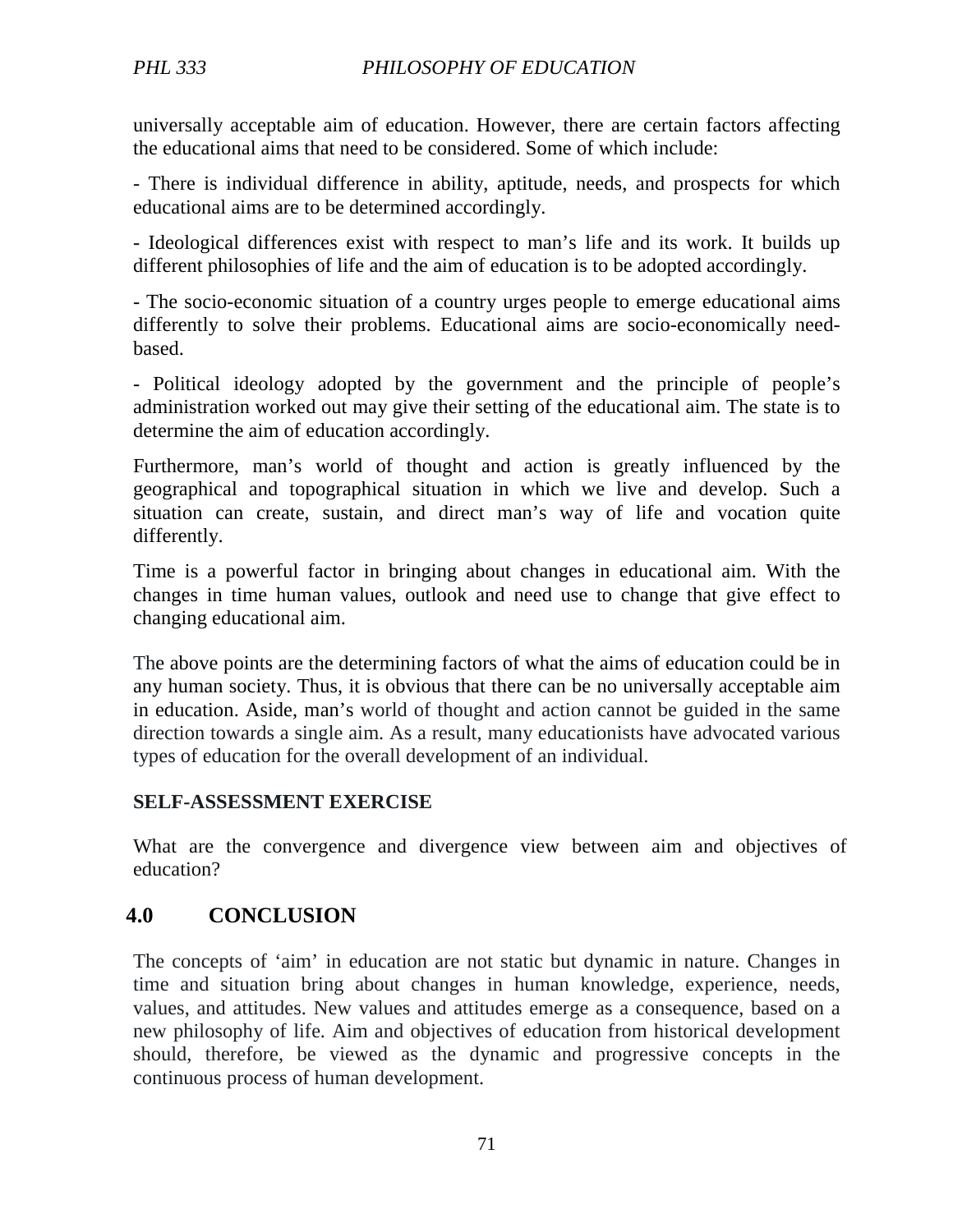universally acceptable aim of education. However, there are certain factors affecting the educational aims that need to be considered. Some of which include:

- There is individual difference in ability, aptitude, needs, and prospects for which educational aims are to be determined accordingly.

- Ideological differences exist with respect to man's life and its work. It builds up different philosophies of life and the aim of education is to be adopted accordingly.

- The socio-economic situation of a country urges people to emerge educational aims differently to solve their problems. Educational aims are socio-economically need-based.

- Political ideology adopted by the government and the principle of people's administration worked out may give their setting of the educational aim. The state is to determine the aim of education accordingly.

Furthermore, man's world of thought and action is greatly influenced by the geographical and topographical situation in which we live and develop. Such a situation can create, sustain, and direct man's way of life and vocation quite differently.

Time is a powerful factor in bringing about changes in educational aim. With the changes in time human values, outlook and need use to change that give effect to changing educational aim.

The above points are the determining factors of what the aims of education could be in any human society. Thus, it is obvious that there can be no universally acceptable aim in education. Aside, man's world of thought and action cannot be guided in the same direction towards a single aim. As a result, many educationists have advocated various types of education for the overall development of an individual.

**SELF-ASSESSMENT EXERCISE**

What are the convergence and divergence view between aim and objectives of education?

## 4.0 CONCLUSION

The concepts of 'aim' in education are not static but dynamic in nature. Changes in time and situation bring about changes in human knowledge, experience, needs, values, and attitudes. New values and attitudes emerge as a consequence, based on a new philosophy of life. Aim and objectives of education from historical development should, therefore, be viewed as the dynamic and progressive concepts in the continuous process of human development.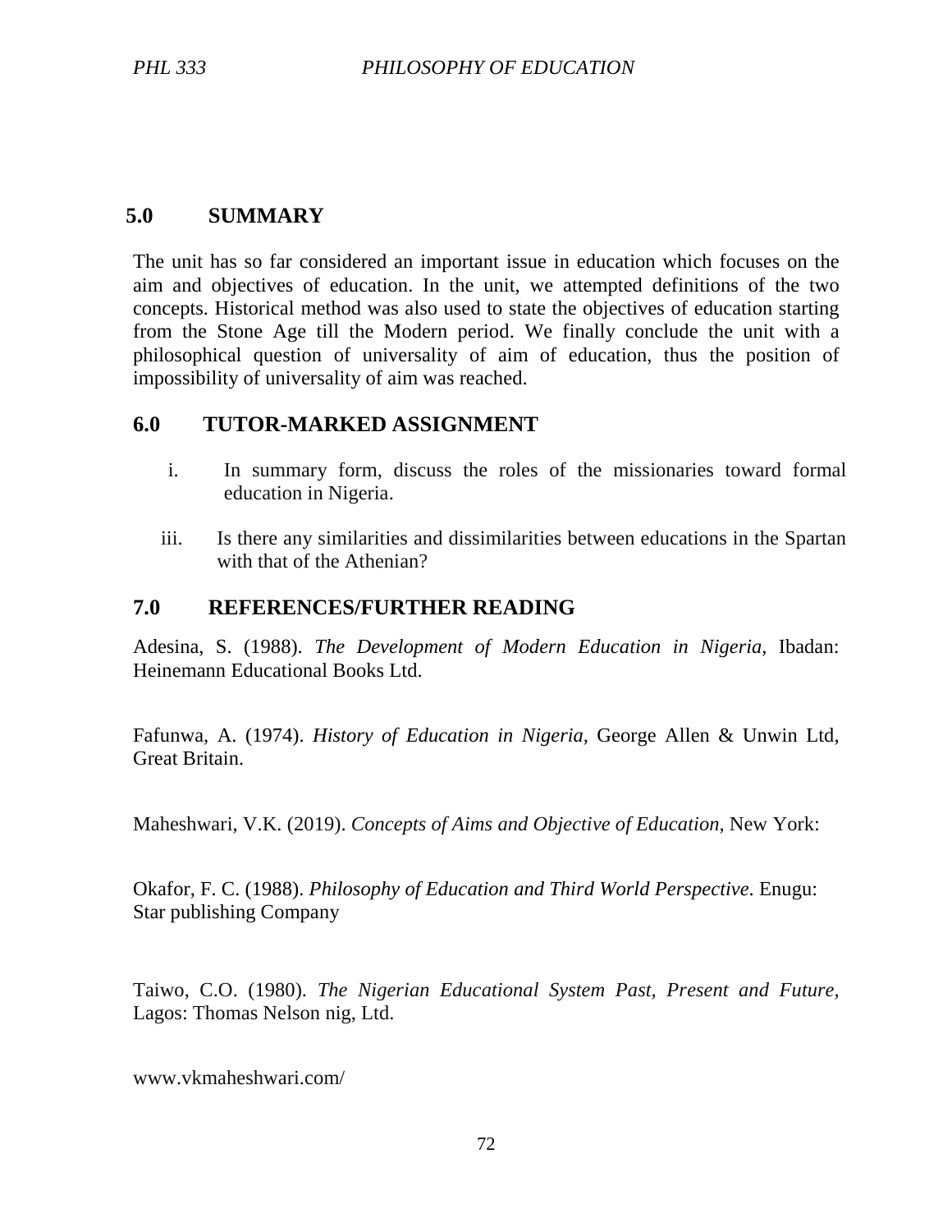## 5.0 SUMMARY

The unit has so far considered an important issue in education which focuses on the aim and objectives of education. In the unit, we attempted definitions of the two concepts. Historical method was also used to state the objectives of education starting from the Stone Age till the Modern period. We finally conclude the unit with a philosophical question of universality of aim of education, thus the position of impossibility of universality of aim was reached.

## 6.0 TUTOR-MARKED ASSIGNMENT

i. In summary form, discuss the roles of the missionaries toward formal education in Nigeria.

iii. Is there any similarities and dissimilarities between educations in the Spartan with that of the Athenian?

## 7.0 REFERENCES/FURTHER READING

Adesina, S. (1988). *The Development of Modern Education in Nigeria*, Ibadan: Heinemann Educational Books Ltd.

Fafunwa, A. (1974). *History of Education in Nigeria,* George Allen & Unwin Ltd, Great Britain.

Maheshwari, V.K. (2019). *Concepts of Aims and Objective of Education*, New York:

Okafor, F. C. (1988). *Philosophy of Education and Third World Perspective*. Enugu: Star publishing Company

Taiwo, C.O. (1980). *The Nigerian Educational System Past, Present and Future,* Lagos: Thomas Nelson nig, Ltd.

www.vkmaheshwari.com/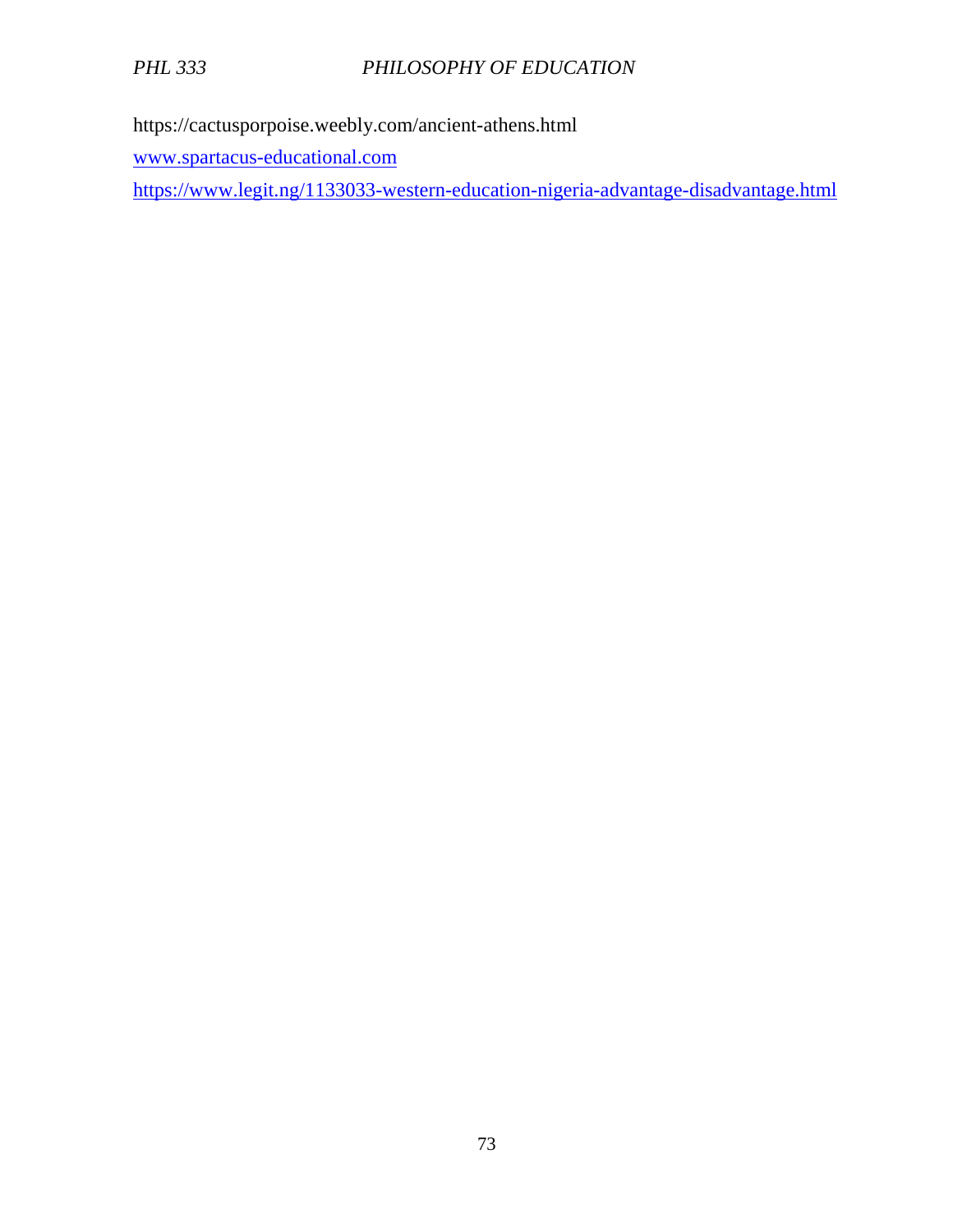https://cactusporpoise.weebly.com/ancient-athens.html

www.spartacus-educational.com

https://www.legit.ng/1133033-western-education-nigeria-advantage-disadvantage.html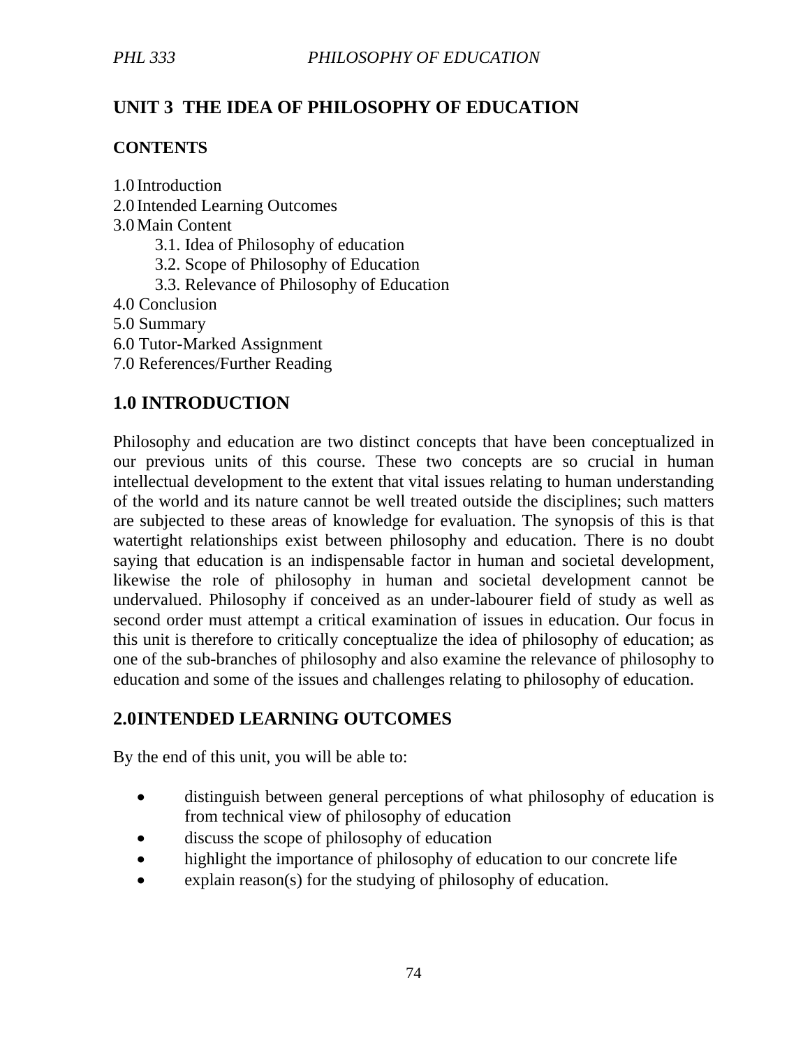# UNIT 3 THE IDEA OF PHILOSOPHY OF EDUCATION

## CONTENTS

1.0 Introduction
2.0 Intended Learning Outcomes
3.0 Main Content
   3.1. Idea of Philosophy of education
   3.2. Scope of Philosophy of Education
   3.3. Relevance of Philosophy of Education
4.0 Conclusion
5.0 Summary
6.0 Tutor-Marked Assignment
7.0 References/Further Reading

## 1.0 INTRODUCTION

Philosophy and education are two distinct concepts that have been conceptualized in our previous units of this course. These two concepts are so crucial in human intellectual development to the extent that vital issues relating to human understanding of the world and its nature cannot be well treated outside the disciplines; such matters are subjected to these areas of knowledge for evaluation. The synopsis of this is that watertight relationships exist between philosophy and education. There is no doubt saying that education is an indispensable factor in human and societal development, likewise the role of philosophy in human and societal development cannot be undervalued. Philosophy if conceived as an under-labourer field of study as well as second order must attempt a critical examination of issues in education. Our focus in this unit is therefore to critically conceptualize the idea of philosophy of education; as one of the sub-branches of philosophy and also examine the relevance of philosophy to education and some of the issues and challenges relating to philosophy of education.

## 2.0INTENDED LEARNING OUTCOMES

By the end of this unit, you will be able to:

- distinguish between general perceptions of what philosophy of education is from technical view of philosophy of education
- discuss the scope of philosophy of education
- highlight the importance of philosophy of education to our concrete life
- explain reason(s) for the studying of philosophy of education.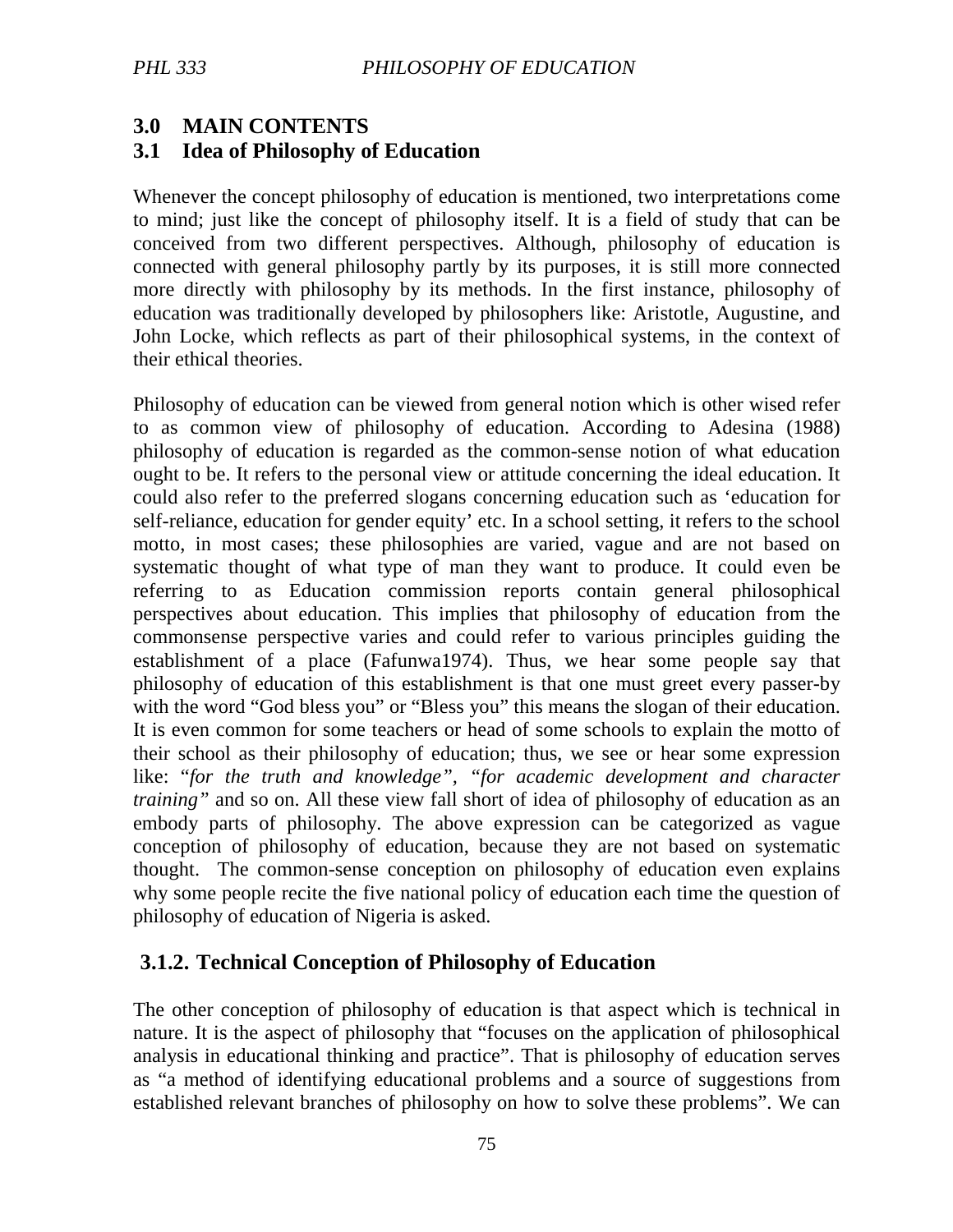## 3.0 MAIN CONTENTS

### 3.1 Idea of Philosophy of Education

Whenever the concept philosophy of education is mentioned, two interpretations come to mind; just like the concept of philosophy itself. It is a field of study that can be conceived from two different perspectives. Although, philosophy of education is connected with general philosophy partly by its purposes, it is still more connected more directly with philosophy by its methods. In the first instance, philosophy of education was traditionally developed by philosophers like: Aristotle, Augustine, and John Locke, which reflects as part of their philosophical systems, in the context of their ethical theories.

Philosophy of education can be viewed from general notion which is other wised refer to as common view of philosophy of education. According to Adesina (1988) philosophy of education is regarded as the common-sense notion of what education ought to be. It refers to the personal view or attitude concerning the ideal education. It could also refer to the preferred slogans concerning education such as 'education for self-reliance, education for gender equity' etc. In a school setting, it refers to the school motto, in most cases; these philosophies are varied, vague and are not based on systematic thought of what type of man they want to produce. It could even be referring to as Education commission reports contain general philosophical perspectives about education. This implies that philosophy of education from the commonsense perspective varies and could refer to various principles guiding the establishment of a place (Fafunwa1974). Thus, we hear some people say that philosophy of education of this establishment is that one must greet every passer-by with the word "God bless you" or "Bless you" this means the slogan of their education. It is even common for some teachers or head of some schools to explain the motto of their school as their philosophy of education; thus, we see or hear some expression like: "*for the truth and knowledge", "for academic development and character training"* and so on. All these view fall short of idea of philosophy of education as an embody parts of philosophy. The above expression can be categorized as vague conception of philosophy of education, because they are not based on systematic thought. The common-sense conception on philosophy of education even explains why some people recite the five national policy of education each time the question of philosophy of education of Nigeria is asked.

### 3.1.2. Technical Conception of Philosophy of Education

The other conception of philosophy of education is that aspect which is technical in nature. It is the aspect of philosophy that "focuses on the application of philosophical analysis in educational thinking and practice". That is philosophy of education serves as "a method of identifying educational problems and a source of suggestions from established relevant branches of philosophy on how to solve these problems". We can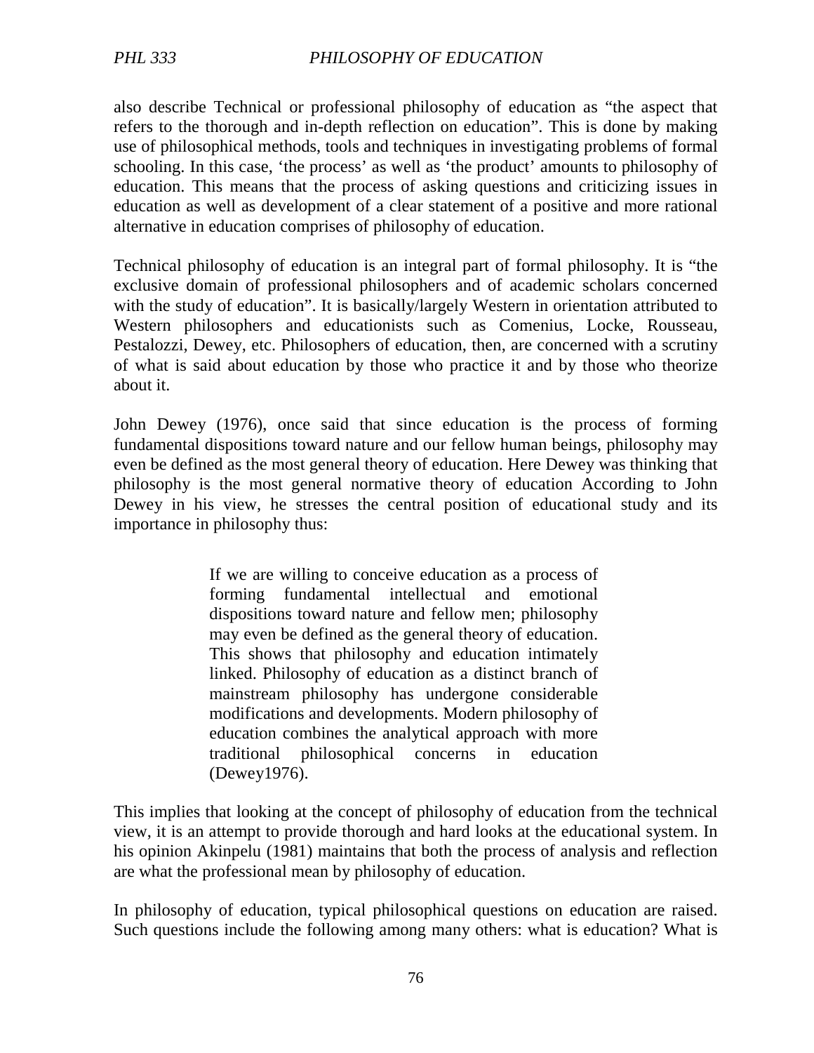also describe Technical or professional philosophy of education as "the aspect that refers to the thorough and in-depth reflection on education". This is done by making use of philosophical methods, tools and techniques in investigating problems of formal schooling. In this case, 'the process' as well as 'the product' amounts to philosophy of education. This means that the process of asking questions and criticizing issues in education as well as development of a clear statement of a positive and more rational alternative in education comprises of philosophy of education.

Technical philosophy of education is an integral part of formal philosophy. It is "the exclusive domain of professional philosophers and of academic scholars concerned with the study of education". It is basically/largely Western in orientation attributed to Western philosophers and educationists such as Comenius, Locke, Rousseau, Pestalozzi, Dewey, etc. Philosophers of education, then, are concerned with a scrutiny of what is said about education by those who practice it and by those who theorize about it.

John Dewey (1976), once said that since education is the process of forming fundamental dispositions toward nature and our fellow human beings, philosophy may even be defined as the most general theory of education. Here Dewey was thinking that philosophy is the most general normative theory of education According to John Dewey in his view, he stresses the central position of educational study and its importance in philosophy thus:

> If we are willing to conceive education as a process of forming fundamental intellectual and emotional dispositions toward nature and fellow men; philosophy may even be defined as the general theory of education. This shows that philosophy and education intimately linked. Philosophy of education as a distinct branch of mainstream philosophy has undergone considerable modifications and developments. Modern philosophy of education combines the analytical approach with more traditional philosophical concerns in education (Dewey1976).

This implies that looking at the concept of philosophy of education from the technical view, it is an attempt to provide thorough and hard looks at the educational system. In his opinion Akinpelu (1981) maintains that both the process of analysis and reflection are what the professional mean by philosophy of education.

In philosophy of education, typical philosophical questions on education are raised. Such questions include the following among many others: what is education? What is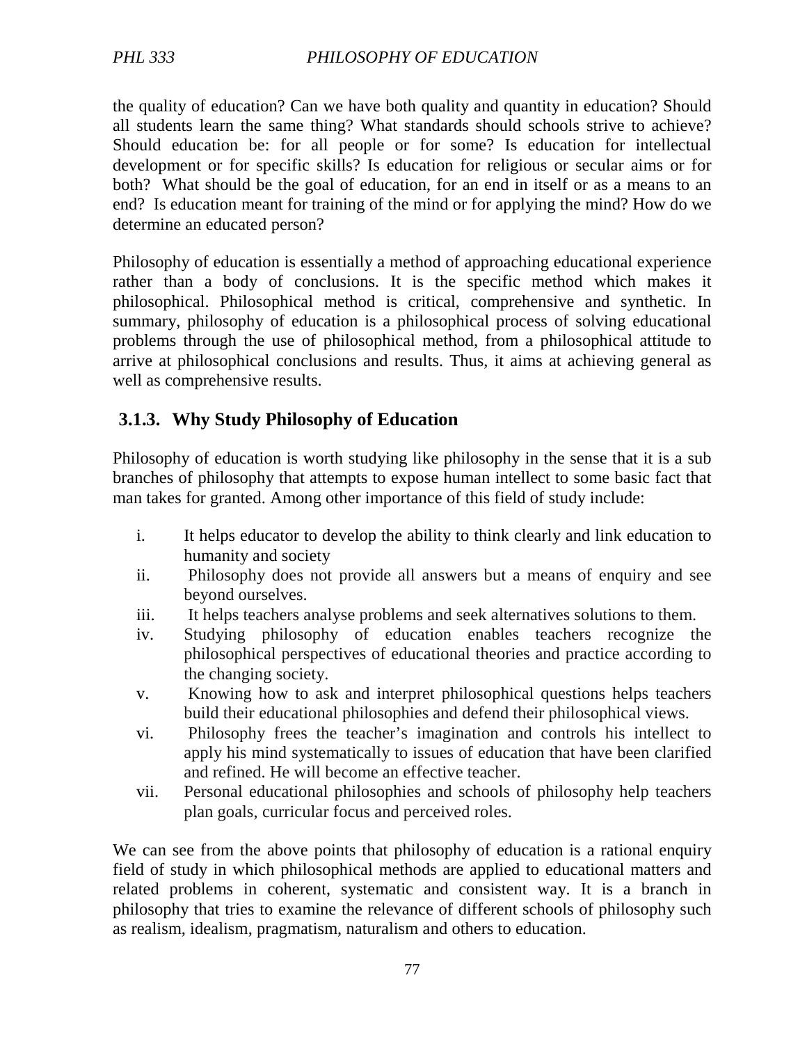the quality of education? Can we have both quality and quantity in education? Should all students learn the same thing? What standards should schools strive to achieve? Should education be: for all people or for some? Is education for intellectual development or for specific skills? Is education for religious or secular aims or for both? What should be the goal of education, for an end in itself or as a means to an end? Is education meant for training of the mind or for applying the mind? How do we determine an educated person?

Philosophy of education is essentially a method of approaching educational experience rather than a body of conclusions. It is the specific method which makes it philosophical. Philosophical method is critical, comprehensive and synthetic. In summary, philosophy of education is a philosophical process of solving educational problems through the use of philosophical method, from a philosophical attitude to arrive at philosophical conclusions and results. Thus, it aims at achieving general as well as comprehensive results.

### 3.1.3. Why Study Philosophy of Education

Philosophy of education is worth studying like philosophy in the sense that it is a sub branches of philosophy that attempts to expose human intellect to some basic fact that man takes for granted. Among other importance of this field of study include:

i. It helps educator to develop the ability to think clearly and link education to humanity and society
ii. Philosophy does not provide all answers but a means of enquiry and see beyond ourselves.
iii. It helps teachers analyse problems and seek alternatives solutions to them.
iv. Studying philosophy of education enables teachers recognize the philosophical perspectives of educational theories and practice according to the changing society.
v. Knowing how to ask and interpret philosophical questions helps teachers build their educational philosophies and defend their philosophical views.
vi. Philosophy frees the teacher's imagination and controls his intellect to apply his mind systematically to issues of education that have been clarified and refined. He will become an effective teacher.
vii. Personal educational philosophies and schools of philosophy help teachers plan goals, curricular focus and perceived roles.

We can see from the above points that philosophy of education is a rational enquiry field of study in which philosophical methods are applied to educational matters and related problems in coherent, systematic and consistent way. It is a branch in philosophy that tries to examine the relevance of different schools of philosophy such as realism, idealism, pragmatism, naturalism and others to education.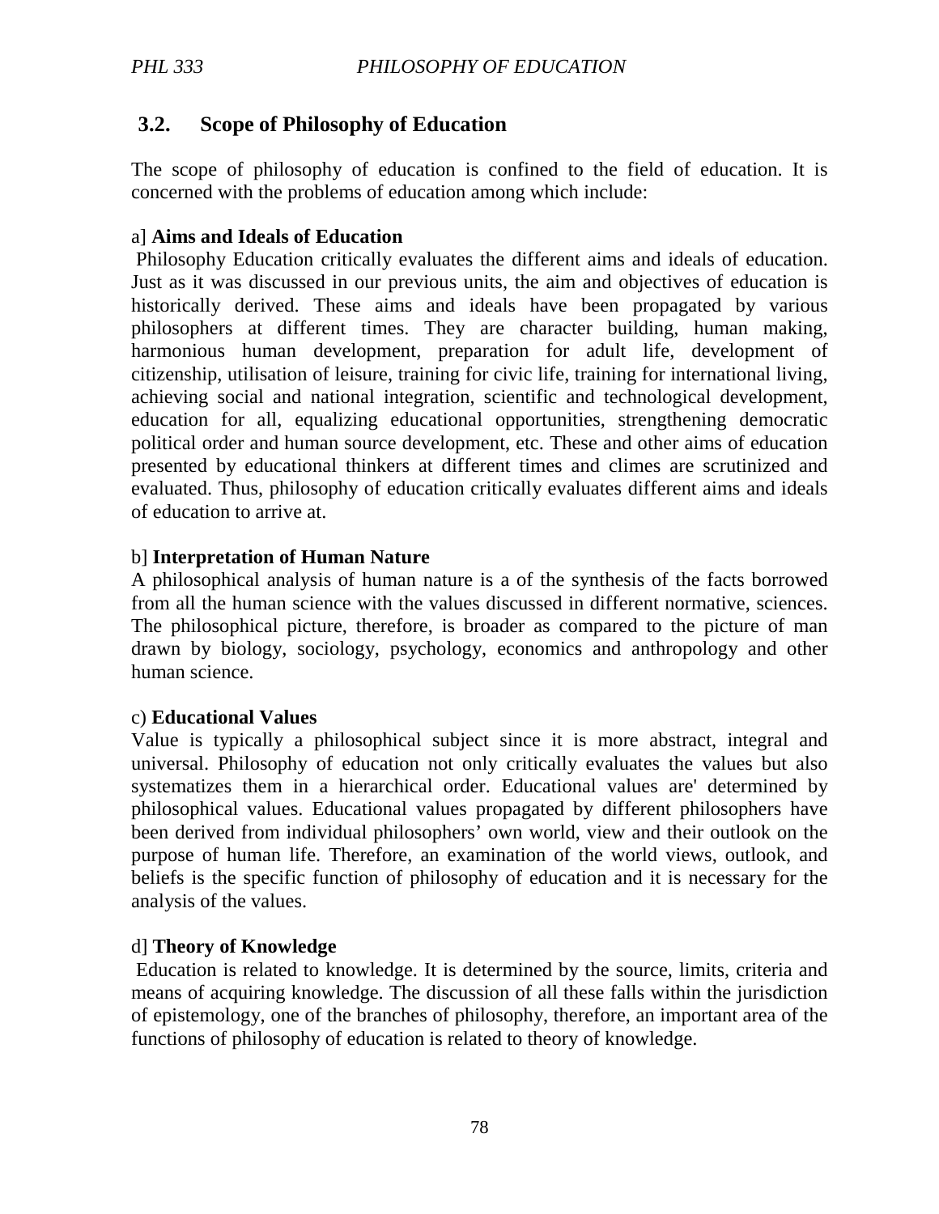## 3.2. Scope of Philosophy of Education

The scope of philosophy of education is confined to the field of education. It is concerned with the problems of education among which include:

a] **Aims and Ideals of Education**
Philosophy Education critically evaluates the different aims and ideals of education. Just as it was discussed in our previous units, the aim and objectives of education is historically derived. These aims and ideals have been propagated by various philosophers at different times. They are character building, human making, harmonious human development, preparation for adult life, development of citizenship, utilisation of leisure, training for civic life, training for international living, achieving social and national integration, scientific and technological development, education for all, equalizing educational opportunities, strengthening democratic political order and human source development, etc. These and other aims of education presented by educational thinkers at different times and climes are scrutinized and evaluated. Thus, philosophy of education critically evaluates different aims and ideals of education to arrive at.

b] **Interpretation of Human Nature**
A philosophical analysis of human nature is a of the synthesis of the facts borrowed from all the human science with the values discussed in different normative, sciences. The philosophical picture, therefore, is broader as compared to the picture of man drawn by biology, sociology, psychology, economics and anthropology and other human science.

c) **Educational Values**
Value is typically a philosophical subject since it is more abstract, integral and universal. Philosophy of education not only critically evaluates the values but also systematizes them in a hierarchical order. Educational values are' determined by philosophical values. Educational values propagated by different philosophers have been derived from individual philosophers' own world, view and their outlook on the purpose of human life. Therefore, an examination of the world views, outlook, and beliefs is the specific function of philosophy of education and it is necessary for the analysis of the values.

d] **Theory of Knowledge**
Education is related to knowledge. It is determined by the source, limits, criteria and means of acquiring knowledge. The discussion of all these falls within the jurisdiction of epistemology, one of the branches of philosophy, therefore, an important area of the functions of philosophy of education is related to theory of knowledge.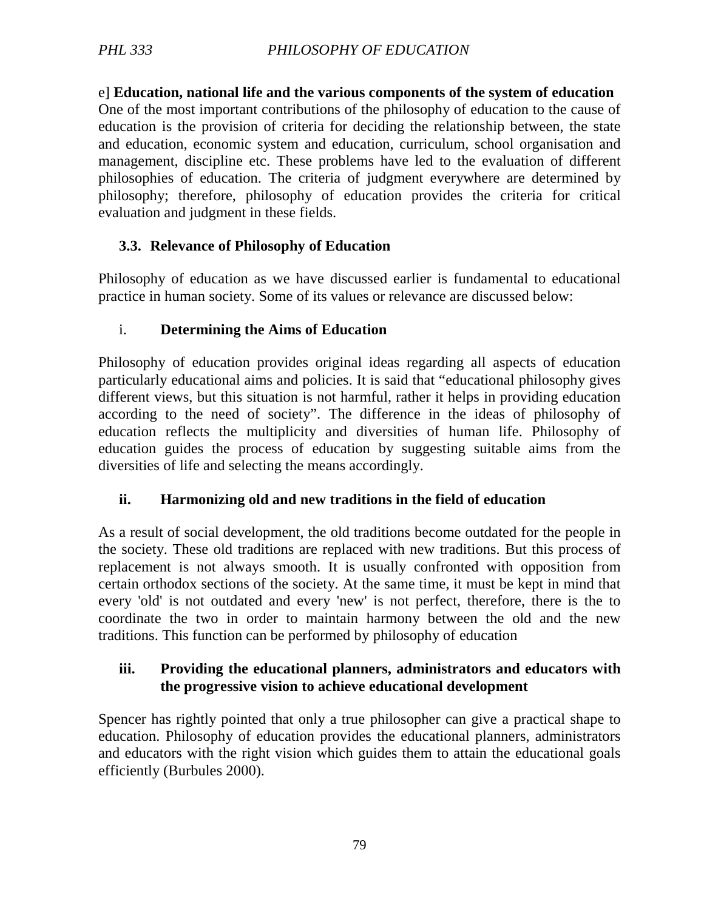e] **Education, national life and the various components of the system of education**
One of the most important contributions of the philosophy of education to the cause of education is the provision of criteria for deciding the relationship between, the state and education, economic system and education, curriculum, school organisation and management, discipline etc. These problems have led to the evaluation of different philosophies of education. The criteria of judgment everywhere are determined by philosophy; therefore, philosophy of education provides the criteria for critical evaluation and judgment in these fields.

### 3.3. Relevance of Philosophy of Education

Philosophy of education as we have discussed earlier is fundamental to educational practice in human society. Some of its values or relevance are discussed below:

#### i. Determining the Aims of Education

Philosophy of education provides original ideas regarding all aspects of education particularly educational aims and policies. It is said that "educational philosophy gives different views, but this situation is not harmful, rather it helps in providing education according to the need of society". The difference in the ideas of philosophy of education reflects the multiplicity and diversities of human life. Philosophy of education guides the process of education by suggesting suitable aims from the diversities of life and selecting the means accordingly.

#### ii. Harmonizing old and new traditions in the field of education

As a result of social development, the old traditions become outdated for the people in the society. These old traditions are replaced with new traditions. But this process of replacement is not always smooth. It is usually confronted with opposition from certain orthodox sections of the society. At the same time, it must be kept in mind that every 'old' is not outdated and every 'new' is not perfect, therefore, there is the to coordinate the two in order to maintain harmony between the old and the new traditions. This function can be performed by philosophy of education

#### iii. Providing the educational planners, administrators and educators with the progressive vision to achieve educational development

Spencer has rightly pointed that only a true philosopher can give a practical shape to education. Philosophy of education provides the educational planners, administrators and educators with the right vision which guides them to attain the educational goals efficiently (Burbules 2000).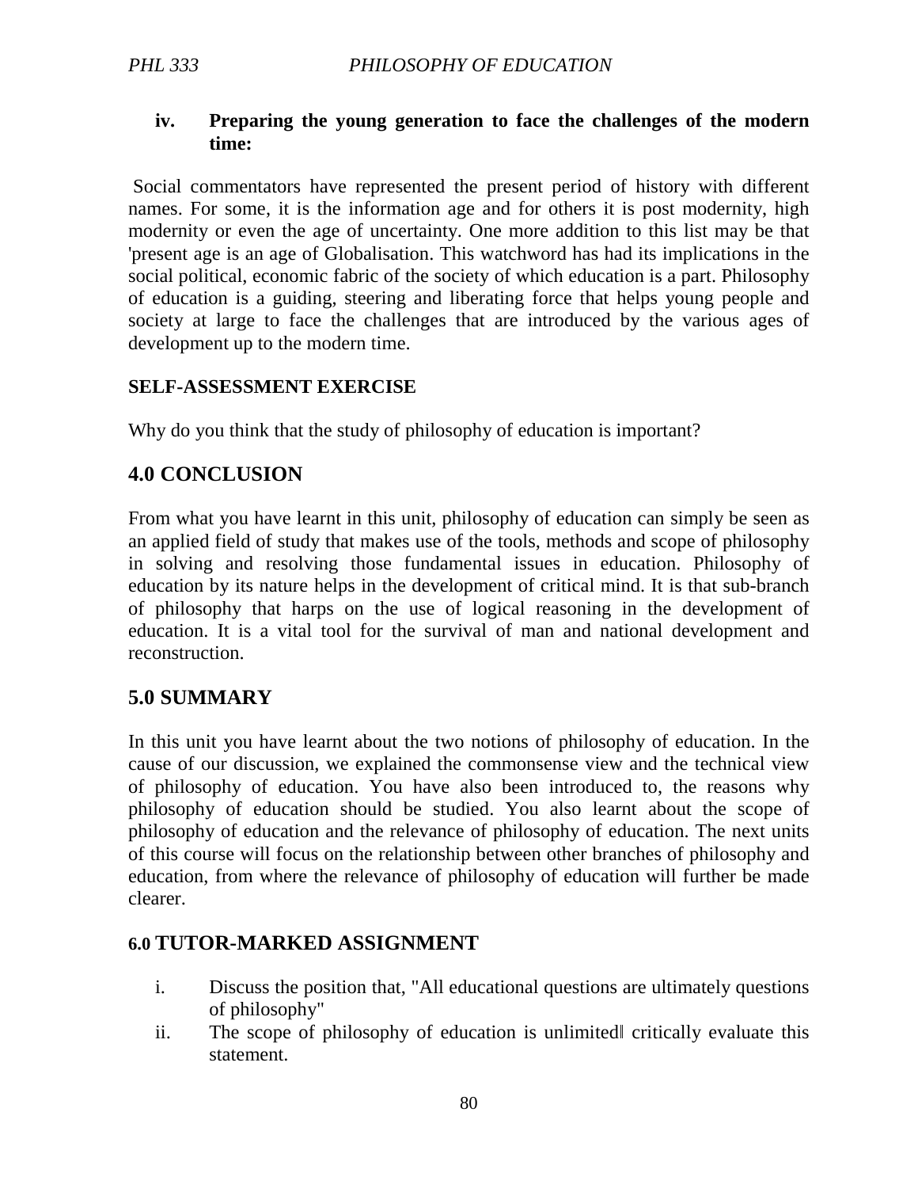**iv. Preparing the young generation to face the challenges of the modern time:**

Social commentators have represented the present period of history with different names. For some, it is the information age and for others it is post modernity, high modernity or even the age of uncertainty. One more addition to this list may be that 'present age is an age of Globalisation. This watchword has had its implications in the social political, economic fabric of the society of which education is a part. Philosophy of education is a guiding, steering and liberating force that helps young people and society at large to face the challenges that are introduced by the various ages of development up to the modern time.

**SELF-ASSESSMENT EXERCISE**

Why do you think that the study of philosophy of education is important?

## 4.0 CONCLUSION

From what you have learnt in this unit, philosophy of education can simply be seen as an applied field of study that makes use of the tools, methods and scope of philosophy in solving and resolving those fundamental issues in education. Philosophy of education by its nature helps in the development of critical mind. It is that sub-branch of philosophy that harps on the use of logical reasoning in the development of education. It is a vital tool for the survival of man and national development and reconstruction.

## 5.0 SUMMARY

In this unit you have learnt about the two notions of philosophy of education. In the cause of our discussion, we explained the commonsense view and the technical view of philosophy of education. You have also been introduced to, the reasons why philosophy of education should be studied. You also learnt about the scope of philosophy of education and the relevance of philosophy of education. The next units of this course will focus on the relationship between other branches of philosophy and education, from where the relevance of philosophy of education will further be made clearer.

## 6.0 TUTOR-MARKED ASSIGNMENT

i. Discuss the position that, "All educational questions are ultimately questions of philosophy"
ii. The scope of philosophy of education is unlimited‖ critically evaluate this statement.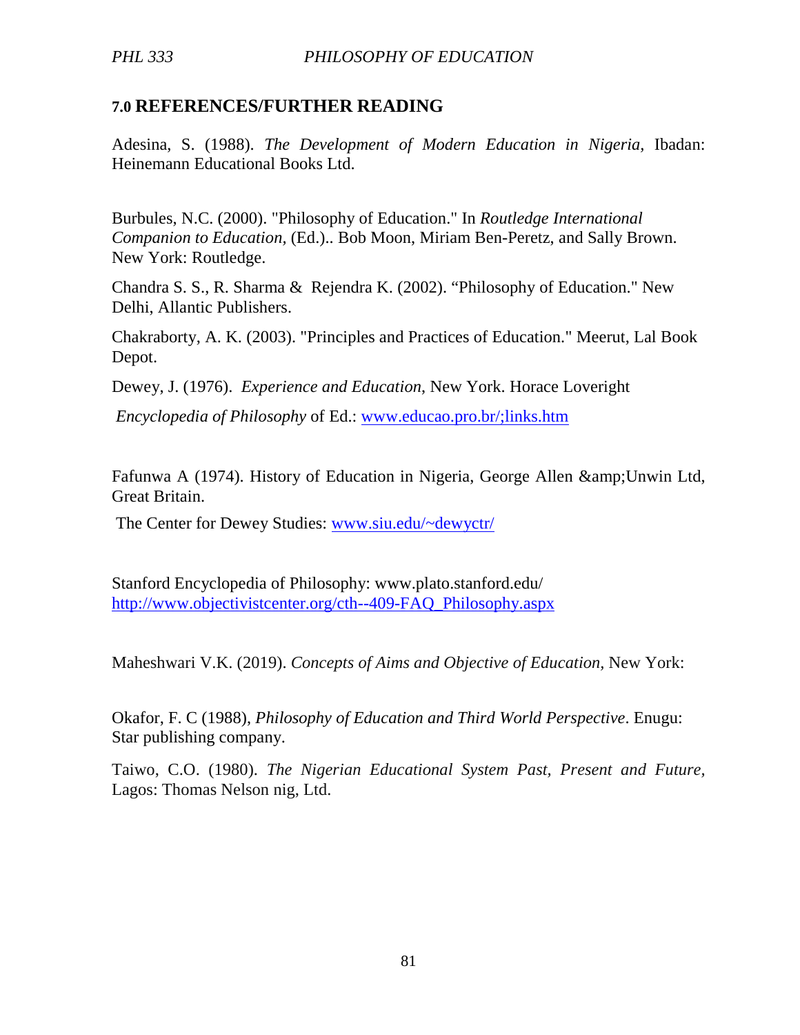## 7.0 REFERENCES/FURTHER READING

Adesina, S. (1988). *The Development of Modern Education in Nigeria,* Ibadan: Heinemann Educational Books Ltd.

Burbules, N.C. (2000). "Philosophy of Education." In *Routledge International Companion to Education,* (Ed.).. Bob Moon, Miriam Ben-Peretz, and Sally Brown. New York: Routledge.

Chandra S. S., R. Sharma & Rejendra K. (2002). "Philosophy of Education." New Delhi, Allantic Publishers.

Chakraborty, A. K. (2003). "Principles and Practices of Education." Meerut, Lal Book Depot.

Dewey, J. (1976). *Experience and Education*, New York. Horace Loveright

*Encyclopedia of Philosophy* of Ed.: www.educao.pro.br/;links.htm

Fafunwa A (1974). History of Education in Nigeria, George Allen &amp;Unwin Ltd, Great Britain.

The Center for Dewey Studies: www.siu.edu/~dewyctr/

Stanford Encyclopedia of Philosophy: www.plato.stanford.edu/
http://www.objectivistcenter.org/cth--409-FAQ_Philosophy.aspx

Maheshwari V.K. (2019). *Concepts of Aims and Objective of Education,* New York:

Okafor, F. C (1988), *Philosophy of Education and Third World Perspective*. Enugu: Star publishing company.

Taiwo, C.O. (1980). *The Nigerian Educational System Past, Present and Future,* Lagos: Thomas Nelson nig, Ltd.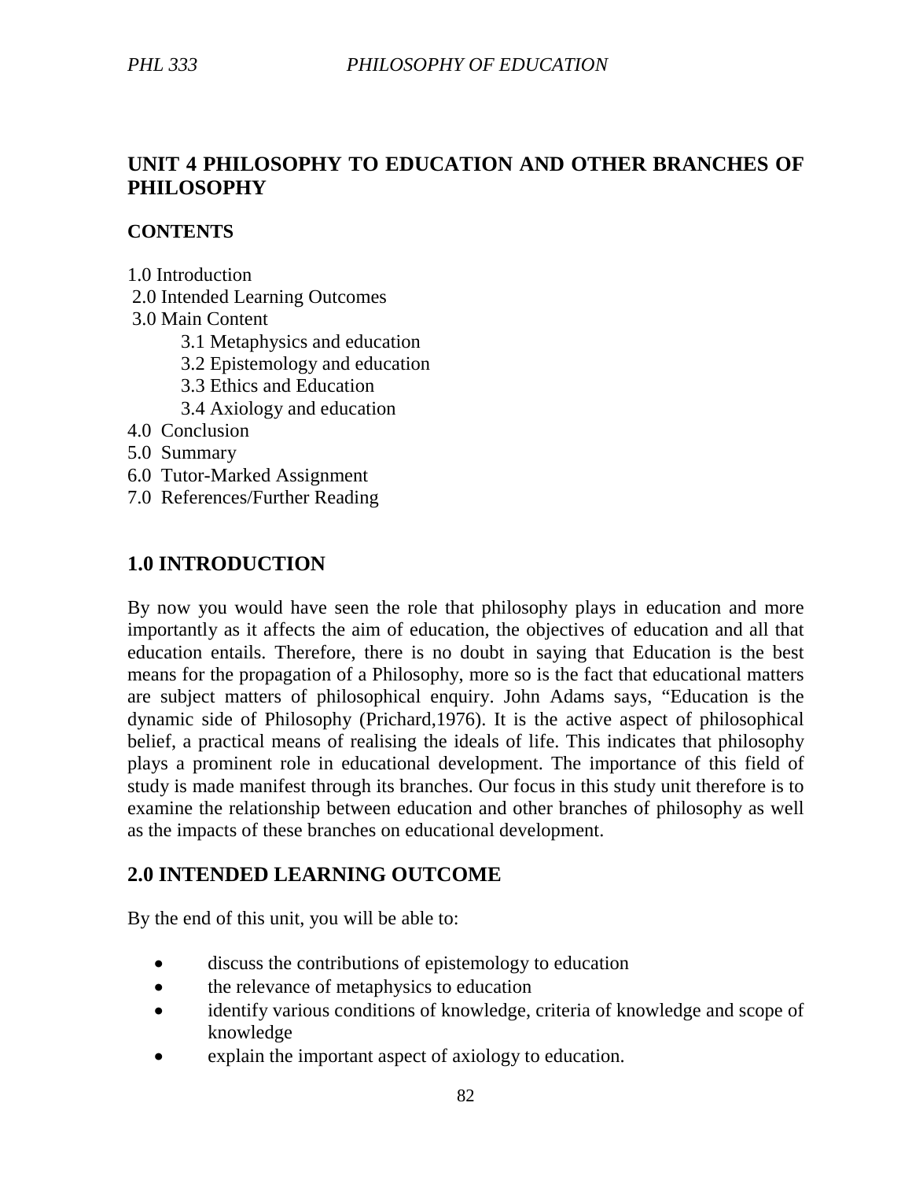## UNIT 4 PHILOSOPHY TO EDUCATION AND OTHER BRANCHES OF PHILOSOPHY

**CONTENTS**

1.0 Introduction
2.0 Intended Learning Outcomes
3.0 Main Content
  3.1 Metaphysics and education
  3.2 Epistemology and education
  3.3 Ethics and Education
  3.4 Axiology and education
4.0 Conclusion
5.0 Summary
6.0 Tutor-Marked Assignment
7.0 References/Further Reading

## 1.0 INTRODUCTION

By now you would have seen the role that philosophy plays in education and more importantly as it affects the aim of education, the objectives of education and all that education entails. Therefore, there is no doubt in saying that Education is the best means for the propagation of a Philosophy, more so is the fact that educational matters are subject matters of philosophical enquiry. John Adams says, "Education is the dynamic side of Philosophy (Prichard,1976). It is the active aspect of philosophical belief, a practical means of realising the ideals of life. This indicates that philosophy plays a prominent role in educational development. The importance of this field of study is made manifest through its branches. Our focus in this study unit therefore is to examine the relationship between education and other branches of philosophy as well as the impacts of these branches on educational development.

## 2.0 INTENDED LEARNING OUTCOME

By the end of this unit, you will be able to:

- discuss the contributions of epistemology to education
- the relevance of metaphysics to education
- identify various conditions of knowledge, criteria of knowledge and scope of knowledge
- explain the important aspect of axiology to education.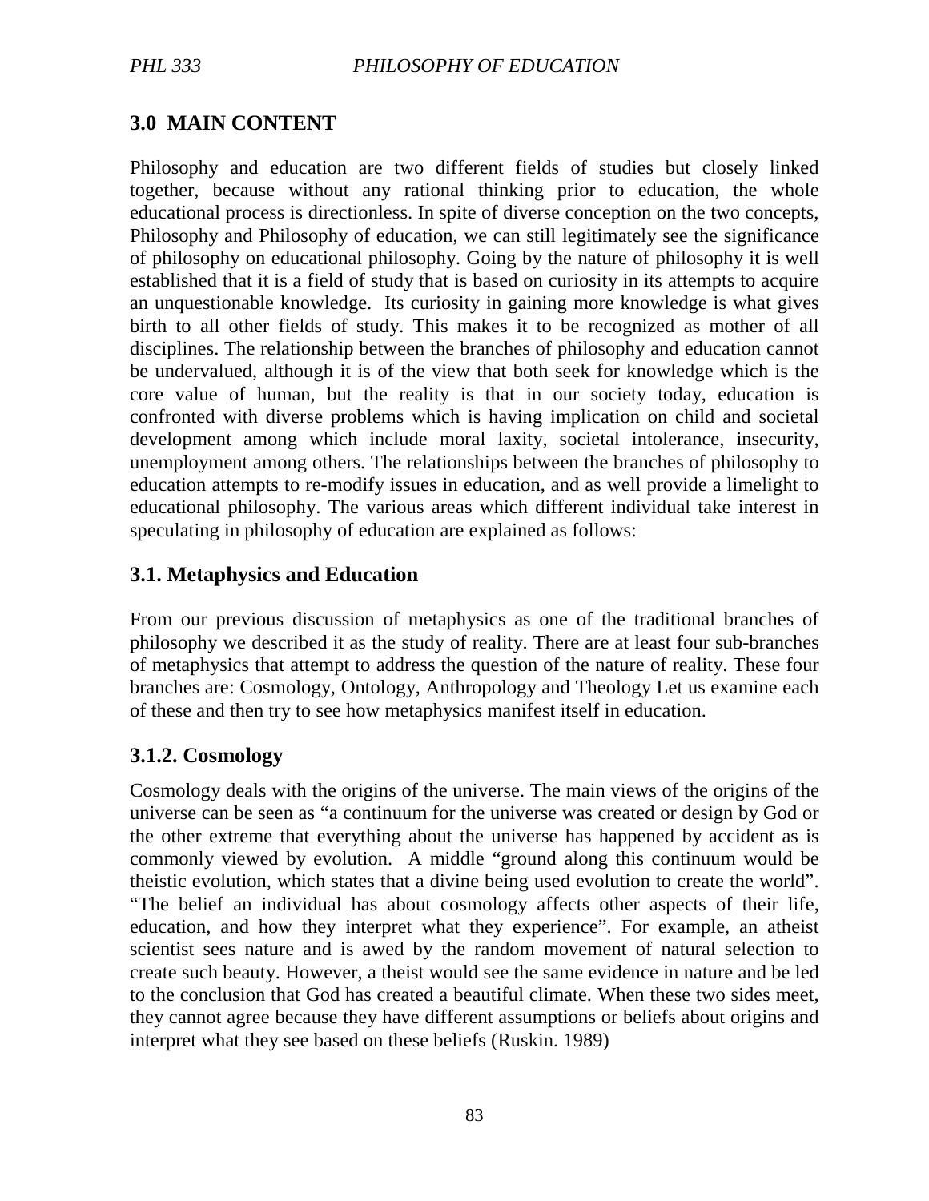## 3.0 MAIN CONTENT

Philosophy and education are two different fields of studies but closely linked together, because without any rational thinking prior to education, the whole educational process is directionless. In spite of diverse conception on the two concepts, Philosophy and Philosophy of education, we can still legitimately see the significance of philosophy on educational philosophy. Going by the nature of philosophy it is well established that it is a field of study that is based on curiosity in its attempts to acquire an unquestionable knowledge. Its curiosity in gaining more knowledge is what gives birth to all other fields of study. This makes it to be recognized as mother of all disciplines. The relationship between the branches of philosophy and education cannot be undervalued, although it is of the view that both seek for knowledge which is the core value of human, but the reality is that in our society today, education is confronted with diverse problems which is having implication on child and societal development among which include moral laxity, societal intolerance, insecurity, unemployment among others. The relationships between the branches of philosophy to education attempts to re-modify issues in education, and as well provide a limelight to educational philosophy. The various areas which different individual take interest in speculating in philosophy of education are explained as follows:

### 3.1. Metaphysics and Education

From our previous discussion of metaphysics as one of the traditional branches of philosophy we described it as the study of reality. There are at least four sub-branches of metaphysics that attempt to address the question of the nature of reality. These four branches are: Cosmology, Ontology, Anthropology and Theology Let us examine each of these and then try to see how metaphysics manifest itself in education.

### 3.1.2. Cosmology

Cosmology deals with the origins of the universe. The main views of the origins of the universe can be seen as "a continuum for the universe was created or design by God or the other extreme that everything about the universe has happened by accident as is commonly viewed by evolution. A middle "ground along this continuum would be theistic evolution, which states that a divine being used evolution to create the world". "The belief an individual has about cosmology affects other aspects of their life, education, and how they interpret what they experience". For example, an atheist scientist sees nature and is awed by the random movement of natural selection to create such beauty. However, a theist would see the same evidence in nature and be led to the conclusion that God has created a beautiful climate. When these two sides meet, they cannot agree because they have different assumptions or beliefs about origins and interpret what they see based on these beliefs (Ruskin. 1989)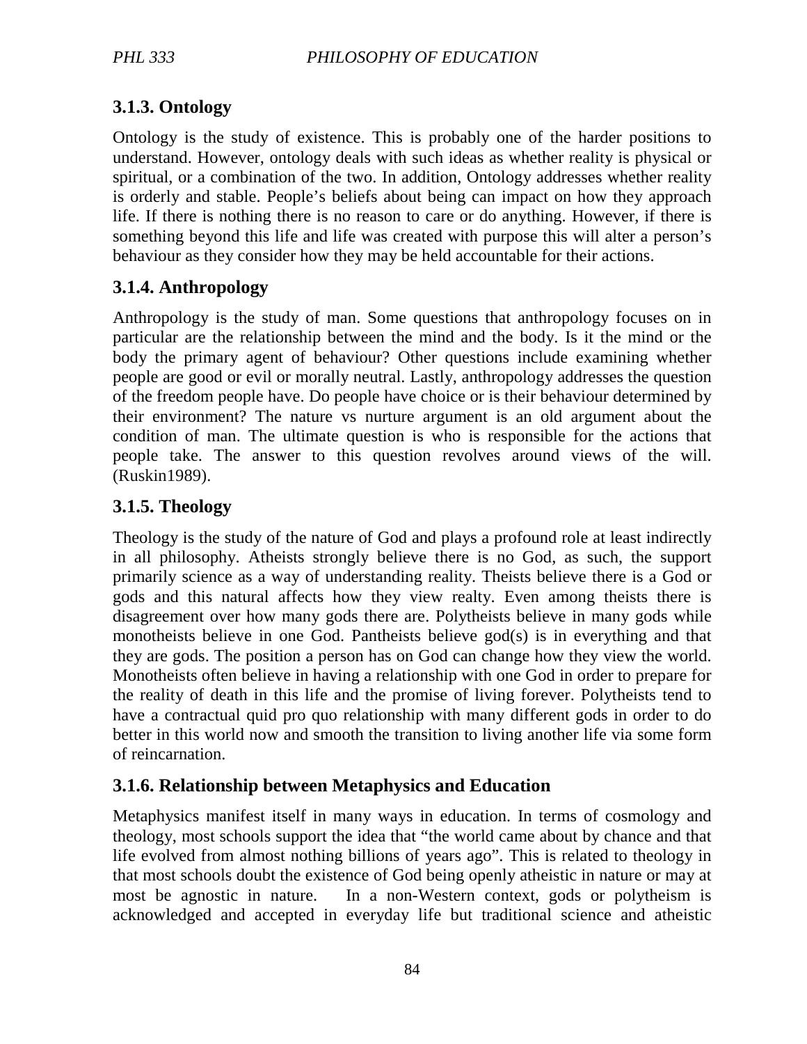### 3.1.3. Ontology

Ontology is the study of existence. This is probably one of the harder positions to understand. However, ontology deals with such ideas as whether reality is physical or spiritual, or a combination of the two. In addition, Ontology addresses whether reality is orderly and stable. People's beliefs about being can impact on how they approach life. If there is nothing there is no reason to care or do anything. However, if there is something beyond this life and life was created with purpose this will alter a person's behaviour as they consider how they may be held accountable for their actions.

### 3.1.4. Anthropology

Anthropology is the study of man. Some questions that anthropology focuses on in particular are the relationship between the mind and the body. Is it the mind or the body the primary agent of behaviour? Other questions include examining whether people are good or evil or morally neutral. Lastly, anthropology addresses the question of the freedom people have. Do people have choice or is their behaviour determined by their environment? The nature vs nurture argument is an old argument about the condition of man. The ultimate question is who is responsible for the actions that people take. The answer to this question revolves around views of the will. (Ruskin1989).

### 3.1.5. Theology

Theology is the study of the nature of God and plays a profound role at least indirectly in all philosophy. Atheists strongly believe there is no God, as such, the support primarily science as a way of understanding reality. Theists believe there is a God or gods and this natural affects how they view realty. Even among theists there is disagreement over how many gods there are. Polytheists believe in many gods while monotheists believe in one God. Pantheists believe god(s) is in everything and that they are gods. The position a person has on God can change how they view the world. Monotheists often believe in having a relationship with one God in order to prepare for the reality of death in this life and the promise of living forever. Polytheists tend to have a contractual quid pro quo relationship with many different gods in order to do better in this world now and smooth the transition to living another life via some form of reincarnation.

### 3.1.6. Relationship between Metaphysics and Education

Metaphysics manifest itself in many ways in education. In terms of cosmology and theology, most schools support the idea that "the world came about by chance and that life evolved from almost nothing billions of years ago". This is related to theology in that most schools doubt the existence of God being openly atheistic in nature or may at most be agnostic in nature. In a non-Western context, gods or polytheism is acknowledged and accepted in everyday life but traditional science and atheistic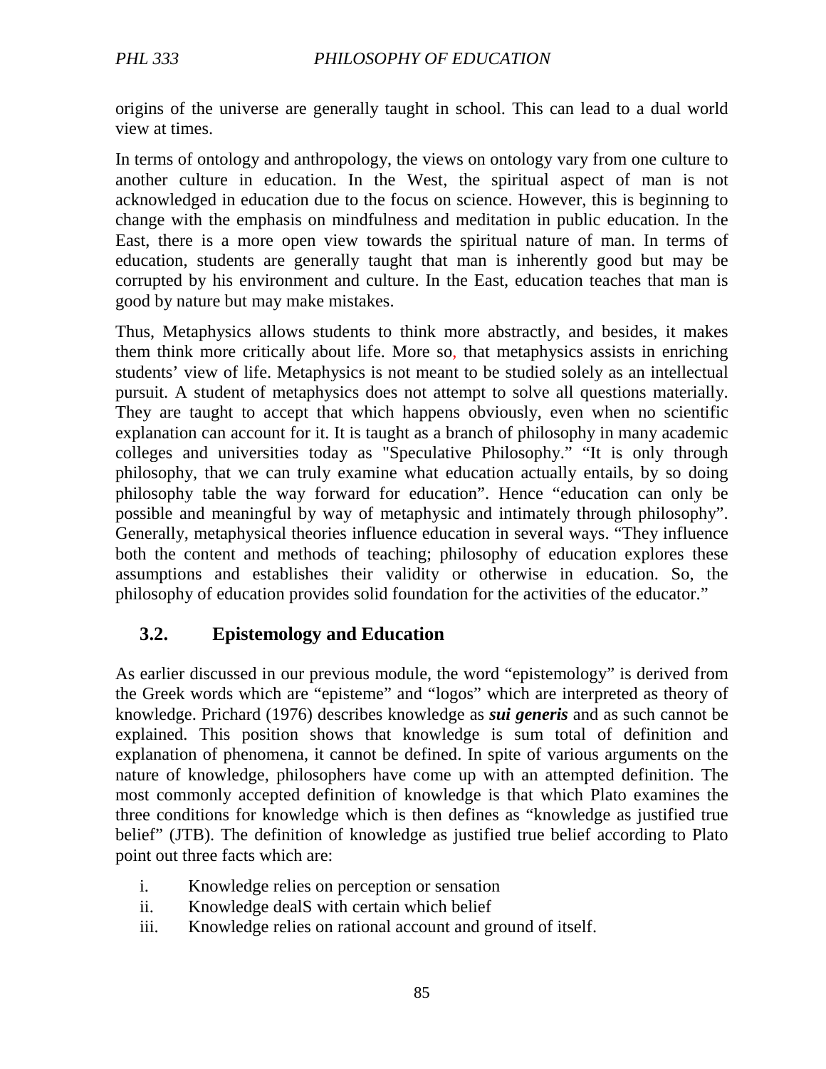origins of the universe are generally taught in school. This can lead to a dual world view at times.

In terms of ontology and anthropology, the views on ontology vary from one culture to another culture in education. In the West, the spiritual aspect of man is not acknowledged in education due to the focus on science. However, this is beginning to change with the emphasis on mindfulness and meditation in public education. In the East, there is a more open view towards the spiritual nature of man. In terms of education, students are generally taught that man is inherently good but may be corrupted by his environment and culture. In the East, education teaches that man is good by nature but may make mistakes.

Thus, Metaphysics allows students to think more abstractly, and besides, it makes them think more critically about life. More so, that metaphysics assists in enriching students' view of life. Metaphysics is not meant to be studied solely as an intellectual pursuit. A student of metaphysics does not attempt to solve all questions materially. They are taught to accept that which happens obviously, even when no scientific explanation can account for it. It is taught as a branch of philosophy in many academic colleges and universities today as "Speculative Philosophy." "It is only through philosophy, that we can truly examine what education actually entails, by so doing philosophy table the way forward for education". Hence "education can only be possible and meaningful by way of metaphysic and intimately through philosophy". Generally, metaphysical theories influence education in several ways. "They influence both the content and methods of teaching; philosophy of education explores these assumptions and establishes their validity or otherwise in education. So, the philosophy of education provides solid foundation for the activities of the educator."

## 3.2. Epistemology and Education

As earlier discussed in our previous module, the word "epistemology" is derived from the Greek words which are "episteme" and "logos" which are interpreted as theory of knowledge. Prichard (1976) describes knowledge as ***sui generis*** and as such cannot be explained. This position shows that knowledge is sum total of definition and explanation of phenomena, it cannot be defined. In spite of various arguments on the nature of knowledge, philosophers have come up with an attempted definition. The most commonly accepted definition of knowledge is that which Plato examines the three conditions for knowledge which is then defines as "knowledge as justified true belief" (JTB). The definition of knowledge as justified true belief according to Plato point out three facts which are:

i. Knowledge relies on perception or sensation
ii. Knowledge dealS with certain which belief
iii. Knowledge relies on rational account and ground of itself.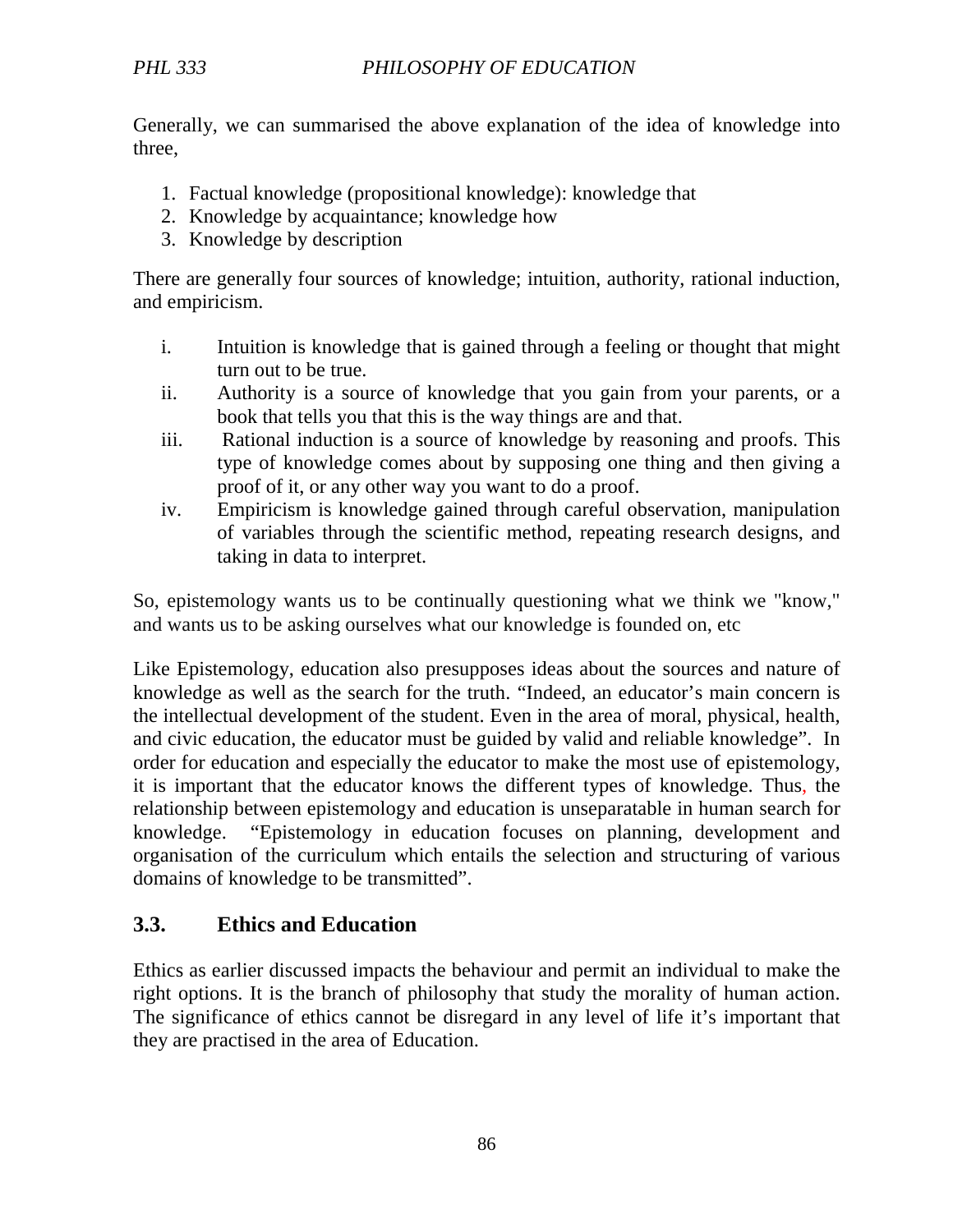Generally, we can summarised the above explanation of the idea of knowledge into three,

1. Factual knowledge (propositional knowledge): knowledge that
2. Knowledge by acquaintance; knowledge how
3. Knowledge by description

There are generally four sources of knowledge; intuition, authority, rational induction, and empiricism.

i. Intuition is knowledge that is gained through a feeling or thought that might turn out to be true.
ii. Authority is a source of knowledge that you gain from your parents, or a book that tells you that this is the way things are and that.
iii. Rational induction is a source of knowledge by reasoning and proofs. This type of knowledge comes about by supposing one thing and then giving a proof of it, or any other way you want to do a proof.
iv. Empiricism is knowledge gained through careful observation, manipulation of variables through the scientific method, repeating research designs, and taking in data to interpret.

So, epistemology wants us to be continually questioning what we think we "know," and wants us to be asking ourselves what our knowledge is founded on, etc

Like Epistemology, education also presupposes ideas about the sources and nature of knowledge as well as the search for the truth. "Indeed, an educator's main concern is the intellectual development of the student. Even in the area of moral, physical, health, and civic education, the educator must be guided by valid and reliable knowledge". In order for education and especially the educator to make the most use of epistemology, it is important that the educator knows the different types of knowledge. Thus, the relationship between epistemology and education is unseparatable in human search for knowledge. "Epistemology in education focuses on planning, development and organisation of the curriculum which entails the selection and structuring of various domains of knowledge to be transmitted".

## 3.3. Ethics and Education

Ethics as earlier discussed impacts the behaviour and permit an individual to make the right options. It is the branch of philosophy that study the morality of human action. The significance of ethics cannot be disregard in any level of life it's important that they are practised in the area of Education.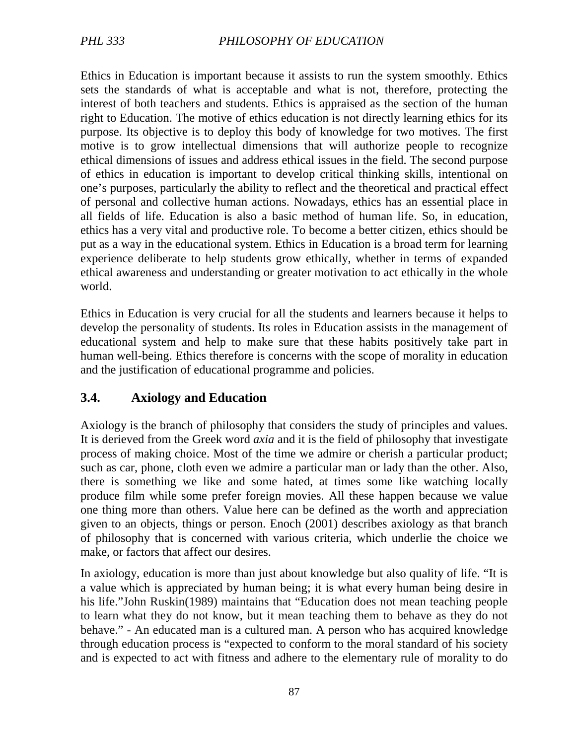Ethics in Education is important because it assists to run the system smoothly. Ethics sets the standards of what is acceptable and what is not, therefore, protecting the interest of both teachers and students. Ethics is appraised as the section of the human right to Education. The motive of ethics education is not directly learning ethics for its purpose. Its objective is to deploy this body of knowledge for two motives. The first motive is to grow intellectual dimensions that will authorize people to recognize ethical dimensions of issues and address ethical issues in the field. The second purpose of ethics in education is important to develop critical thinking skills, intentional on one's purposes, particularly the ability to reflect and the theoretical and practical effect of personal and collective human actions. Nowadays, ethics has an essential place in all fields of life. Education is also a basic method of human life. So, in education, ethics has a very vital and productive role. To become a better citizen, ethics should be put as a way in the educational system. Ethics in Education is a broad term for learning experience deliberate to help students grow ethically, whether in terms of expanded ethical awareness and understanding or greater motivation to act ethically in the whole world.

Ethics in Education is very crucial for all the students and learners because it helps to develop the personality of students. Its roles in Education assists in the management of educational system and help to make sure that these habits positively take part in human well-being. Ethics therefore is concerns with the scope of morality in education and the justification of educational programme and policies.

## 3.4. Axiology and Education

Axiology is the branch of philosophy that considers the study of principles and values. It is derieved from the Greek word *axia* and it is the field of philosophy that investigate process of making choice. Most of the time we admire or cherish a particular product; such as car, phone, cloth even we admire a particular man or lady than the other. Also, there is something we like and some hated, at times some like watching locally produce film while some prefer foreign movies. All these happen because we value one thing more than others. Value here can be defined as the worth and appreciation given to an objects, things or person. Enoch (2001) describes axiology as that branch of philosophy that is concerned with various criteria, which underlie the choice we make, or factors that affect our desires.

In axiology, education is more than just about knowledge but also quality of life. "It is a value which is appreciated by human being; it is what every human being desire in his life."John Ruskin(1989) maintains that "Education does not mean teaching people to learn what they do not know, but it mean teaching them to behave as they do not behave." - An educated man is a cultured man. A person who has acquired knowledge through education process is "expected to conform to the moral standard of his society and is expected to act with fitness and adhere to the elementary rule of morality to do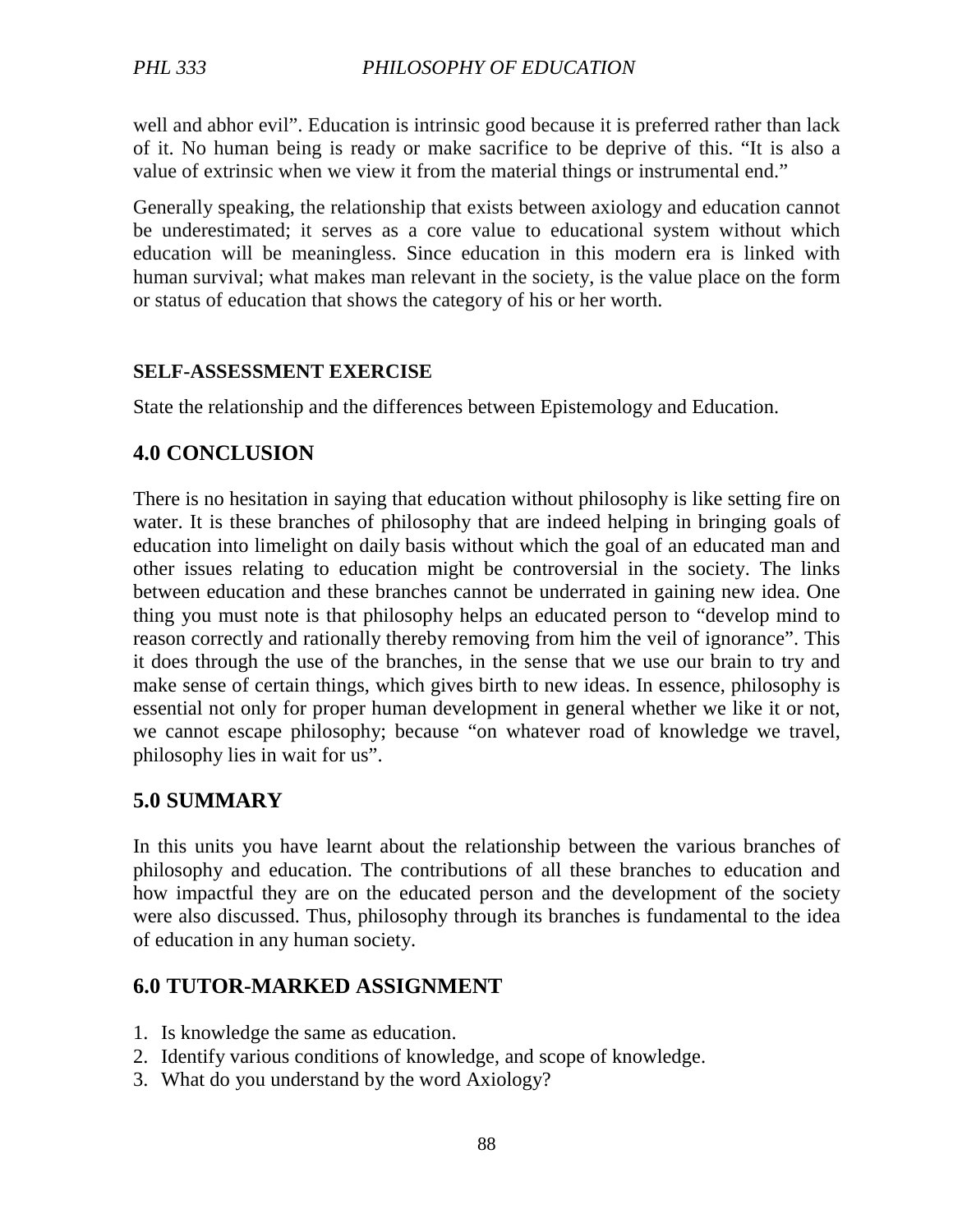well and abhor evil". Education is intrinsic good because it is preferred rather than lack of it. No human being is ready or make sacrifice to be deprive of this. "It is also a value of extrinsic when we view it from the material things or instrumental end."

Generally speaking, the relationship that exists between axiology and education cannot be underestimated; it serves as a core value to educational system without which education will be meaningless. Since education in this modern era is linked with human survival; what makes man relevant in the society, is the value place on the form or status of education that shows the category of his or her worth.

**SELF-ASSESSMENT EXERCISE**

State the relationship and the differences between Epistemology and Education.

## 4.0 CONCLUSION

There is no hesitation in saying that education without philosophy is like setting fire on water. It is these branches of philosophy that are indeed helping in bringing goals of education into limelight on daily basis without which the goal of an educated man and other issues relating to education might be controversial in the society. The links between education and these branches cannot be underrated in gaining new idea. One thing you must note is that philosophy helps an educated person to "develop mind to reason correctly and rationally thereby removing from him the veil of ignorance". This it does through the use of the branches, in the sense that we use our brain to try and make sense of certain things, which gives birth to new ideas. In essence, philosophy is essential not only for proper human development in general whether we like it or not, we cannot escape philosophy; because "on whatever road of knowledge we travel, philosophy lies in wait for us".

## 5.0 SUMMARY

In this units you have learnt about the relationship between the various branches of philosophy and education. The contributions of all these branches to education and how impactful they are on the educated person and the development of the society were also discussed. Thus, philosophy through its branches is fundamental to the idea of education in any human society.

## 6.0 TUTOR-MARKED ASSIGNMENT

1. Is knowledge the same as education.
2. Identify various conditions of knowledge, and scope of knowledge.
3. What do you understand by the word Axiology?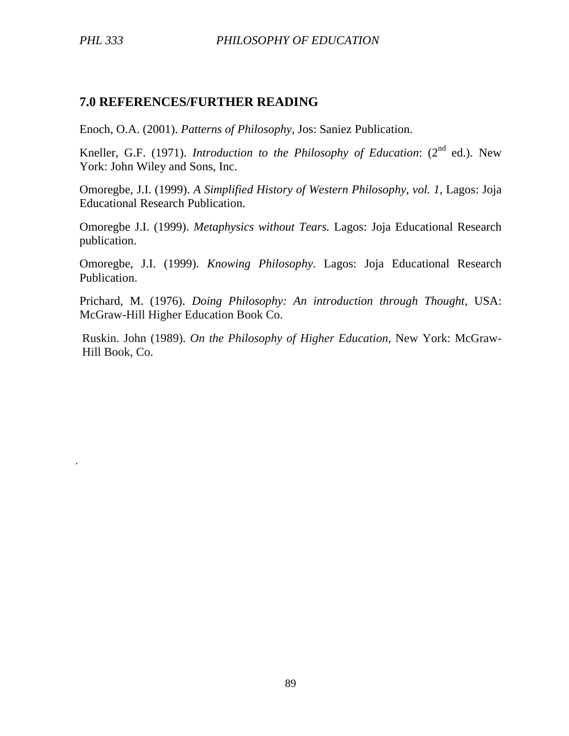## 7.0 REFERENCES/FURTHER READING

Enoch, O.A. (2001). *Patterns of Philosophy*, Jos: Saniez Publication.

Kneller, G.F. (1971). *Introduction to the Philosophy of Education*: (2nd ed.). New York: John Wiley and Sons, Inc.

Omoregbe, J.I. (1999). *A Simplified History of Western Philosophy, vol. 1*, Lagos: Joja Educational Research Publication.

Omoregbe J.I. (1999). *Metaphysics without Tears.* Lagos: Joja Educational Research publication.

Omoregbe, J.I. (1999). *Knowing Philosophy*. Lagos: Joja Educational Research Publication.

Prichard, M. (1976). *Doing Philosophy: An introduction through Thought,* USA: McGraw-Hill Higher Education Book Co.

Ruskin. John (1989). *On the Philosophy of Higher Education,* New York: McGraw-Hill Book, Co.

.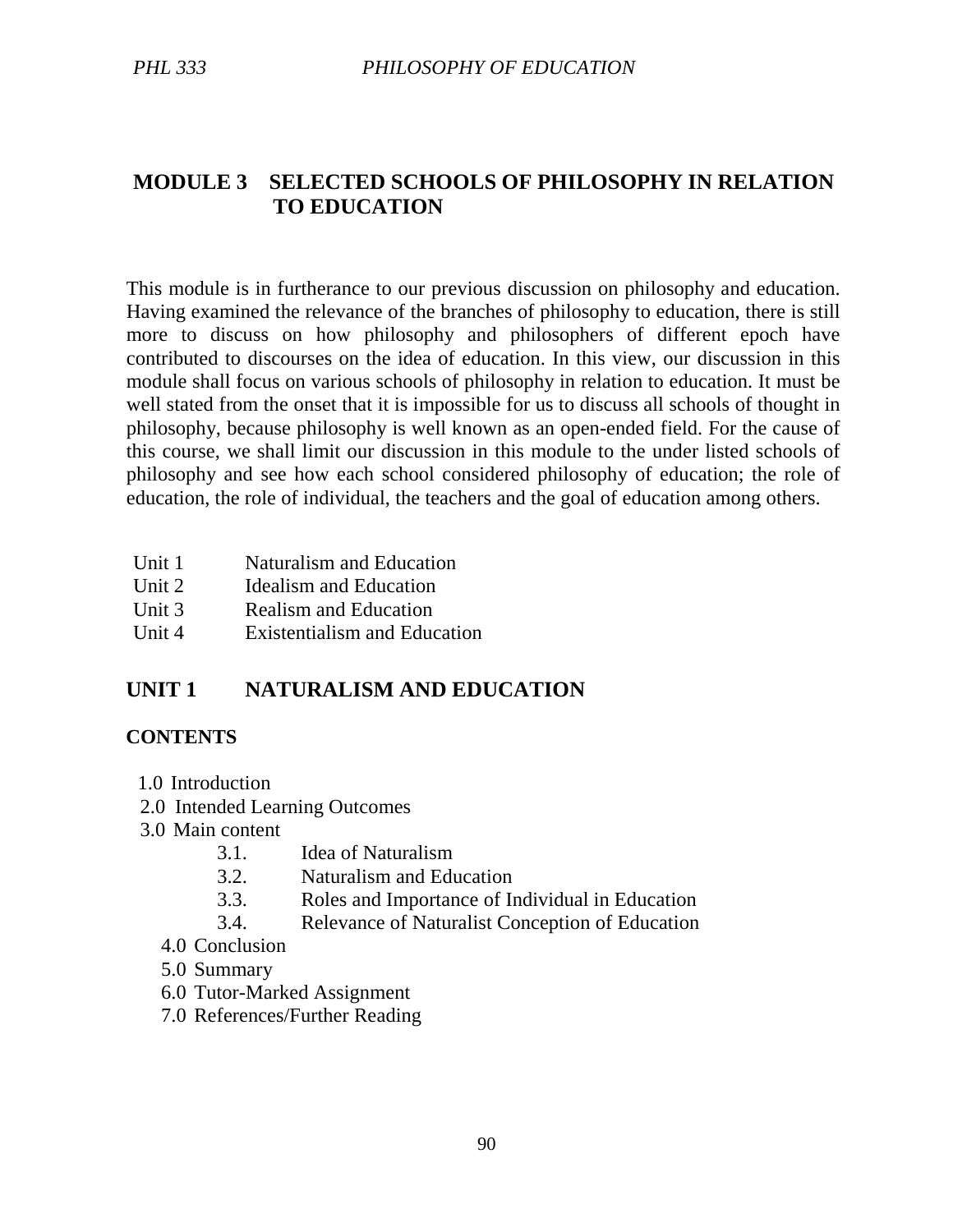## MODULE 3 SELECTED SCHOOLS OF PHILOSOPHY IN RELATION TO EDUCATION

This module is in furtherance to our previous discussion on philosophy and education. Having examined the relevance of the branches of philosophy to education, there is still more to discuss on how philosophy and philosophers of different epoch have contributed to discourses on the idea of education. In this view, our discussion in this module shall focus on various schools of philosophy in relation to education. It must be well stated from the onset that it is impossible for us to discuss all schools of thought in philosophy, because philosophy is well known as an open-ended field. For the cause of this course, we shall limit our discussion in this module to the under listed schools of philosophy and see how each school considered philosophy of education; the role of education, the role of individual, the teachers and the goal of education among others.

| | |
|---|---|
| Unit 1 | Naturalism and Education |
| Unit 2 | Idealism and Education |
| Unit 3 | Realism and Education |
| Unit 4 | Existentialism and Education |

## UNIT 1 NATURALISM AND EDUCATION

### CONTENTS

1.0 Introduction
2.0 Intended Learning Outcomes
3.0 Main content
 3.1. Idea of Naturalism
 3.2. Naturalism and Education
 3.3. Roles and Importance of Individual in Education
 3.4. Relevance of Naturalist Conception of Education
4.0 Conclusion
5.0 Summary
6.0 Tutor-Marked Assignment
7.0 References/Further Reading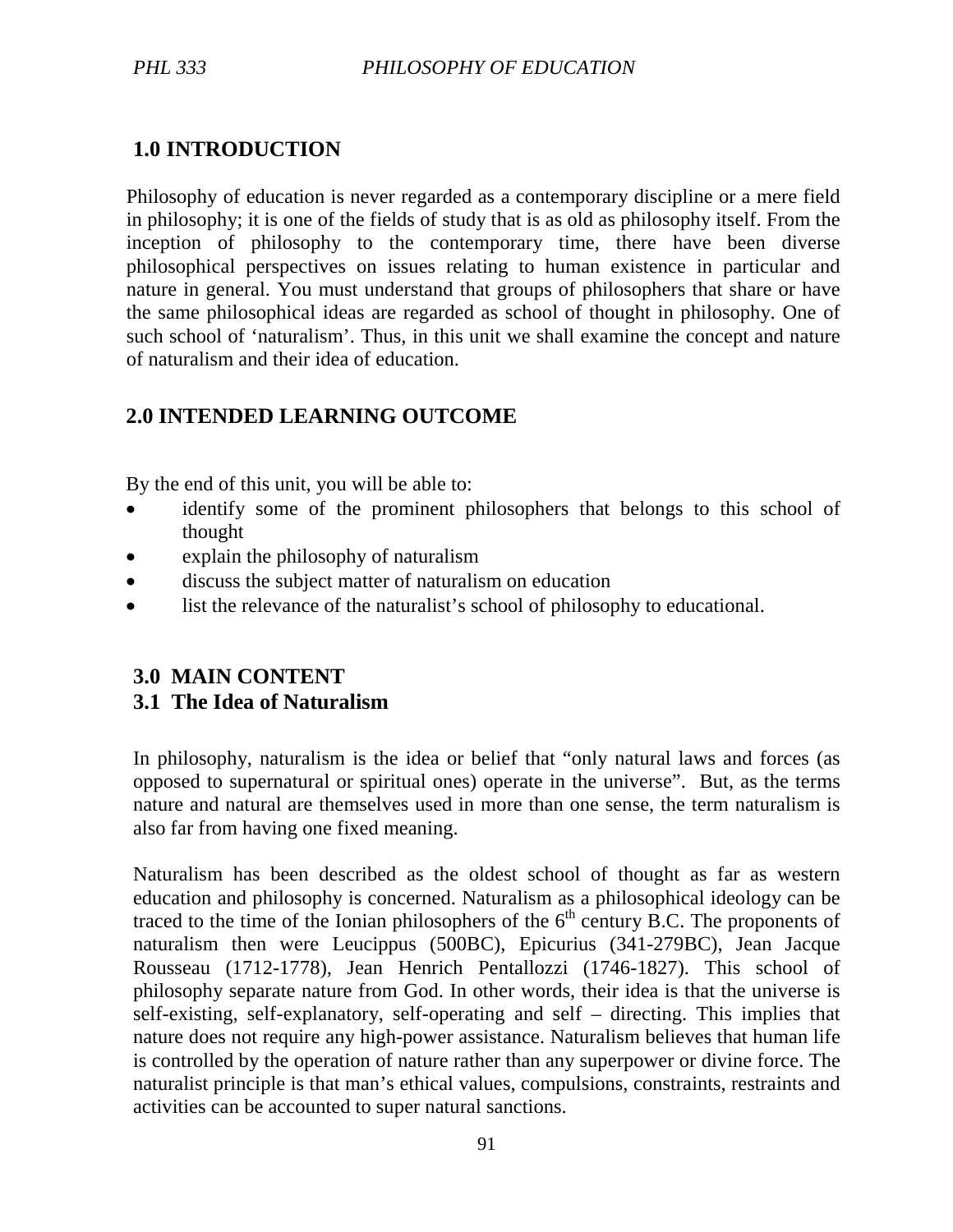## 1.0 INTRODUCTION

Philosophy of education is never regarded as a contemporary discipline or a mere field in philosophy; it is one of the fields of study that is as old as philosophy itself. From the inception of philosophy to the contemporary time, there have been diverse philosophical perspectives on issues relating to human existence in particular and nature in general. You must understand that groups of philosophers that share or have the same philosophical ideas are regarded as school of thought in philosophy. One of such school of 'naturalism'. Thus, in this unit we shall examine the concept and nature of naturalism and their idea of education.

## 2.0 INTENDED LEARNING OUTCOME

By the end of this unit, you will be able to:

- identify some of the prominent philosophers that belongs to this school of thought
- explain the philosophy of naturalism
- discuss the subject matter of naturalism on education
- list the relevance of the naturalist's school of philosophy to educational.

## 3.0 MAIN CONTENT

### 3.1 The Idea of Naturalism

In philosophy, naturalism is the idea or belief that "only natural laws and forces (as opposed to supernatural or spiritual ones) operate in the universe". But, as the terms nature and natural are themselves used in more than one sense, the term naturalism is also far from having one fixed meaning.

Naturalism has been described as the oldest school of thought as far as western education and philosophy is concerned. Naturalism as a philosophical ideology can be traced to the time of the Ionian philosophers of the 6th century B.C. The proponents of naturalism then were Leucippus (500BC), Epicurius (341-279BC), Jean Jacque Rousseau (1712-1778), Jean Henrich Pentallozzi (1746-1827). This school of philosophy separate nature from God. In other words, their idea is that the universe is self-existing, self-explanatory, self-operating and self – directing. This implies that nature does not require any high-power assistance. Naturalism believes that human life is controlled by the operation of nature rather than any superpower or divine force. The naturalist principle is that man's ethical values, compulsions, constraints, restraints and activities can be accounted to super natural sanctions.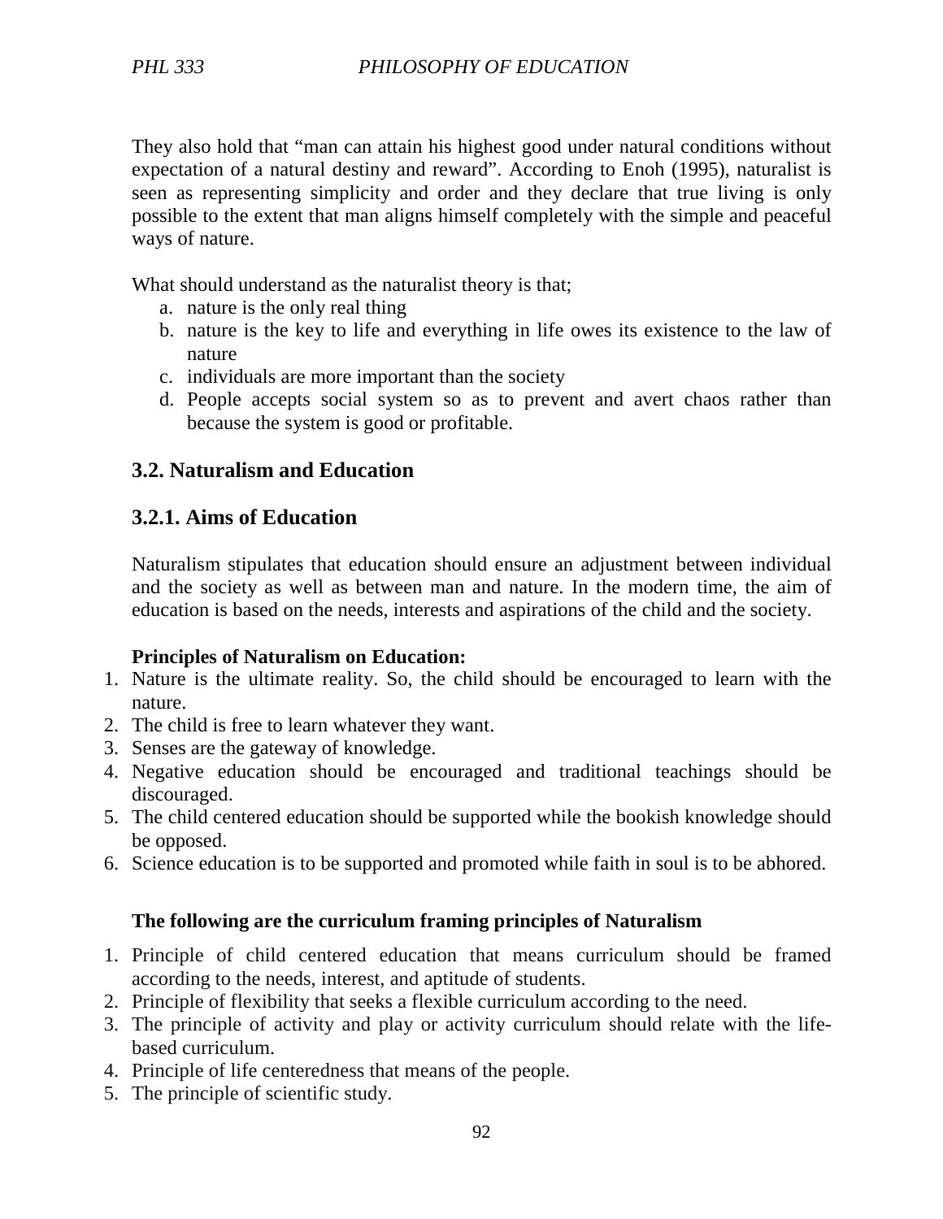They also hold that "man can attain his highest good under natural conditions without expectation of a natural destiny and reward". According to Enoh (1995), naturalist is seen as representing simplicity and order and they declare that true living is only possible to the extent that man aligns himself completely with the simple and peaceful ways of nature.

What should understand as the naturalist theory is that;

a. nature is the only real thing
b. nature is the key to life and everything in life owes its existence to the law of nature
c. individuals are more important than the society
d. People accepts social system so as to prevent and avert chaos rather than because the system is good or profitable.

## 3.2. Naturalism and Education

### 3.2.1. Aims of Education

Naturalism stipulates that education should ensure an adjustment between individual and the society as well as between man and nature. In the modern time, the aim of education is based on the needs, interests and aspirations of the child and the society.

**Principles of Naturalism on Education:**

1. Nature is the ultimate reality. So, the child should be encouraged to learn with the nature.
2. The child is free to learn whatever they want.
3. Senses are the gateway of knowledge.
4. Negative education should be encouraged and traditional teachings should be discouraged.
5. The child centered education should be supported while the bookish knowledge should be opposed.
6. Science education is to be supported and promoted while faith in soul is to be abhored.

**The following are the curriculum framing principles of Naturalism**

1. Principle of child centered education that means curriculum should be framed according to the needs, interest, and aptitude of students.
2. Principle of flexibility that seeks a flexible curriculum according to the need.
3. The principle of activity and play or activity curriculum should relate with the life-based curriculum.
4. Principle of life centeredness that means of the people.
5. The principle of scientific study.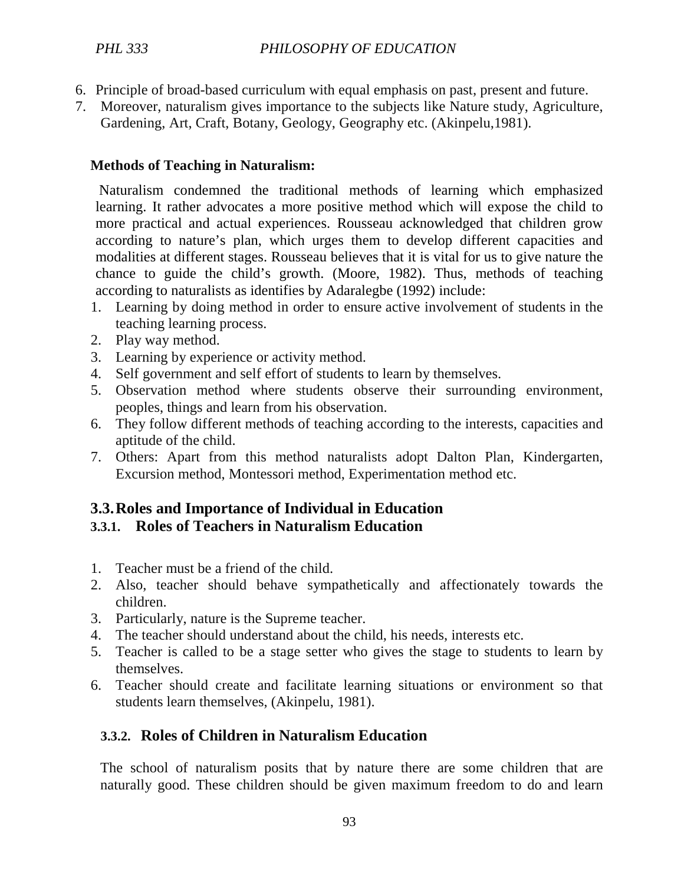6. Principle of broad-based curriculum with equal emphasis on past, present and future.
7. Moreover, naturalism gives importance to the subjects like Nature study, Agriculture, Gardening, Art, Craft, Botany, Geology, Geography etc. (Akinpelu,1981).

**Methods of Teaching in Naturalism:**

Naturalism condemned the traditional methods of learning which emphasized learning. It rather advocates a more positive method which will expose the child to more practical and actual experiences. Rousseau acknowledged that children grow according to nature's plan, which urges them to develop different capacities and modalities at different stages. Rousseau believes that it is vital for us to give nature the chance to guide the child's growth. (Moore, 1982). Thus, methods of teaching according to naturalists as identifies by Adaralegbe (1992) include:

1. Learning by doing method in order to ensure active involvement of students in the teaching learning process.
2. Play way method.
3. Learning by experience or activity method.
4. Self government and self effort of students to learn by themselves.
5. Observation method where students observe their surrounding environment, peoples, things and learn from his observation.
6. They follow different methods of teaching according to the interests, capacities and aptitude of the child.
7. Others: Apart from this method naturalists adopt Dalton Plan, Kindergarten, Excursion method, Montessori method, Experimentation method etc.

## 3.3. Roles and Importance of Individual in Education

### 3.3.1. Roles of Teachers in Naturalism Education

1. Teacher must be a friend of the child.
2. Also, teacher should behave sympathetically and affectionately towards the children.
3. Particularly, nature is the Supreme teacher.
4. The teacher should understand about the child, his needs, interests etc.
5. Teacher is called to be a stage setter who gives the stage to students to learn by themselves.
6. Teacher should create and facilitate learning situations or environment so that students learn themselves, (Akinpelu, 1981).

### 3.3.2. Roles of Children in Naturalism Education

The school of naturalism posits that by nature there are some children that are naturally good. These children should be given maximum freedom to do and learn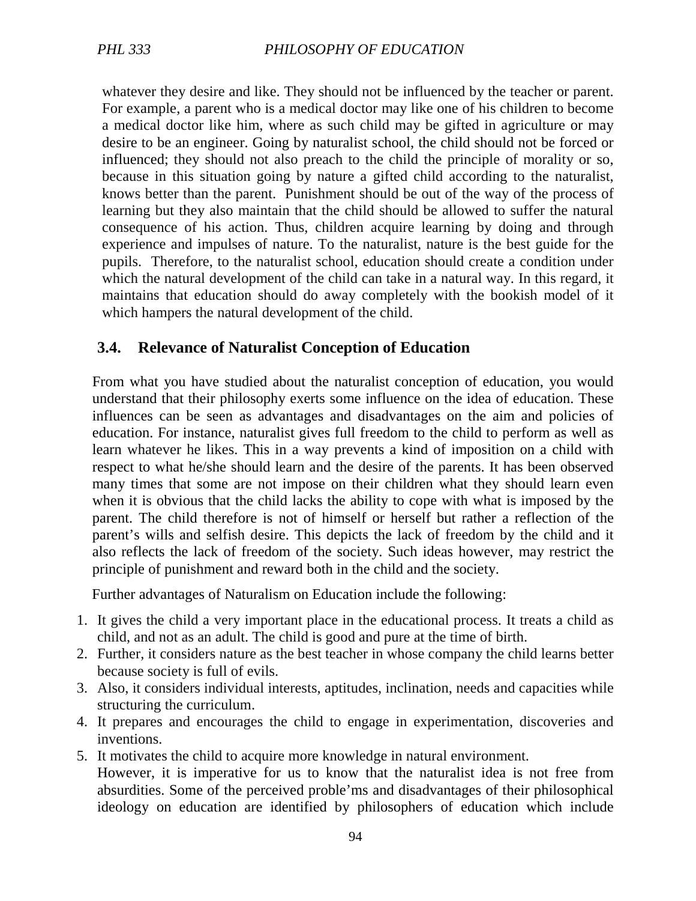whatever they desire and like. They should not be influenced by the teacher or parent. For example, a parent who is a medical doctor may like one of his children to become a medical doctor like him, where as such child may be gifted in agriculture or may desire to be an engineer. Going by naturalist school, the child should not be forced or influenced; they should not also preach to the child the principle of morality or so, because in this situation going by nature a gifted child according to the naturalist, knows better than the parent. Punishment should be out of the way of the process of learning but they also maintain that the child should be allowed to suffer the natural consequence of his action. Thus, children acquire learning by doing and through experience and impulses of nature. To the naturalist, nature is the best guide for the pupils. Therefore, to the naturalist school, education should create a condition under which the natural development of the child can take in a natural way. In this regard, it maintains that education should do away completely with the bookish model of it which hampers the natural development of the child.

## 3.4. Relevance of Naturalist Conception of Education

From what you have studied about the naturalist conception of education, you would understand that their philosophy exerts some influence on the idea of education. These influences can be seen as advantages and disadvantages on the aim and policies of education. For instance, naturalist gives full freedom to the child to perform as well as learn whatever he likes. This in a way prevents a kind of imposition on a child with respect to what he/she should learn and the desire of the parents. It has been observed many times that some are not impose on their children what they should learn even when it is obvious that the child lacks the ability to cope with what is imposed by the parent. The child therefore is not of himself or herself but rather a reflection of the parent's wills and selfish desire. This depicts the lack of freedom by the child and it also reflects the lack of freedom of the society. Such ideas however, may restrict the principle of punishment and reward both in the child and the society.

Further advantages of Naturalism on Education include the following:

1. It gives the child a very important place in the educational process. It treats a child as child, and not as an adult. The child is good and pure at the time of birth.
2. Further, it considers nature as the best teacher in whose company the child learns better because society is full of evils.
3. Also, it considers individual interests, aptitudes, inclination, needs and capacities while structuring the curriculum.
4. It prepares and encourages the child to engage in experimentation, discoveries and inventions.
5. It motivates the child to acquire more knowledge in natural environment.

However, it is imperative for us to know that the naturalist idea is not free from absurdities. Some of the perceived proble'ms and disadvantages of their philosophical ideology on education are identified by philosophers of education which include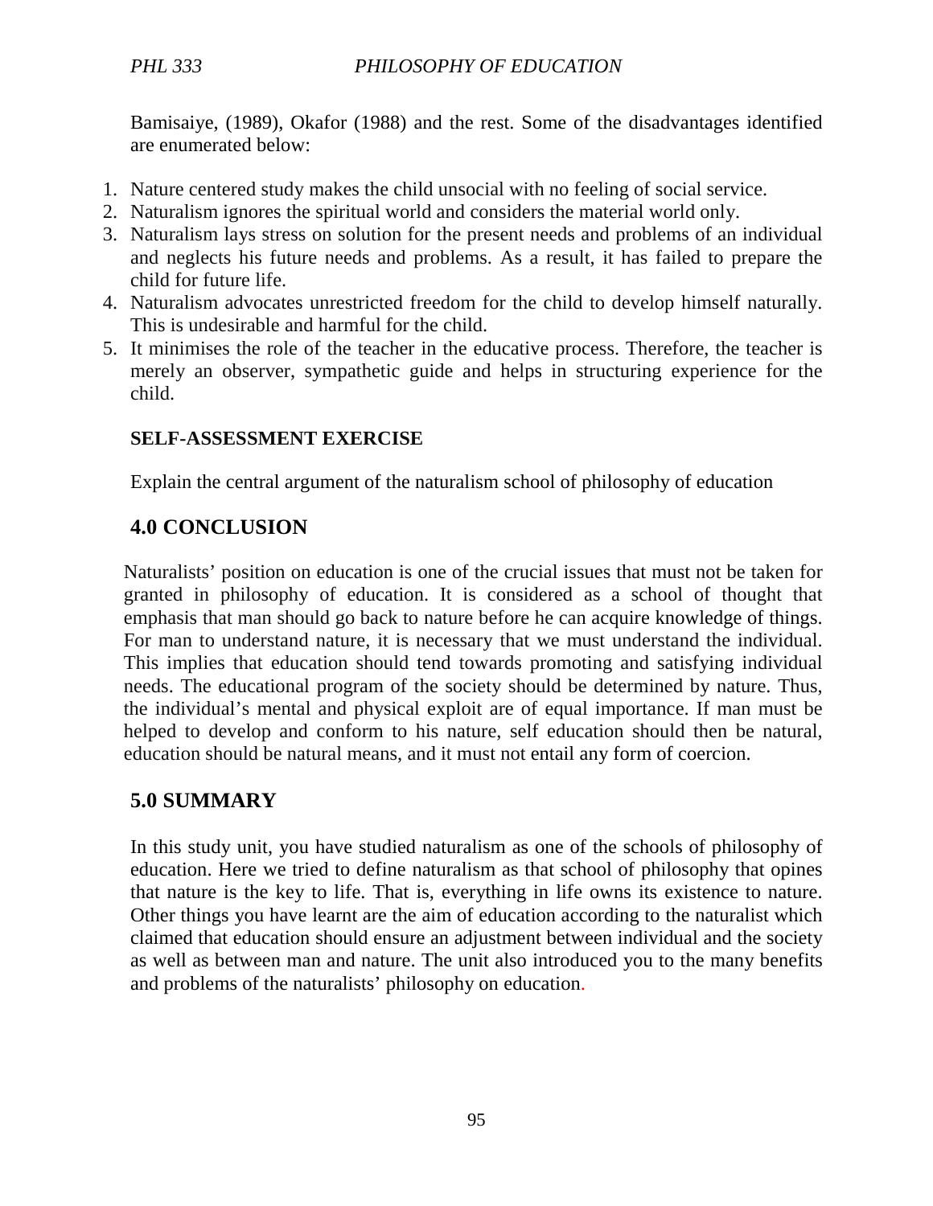Bamisaiye, (1989), Okafor (1988) and the rest. Some of the disadvantages identified are enumerated below:

1. Nature centered study makes the child unsocial with no feeling of social service.
2. Naturalism ignores the spiritual world and considers the material world only.
3. Naturalism lays stress on solution for the present needs and problems of an individual and neglects his future needs and problems. As a result, it has failed to prepare the child for future life.
4. Naturalism advocates unrestricted freedom for the child to develop himself naturally. This is undesirable and harmful for the child.
5. It minimises the role of the teacher in the educative process. Therefore, the teacher is merely an observer, sympathetic guide and helps in structuring experience for the child.

**SELF-ASSESSMENT EXERCISE**

Explain the central argument of the naturalism school of philosophy of education

## 4.0 CONCLUSION

Naturalists' position on education is one of the crucial issues that must not be taken for granted in philosophy of education. It is considered as a school of thought that emphasis that man should go back to nature before he can acquire knowledge of things. For man to understand nature, it is necessary that we must understand the individual. This implies that education should tend towards promoting and satisfying individual needs. The educational program of the society should be determined by nature. Thus, the individual's mental and physical exploit are of equal importance. If man must be helped to develop and conform to his nature, self education should then be natural, education should be natural means, and it must not entail any form of coercion.

## 5.0 SUMMARY

In this study unit, you have studied naturalism as one of the schools of philosophy of education. Here we tried to define naturalism as that school of philosophy that opines that nature is the key to life. That is, everything in life owns its existence to nature. Other things you have learnt are the aim of education according to the naturalist which claimed that education should ensure an adjustment between individual and the society as well as between man and nature. The unit also introduced you to the many benefits and problems of the naturalists' philosophy on education.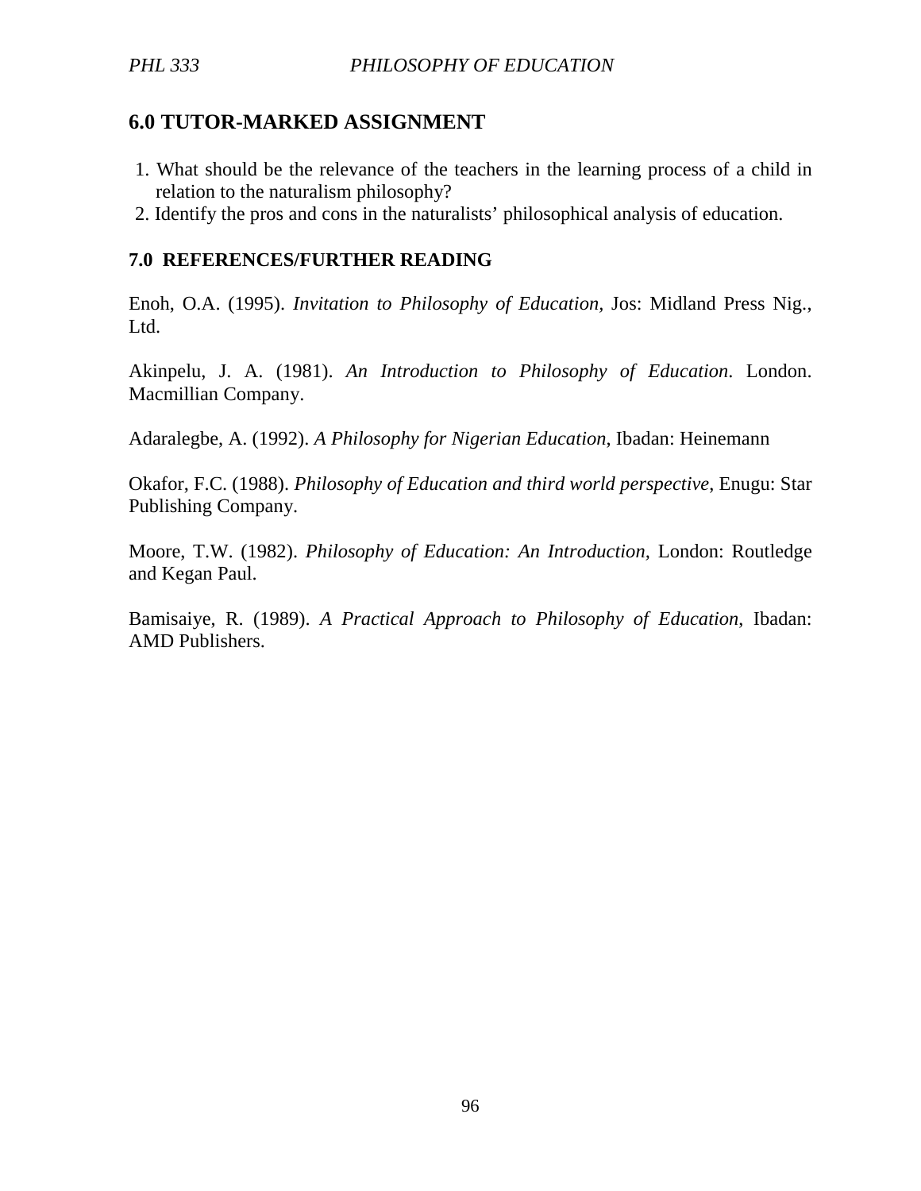## 6.0 TUTOR-MARKED ASSIGNMENT

1. What should be the relevance of the teachers in the learning process of a child in relation to the naturalism philosophy?
2. Identify the pros and cons in the naturalists' philosophical analysis of education.

## 7.0 REFERENCES/FURTHER READING

Enoh, O.A. (1995). *Invitation to Philosophy of Education*, Jos: Midland Press Nig., Ltd.

Akinpelu, J. A. (1981). *An Introduction to Philosophy of Education*. London. Macmillian Company.

Adaralegbe, A. (1992). *A Philosophy for Nigerian Education*, Ibadan: Heinemann

Okafor, F.C. (1988). *Philosophy of Education and third world perspective*, Enugu: Star Publishing Company.

Moore, T.W. (1982). *Philosophy of Education: An Introduction*, London: Routledge and Kegan Paul.

Bamisaiye, R. (1989). *A Practical Approach to Philosophy of Education*, Ibadan: AMD Publishers.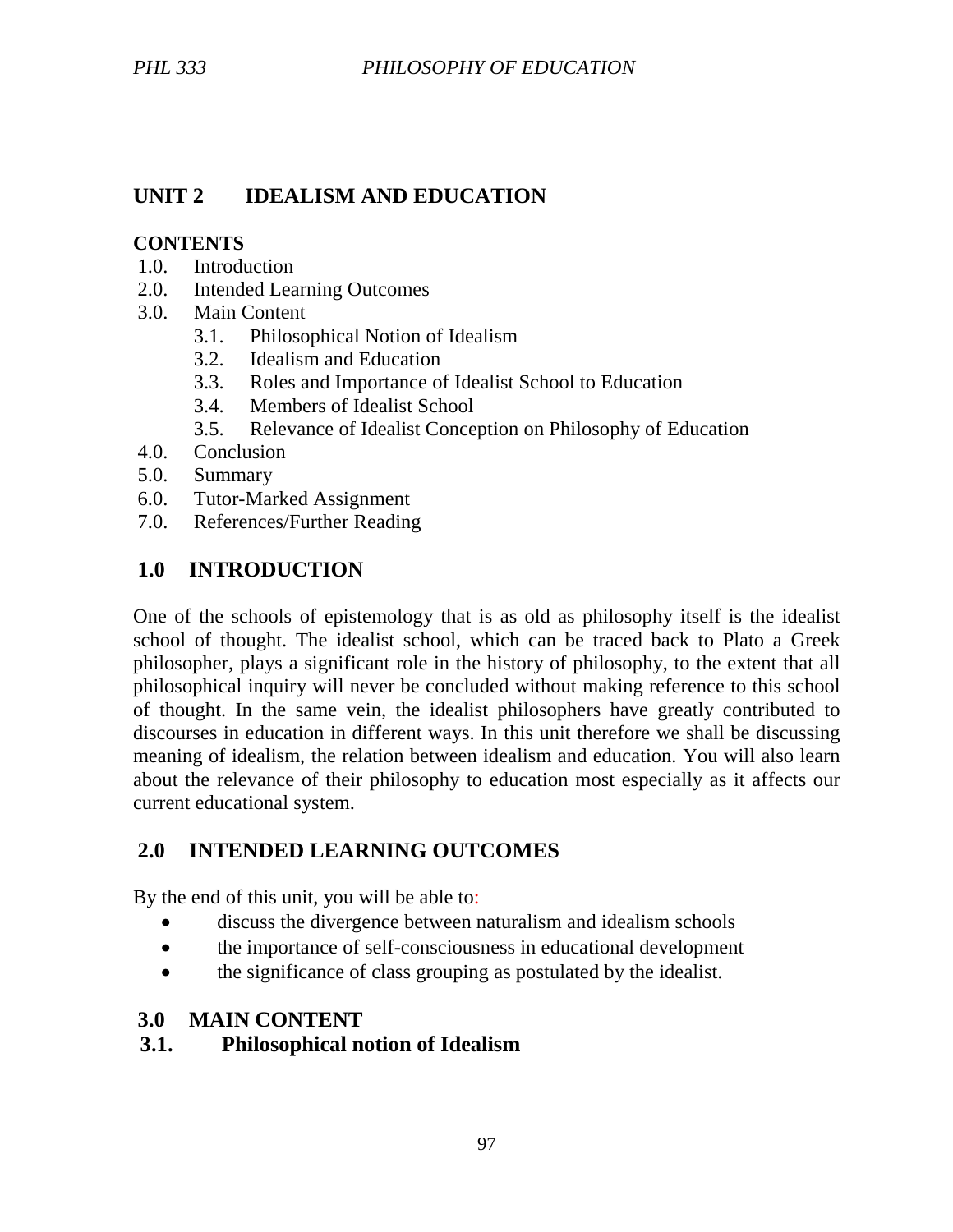## UNIT 2 IDEALISM AND EDUCATION

**CONTENTS**

1.0. Introduction
2.0. Intended Learning Outcomes
3.0. Main Content
    3.1. Philosophical Notion of Idealism
    3.2. Idealism and Education
    3.3. Roles and Importance of Idealist School to Education
    3.4. Members of Idealist School
    3.5. Relevance of Idealist Conception on Philosophy of Education
4.0. Conclusion
5.0. Summary
6.0. Tutor-Marked Assignment
7.0. References/Further Reading

## 1.0 INTRODUCTION

One of the schools of epistemology that is as old as philosophy itself is the idealist school of thought. The idealist school, which can be traced back to Plato a Greek philosopher, plays a significant role in the history of philosophy, to the extent that all philosophical inquiry will never be concluded without making reference to this school of thought. In the same vein, the idealist philosophers have greatly contributed to discourses in education in different ways. In this unit therefore we shall be discussing meaning of idealism, the relation between idealism and education. You will also learn about the relevance of their philosophy to education most especially as it affects our current educational system.

## 2.0 INTENDED LEARNING OUTCOMES

By the end of this unit, you will be able to:

- discuss the divergence between naturalism and idealism schools
- the importance of self-consciousness in educational development
- the significance of class grouping as postulated by the idealist.

## 3.0 MAIN CONTENT

### 3.1. Philosophical notion of Idealism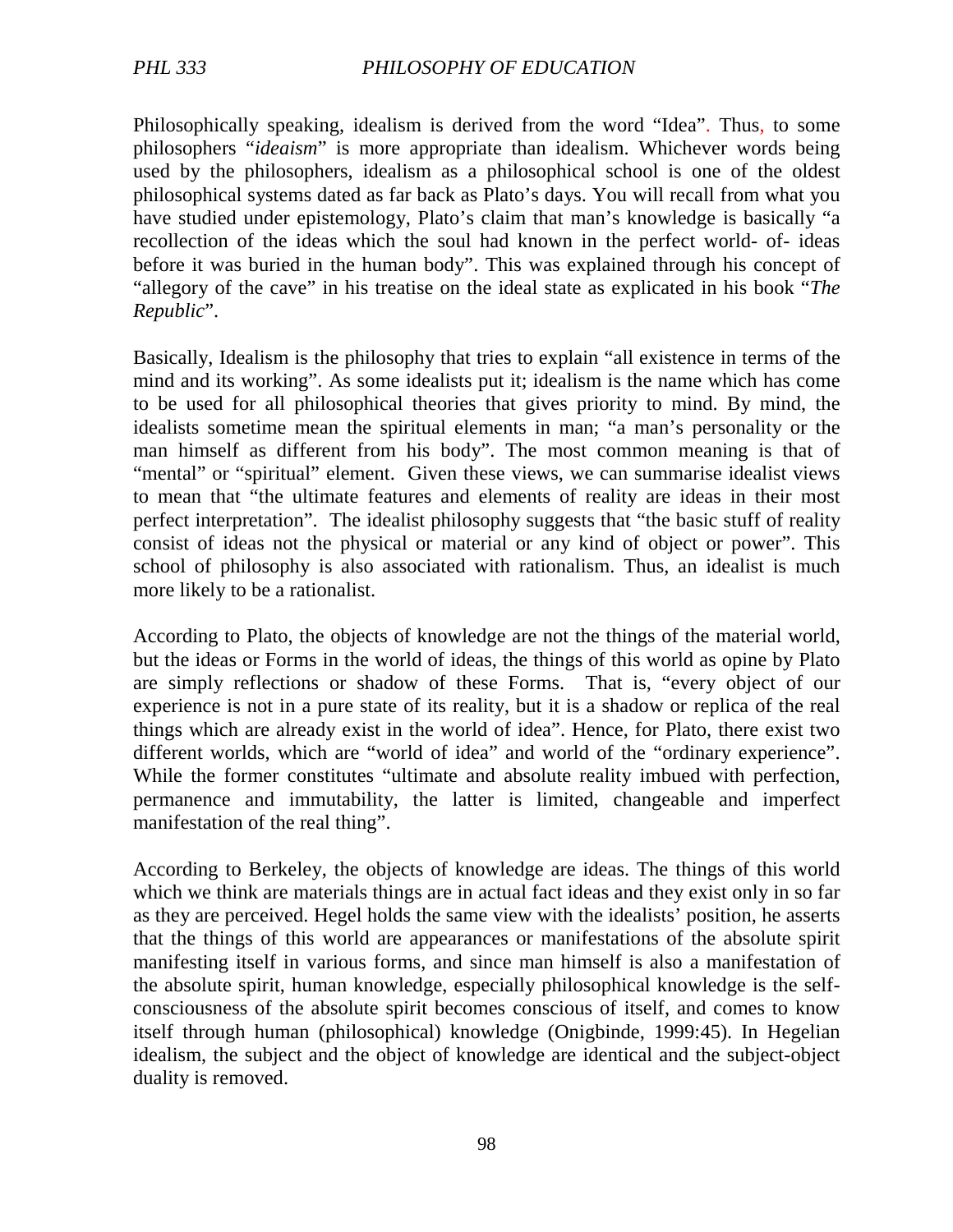Philosophically speaking, idealism is derived from the word "Idea". Thus, to some philosophers "*ideaism*" is more appropriate than idealism. Whichever words being used by the philosophers, idealism as a philosophical school is one of the oldest philosophical systems dated as far back as Plato's days. You will recall from what you have studied under epistemology, Plato's claim that man's knowledge is basically "a recollection of the ideas which the soul had known in the perfect world- of- ideas before it was buried in the human body". This was explained through his concept of "allegory of the cave" in his treatise on the ideal state as explicated in his book "*The Republic*".

Basically, Idealism is the philosophy that tries to explain "all existence in terms of the mind and its working". As some idealists put it; idealism is the name which has come to be used for all philosophical theories that gives priority to mind. By mind, the idealists sometime mean the spiritual elements in man; "a man's personality or the man himself as different from his body". The most common meaning is that of "mental" or "spiritual" element. Given these views, we can summarise idealist views to mean that "the ultimate features and elements of reality are ideas in their most perfect interpretation". The idealist philosophy suggests that "the basic stuff of reality consist of ideas not the physical or material or any kind of object or power". This school of philosophy is also associated with rationalism. Thus, an idealist is much more likely to be a rationalist.

According to Plato, the objects of knowledge are not the things of the material world, but the ideas or Forms in the world of ideas, the things of this world as opine by Plato are simply reflections or shadow of these Forms. That is, "every object of our experience is not in a pure state of its reality, but it is a shadow or replica of the real things which are already exist in the world of idea". Hence, for Plato, there exist two different worlds, which are "world of idea" and world of the "ordinary experience". While the former constitutes "ultimate and absolute reality imbued with perfection, permanence and immutability, the latter is limited, changeable and imperfect manifestation of the real thing".

According to Berkeley, the objects of knowledge are ideas. The things of this world which we think are materials things are in actual fact ideas and they exist only in so far as they are perceived. Hegel holds the same view with the idealists' position, he asserts that the things of this world are appearances or manifestations of the absolute spirit manifesting itself in various forms, and since man himself is also a manifestation of the absolute spirit, human knowledge, especially philosophical knowledge is the self-consciousness of the absolute spirit becomes conscious of itself, and comes to know itself through human (philosophical) knowledge (Onigbinde, 1999:45). In Hegelian idealism, the subject and the object of knowledge are identical and the subject-object duality is removed.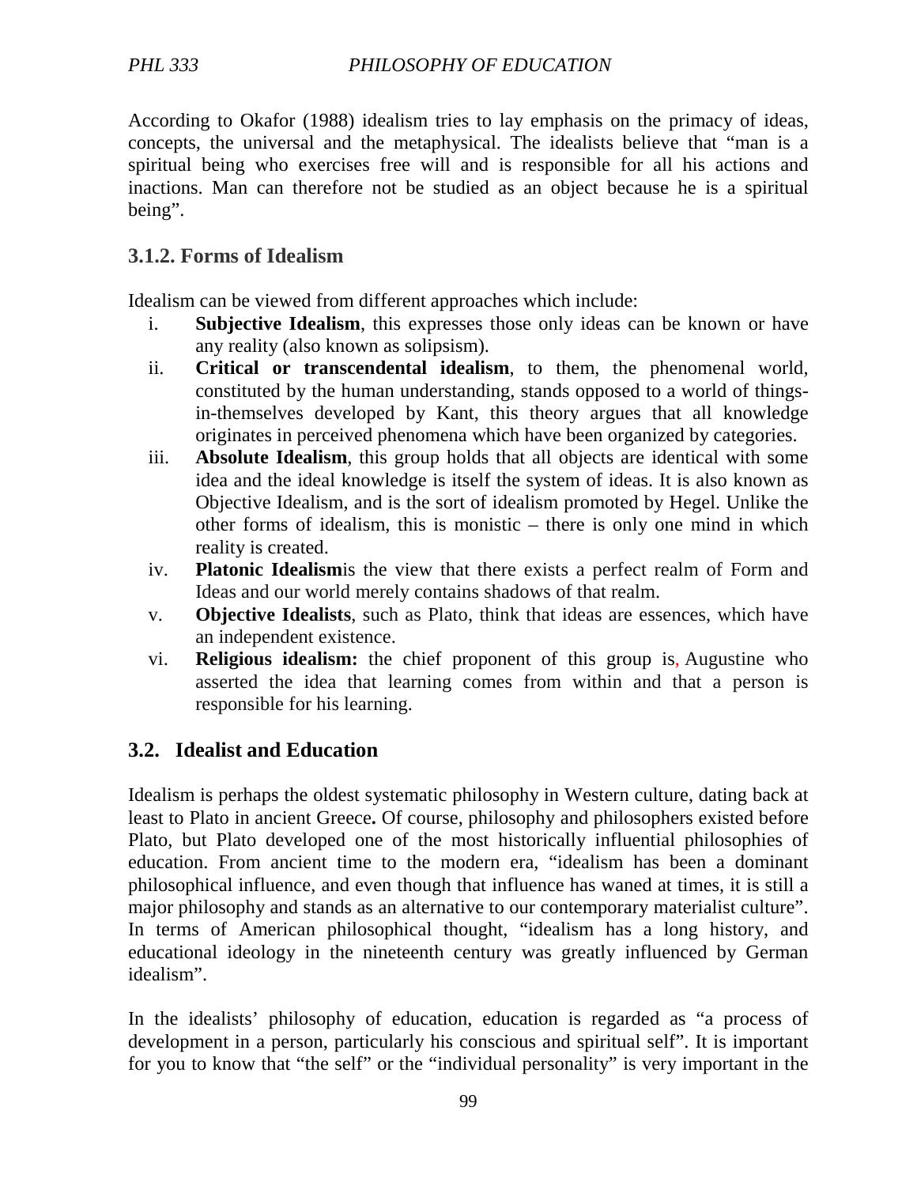According to Okafor (1988) idealism tries to lay emphasis on the primacy of ideas, concepts, the universal and the metaphysical. The idealists believe that "man is a spiritual being who exercises free will and is responsible for all his actions and inactions. Man can therefore not be studied as an object because he is a spiritual being".

### 3.1.2. Forms of Idealism

Idealism can be viewed from different approaches which include:

i. **Subjective Idealism**, this expresses those only ideas can be known or have any reality (also known as solipsism).
ii. **Critical or transcendental idealism**, to them, the phenomenal world, constituted by the human understanding, stands opposed to a world of things-in-themselves developed by Kant, this theory argues that all knowledge originates in perceived phenomena which have been organized by categories.
iii. **Absolute Idealism**, this group holds that all objects are identical with some idea and the ideal knowledge is itself the system of ideas. It is also known as Objective Idealism, and is the sort of idealism promoted by Hegel. Unlike the other forms of idealism, this is monistic – there is only one mind in which reality is created.
iv. **Platonic Idealism**is the view that there exists a perfect realm of Form and Ideas and our world merely contains shadows of that realm.
v. **Objective Idealists**, such as Plato, think that ideas are essences, which have an independent existence.
vi. **Religious idealism:** the chief proponent of this group is, Augustine who asserted the idea that learning comes from within and that a person is responsible for his learning.

## 3.2. Idealist and Education

Idealism is perhaps the oldest systematic philosophy in Western culture, dating back at least to Plato in ancient Greece**.** Of course, philosophy and philosophers existed before Plato, but Plato developed one of the most historically influential philosophies of education. From ancient time to the modern era, "idealism has been a dominant philosophical influence, and even though that influence has waned at times, it is still a major philosophy and stands as an alternative to our contemporary materialist culture". In terms of American philosophical thought, "idealism has a long history, and educational ideology in the nineteenth century was greatly influenced by German idealism".

In the idealists' philosophy of education, education is regarded as "a process of development in a person, particularly his conscious and spiritual self". It is important for you to know that "the self" or the "individual personality" is very important in the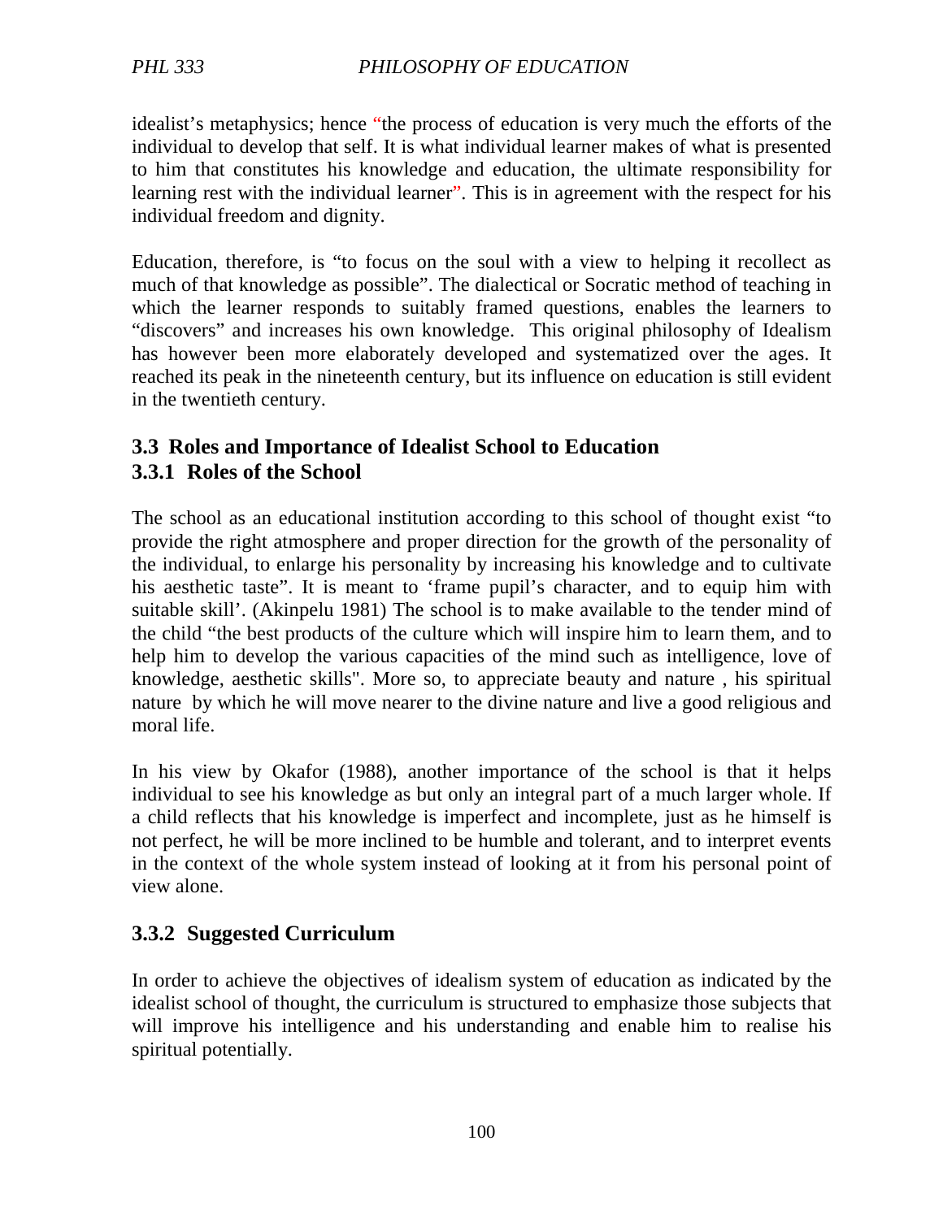idealist's metaphysics; hence "the process of education is very much the efforts of the individual to develop that self. It is what individual learner makes of what is presented to him that constitutes his knowledge and education, the ultimate responsibility for learning rest with the individual learner". This is in agreement with the respect for his individual freedom and dignity.

Education, therefore, is "to focus on the soul with a view to helping it recollect as much of that knowledge as possible". The dialectical or Socratic method of teaching in which the learner responds to suitably framed questions, enables the learners to "discovers" and increases his own knowledge. This original philosophy of Idealism has however been more elaborately developed and systematized over the ages. It reached its peak in the nineteenth century, but its influence on education is still evident in the twentieth century.

### 3.3 Roles and Importance of Idealist School to Education

#### 3.3.1 Roles of the School

The school as an educational institution according to this school of thought exist "to provide the right atmosphere and proper direction for the growth of the personality of the individual, to enlarge his personality by increasing his knowledge and to cultivate his aesthetic taste". It is meant to 'frame pupil's character, and to equip him with suitable skill'. (Akinpelu 1981) The school is to make available to the tender mind of the child "the best products of the culture which will inspire him to learn them, and to help him to develop the various capacities of the mind such as intelligence, love of knowledge, aesthetic skills". More so, to appreciate beauty and nature , his spiritual nature by which he will move nearer to the divine nature and live a good religious and moral life.

In his view by Okafor (1988), another importance of the school is that it helps individual to see his knowledge as but only an integral part of a much larger whole. If a child reflects that his knowledge is imperfect and incomplete, just as he himself is not perfect, he will be more inclined to be humble and tolerant, and to interpret events in the context of the whole system instead of looking at it from his personal point of view alone.

#### 3.3.2 Suggested Curriculum

In order to achieve the objectives of idealism system of education as indicated by the idealist school of thought, the curriculum is structured to emphasize those subjects that will improve his intelligence and his understanding and enable him to realise his spiritual potentially.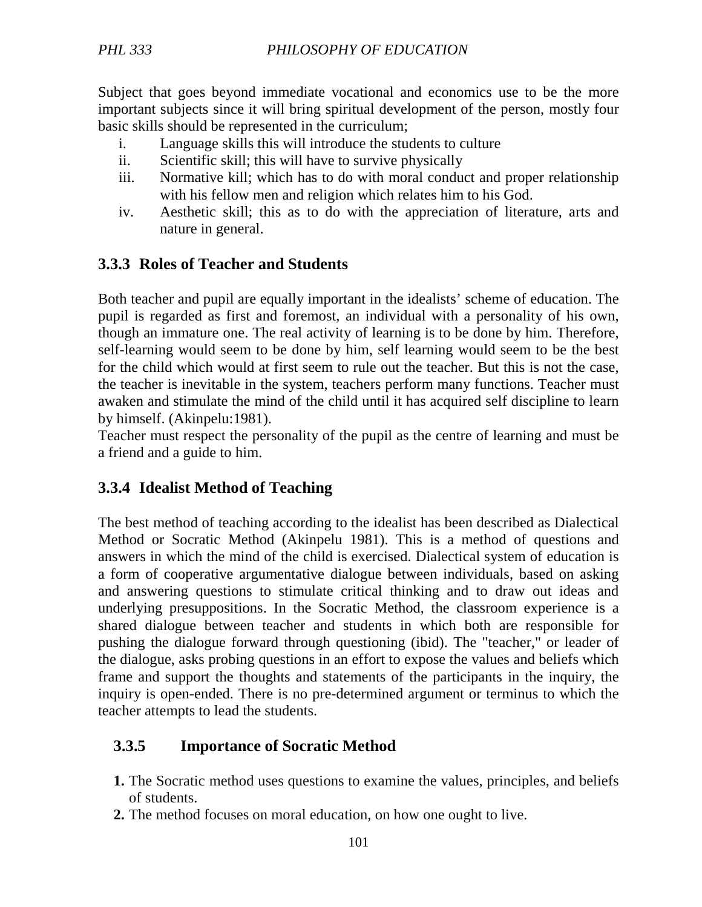Subject that goes beyond immediate vocational and economics use to be the more important subjects since it will bring spiritual development of the person, mostly four basic skills should be represented in the curriculum;

i. Language skills this will introduce the students to culture
ii. Scientific skill; this will have to survive physically
iii. Normative kill; which has to do with moral conduct and proper relationship with his fellow men and religion which relates him to his God.
iv. Aesthetic skill; this as to do with the appreciation of literature, arts and nature in general.

### 3.3.3 Roles of Teacher and Students

Both teacher and pupil are equally important in the idealists' scheme of education. The pupil is regarded as first and foremost, an individual with a personality of his own, though an immature one. The real activity of learning is to be done by him. Therefore, self-learning would seem to be done by him, self learning would seem to be the best for the child which would at first seem to rule out the teacher. But this is not the case, the teacher is inevitable in the system, teachers perform many functions. Teacher must awaken and stimulate the mind of the child until it has acquired self discipline to learn by himself. (Akinpelu:1981).

Teacher must respect the personality of the pupil as the centre of learning and must be a friend and a guide to him.

### 3.3.4 Idealist Method of Teaching

The best method of teaching according to the idealist has been described as Dialectical Method or Socratic Method (Akinpelu 1981). This is a method of questions and answers in which the mind of the child is exercised. Dialectical system of education is a form of cooperative argumentative dialogue between individuals, based on asking and answering questions to stimulate critical thinking and to draw out ideas and underlying presuppositions. In the Socratic Method, the classroom experience is a shared dialogue between teacher and students in which both are responsible for pushing the dialogue forward through questioning (ibid). The "teacher," or leader of the dialogue, asks probing questions in an effort to expose the values and beliefs which frame and support the thoughts and statements of the participants in the inquiry, the inquiry is open-ended. There is no pre-determined argument or terminus to which the teacher attempts to lead the students.

### 3.3.5 Importance of Socratic Method

1. The Socratic method uses questions to examine the values, principles, and beliefs of students.
2. The method focuses on moral education, on how one ought to live.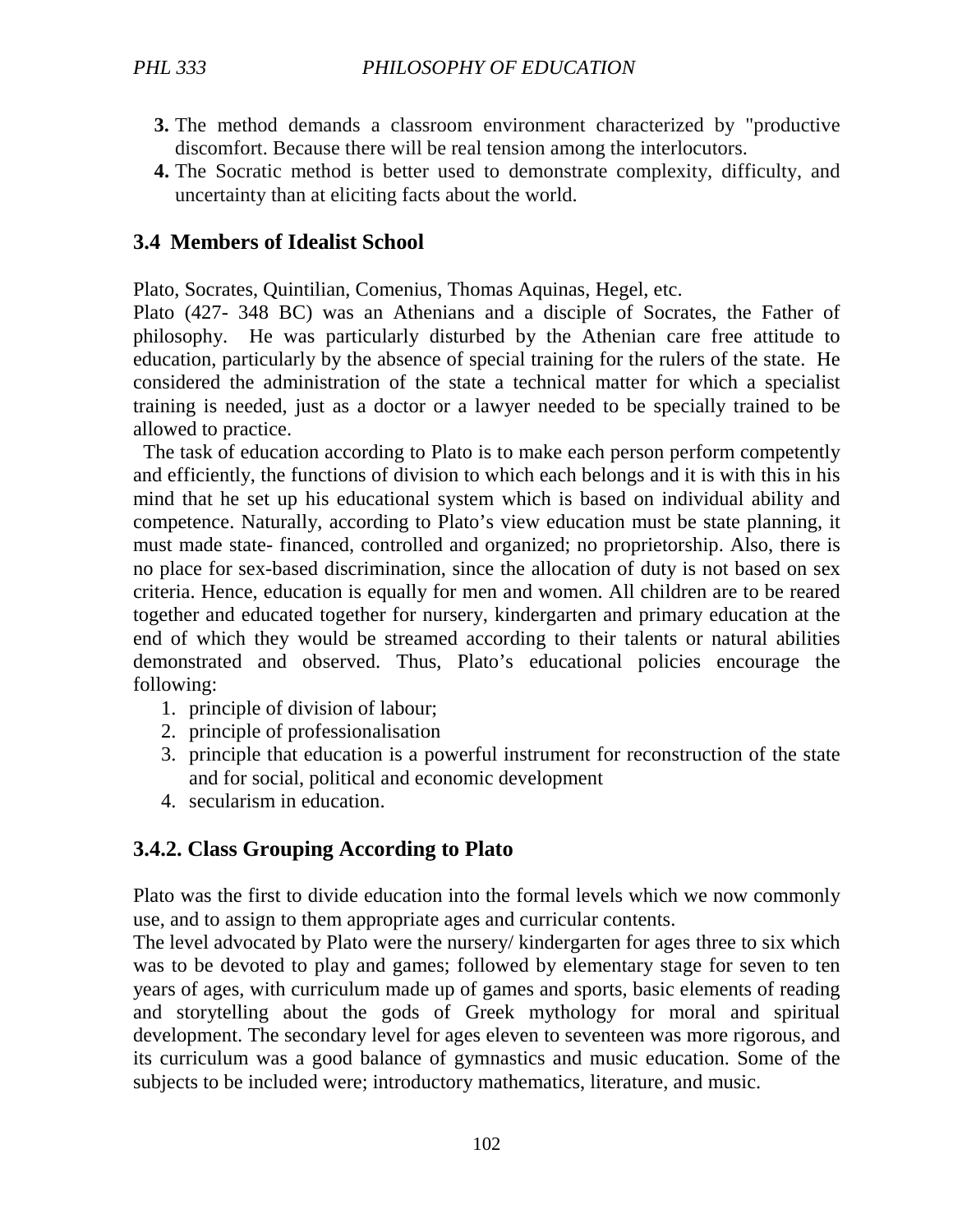3. The method demands a classroom environment characterized by "productive discomfort. Because there will be real tension among the interlocutors.
4. The Socratic method is better used to demonstrate complexity, difficulty, and uncertainty than at eliciting facts about the world.

## 3.4 Members of Idealist School

Plato, Socrates, Quintilian, Comenius, Thomas Aquinas, Hegel, etc.

Plato (427- 348 BC) was an Athenians and a disciple of Socrates, the Father of philosophy. He was particularly disturbed by the Athenian care free attitude to education, particularly by the absence of special training for the rulers of the state. He considered the administration of the state a technical matter for which a specialist training is needed, just as a doctor or a lawyer needed to be specially trained to be allowed to practice.

The task of education according to Plato is to make each person perform competently and efficiently, the functions of division to which each belongs and it is with this in his mind that he set up his educational system which is based on individual ability and competence. Naturally, according to Plato's view education must be state planning, it must made state- financed, controlled and organized; no proprietorship. Also, there is no place for sex-based discrimination, since the allocation of duty is not based on sex criteria. Hence, education is equally for men and women. All children are to be reared together and educated together for nursery, kindergarten and primary education at the end of which they would be streamed according to their talents or natural abilities demonstrated and observed. Thus, Plato's educational policies encourage the following:

1. principle of division of labour;
2. principle of professionalisation
3. principle that education is a powerful instrument for reconstruction of the state and for social, political and economic development
4. secularism in education.

## 3.4.2. Class Grouping According to Plato

Plato was the first to divide education into the formal levels which we now commonly use, and to assign to them appropriate ages and curricular contents.

The level advocated by Plato were the nursery/ kindergarten for ages three to six which was to be devoted to play and games; followed by elementary stage for seven to ten years of ages, with curriculum made up of games and sports, basic elements of reading and storytelling about the gods of Greek mythology for moral and spiritual development. The secondary level for ages eleven to seventeen was more rigorous, and its curriculum was a good balance of gymnastics and music education. Some of the subjects to be included were; introductory mathematics, literature, and music.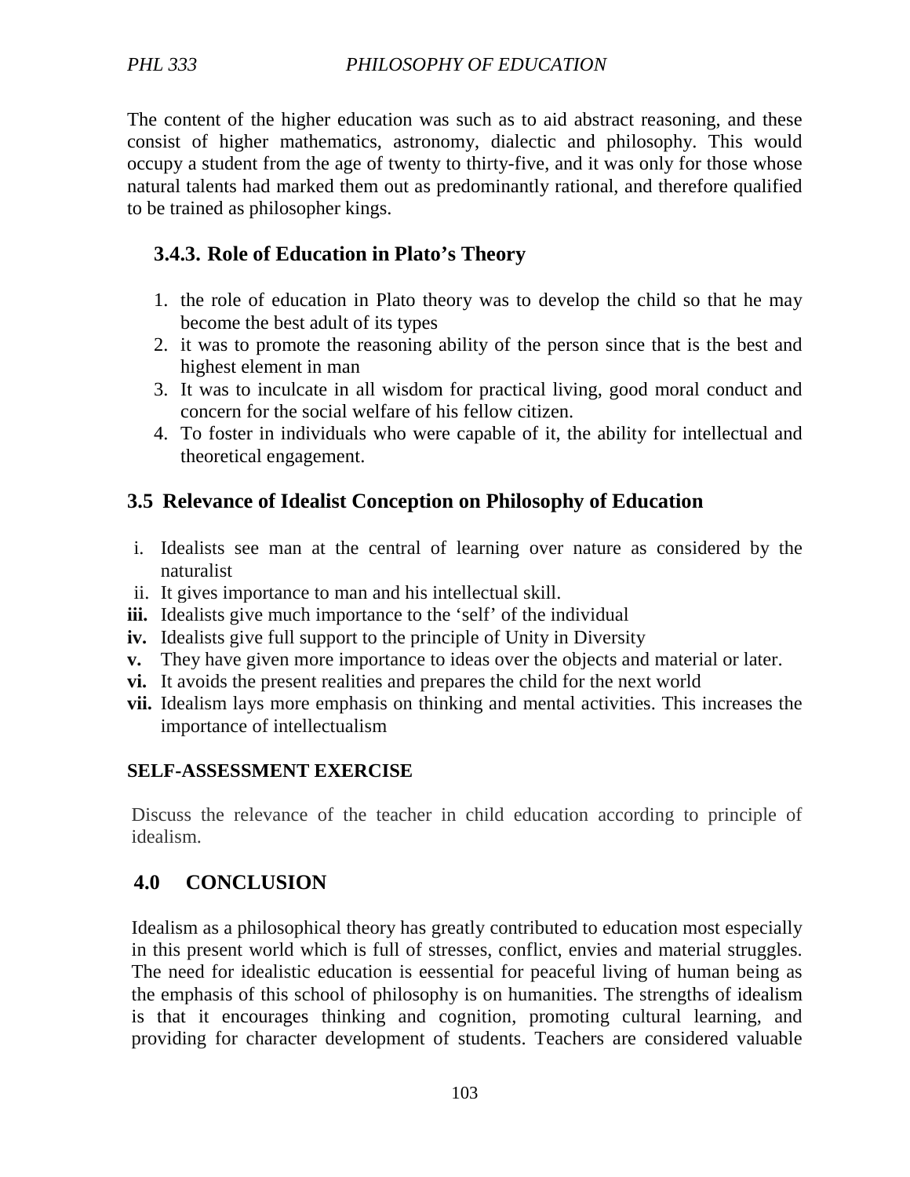The content of the higher education was such as to aid abstract reasoning, and these consist of higher mathematics, astronomy, dialectic and philosophy. This would occupy a student from the age of twenty to thirty-five, and it was only for those whose natural talents had marked them out as predominantly rational, and therefore qualified to be trained as philosopher kings.

### 3.4.3. Role of Education in Plato's Theory

1. the role of education in Plato theory was to develop the child so that he may become the best adult of its types
2. it was to promote the reasoning ability of the person since that is the best and highest element in man
3. It was to inculcate in all wisdom for practical living, good moral conduct and concern for the social welfare of his fellow citizen.
4. To foster in individuals who were capable of it, the ability for intellectual and theoretical engagement.

## 3.5 Relevance of Idealist Conception on Philosophy of Education

i. Idealists see man at the central of learning over nature as considered by the naturalist
ii. It gives importance to man and his intellectual skill.
**iii.** Idealists give much importance to the 'self' of the individual
**iv.** Idealists give full support to the principle of Unity in Diversity
**v.** They have given more importance to ideas over the objects and material or later.
**vi.** It avoids the present realities and prepares the child for the next world
**vii.** Idealism lays more emphasis on thinking and mental activities. This increases the importance of intellectualism

**SELF-ASSESSMENT EXERCISE**

Discuss the relevance of the teacher in child education according to principle of idealism.

## 4.0 CONCLUSION

Idealism as a philosophical theory has greatly contributed to education most especially in this present world which is full of stresses, conflict, envies and material struggles. The need for idealistic education is eessential for peaceful living of human being as the emphasis of this school of philosophy is on humanities. The strengths of idealism is that it encourages thinking and cognition, promoting cultural learning, and providing for character development of students. Teachers are considered valuable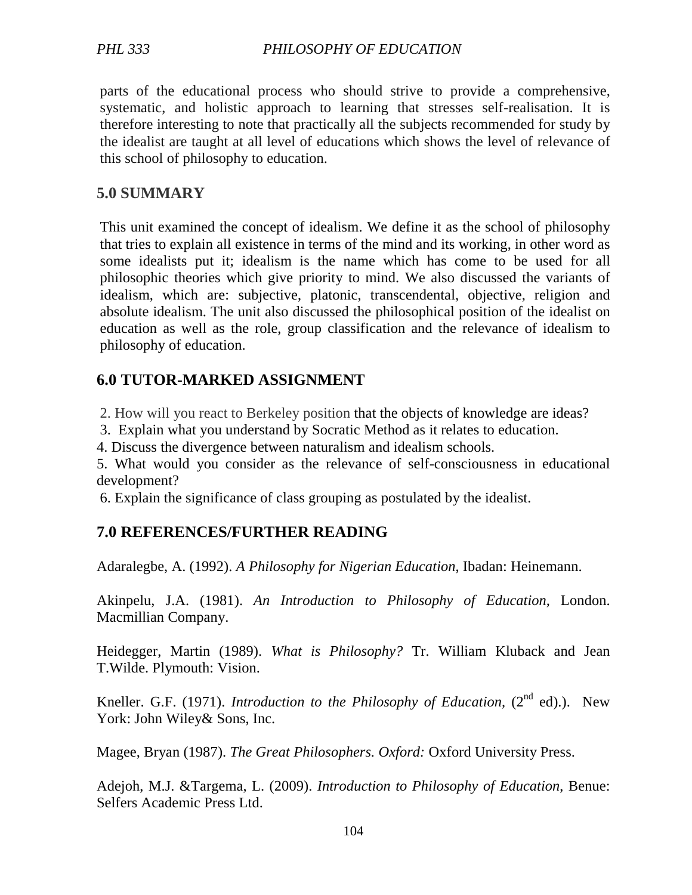parts of the educational process who should strive to provide a comprehensive, systematic, and holistic approach to learning that stresses self-realisation. It is therefore interesting to note that practically all the subjects recommended for study by the idealist are taught at all level of educations which shows the level of relevance of this school of philosophy to education.

## 5.0 SUMMARY

This unit examined the concept of idealism. We define it as the school of philosophy that tries to explain all existence in terms of the mind and its working, in other word as some idealists put it; idealism is the name which has come to be used for all philosophic theories which give priority to mind. We also discussed the variants of idealism, which are: subjective, platonic, transcendental, objective, religion and absolute idealism. The unit also discussed the philosophical position of the idealist on education as well as the role, group classification and the relevance of idealism to philosophy of education.

## 6.0 TUTOR-MARKED ASSIGNMENT

2. How will you react to Berkeley position that the objects of knowledge are ideas?
3. Explain what you understand by Socratic Method as it relates to education.
4. Discuss the divergence between naturalism and idealism schools.
5. What would you consider as the relevance of self-consciousness in educational development?
6. Explain the significance of class grouping as postulated by the idealist.

## 7.0 REFERENCES/FURTHER READING

Adaralegbe, A. (1992). *A Philosophy for Nigerian Education*, Ibadan: Heinemann.

Akinpelu, J.A. (1981). *An Introduction to Philosophy of Education,* London. Macmillian Company.

Heidegger, Martin (1989). *What is Philosophy?* Tr. William Kluback and Jean T.Wilde. Plymouth: Vision.

Kneller. G.F. (1971). *Introduction to the Philosophy of Education,* (2nd ed).). New York: John Wiley& Sons, Inc.

Magee, Bryan (1987). *The Great Philosophers. Oxford:* Oxford University Press.

Adejoh, M.J. &Targema, L. (2009). *Introduction to Philosophy of Education*, Benue: Selfers Academic Press Ltd.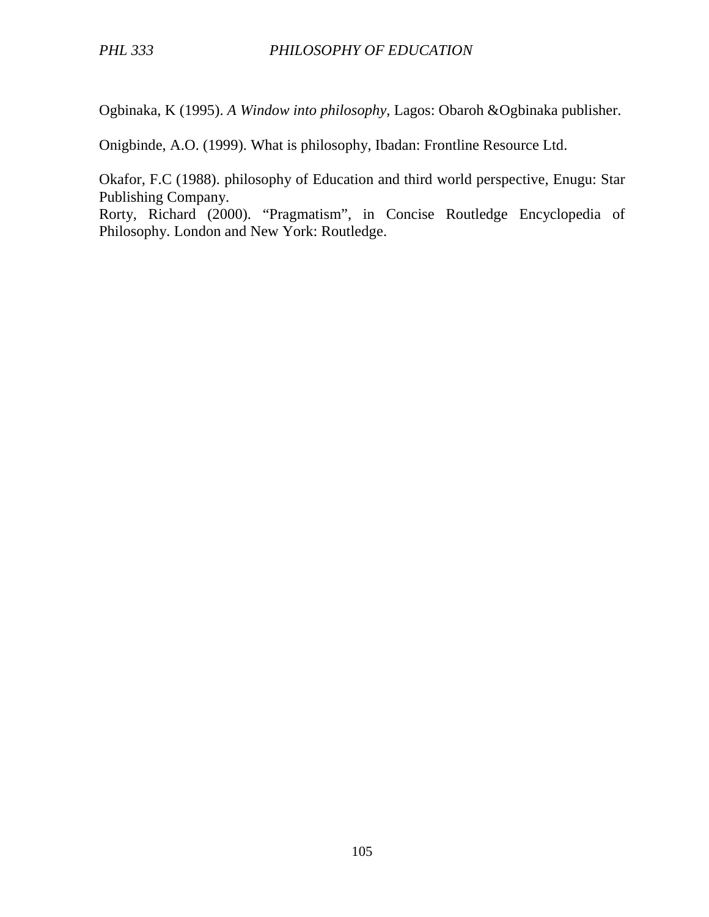Ogbinaka, K (1995). *A Window into philosophy*, Lagos: Obaroh &Ogbinaka publisher.

Onigbinde, A.O. (1999). What is philosophy, Ibadan: Frontline Resource Ltd.

Okafor, F.C (1988). philosophy of Education and third world perspective, Enugu: Star Publishing Company.

Rorty, Richard (2000). “Pragmatism”, in Concise Routledge Encyclopedia of Philosophy. London and New York: Routledge.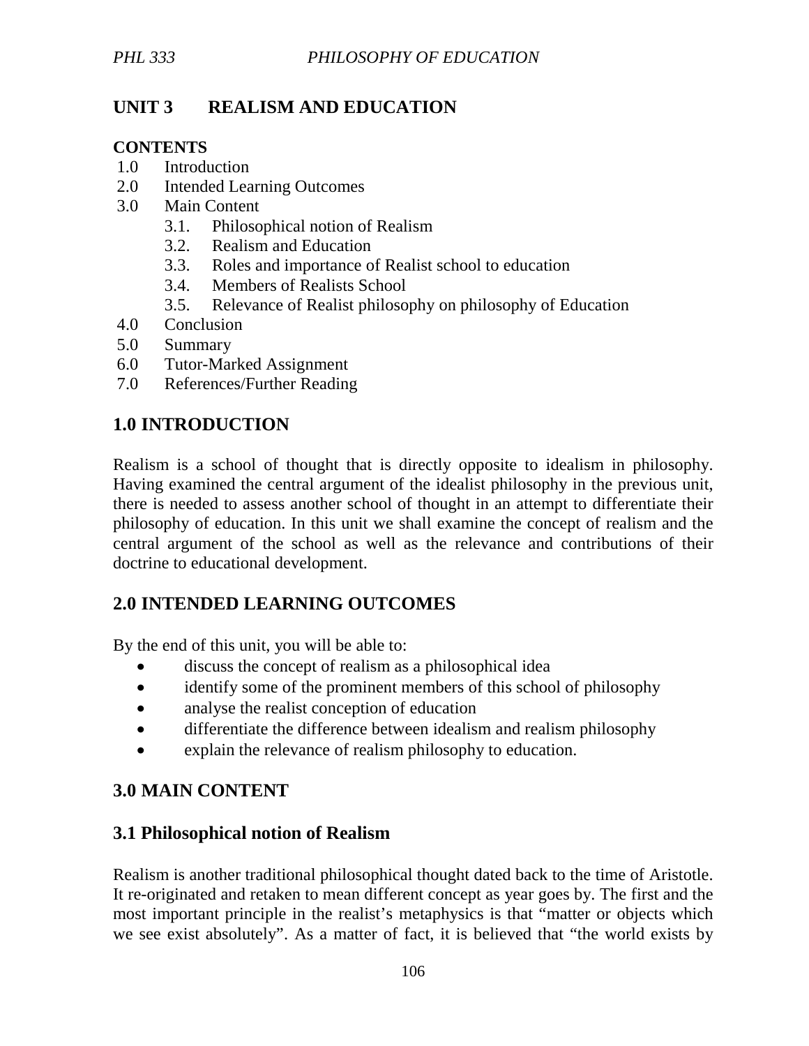# UNIT 3 REALISM AND EDUCATION

**CONTENTS**

1.0 Introduction
2.0 Intended Learning Outcomes
3.0 Main Content
 3.1. Philosophical notion of Realism
 3.2. Realism and Education
 3.3. Roles and importance of Realist school to education
 3.4. Members of Realists School
 3.5. Relevance of Realist philosophy on philosophy of Education
4.0 Conclusion
5.0 Summary
6.0 Tutor-Marked Assignment
7.0 References/Further Reading

## 1.0 INTRODUCTION

Realism is a school of thought that is directly opposite to idealism in philosophy. Having examined the central argument of the idealist philosophy in the previous unit, there is needed to assess another school of thought in an attempt to differentiate their philosophy of education. In this unit we shall examine the concept of realism and the central argument of the school as well as the relevance and contributions of their doctrine to educational development.

## 2.0 INTENDED LEARNING OUTCOMES

By the end of this unit, you will be able to:

- discuss the concept of realism as a philosophical idea
- identify some of the prominent members of this school of philosophy
- analyse the realist conception of education
- differentiate the difference between idealism and realism philosophy
- explain the relevance of realism philosophy to education.

## 3.0 MAIN CONTENT

### 3.1 Philosophical notion of Realism

Realism is another traditional philosophical thought dated back to the time of Aristotle. It re-originated and retaken to mean different concept as year goes by. The first and the most important principle in the realist's metaphysics is that "matter or objects which we see exist absolutely". As a matter of fact, it is believed that "the world exists by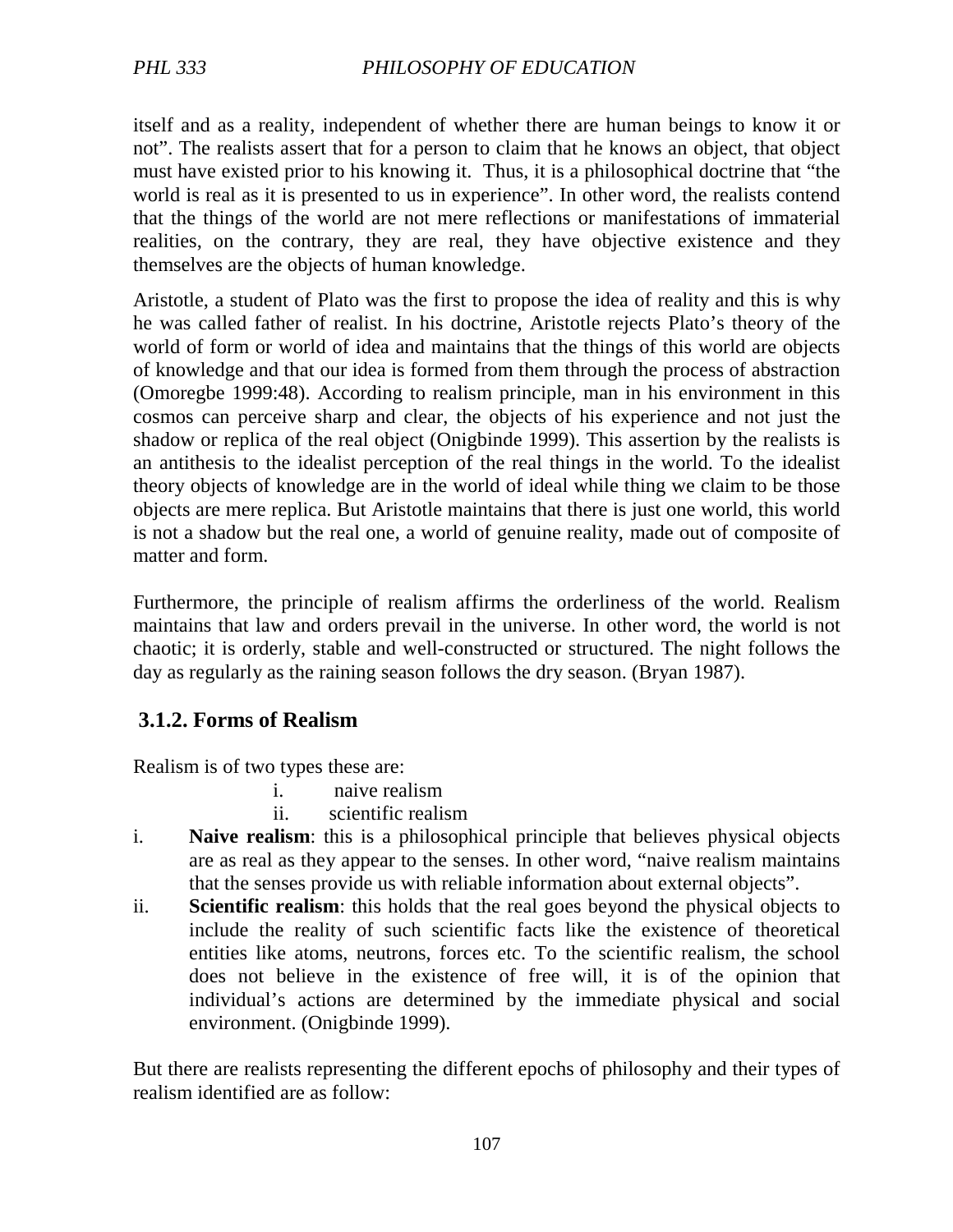itself and as a reality, independent of whether there are human beings to know it or not". The realists assert that for a person to claim that he knows an object, that object must have existed prior to his knowing it. Thus, it is a philosophical doctrine that "the world is real as it is presented to us in experience". In other word, the realists contend that the things of the world are not mere reflections or manifestations of immaterial realities, on the contrary, they are real, they have objective existence and they themselves are the objects of human knowledge.

Aristotle, a student of Plato was the first to propose the idea of reality and this is why he was called father of realist. In his doctrine, Aristotle rejects Plato's theory of the world of form or world of idea and maintains that the things of this world are objects of knowledge and that our idea is formed from them through the process of abstraction (Omoregbe 1999:48). According to realism principle, man in his environment in this cosmos can perceive sharp and clear, the objects of his experience and not just the shadow or replica of the real object (Onigbinde 1999). This assertion by the realists is an antithesis to the idealist perception of the real things in the world. To the idealist theory objects of knowledge are in the world of ideal while thing we claim to be those objects are mere replica. But Aristotle maintains that there is just one world, this world is not a shadow but the real one, a world of genuine reality, made out of composite of matter and form.

Furthermore, the principle of realism affirms the orderliness of the world. Realism maintains that law and orders prevail in the universe. In other word, the world is not chaotic; it is orderly, stable and well-constructed or structured. The night follows the day as regularly as the raining season follows the dry season. (Bryan 1987).

### 3.1.2. Forms of Realism

Realism is of two types these are:

i. naive realism
ii. scientific realism

i. **Naive realism**: this is a philosophical principle that believes physical objects are as real as they appear to the senses. In other word, "naive realism maintains that the senses provide us with reliable information about external objects".

ii. **Scientific realism**: this holds that the real goes beyond the physical objects to include the reality of such scientific facts like the existence of theoretical entities like atoms, neutrons, forces etc. To the scientific realism, the school does not believe in the existence of free will, it is of the opinion that individual's actions are determined by the immediate physical and social environment. (Onigbinde 1999).

But there are realists representing the different epochs of philosophy and their types of realism identified are as follow: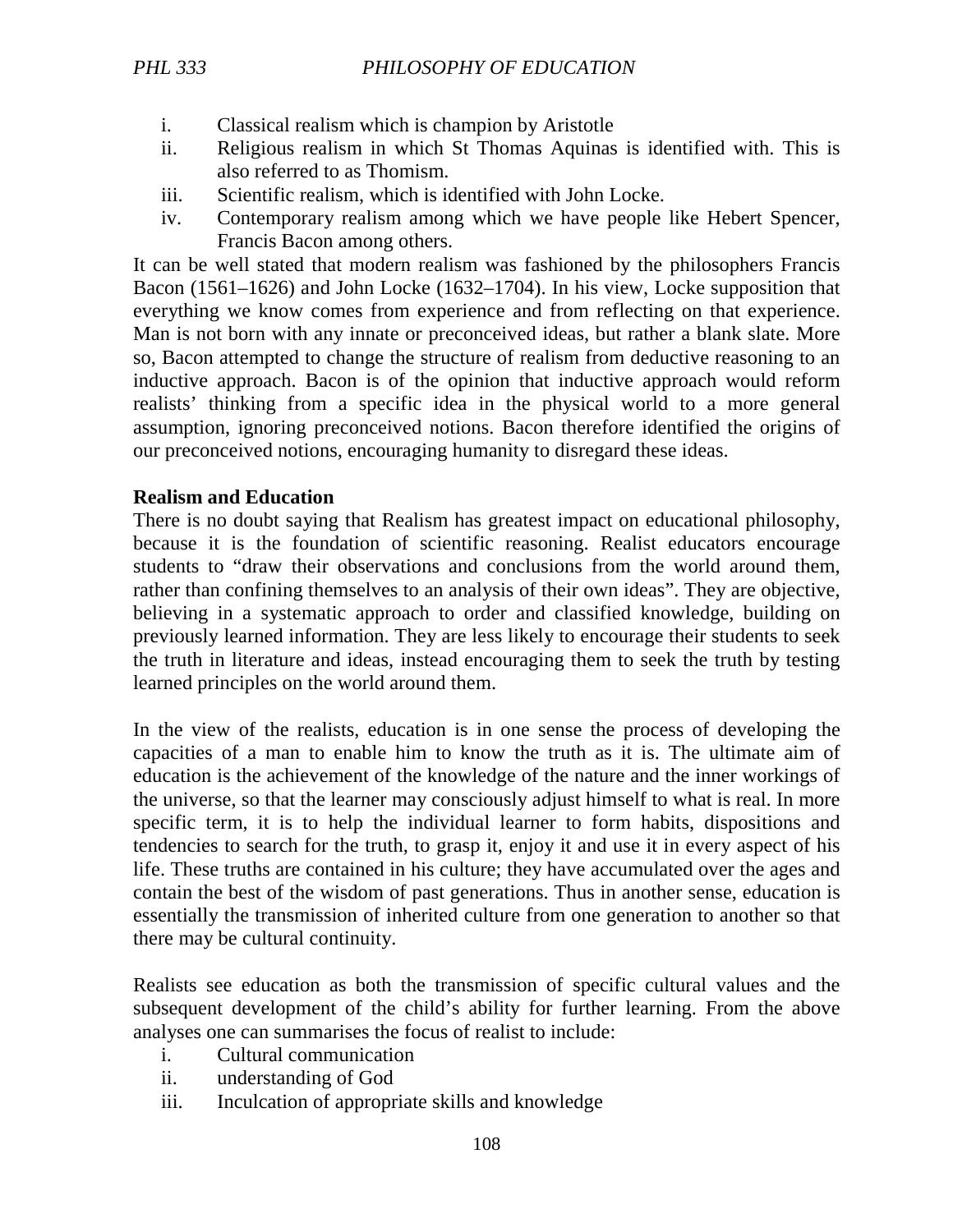i. Classical realism which is champion by Aristotle
ii. Religious realism in which St Thomas Aquinas is identified with. This is also referred to as Thomism.
iii. Scientific realism, which is identified with John Locke.
iv. Contemporary realism among which we have people like Hebert Spencer, Francis Bacon among others.

It can be well stated that modern realism was fashioned by the philosophers Francis Bacon (1561–1626) and John Locke (1632–1704). In his view, Locke supposition that everything we know comes from experience and from reflecting on that experience. Man is not born with any innate or preconceived ideas, but rather a blank slate. More so, Bacon attempted to change the structure of realism from deductive reasoning to an inductive approach. Bacon is of the opinion that inductive approach would reform realists' thinking from a specific idea in the physical world to a more general assumption, ignoring preconceived notions. Bacon therefore identified the origins of our preconceived notions, encouraging humanity to disregard these ideas.

**Realism and Education**

There is no doubt saying that Realism has greatest impact on educational philosophy, because it is the foundation of scientific reasoning. Realist educators encourage students to "draw their observations and conclusions from the world around them, rather than confining themselves to an analysis of their own ideas". They are objective, believing in a systematic approach to order and classified knowledge, building on previously learned information. They are less likely to encourage their students to seek the truth in literature and ideas, instead encouraging them to seek the truth by testing learned principles on the world around them.

In the view of the realists, education is in one sense the process of developing the capacities of a man to enable him to know the truth as it is. The ultimate aim of education is the achievement of the knowledge of the nature and the inner workings of the universe, so that the learner may consciously adjust himself to what is real. In more specific term, it is to help the individual learner to form habits, dispositions and tendencies to search for the truth, to grasp it, enjoy it and use it in every aspect of his life. These truths are contained in his culture; they have accumulated over the ages and contain the best of the wisdom of past generations. Thus in another sense, education is essentially the transmission of inherited culture from one generation to another so that there may be cultural continuity.

Realists see education as both the transmission of specific cultural values and the subsequent development of the child's ability for further learning. From the above analyses one can summarises the focus of realist to include:

i. Cultural communication
ii. understanding of God
iii. Inculcation of appropriate skills and knowledge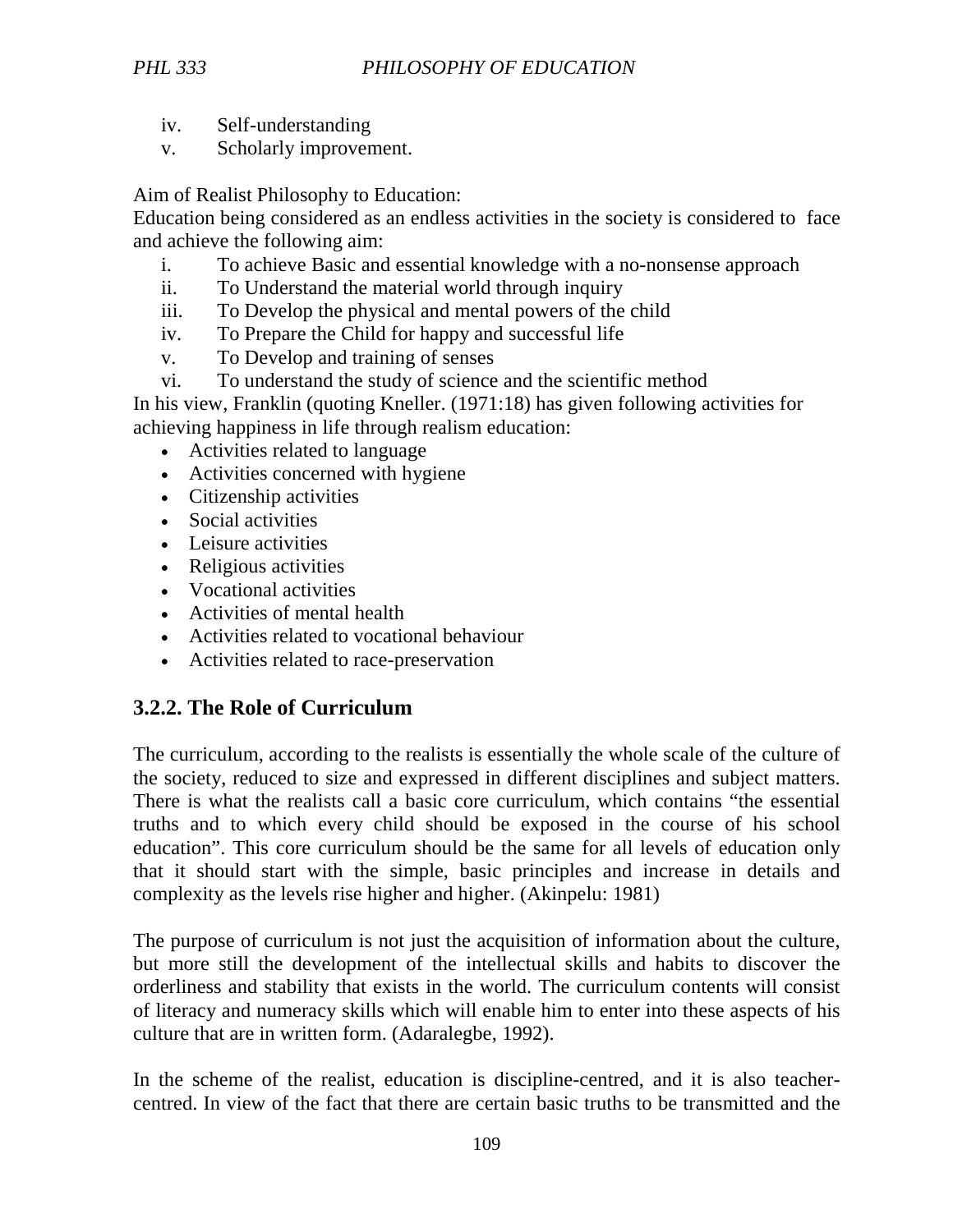iv. Self-understanding
v. Scholarly improvement.

Aim of Realist Philosophy to Education:
Education being considered as an endless activities in the society is considered to face and achieve the following aim:

i. To achieve Basic and essential knowledge with a no-nonsense approach
ii. To Understand the material world through inquiry
iii. To Develop the physical and mental powers of the child
iv. To Prepare the Child for happy and successful life
v. To Develop and training of senses
vi. To understand the study of science and the scientific method

In his view, Franklin (quoting Kneller. (1971:18) has given following activities for achieving happiness in life through realism education:

- Activities related to language
- Activities concerned with hygiene
- Citizenship activities
- Social activities
- Leisure activities
- Religious activities
- Vocational activities
- Activities of mental health
- Activities related to vocational behaviour
- Activities related to race-preservation

### 3.2.2. The Role of Curriculum

The curriculum, according to the realists is essentially the whole scale of the culture of the society, reduced to size and expressed in different disciplines and subject matters. There is what the realists call a basic core curriculum, which contains "the essential truths and to which every child should be exposed in the course of his school education". This core curriculum should be the same for all levels of education only that it should start with the simple, basic principles and increase in details and complexity as the levels rise higher and higher. (Akinpelu: 1981)

The purpose of curriculum is not just the acquisition of information about the culture, but more still the development of the intellectual skills and habits to discover the orderliness and stability that exists in the world. The curriculum contents will consist of literacy and numeracy skills which will enable him to enter into these aspects of his culture that are in written form. (Adaralegbe, 1992).

In the scheme of the realist, education is discipline-centred, and it is also teacher-centred. In view of the fact that there are certain basic truths to be transmitted and the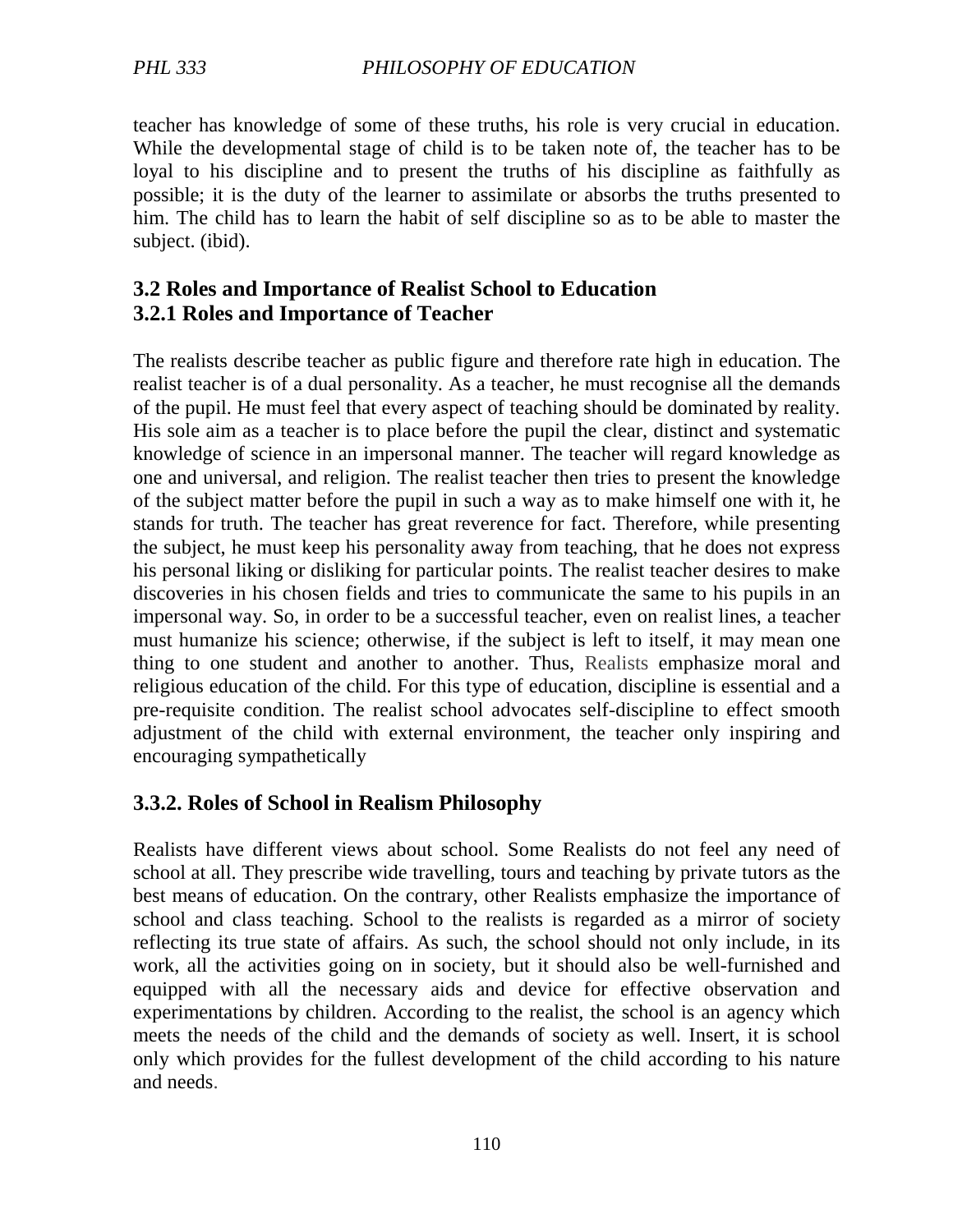teacher has knowledge of some of these truths, his role is very crucial in education. While the developmental stage of child is to be taken note of, the teacher has to be loyal to his discipline and to present the truths of his discipline as faithfully as possible; it is the duty of the learner to assimilate or absorbs the truths presented to him. The child has to learn the habit of self discipline so as to be able to master the subject. (ibid).

### 3.2 Roles and Importance of Realist School to Education

#### 3.2.1 Roles and Importance of Teacher

The realists describe teacher as public figure and therefore rate high in education. The realist teacher is of a dual personality. As a teacher, he must recognise all the demands of the pupil. He must feel that every aspect of teaching should be dominated by reality. His sole aim as a teacher is to place before the pupil the clear, distinct and systematic knowledge of science in an impersonal manner. The teacher will regard knowledge as one and universal, and religion. The realist teacher then tries to present the knowledge of the subject matter before the pupil in such a way as to make himself one with it, he stands for truth. The teacher has great reverence for fact. Therefore, while presenting the subject, he must keep his personality away from teaching, that he does not express his personal liking or disliking for particular points. The realist teacher desires to make discoveries in his chosen fields and tries to communicate the same to his pupils in an impersonal way. So, in order to be a successful teacher, even on realist lines, a teacher must humanize his science; otherwise, if the subject is left to itself, it may mean one thing to one student and another to another. Thus, Realists emphasize moral and religious education of the child. For this type of education, discipline is essential and a pre-requisite condition. The realist school advocates self-discipline to effect smooth adjustment of the child with external environment, the teacher only inspiring and encouraging sympathetically

### 3.3.2. Roles of School in Realism Philosophy

Realists have different views about school. Some Realists do not feel any need of school at all. They prescribe wide travelling, tours and teaching by private tutors as the best means of education. On the contrary, other Realists emphasize the importance of school and class teaching. School to the realists is regarded as a mirror of society reflecting its true state of affairs. As such, the school should not only include, in its work, all the activities going on in society, but it should also be well-furnished and equipped with all the necessary aids and device for effective observation and experimentations by children. According to the realist, the school is an agency which meets the needs of the child and the demands of society as well. Insert, it is school only which provides for the fullest development of the child according to his nature and needs.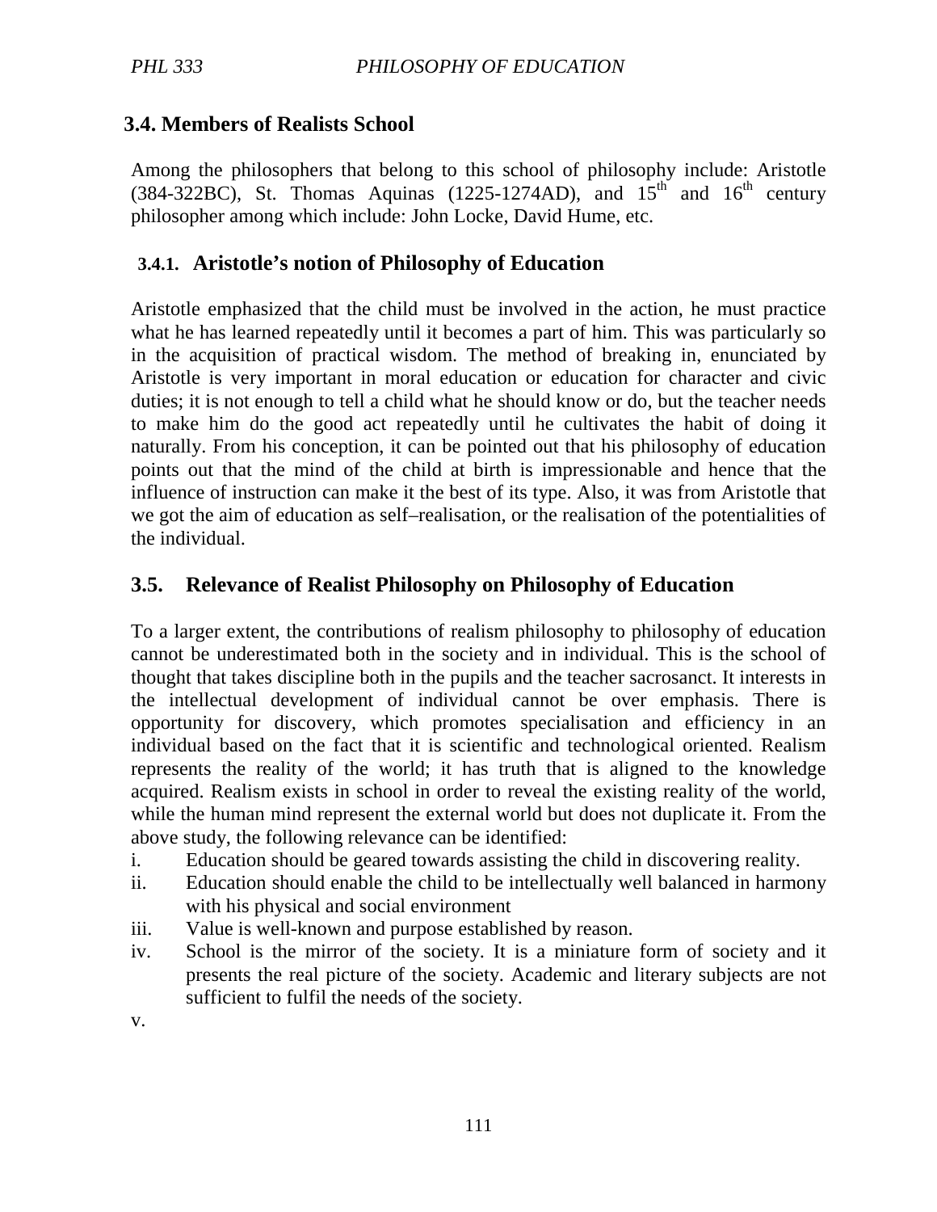## 3.4. Members of Realists School

Among the philosophers that belong to this school of philosophy include: Aristotle (384-322BC), St. Thomas Aquinas (1225-1274AD), and 15th and 16th century philosopher among which include: John Locke, David Hume, etc.

### 3.4.1. Aristotle's notion of Philosophy of Education

Aristotle emphasized that the child must be involved in the action, he must practice what he has learned repeatedly until it becomes a part of him. This was particularly so in the acquisition of practical wisdom. The method of breaking in, enunciated by Aristotle is very important in moral education or education for character and civic duties; it is not enough to tell a child what he should know or do, but the teacher needs to make him do the good act repeatedly until he cultivates the habit of doing it naturally. From his conception, it can be pointed out that his philosophy of education points out that the mind of the child at birth is impressionable and hence that the influence of instruction can make it the best of its type. Also, it was from Aristotle that we got the aim of education as self–realisation, or the realisation of the potentialities of the individual.

## 3.5. Relevance of Realist Philosophy on Philosophy of Education

To a larger extent, the contributions of realism philosophy to philosophy of education cannot be underestimated both in the society and in individual. This is the school of thought that takes discipline both in the pupils and the teacher sacrosanct. It interests in the intellectual development of individual cannot be over emphasis. There is opportunity for discovery, which promotes specialisation and efficiency in an individual based on the fact that it is scientific and technological oriented. Realism represents the reality of the world; it has truth that is aligned to the knowledge acquired. Realism exists in school in order to reveal the existing reality of the world, while the human mind represent the external world but does not duplicate it. From the above study, the following relevance can be identified:

i. Education should be geared towards assisting the child in discovering reality.

ii. Education should enable the child to be intellectually well balanced in harmony with his physical and social environment

iii. Value is well-known and purpose established by reason.

iv. School is the mirror of the society. It is a miniature form of society and it presents the real picture of the society. Academic and literary subjects are not sufficient to fulfil the needs of the society.

v.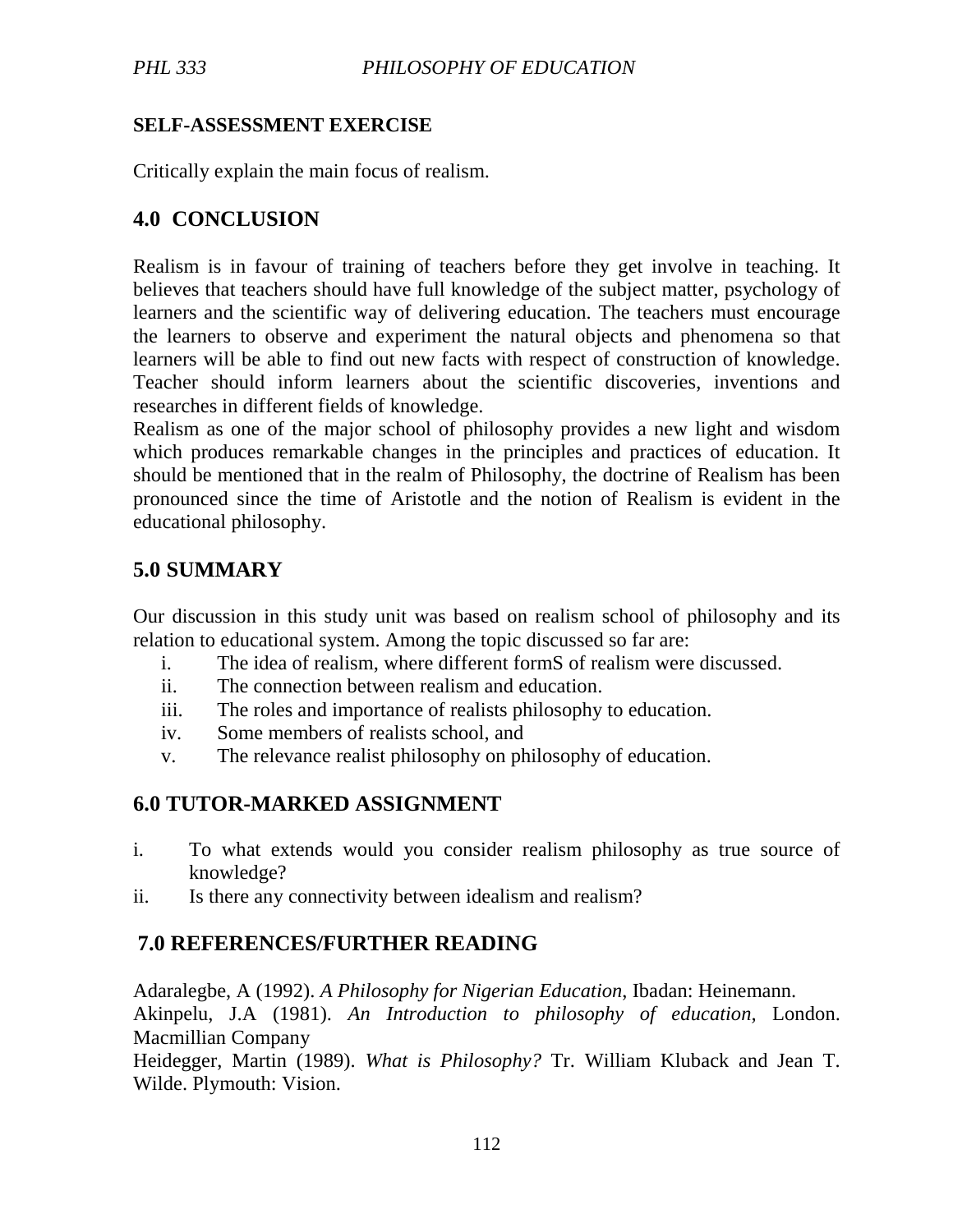**SELF-ASSESSMENT EXERCISE**

Critically explain the main focus of realism.

## 4.0 CONCLUSION

Realism is in favour of training of teachers before they get involve in teaching. It believes that teachers should have full knowledge of the subject matter, psychology of learners and the scientific way of delivering education. The teachers must encourage the learners to observe and experiment the natural objects and phenomena so that learners will be able to find out new facts with respect of construction of knowledge. Teacher should inform learners about the scientific discoveries, inventions and researches in different fields of knowledge.
Realism as one of the major school of philosophy provides a new light and wisdom which produces remarkable changes in the principles and practices of education. It should be mentioned that in the realm of Philosophy, the doctrine of Realism has been pronounced since the time of Aristotle and the notion of Realism is evident in the educational philosophy.

## 5.0 SUMMARY

Our discussion in this study unit was based on realism school of philosophy and its relation to educational system. Among the topic discussed so far are:

i. The idea of realism, where different formS of realism were discussed.
ii. The connection between realism and education.
iii. The roles and importance of realists philosophy to education.
iv. Some members of realists school, and
v. The relevance realist philosophy on philosophy of education.

## 6.0 TUTOR-MARKED ASSIGNMENT

i. To what extends would you consider realism philosophy as true source of knowledge?
ii. Is there any connectivity between idealism and realism?

## 7.0 REFERENCES/FURTHER READING

Adaralegbe, A (1992). *A Philosophy for Nigerian Education*, Ibadan: Heinemann.
Akinpelu, J.A (1981). *An Introduction to philosophy of education,* London. Macmillian Company
Heidegger, Martin (1989). *What is Philosophy?* Tr. William Kluback and Jean T. Wilde. Plymouth: Vision.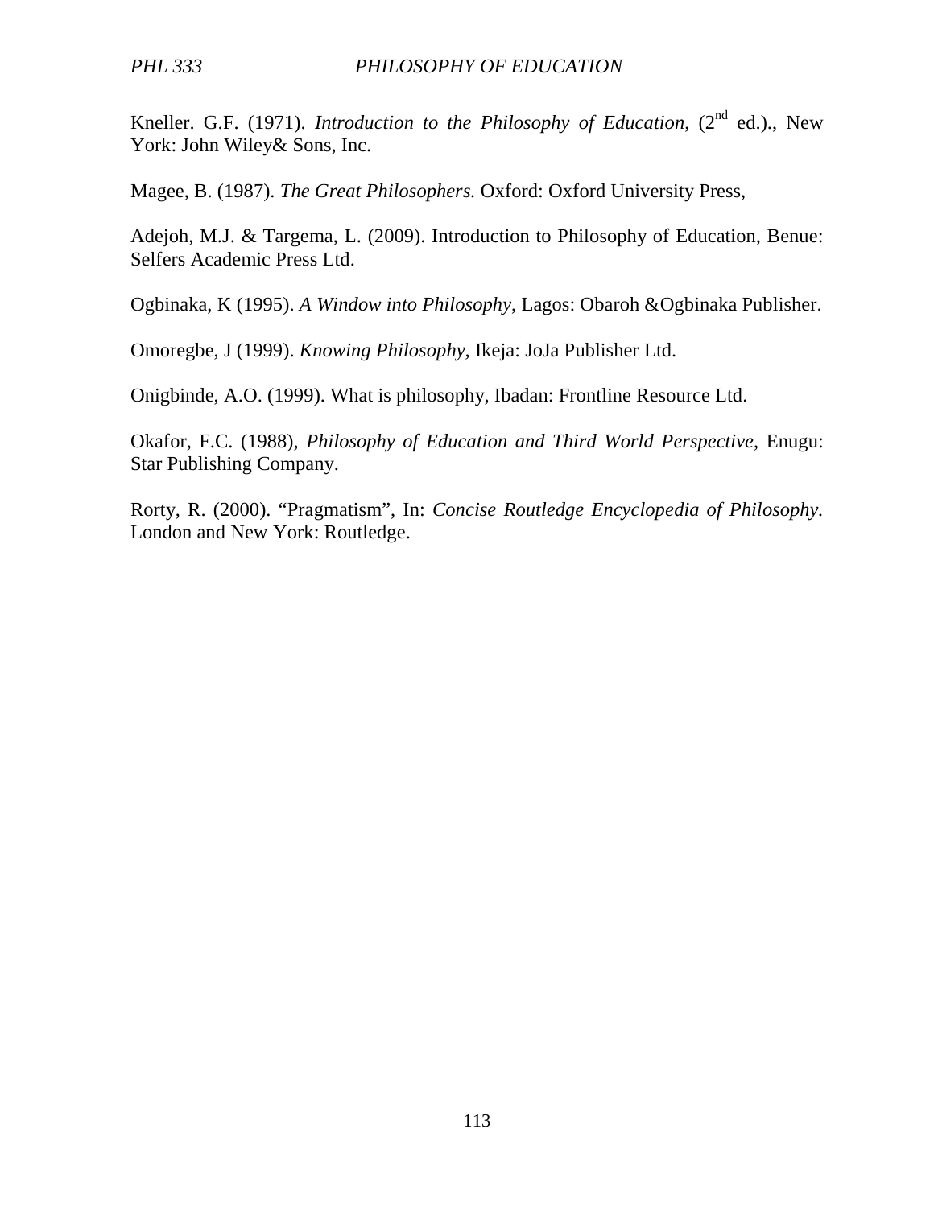Kneller. G.F. (1971). *Introduction to the Philosophy of Education*, (2nd ed.)., New York: John Wiley& Sons, Inc.

Magee, B. (1987). *The Great Philosophers.* Oxford: Oxford University Press,

Adejoh, M.J. & Targema, L. (2009). Introduction to Philosophy of Education, Benue: Selfers Academic Press Ltd.

Ogbinaka, K (1995). *A Window into Philosophy*, Lagos: Obaroh &Ogbinaka Publisher.

Omoregbe, J (1999). *Knowing Philosophy*, Ikeja: JoJa Publisher Ltd.

Onigbinde, A.O. (1999). What is philosophy, Ibadan: Frontline Resource Ltd.

Okafor, F.C. (1988), *Philosophy of Education and Third World Perspective*, Enugu: Star Publishing Company.

Rorty, R. (2000). "Pragmatism", In: *Concise Routledge Encyclopedia of Philosophy.* London and New York: Routledge.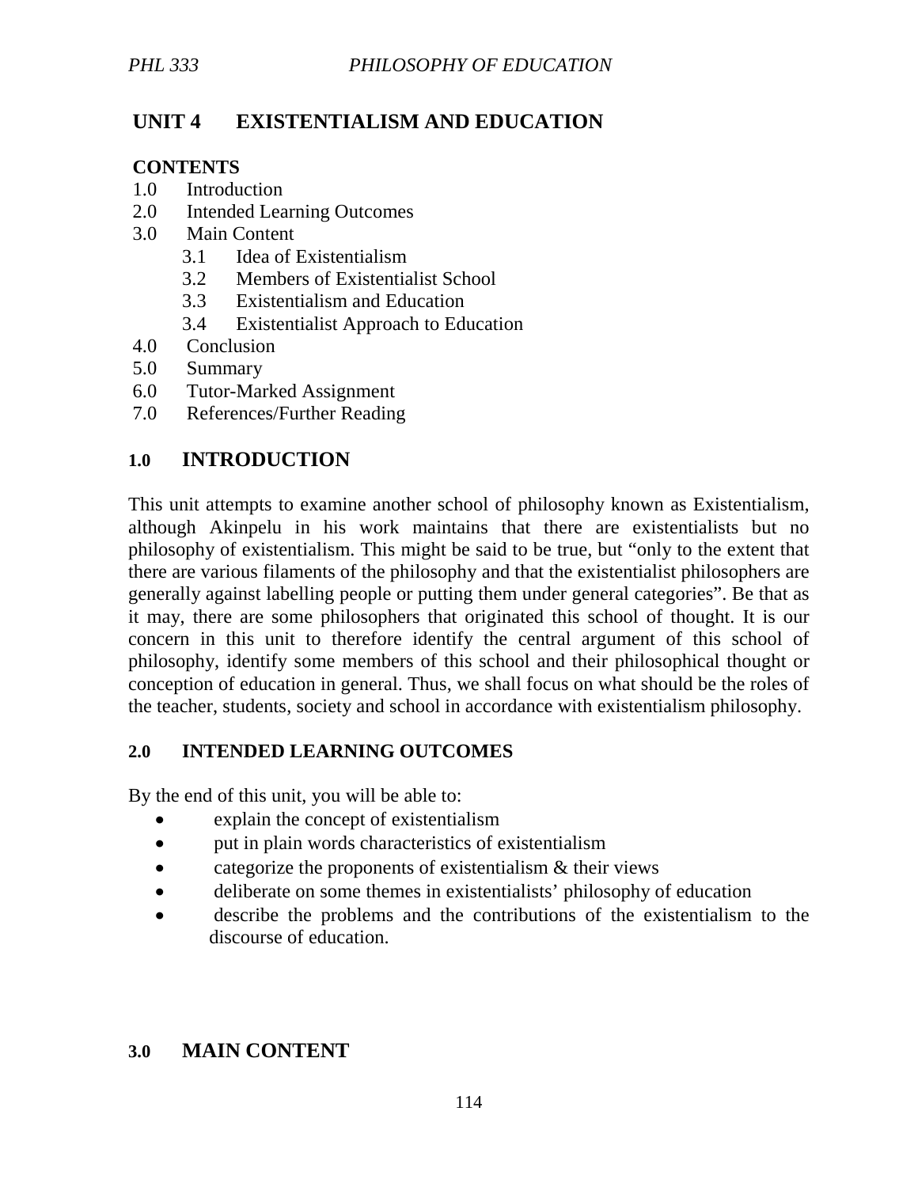# UNIT 4 EXISTENTIALISM AND EDUCATION

**CONTENTS**

1.0 Introduction
2.0 Intended Learning Outcomes
3.0 Main Content
 3.1 Idea of Existentialism
 3.2 Members of Existentialist School
 3.3 Existentialism and Education
 3.4 Existentialist Approach to Education
4.0 Conclusion
5.0 Summary
6.0 Tutor-Marked Assignment
7.0 References/Further Reading

## 1.0 INTRODUCTION

This unit attempts to examine another school of philosophy known as Existentialism, although Akinpelu in his work maintains that there are existentialists but no philosophy of existentialism. This might be said to be true, but "only to the extent that there are various filaments of the philosophy and that the existentialist philosophers are generally against labelling people or putting them under general categories". Be that as it may, there are some philosophers that originated this school of thought. It is our concern in this unit to therefore identify the central argument of this school of philosophy, identify some members of this school and their philosophical thought or conception of education in general. Thus, we shall focus on what should be the roles of the teacher, students, society and school in accordance with existentialism philosophy.

## 2.0 INTENDED LEARNING OUTCOMES

By the end of this unit, you will be able to:

- explain the concept of existentialism
- put in plain words characteristics of existentialism
- categorize the proponents of existentialism & their views
- deliberate on some themes in existentialists' philosophy of education
- describe the problems and the contributions of the existentialism to the discourse of education.

## 3.0 MAIN CONTENT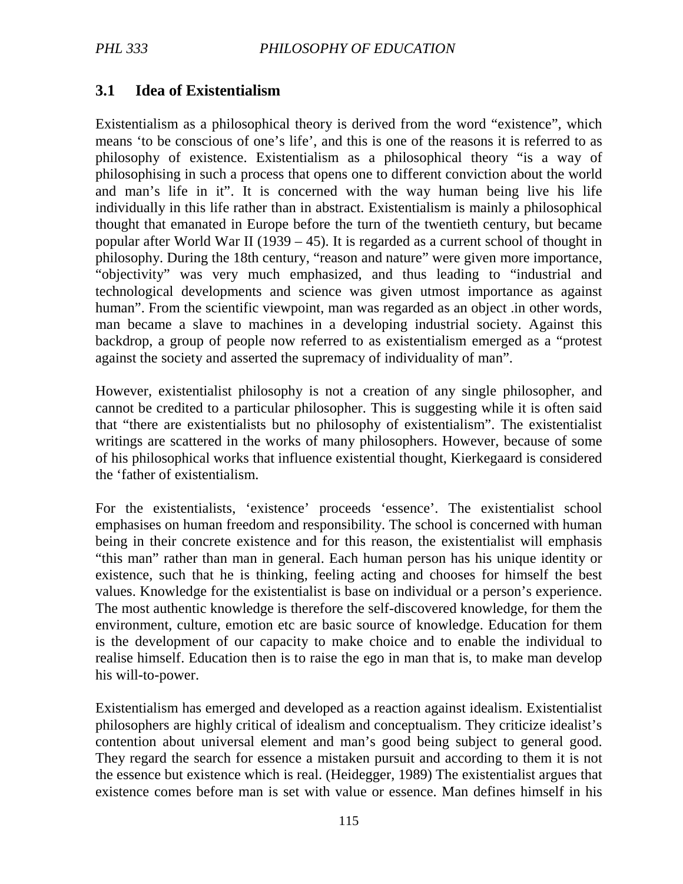## 3.1 Idea of Existentialism

Existentialism as a philosophical theory is derived from the word "existence", which means 'to be conscious of one's life', and this is one of the reasons it is referred to as philosophy of existence. Existentialism as a philosophical theory "is a way of philosophising in such a process that opens one to different conviction about the world and man's life in it". It is concerned with the way human being live his life individually in this life rather than in abstract. Existentialism is mainly a philosophical thought that emanated in Europe before the turn of the twentieth century, but became popular after World War II (1939 – 45). It is regarded as a current school of thought in philosophy. During the 18th century, "reason and nature" were given more importance, "objectivity" was very much emphasized, and thus leading to "industrial and technological developments and science was given utmost importance as against human". From the scientific viewpoint, man was regarded as an object .in other words, man became a slave to machines in a developing industrial society. Against this backdrop, a group of people now referred to as existentialism emerged as a "protest against the society and asserted the supremacy of individuality of man".

However, existentialist philosophy is not a creation of any single philosopher, and cannot be credited to a particular philosopher. This is suggesting while it is often said that "there are existentialists but no philosophy of existentialism". The existentialist writings are scattered in the works of many philosophers. However, because of some of his philosophical works that influence existential thought, Kierkegaard is considered the 'father of existentialism.

For the existentialists, 'existence' proceeds 'essence'. The existentialist school emphasises on human freedom and responsibility. The school is concerned with human being in their concrete existence and for this reason, the existentialist will emphasis "this man" rather than man in general. Each human person has his unique identity or existence, such that he is thinking, feeling acting and chooses for himself the best values. Knowledge for the existentialist is base on individual or a person's experience. The most authentic knowledge is therefore the self-discovered knowledge, for them the environment, culture, emotion etc are basic source of knowledge. Education for them is the development of our capacity to make choice and to enable the individual to realise himself. Education then is to raise the ego in man that is, to make man develop his will-to-power.

Existentialism has emerged and developed as a reaction against idealism. Existentialist philosophers are highly critical of idealism and conceptualism. They criticize idealist's contention about universal element and man's good being subject to general good. They regard the search for essence a mistaken pursuit and according to them it is not the essence but existence which is real. (Heidegger, 1989) The existentialist argues that existence comes before man is set with value or essence. Man defines himself in his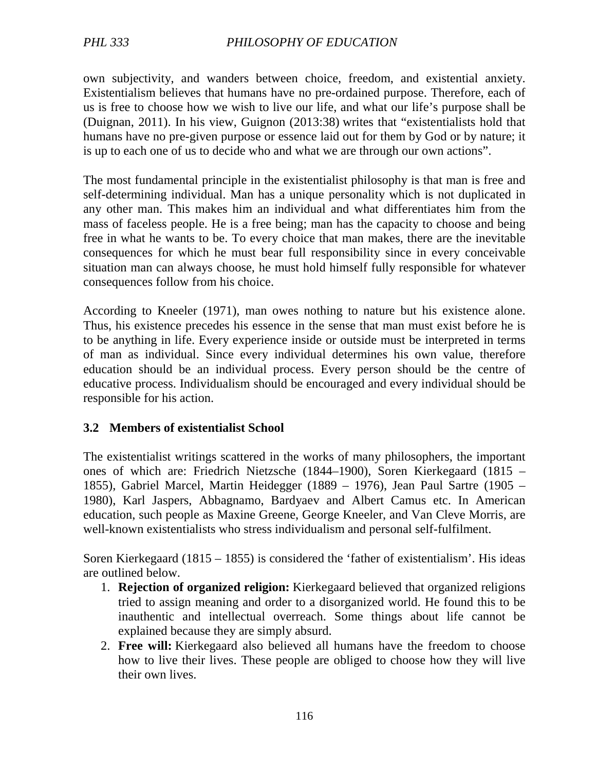own subjectivity, and wanders between choice, freedom, and existential anxiety. Existentialism believes that humans have no pre-ordained purpose. Therefore, each of us is free to choose how we wish to live our life, and what our life's purpose shall be (Duignan, 2011). In his view, Guignon (2013:38) writes that "existentialists hold that humans have no pre-given purpose or essence laid out for them by God or by nature; it is up to each one of us to decide who and what we are through our own actions".

The most fundamental principle in the existentialist philosophy is that man is free and self-determining individual. Man has a unique personality which is not duplicated in any other man. This makes him an individual and what differentiates him from the mass of faceless people. He is a free being; man has the capacity to choose and being free in what he wants to be. To every choice that man makes, there are the inevitable consequences for which he must bear full responsibility since in every conceivable situation man can always choose, he must hold himself fully responsible for whatever consequences follow from his choice.

According to Kneeler (1971), man owes nothing to nature but his existence alone. Thus, his existence precedes his essence in the sense that man must exist before he is to be anything in life. Every experience inside or outside must be interpreted in terms of man as individual. Since every individual determines his own value, therefore education should be an individual process. Every person should be the centre of educative process. Individualism should be encouraged and every individual should be responsible for his action.

### 3.2 Members of existentialist School

The existentialist writings scattered in the works of many philosophers, the important ones of which are: Friedrich Nietzsche (1844–1900), Soren Kierkegaard (1815 – 1855), Gabriel Marcel, Martin Heidegger (1889 – 1976), Jean Paul Sartre (1905 – 1980), Karl Jaspers, Abbagnamo, Bardyaev and Albert Camus etc. In American education, such people as Maxine Greene, George Kneeler, and Van Cleve Morris, are well-known existentialists who stress individualism and personal self-fulfilment.

Soren Kierkegaard (1815 – 1855) is considered the 'father of existentialism'. His ideas are outlined below.

1. **Rejection of organized religion:** Kierkegaard believed that organized religions tried to assign meaning and order to a disorganized world. He found this to be inauthentic and intellectual overreach. Some things about life cannot be explained because they are simply absurd.
2. **Free will:** Kierkegaard also believed all humans have the freedom to choose how to live their lives. These people are obliged to choose how they will live their own lives.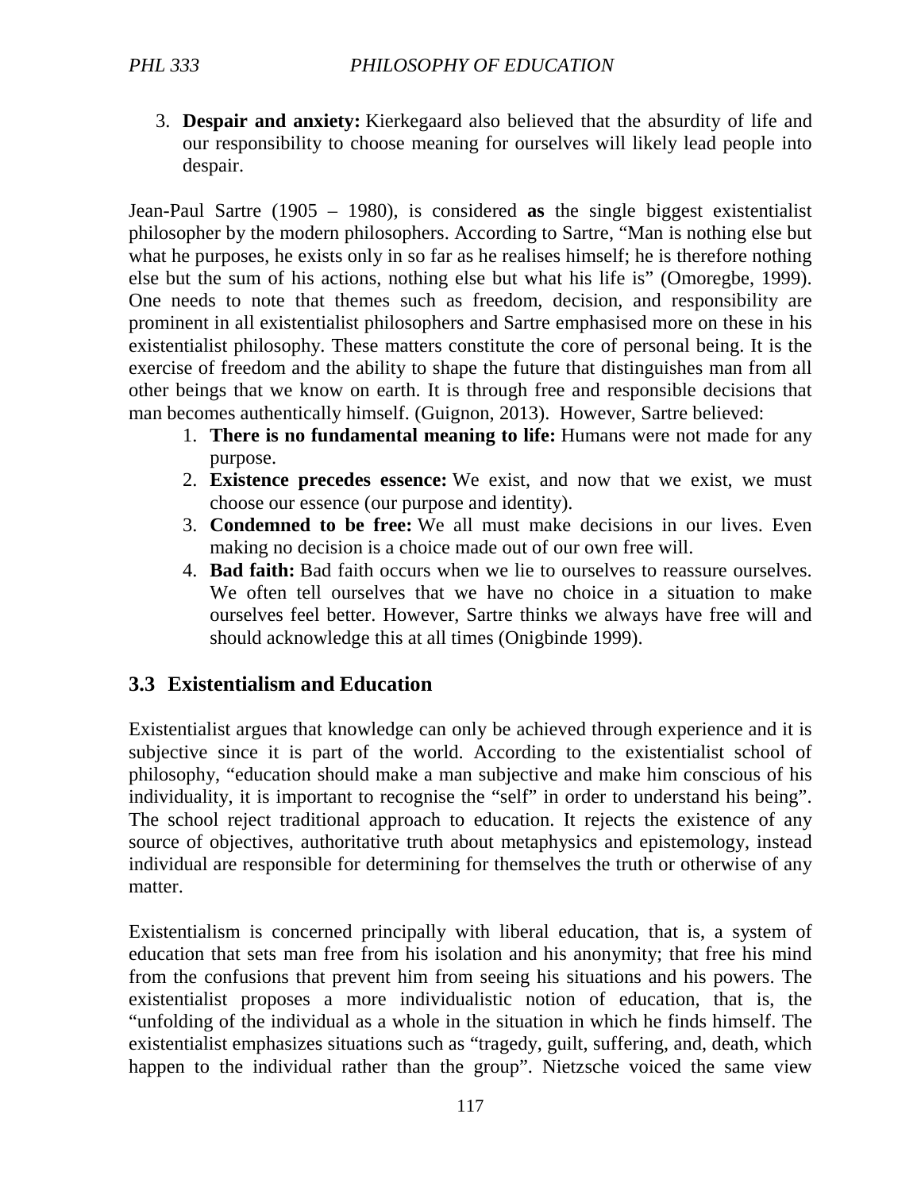3. **Despair and anxiety:** Kierkegaard also believed that the absurdity of life and our responsibility to choose meaning for ourselves will likely lead people into despair.

Jean-Paul Sartre (1905 – 1980), is considered **as** the single biggest existentialist philosopher by the modern philosophers. According to Sartre, "Man is nothing else but what he purposes, he exists only in so far as he realises himself; he is therefore nothing else but the sum of his actions, nothing else but what his life is" (Omoregbe, 1999). One needs to note that themes such as freedom, decision, and responsibility are prominent in all existentialist philosophers and Sartre emphasised more on these in his existentialist philosophy. These matters constitute the core of personal being. It is the exercise of freedom and the ability to shape the future that distinguishes man from all other beings that we know on earth. It is through free and responsible decisions that man becomes authentically himself. (Guignon, 2013). However, Sartre believed:

1. **There is no fundamental meaning to life:** Humans were not made for any purpose.
2. **Existence precedes essence:** We exist, and now that we exist, we must choose our essence (our purpose and identity).
3. **Condemned to be free:** We all must make decisions in our lives. Even making no decision is a choice made out of our own free will.
4. **Bad faith:** Bad faith occurs when we lie to ourselves to reassure ourselves. We often tell ourselves that we have no choice in a situation to make ourselves feel better. However, Sartre thinks we always have free will and should acknowledge this at all times (Onigbinde 1999).

## 3.3 Existentialism and Education

Existentialist argues that knowledge can only be achieved through experience and it is subjective since it is part of the world. According to the existentialist school of philosophy, "education should make a man subjective and make him conscious of his individuality, it is important to recognise the "self" in order to understand his being". The school reject traditional approach to education. It rejects the existence of any source of objectives, authoritative truth about metaphysics and epistemology, instead individual are responsible for determining for themselves the truth or otherwise of any matter.

Existentialism is concerned principally with liberal education, that is, a system of education that sets man free from his isolation and his anonymity; that free his mind from the confusions that prevent him from seeing his situations and his powers. The existentialist proposes a more individualistic notion of education, that is, the "unfolding of the individual as a whole in the situation in which he finds himself. The existentialist emphasizes situations such as "tragedy, guilt, suffering, and, death, which happen to the individual rather than the group". Nietzsche voiced the same view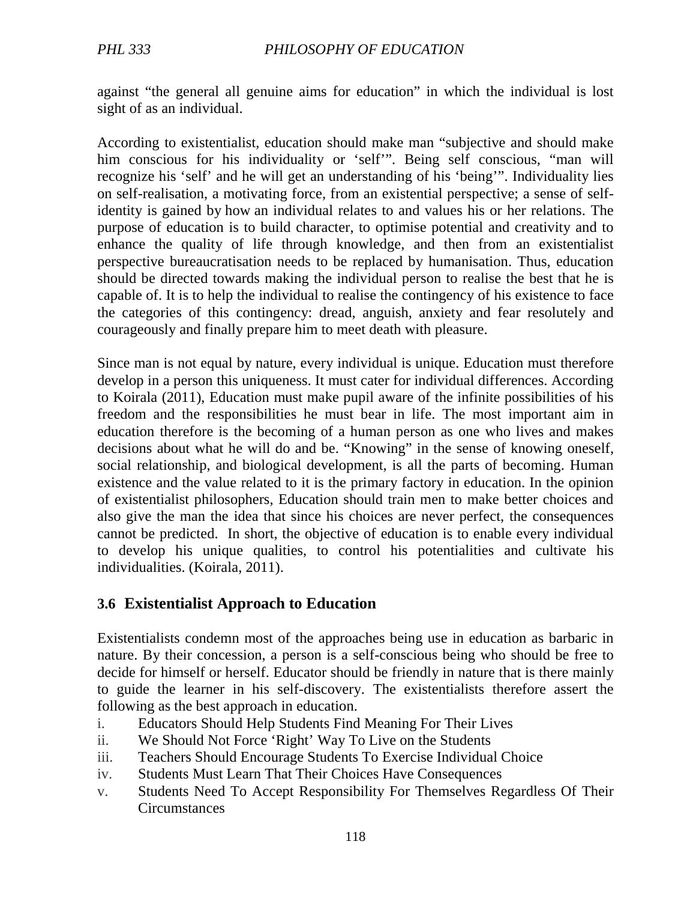against "the general all genuine aims for education" in which the individual is lost sight of as an individual.

According to existentialist, education should make man "subjective and should make him conscious for his individuality or 'self'". Being self conscious, "man will recognize his 'self' and he will get an understanding of his 'being'". Individuality lies on self-realisation, a motivating force, from an existential perspective; a sense of self-identity is gained by how an individual relates to and values his or her relations. The purpose of education is to build character, to optimise potential and creativity and to enhance the quality of life through knowledge, and then from an existentialist perspective bureaucratisation needs to be replaced by humanisation. Thus, education should be directed towards making the individual person to realise the best that he is capable of. It is to help the individual to realise the contingency of his existence to face the categories of this contingency: dread, anguish, anxiety and fear resolutely and courageously and finally prepare him to meet death with pleasure.

Since man is not equal by nature, every individual is unique. Education must therefore develop in a person this uniqueness. It must cater for individual differences. According to Koirala (2011), Education must make pupil aware of the infinite possibilities of his freedom and the responsibilities he must bear in life. The most important aim in education therefore is the becoming of a human person as one who lives and makes decisions about what he will do and be. "Knowing" in the sense of knowing oneself, social relationship, and biological development, is all the parts of becoming. Human existence and the value related to it is the primary factory in education. In the opinion of existentialist philosophers, Education should train men to make better choices and also give the man the idea that since his choices are never perfect, the consequences cannot be predicted. In short, the objective of education is to enable every individual to develop his unique qualities, to control his potentialities and cultivate his individualities. (Koirala, 2011).

## 3.6 Existentialist Approach to Education

Existentialists condemn most of the approaches being use in education as barbaric in nature. By their concession, a person is a self-conscious being who should be free to decide for himself or herself. Educator should be friendly in nature that is there mainly to guide the learner in his self-discovery. The existentialists therefore assert the following as the best approach in education.

i. Educators Should Help Students Find Meaning For Their Lives
ii. We Should Not Force 'Right' Way To Live on the Students
iii. Teachers Should Encourage Students To Exercise Individual Choice
iv. Students Must Learn That Their Choices Have Consequences
v. Students Need To Accept Responsibility For Themselves Regardless Of Their Circumstances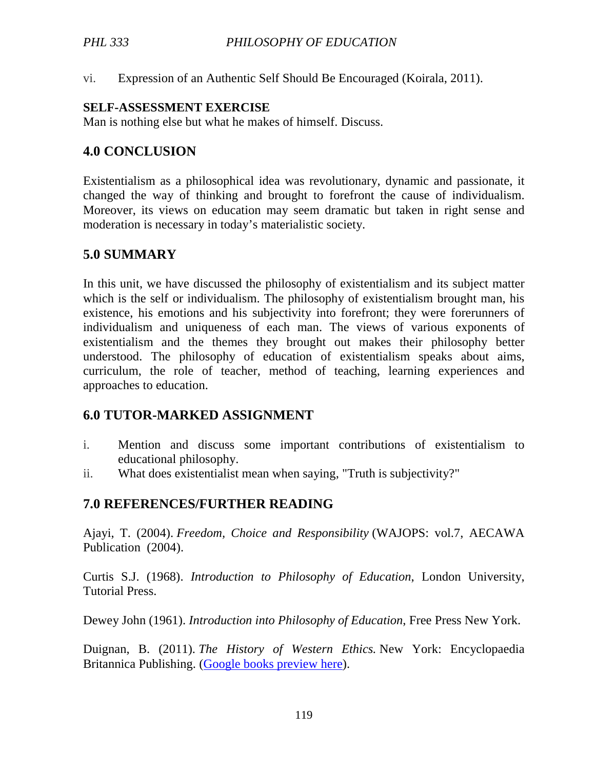vi. Expression of an Authentic Self Should Be Encouraged (Koirala, 2011).

**SELF-ASSESSMENT EXERCISE**

Man is nothing else but what he makes of himself. Discuss.

## 4.0 CONCLUSION

Existentialism as a philosophical idea was revolutionary, dynamic and passionate, it changed the way of thinking and brought to forefront the cause of individualism. Moreover, its views on education may seem dramatic but taken in right sense and moderation is necessary in today's materialistic society.

## 5.0 SUMMARY

In this unit, we have discussed the philosophy of existentialism and its subject matter which is the self or individualism. The philosophy of existentialism brought man, his existence, his emotions and his subjectivity into forefront; they were forerunners of individualism and uniqueness of each man. The views of various exponents of existentialism and the themes they brought out makes their philosophy better understood. The philosophy of education of existentialism speaks about aims, curriculum, the role of teacher, method of teaching, learning experiences and approaches to education.

## 6.0 TUTOR-MARKED ASSIGNMENT

i. Mention and discuss some important contributions of existentialism to educational philosophy.
ii. What does existentialist mean when saying, "Truth is subjectivity?"

## 7.0 REFERENCES/FURTHER READING

Ajayi, T. (2004). *Freedom, Choice and Responsibility* (WAJOPS: vol.7, AECAWA Publication (2004).

Curtis S.J. (1968). *Introduction to Philosophy of Education*, London University, Tutorial Press.

Dewey John (1961). *Introduction into Philosophy of Education*, Free Press New York.

Duignan, B. (2011). *The History of Western Ethics.* New York: Encyclopaedia Britannica Publishing. (Google books preview here).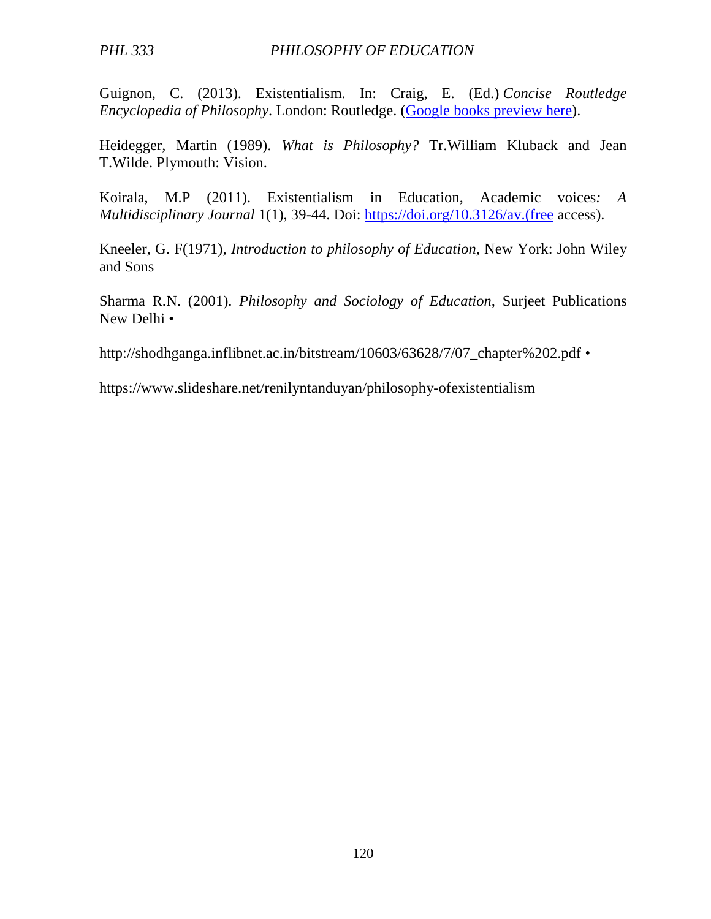Guignon, C. (2013). Existentialism. In: Craig, E. (Ed.) *Concise Routledge Encyclopedia of Philosophy*. London: Routledge. (Google books preview here).

Heidegger, Martin (1989). *What is Philosophy?* Tr.William Kluback and Jean T.Wilde. Plymouth: Vision.

Koirala, M.P (2011). Existentialism in Education, Academic voices*: A Multidisciplinary Journal* 1(1), 39-44. Doi: https://doi.org/10.3126/av.(free access).

Kneeler, G. F(1971), *Introduction to philosophy of Education*, New York: John Wiley and Sons

Sharma R.N. (2001). *Philosophy and Sociology of Education*, Surjeet Publications New Delhi •

http://shodhganga.inflibnet.ac.in/bitstream/10603/63628/7/07_chapter%202.pdf •

https://www.slideshare.net/renilyntanduyan/philosophy-ofexistentialism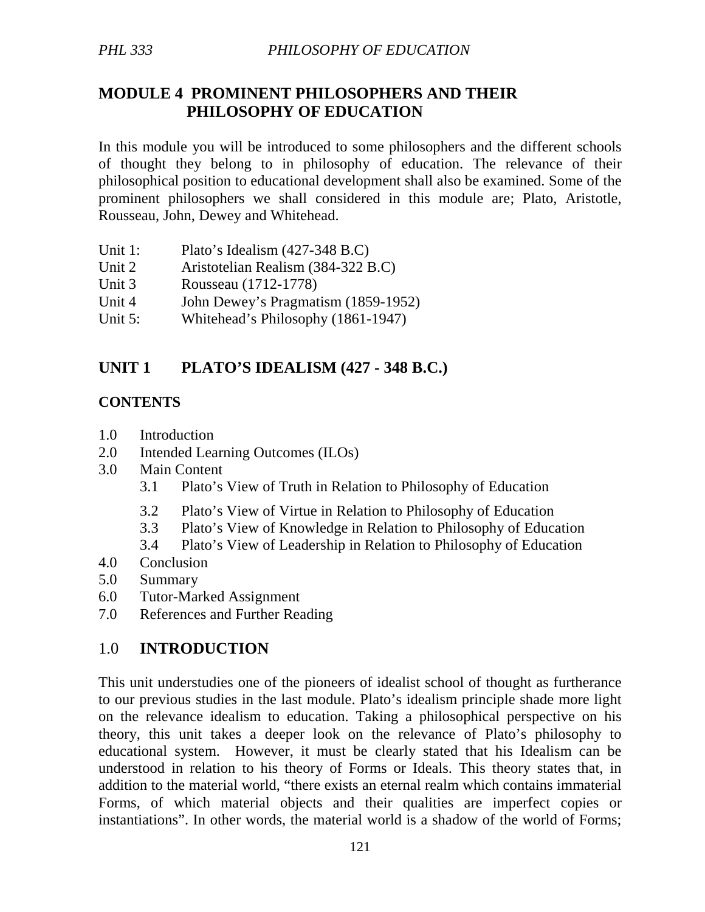## MODULE 4 PROMINENT PHILOSOPHERS AND THEIR PHILOSOPHY OF EDUCATION

In this module you will be introduced to some philosophers and the different schools of thought they belong to in philosophy of education. The relevance of their philosophical position to educational development shall also be examined. Some of the prominent philosophers we shall considered in this module are; Plato, Aristotle, Rousseau, John, Dewey and Whitehead.

| | |
|---|---|
| Unit 1: | Plato's Idealism (427-348 B.C) |
| Unit 2 | Aristotelian Realism (384-322 B.C) |
| Unit 3 | Rousseau (1712-1778) |
| Unit 4 | John Dewey's Pragmatism (1859-1952) |
| Unit 5: | Whitehead's Philosophy (1861-1947) |

## UNIT 1 PLATO'S IDEALISM (427 - 348 B.C.)

### CONTENTS

- 1.0 Introduction
- 2.0 Intended Learning Outcomes (ILOs)
- 3.0 Main Content
  - 3.1 Plato's View of Truth in Relation to Philosophy of Education
  - 3.2 Plato's View of Virtue in Relation to Philosophy of Education
  - 3.3 Plato's View of Knowledge in Relation to Philosophy of Education
  - 3.4 Plato's View of Leadership in Relation to Philosophy of Education
- 4.0 Conclusion
- 5.0 Summary
- 6.0 Tutor-Marked Assignment
- 7.0 References and Further Reading

### 1.0 INTRODUCTION

This unit understudies one of the pioneers of idealist school of thought as furtherance to our previous studies in the last module. Plato's idealism principle shade more light on the relevance idealism to education. Taking a philosophical perspective on his theory, this unit takes a deeper look on the relevance of Plato's philosophy to educational system. However, it must be clearly stated that his Idealism can be understood in relation to his theory of Forms or Ideals. This theory states that, in addition to the material world, "there exists an eternal realm which contains immaterial Forms, of which material objects and their qualities are imperfect copies or instantiations". In other words, the material world is a shadow of the world of Forms;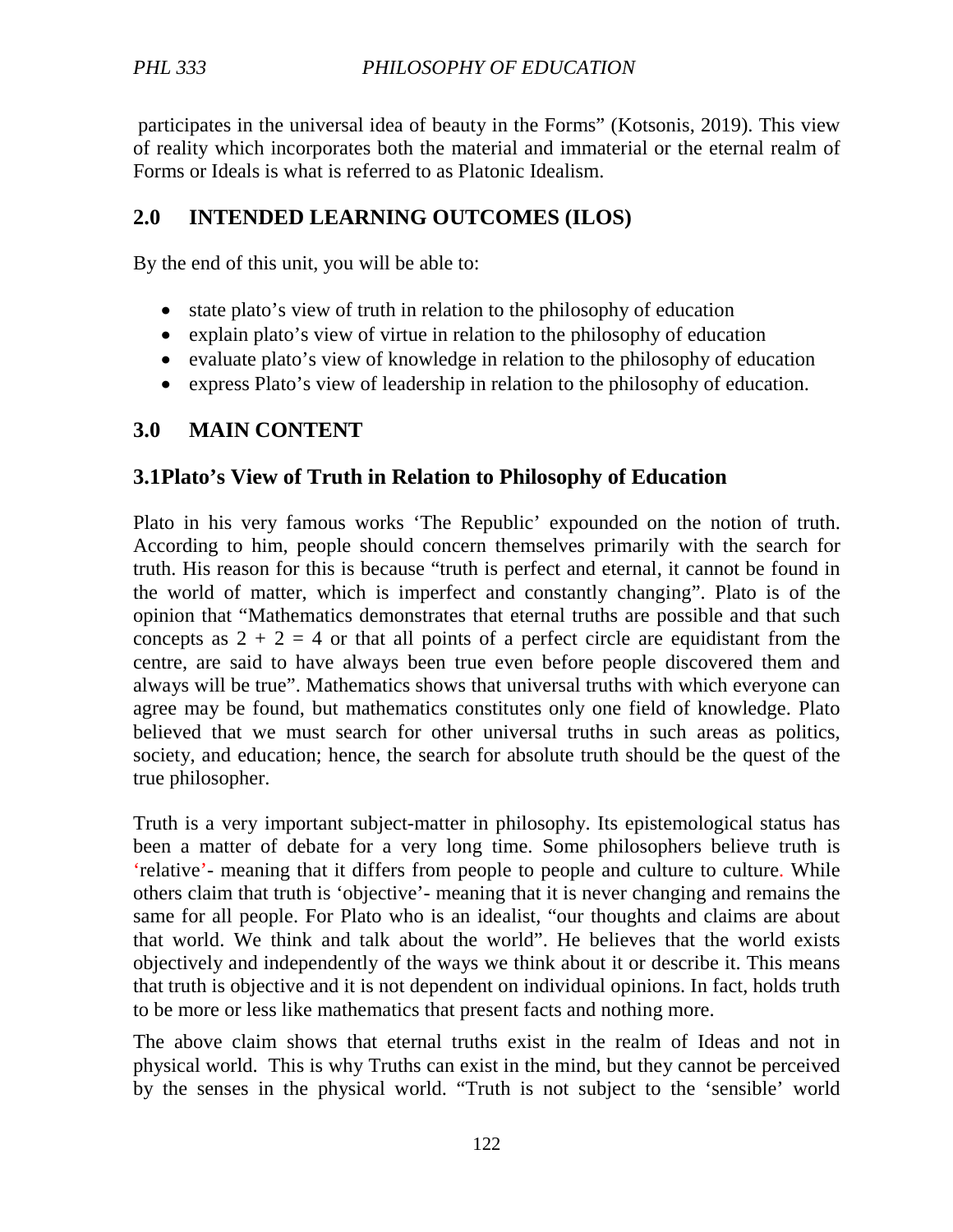participates in the universal idea of beauty in the Forms" (Kotsonis, 2019). This view of reality which incorporates both the material and immaterial or the eternal realm of Forms or Ideals is what is referred to as Platonic Idealism.

## 2.0 INTENDED LEARNING OUTCOMES (ILOS)

By the end of this unit, you will be able to:

- state plato's view of truth in relation to the philosophy of education
- explain plato's view of virtue in relation to the philosophy of education
- evaluate plato's view of knowledge in relation to the philosophy of education
- express Plato's view of leadership in relation to the philosophy of education.

## 3.0 MAIN CONTENT

### 3.1Plato's View of Truth in Relation to Philosophy of Education

Plato in his very famous works 'The Republic' expounded on the notion of truth. According to him, people should concern themselves primarily with the search for truth. His reason for this is because "truth is perfect and eternal, it cannot be found in the world of matter, which is imperfect and constantly changing". Plato is of the opinion that "Mathematics demonstrates that eternal truths are possible and that such concepts as $2 + 2 = 4$ or that all points of a perfect circle are equidistant from the centre, are said to have always been true even before people discovered them and always will be true". Mathematics shows that universal truths with which everyone can agree may be found, but mathematics constitutes only one field of knowledge. Plato believed that we must search for other universal truths in such areas as politics, society, and education; hence, the search for absolute truth should be the quest of the true philosopher.

Truth is a very important subject-matter in philosophy. Its epistemological status has been a matter of debate for a very long time. Some philosophers believe truth is 'relative'- meaning that it differs from people to people and culture to culture. While others claim that truth is 'objective'- meaning that it is never changing and remains the same for all people. For Plato who is an idealist, "our thoughts and claims are about that world. We think and talk about the world". He believes that the world exists objectively and independently of the ways we think about it or describe it. This means that truth is objective and it is not dependent on individual opinions. In fact, holds truth to be more or less like mathematics that present facts and nothing more.

The above claim shows that eternal truths exist in the realm of Ideas and not in physical world. This is why Truths can exist in the mind, but they cannot be perceived by the senses in the physical world. "Truth is not subject to the 'sensible' world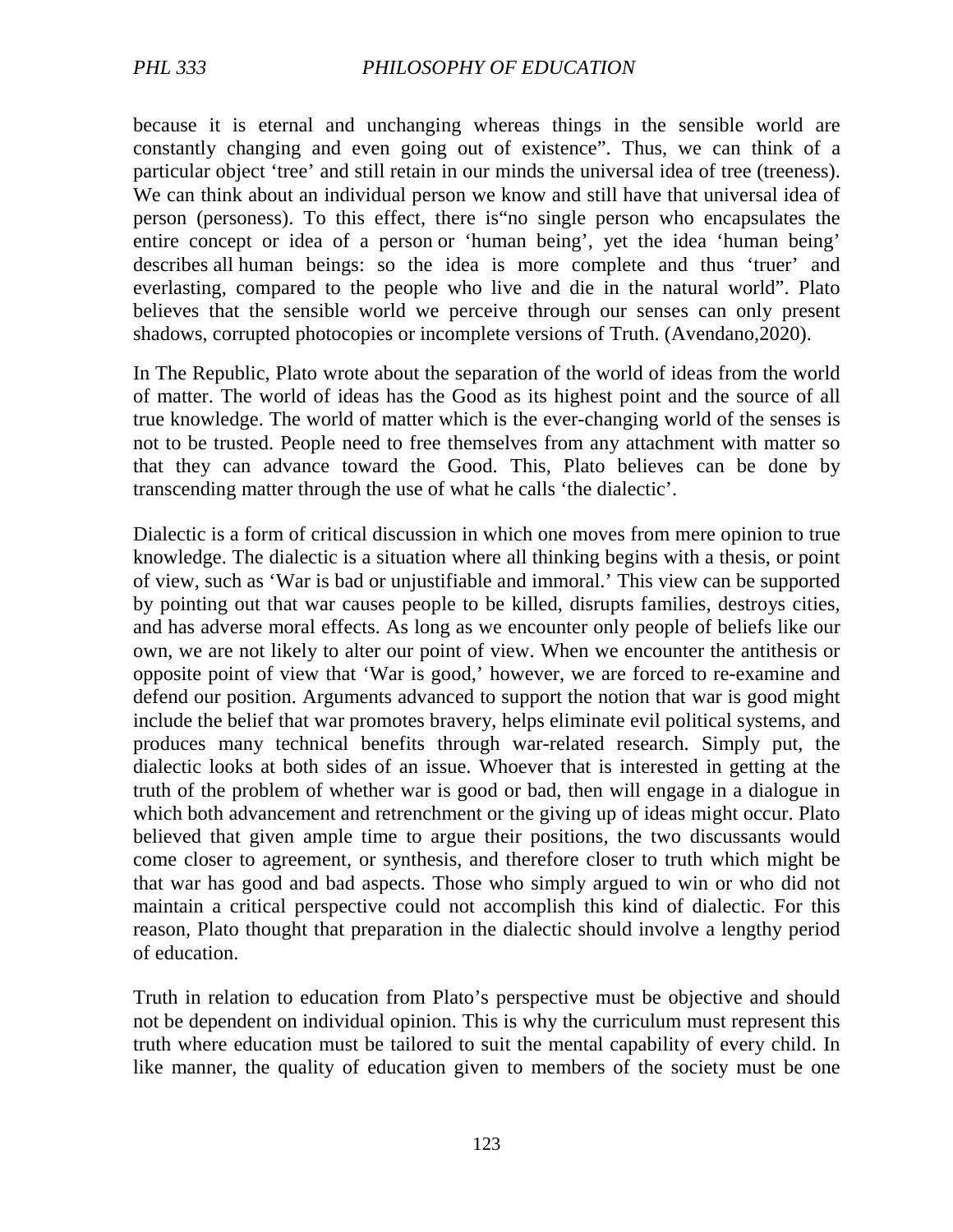because it is eternal and unchanging whereas things in the sensible world are constantly changing and even going out of existence". Thus, we can think of a particular object 'tree' and still retain in our minds the universal idea of tree (treeness). We can think about an individual person we know and still have that universal idea of person (personess). To this effect, there is"no single person who encapsulates the entire concept or idea of a person or 'human being', yet the idea 'human being' describes all human beings: so the idea is more complete and thus 'truer' and everlasting, compared to the people who live and die in the natural world". Plato believes that the sensible world we perceive through our senses can only present shadows, corrupted photocopies or incomplete versions of Truth. (Avendano,2020).

In The Republic, Plato wrote about the separation of the world of ideas from the world of matter. The world of ideas has the Good as its highest point and the source of all true knowledge. The world of matter which is the ever-changing world of the senses is not to be trusted. People need to free themselves from any attachment with matter so that they can advance toward the Good. This, Plato believes can be done by transcending matter through the use of what he calls 'the dialectic'.

Dialectic is a form of critical discussion in which one moves from mere opinion to true knowledge. The dialectic is a situation where all thinking begins with a thesis, or point of view, such as 'War is bad or unjustifiable and immoral.' This view can be supported by pointing out that war causes people to be killed, disrupts families, destroys cities, and has adverse moral effects. As long as we encounter only people of beliefs like our own, we are not likely to alter our point of view. When we encounter the antithesis or opposite point of view that 'War is good,' however, we are forced to re-examine and defend our position. Arguments advanced to support the notion that war is good might include the belief that war promotes bravery, helps eliminate evil political systems, and produces many technical benefits through war-related research. Simply put, the dialectic looks at both sides of an issue. Whoever that is interested in getting at the truth of the problem of whether war is good or bad, then will engage in a dialogue in which both advancement and retrenchment or the giving up of ideas might occur. Plato believed that given ample time to argue their positions, the two discussants would come closer to agreement, or synthesis, and therefore closer to truth which might be that war has good and bad aspects. Those who simply argued to win or who did not maintain a critical perspective could not accomplish this kind of dialectic. For this reason, Plato thought that preparation in the dialectic should involve a lengthy period of education.

Truth in relation to education from Plato's perspective must be objective and should not be dependent on individual opinion. This is why the curriculum must represent this truth where education must be tailored to suit the mental capability of every child. In like manner, the quality of education given to members of the society must be one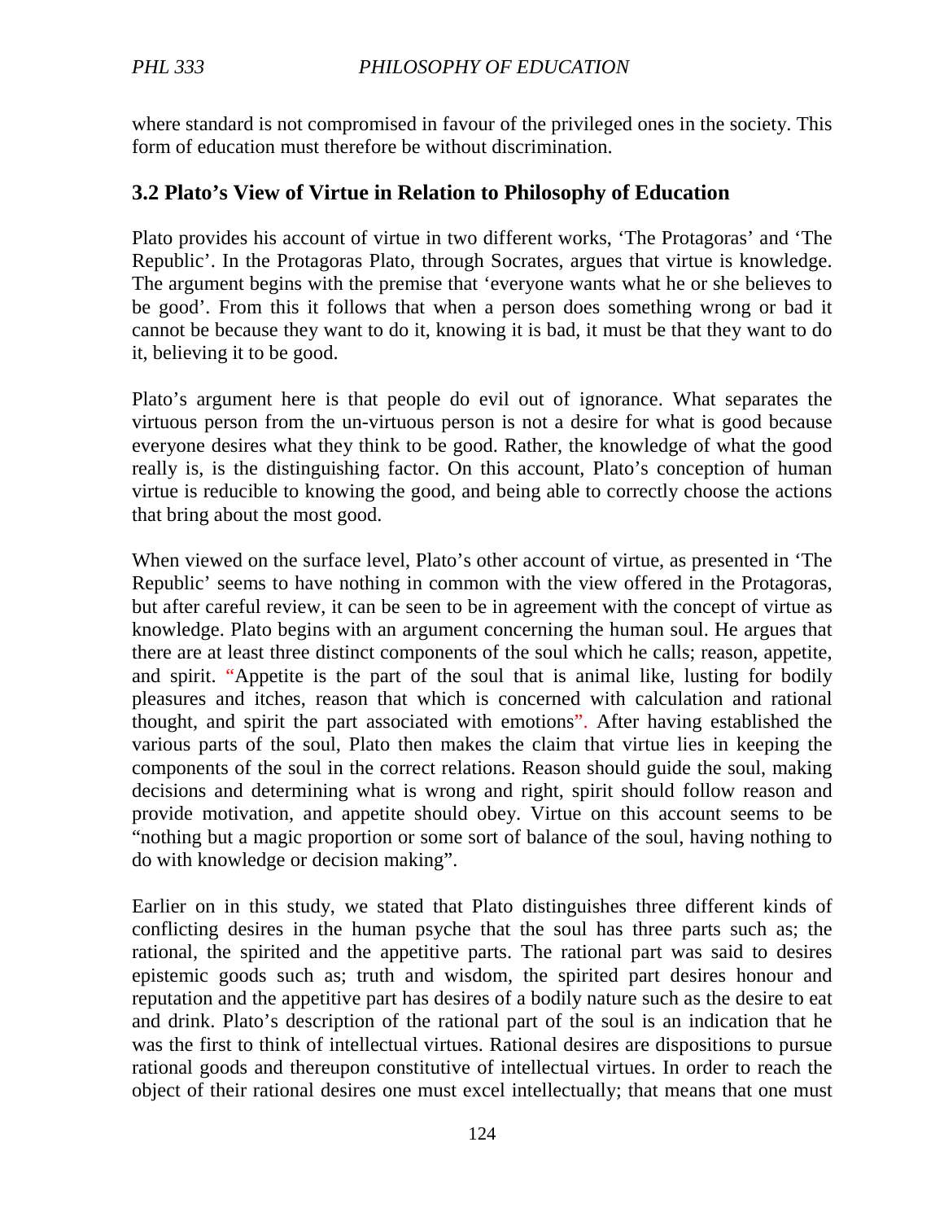where standard is not compromised in favour of the privileged ones in the society. This form of education must therefore be without discrimination.

### 3.2 Plato's View of Virtue in Relation to Philosophy of Education

Plato provides his account of virtue in two different works, 'The Protagoras' and 'The Republic'. In the Protagoras Plato, through Socrates, argues that virtue is knowledge. The argument begins with the premise that 'everyone wants what he or she believes to be good'. From this it follows that when a person does something wrong or bad it cannot be because they want to do it, knowing it is bad, it must be that they want to do it, believing it to be good.

Plato's argument here is that people do evil out of ignorance. What separates the virtuous person from the un-virtuous person is not a desire for what is good because everyone desires what they think to be good. Rather, the knowledge of what the good really is, is the distinguishing factor. On this account, Plato's conception of human virtue is reducible to knowing the good, and being able to correctly choose the actions that bring about the most good.

When viewed on the surface level, Plato's other account of virtue, as presented in 'The Republic' seems to have nothing in common with the view offered in the Protagoras, but after careful review, it can be seen to be in agreement with the concept of virtue as knowledge. Plato begins with an argument concerning the human soul. He argues that there are at least three distinct components of the soul which he calls; reason, appetite, and spirit. "Appetite is the part of the soul that is animal like, lusting for bodily pleasures and itches, reason that which is concerned with calculation and rational thought, and spirit the part associated with emotions". After having established the various parts of the soul, Plato then makes the claim that virtue lies in keeping the components of the soul in the correct relations. Reason should guide the soul, making decisions and determining what is wrong and right, spirit should follow reason and provide motivation, and appetite should obey. Virtue on this account seems to be "nothing but a magic proportion or some sort of balance of the soul, having nothing to do with knowledge or decision making".

Earlier on in this study, we stated that Plato distinguishes three different kinds of conflicting desires in the human psyche that the soul has three parts such as; the rational, the spirited and the appetitive parts. The rational part was said to desires epistemic goods such as; truth and wisdom, the spirited part desires honour and reputation and the appetitive part has desires of a bodily nature such as the desire to eat and drink. Plato's description of the rational part of the soul is an indication that he was the first to think of intellectual virtues. Rational desires are dispositions to pursue rational goods and thereupon constitutive of intellectual virtues. In order to reach the object of their rational desires one must excel intellectually; that means that one must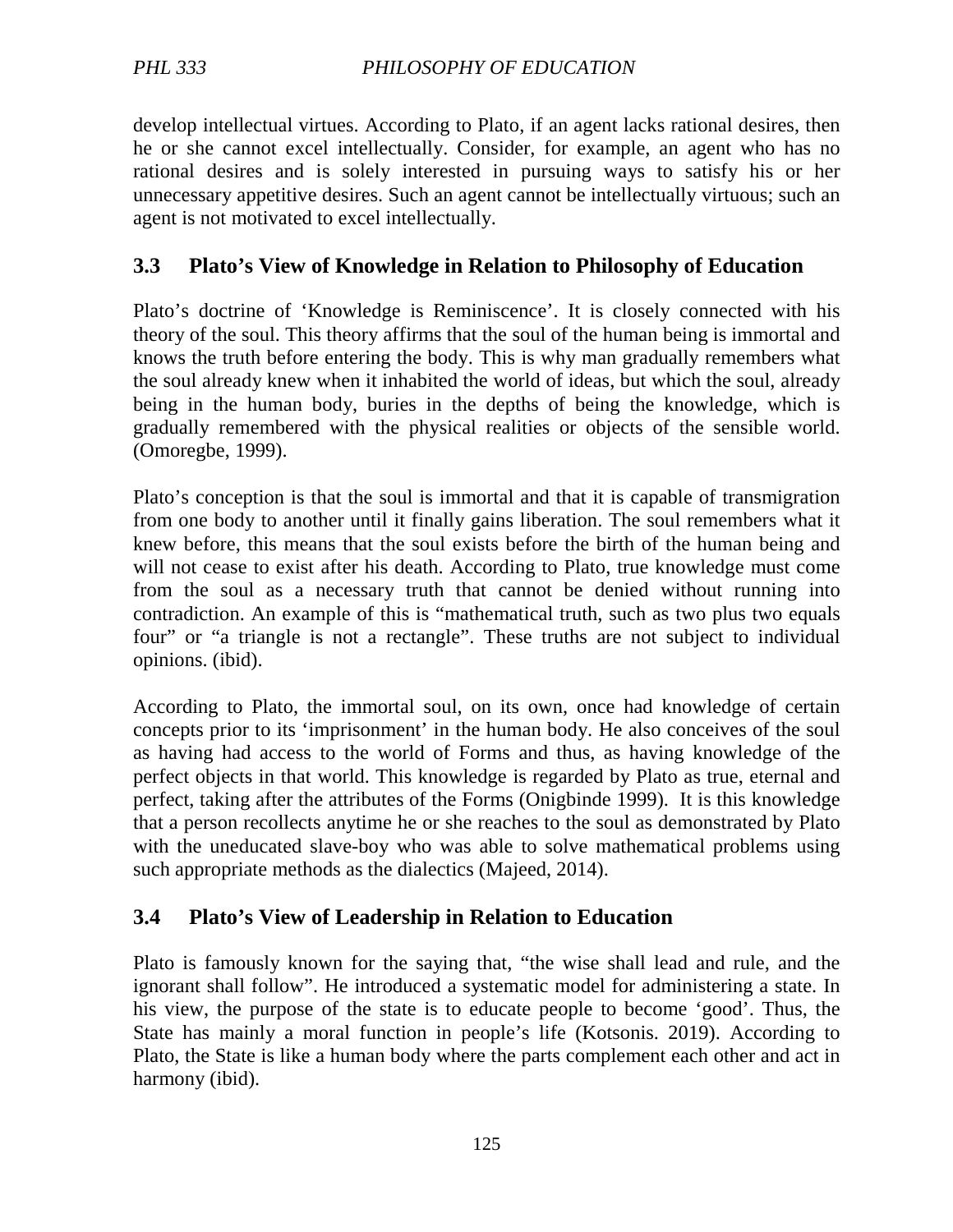develop intellectual virtues. According to Plato, if an agent lacks rational desires, then he or she cannot excel intellectually. Consider, for example, an agent who has no rational desires and is solely interested in pursuing ways to satisfy his or her unnecessary appetitive desires. Such an agent cannot be intellectually virtuous; such an agent is not motivated to excel intellectually.

## 3.3 Plato's View of Knowledge in Relation to Philosophy of Education

Plato's doctrine of 'Knowledge is Reminiscence'. It is closely connected with his theory of the soul. This theory affirms that the soul of the human being is immortal and knows the truth before entering the body. This is why man gradually remembers what the soul already knew when it inhabited the world of ideas, but which the soul, already being in the human body, buries in the depths of being the knowledge, which is gradually remembered with the physical realities or objects of the sensible world. (Omoregbe, 1999).

Plato's conception is that the soul is immortal and that it is capable of transmigration from one body to another until it finally gains liberation. The soul remembers what it knew before, this means that the soul exists before the birth of the human being and will not cease to exist after his death. According to Plato, true knowledge must come from the soul as a necessary truth that cannot be denied without running into contradiction. An example of this is "mathematical truth, such as two plus two equals four" or "a triangle is not a rectangle". These truths are not subject to individual opinions. (ibid).

According to Plato, the immortal soul, on its own, once had knowledge of certain concepts prior to its 'imprisonment' in the human body. He also conceives of the soul as having had access to the world of Forms and thus, as having knowledge of the perfect objects in that world. This knowledge is regarded by Plato as true, eternal and perfect, taking after the attributes of the Forms (Onigbinde 1999). It is this knowledge that a person recollects anytime he or she reaches to the soul as demonstrated by Plato with the uneducated slave-boy who was able to solve mathematical problems using such appropriate methods as the dialectics (Majeed, 2014).

## 3.4 Plato's View of Leadership in Relation to Education

Plato is famously known for the saying that, "the wise shall lead and rule, and the ignorant shall follow". He introduced a systematic model for administering a state. In his view, the purpose of the state is to educate people to become 'good'. Thus, the State has mainly a moral function in people's life (Kotsonis. 2019). According to Plato, the State is like a human body where the parts complement each other and act in harmony (ibid).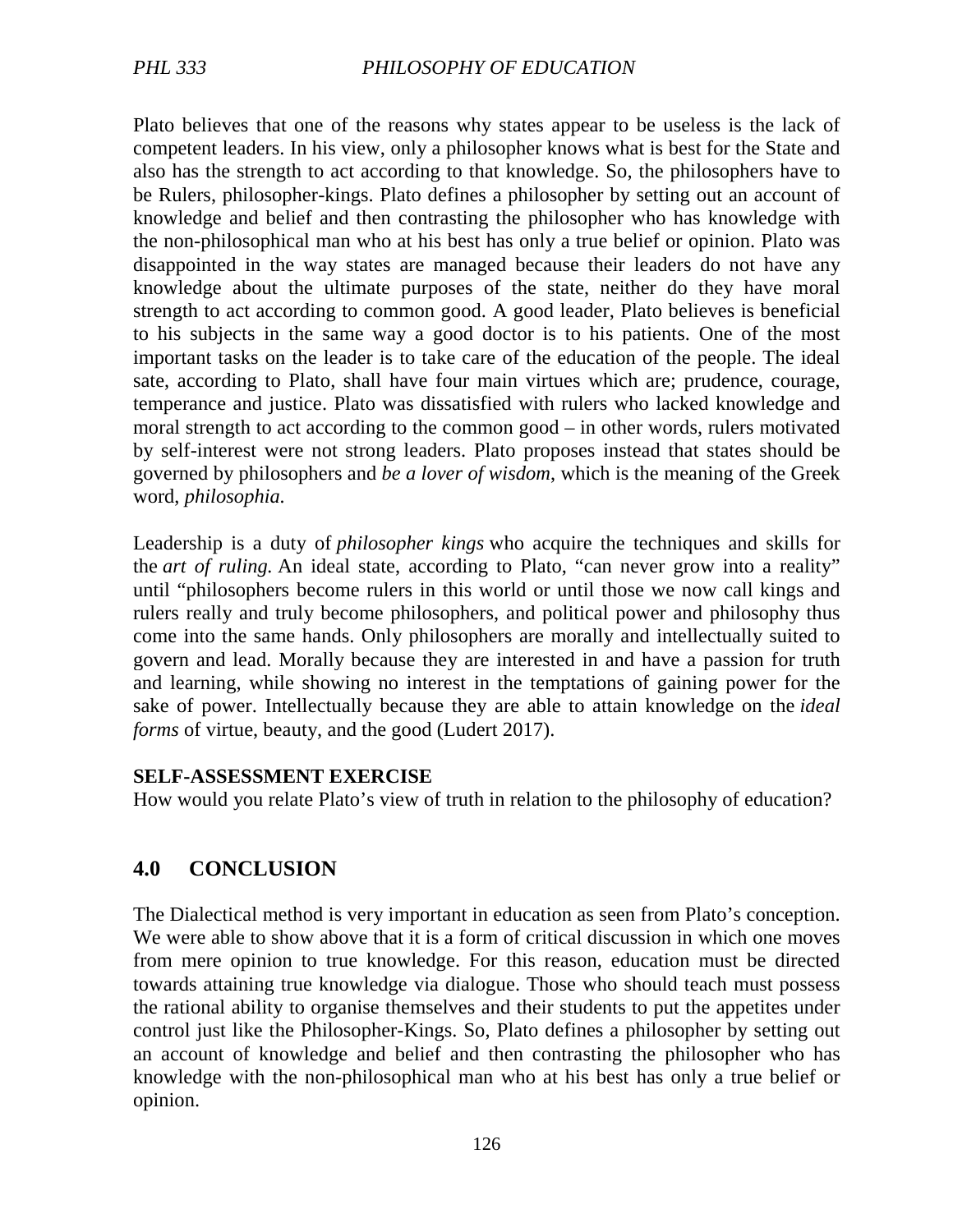Plato believes that one of the reasons why states appear to be useless is the lack of competent leaders. In his view, only a philosopher knows what is best for the State and also has the strength to act according to that knowledge. So, the philosophers have to be Rulers, philosopher-kings. Plato defines a philosopher by setting out an account of knowledge and belief and then contrasting the philosopher who has knowledge with the non-philosophical man who at his best has only a true belief or opinion. Plato was disappointed in the way states are managed because their leaders do not have any knowledge about the ultimate purposes of the state, neither do they have moral strength to act according to common good. A good leader, Plato believes is beneficial to his subjects in the same way a good doctor is to his patients. One of the most important tasks on the leader is to take care of the education of the people. The ideal sate, according to Plato, shall have four main virtues which are; prudence, courage, temperance and justice. Plato was dissatisfied with rulers who lacked knowledge and moral strength to act according to the common good – in other words, rulers motivated by self-interest were not strong leaders. Plato proposes instead that states should be governed by philosophers and *be a lover of wisdom*, which is the meaning of the Greek word, *philosophia*.

Leadership is a duty of *philosopher kings* who acquire the techniques and skills for the *art of ruling.* An ideal state, according to Plato, "can never grow into a reality" until "philosophers become rulers in this world or until those we now call kings and rulers really and truly become philosophers, and political power and philosophy thus come into the same hands. Only philosophers are morally and intellectually suited to govern and lead. Morally because they are interested in and have a passion for truth and learning, while showing no interest in the temptations of gaining power for the sake of power. Intellectually because they are able to attain knowledge on the *ideal forms* of virtue, beauty, and the good (Ludert 2017).

**SELF-ASSESSMENT EXERCISE**
How would you relate Plato's view of truth in relation to the philosophy of education?

## 4.0 CONCLUSION

The Dialectical method is very important in education as seen from Plato's conception. We were able to show above that it is a form of critical discussion in which one moves from mere opinion to true knowledge. For this reason, education must be directed towards attaining true knowledge via dialogue. Those who should teach must possess the rational ability to organise themselves and their students to put the appetites under control just like the Philosopher-Kings. So, Plato defines a philosopher by setting out an account of knowledge and belief and then contrasting the philosopher who has knowledge with the non-philosophical man who at his best has only a true belief or opinion.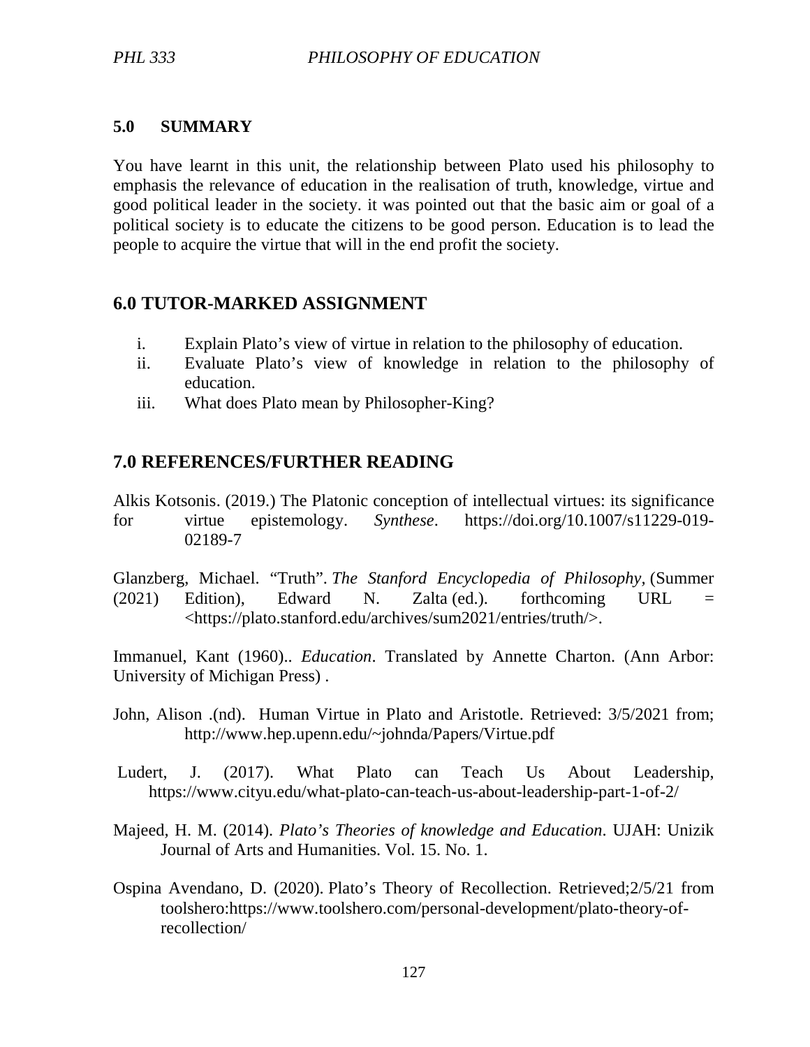## 5.0 SUMMARY

You have learnt in this unit, the relationship between Plato used his philosophy to emphasis the relevance of education in the realisation of truth, knowledge, virtue and good political leader in the society. it was pointed out that the basic aim or goal of a political society is to educate the citizens to be good person. Education is to lead the people to acquire the virtue that will in the end profit the society.

## 6.0 TUTOR-MARKED ASSIGNMENT

i. Explain Plato's view of virtue in relation to the philosophy of education.
ii. Evaluate Plato's view of knowledge in relation to the philosophy of education.
iii. What does Plato mean by Philosopher-King?

## 7.0 REFERENCES/FURTHER READING

Alkis Kotsonis. (2019.) The Platonic conception of intellectual virtues: its significance for virtue epistemology. *Synthese*. https://doi.org/10.1007/s11229-019-02189-7

Glanzberg, Michael. "Truth". *The Stanford Encyclopedia of Philosophy*, (Summer (2021) Edition), Edward N. Zalta (ed.). forthcoming URL = <https://plato.stanford.edu/archives/sum2021/entries/truth/>.

Immanuel, Kant (1960).. *Education*. Translated by Annette Charton. (Ann Arbor: University of Michigan Press) .

John, Alison .(nd). Human Virtue in Plato and Aristotle. Retrieved: 3/5/2021 from; http://www.hep.upenn.edu/~johnda/Papers/Virtue.pdf

Ludert, J. (2017). What Plato can Teach Us About Leadership, https://www.cityu.edu/what-plato-can-teach-us-about-leadership-part-1-of-2/

Majeed, H. M. (2014). *Plato's Theories of knowledge and Education*. UJAH: Unizik Journal of Arts and Humanities. Vol. 15. No. 1.

Ospina Avendano, D. (2020). Plato's Theory of Recollection. Retrieved;2/5/21 from toolshero:https://www.toolshero.com/personal-development/plato-theory-of-recollection/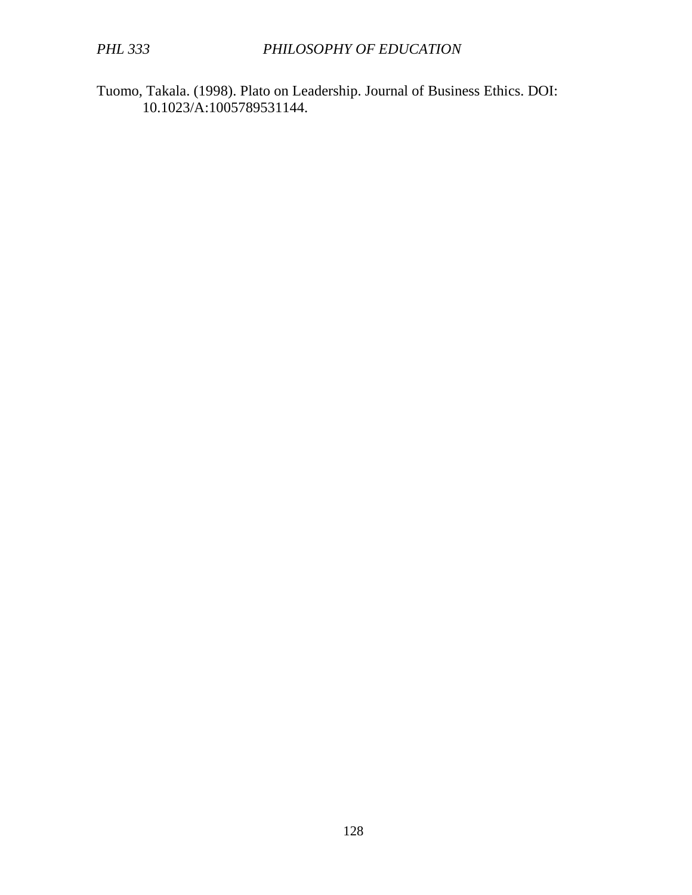Tuomo, Takala. (1998). Plato on Leadership. Journal of Business Ethics. DOI: 10.1023/A:1005789531144.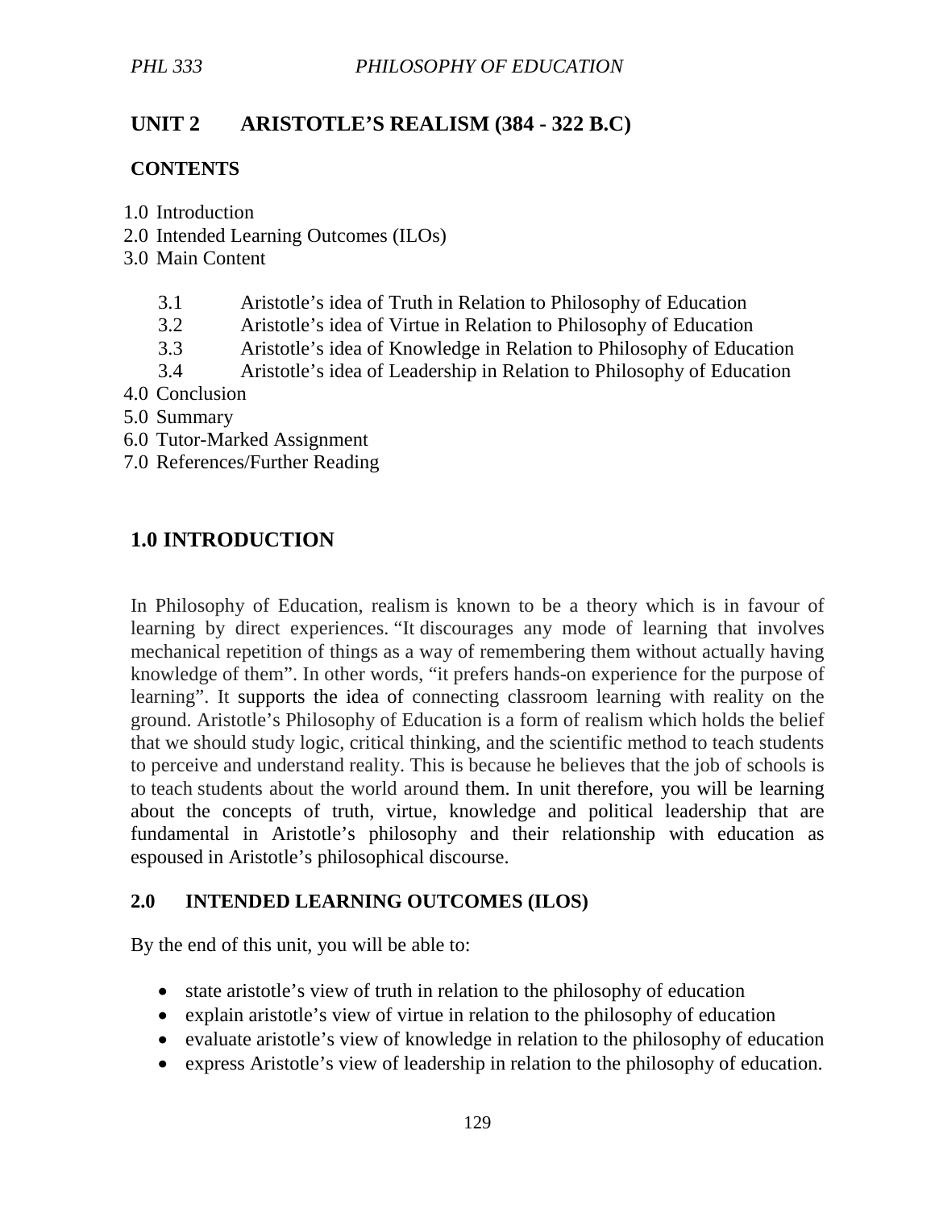## UNIT 2 ARISTOTLE'S REALISM (384 - 322 B.C)

### CONTENTS

1.0 Introduction
2.0 Intended Learning Outcomes (ILOs)
3.0 Main Content
   3.1 Aristotle's idea of Truth in Relation to Philosophy of Education
   3.2 Aristotle's idea of Virtue in Relation to Philosophy of Education
   3.3 Aristotle's idea of Knowledge in Relation to Philosophy of Education
   3.4 Aristotle's idea of Leadership in Relation to Philosophy of Education
4.0 Conclusion
5.0 Summary
6.0 Tutor-Marked Assignment
7.0 References/Further Reading

## 1.0 INTRODUCTION

In Philosophy of Education, realism is known to be a theory which is in favour of learning by direct experiences. "It discourages any mode of learning that involves mechanical repetition of things as a way of remembering them without actually having knowledge of them". In other words, "it prefers hands-on experience for the purpose of learning". It supports the idea of connecting classroom learning with reality on the ground. Aristotle's Philosophy of Education is a form of realism which holds the belief that we should study logic, critical thinking, and the scientific method to teach students to perceive and understand reality. This is because he believes that the job of schools is to teach students about the world around them. In unit therefore, you will be learning about the concepts of truth, virtue, knowledge and political leadership that are fundamental in Aristotle's philosophy and their relationship with education as espoused in Aristotle's philosophical discourse.

## 2.0 INTENDED LEARNING OUTCOMES (ILOS)

By the end of this unit, you will be able to:

- state aristotle's view of truth in relation to the philosophy of education
- explain aristotle's view of virtue in relation to the philosophy of education
- evaluate aristotle's view of knowledge in relation to the philosophy of education
- express Aristotle's view of leadership in relation to the philosophy of education.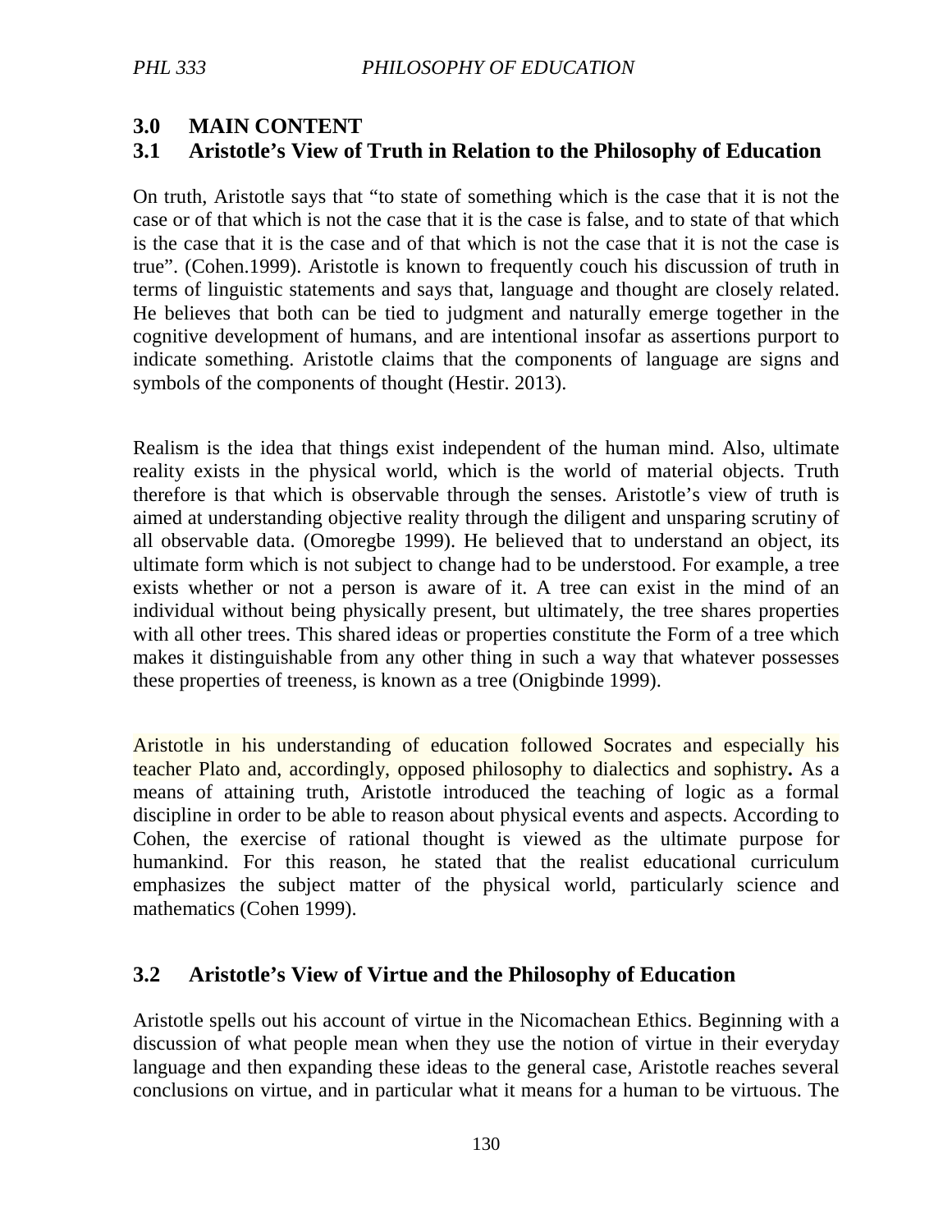## 3.0 MAIN CONTENT

## 3.1 Aristotle's View of Truth in Relation to the Philosophy of Education

On truth, Aristotle says that "to state of something which is the case that it is not the case or of that which is not the case that it is the case is false, and to state of that which is the case that it is the case and of that which is not the case that it is not the case is true". (Cohen.1999). Aristotle is known to frequently couch his discussion of truth in terms of linguistic statements and says that, language and thought are closely related. He believes that both can be tied to judgment and naturally emerge together in the cognitive development of humans, and are intentional insofar as assertions purport to indicate something. Aristotle claims that the components of language are signs and symbols of the components of thought (Hestir. 2013).

Realism is the idea that things exist independent of the human mind. Also, ultimate reality exists in the physical world, which is the world of material objects. Truth therefore is that which is observable through the senses. Aristotle's view of truth is aimed at understanding objective reality through the diligent and unsparing scrutiny of all observable data. (Omoregbe 1999). He believed that to understand an object, its ultimate form which is not subject to change had to be understood. For example, a tree exists whether or not a person is aware of it. A tree can exist in the mind of an individual without being physically present, but ultimately, the tree shares properties with all other trees. This shared ideas or properties constitute the Form of a tree which makes it distinguishable from any other thing in such a way that whatever possesses these properties of treeness, is known as a tree (Onigbinde 1999).

Aristotle in his understanding of education followed Socrates and especially his teacher Plato and, accordingly, opposed philosophy to dialectics and sophistry**.** As a means of attaining truth, Aristotle introduced the teaching of logic as a formal discipline in order to be able to reason about physical events and aspects. According to Cohen, the exercise of rational thought is viewed as the ultimate purpose for humankind. For this reason, he stated that the realist educational curriculum emphasizes the subject matter of the physical world, particularly science and mathematics (Cohen 1999).

## 3.2 Aristotle's View of Virtue and the Philosophy of Education

Aristotle spells out his account of virtue in the Nicomachean Ethics. Beginning with a discussion of what people mean when they use the notion of virtue in their everyday language and then expanding these ideas to the general case, Aristotle reaches several conclusions on virtue, and in particular what it means for a human to be virtuous. The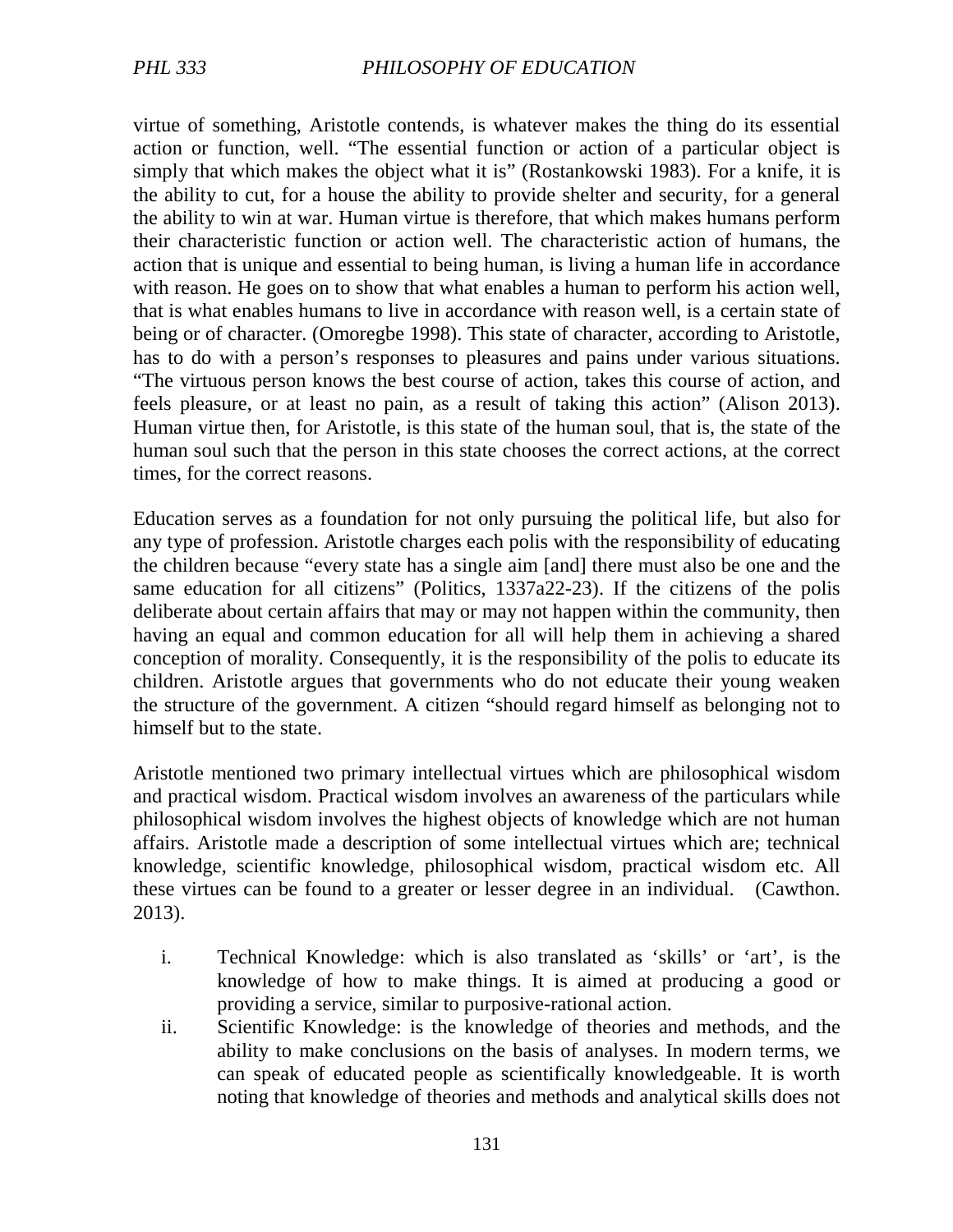virtue of something, Aristotle contends, is whatever makes the thing do its essential action or function, well. "The essential function or action of a particular object is simply that which makes the object what it is" (Rostankowski 1983). For a knife, it is the ability to cut, for a house the ability to provide shelter and security, for a general the ability to win at war. Human virtue is therefore, that which makes humans perform their characteristic function or action well. The characteristic action of humans, the action that is unique and essential to being human, is living a human life in accordance with reason. He goes on to show that what enables a human to perform his action well, that is what enables humans to live in accordance with reason well, is a certain state of being or of character. (Omoregbe 1998). This state of character, according to Aristotle, has to do with a person's responses to pleasures and pains under various situations. "The virtuous person knows the best course of action, takes this course of action, and feels pleasure, or at least no pain, as a result of taking this action" (Alison 2013). Human virtue then, for Aristotle, is this state of the human soul, that is, the state of the human soul such that the person in this state chooses the correct actions, at the correct times, for the correct reasons.

Education serves as a foundation for not only pursuing the political life, but also for any type of profession. Aristotle charges each polis with the responsibility of educating the children because "every state has a single aim [and] there must also be one and the same education for all citizens" (Politics, 1337a22-23). If the citizens of the polis deliberate about certain affairs that may or may not happen within the community, then having an equal and common education for all will help them in achieving a shared conception of morality. Consequently, it is the responsibility of the polis to educate its children. Aristotle argues that governments who do not educate their young weaken the structure of the government. A citizen "should regard himself as belonging not to himself but to the state.

Aristotle mentioned two primary intellectual virtues which are philosophical wisdom and practical wisdom. Practical wisdom involves an awareness of the particulars while philosophical wisdom involves the highest objects of knowledge which are not human affairs. Aristotle made a description of some intellectual virtues which are; technical knowledge, scientific knowledge, philosophical wisdom, practical wisdom etc. All these virtues can be found to a greater or lesser degree in an individual. (Cawthon. 2013).

i. Technical Knowledge: which is also translated as 'skills' or 'art', is the knowledge of how to make things. It is aimed at producing a good or providing a service, similar to purposive-rational action.
ii. Scientific Knowledge: is the knowledge of theories and methods, and the ability to make conclusions on the basis of analyses. In modern terms, we can speak of educated people as scientifically knowledgeable. It is worth noting that knowledge of theories and methods and analytical skills does not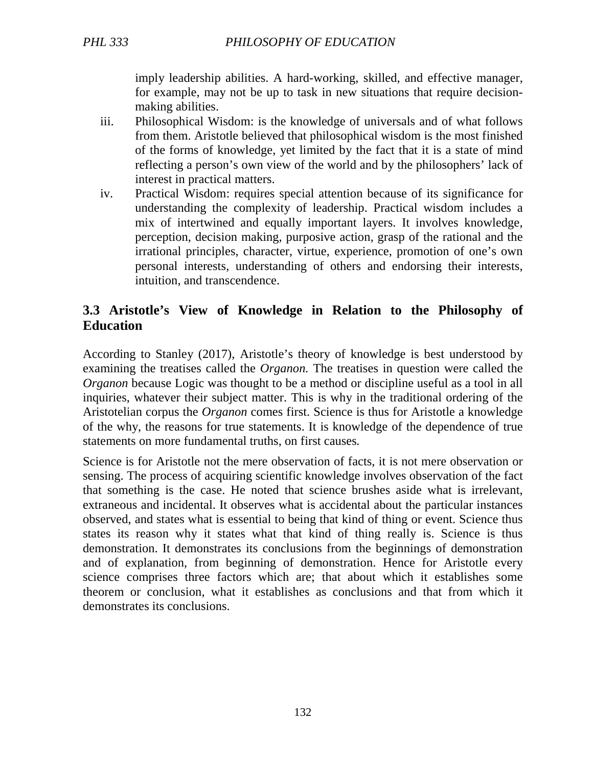imply leadership abilities. A hard-working, skilled, and effective manager, for example, may not be up to task in new situations that require decision-making abilities.

iii. Philosophical Wisdom: is the knowledge of universals and of what follows from them. Aristotle believed that philosophical wisdom is the most finished of the forms of knowledge, yet limited by the fact that it is a state of mind reflecting a person's own view of the world and by the philosophers' lack of interest in practical matters.

iv. Practical Wisdom: requires special attention because of its significance for understanding the complexity of leadership. Practical wisdom includes a mix of intertwined and equally important layers. It involves knowledge, perception, decision making, purposive action, grasp of the rational and the irrational principles, character, virtue, experience, promotion of one's own personal interests, understanding of others and endorsing their interests, intuition, and transcendence.

## 3.3 Aristotle's View of Knowledge in Relation to the Philosophy of Education

According to Stanley (2017), Aristotle's theory of knowledge is best understood by examining the treatises called the *Organon.* The treatises in question were called the *Organon* because Logic was thought to be a method or discipline useful as a tool in all inquiries, whatever their subject matter. This is why in the traditional ordering of the Aristotelian corpus the *Organon* comes first. Science is thus for Aristotle a knowledge of the why, the reasons for true statements. It is knowledge of the dependence of true statements on more fundamental truths, on first causes.

Science is for Aristotle not the mere observation of facts, it is not mere observation or sensing. The process of acquiring scientific knowledge involves observation of the fact that something is the case. He noted that science brushes aside what is irrelevant, extraneous and incidental. It observes what is accidental about the particular instances observed, and states what is essential to being that kind of thing or event. Science thus states its reason why it states what that kind of thing really is. Science is thus demonstration. It demonstrates its conclusions from the beginnings of demonstration and of explanation, from beginning of demonstration. Hence for Aristotle every science comprises three factors which are; that about which it establishes some theorem or conclusion, what it establishes as conclusions and that from which it demonstrates its conclusions.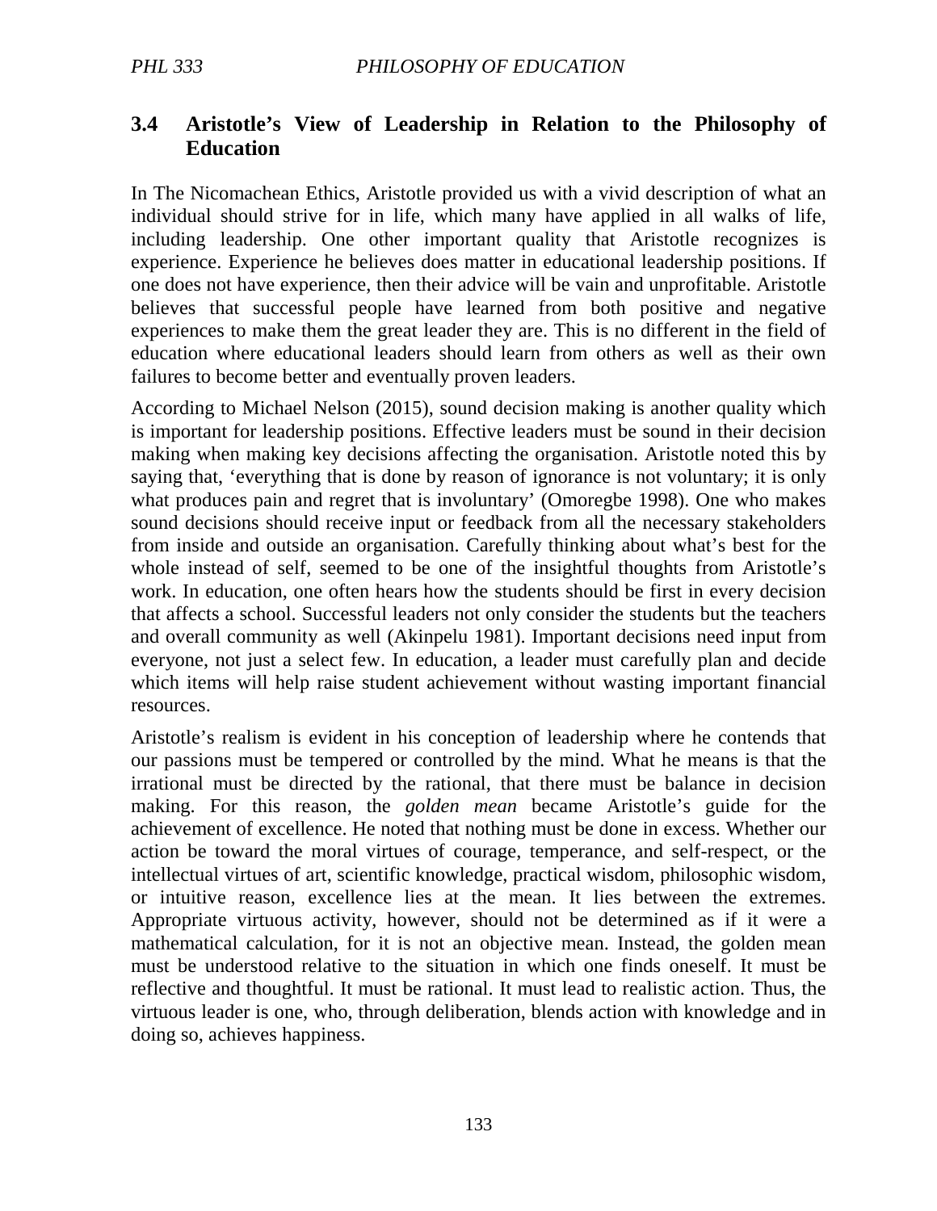### 3.4 Aristotle's View of Leadership in Relation to the Philosophy of Education

In The Nicomachean Ethics, Aristotle provided us with a vivid description of what an individual should strive for in life, which many have applied in all walks of life, including leadership. One other important quality that Aristotle recognizes is experience. Experience he believes does matter in educational leadership positions. If one does not have experience, then their advice will be vain and unprofitable. Aristotle believes that successful people have learned from both positive and negative experiences to make them the great leader they are. This is no different in the field of education where educational leaders should learn from others as well as their own failures to become better and eventually proven leaders.

According to Michael Nelson (2015), sound decision making is another quality which is important for leadership positions. Effective leaders must be sound in their decision making when making key decisions affecting the organisation. Aristotle noted this by saying that, 'everything that is done by reason of ignorance is not voluntary; it is only what produces pain and regret that is involuntary' (Omoregbe 1998). One who makes sound decisions should receive input or feedback from all the necessary stakeholders from inside and outside an organisation. Carefully thinking about what's best for the whole instead of self, seemed to be one of the insightful thoughts from Aristotle's work. In education, one often hears how the students should be first in every decision that affects a school. Successful leaders not only consider the students but the teachers and overall community as well (Akinpelu 1981). Important decisions need input from everyone, not just a select few. In education, a leader must carefully plan and decide which items will help raise student achievement without wasting important financial resources.

Aristotle's realism is evident in his conception of leadership where he contends that our passions must be tempered or controlled by the mind. What he means is that the irrational must be directed by the rational, that there must be balance in decision making. For this reason, the *golden mean* became Aristotle's guide for the achievement of excellence. He noted that nothing must be done in excess. Whether our action be toward the moral virtues of courage, temperance, and self-respect, or the intellectual virtues of art, scientific knowledge, practical wisdom, philosophic wisdom, or intuitive reason, excellence lies at the mean. It lies between the extremes. Appropriate virtuous activity, however, should not be determined as if it were a mathematical calculation, for it is not an objective mean. Instead, the golden mean must be understood relative to the situation in which one finds oneself. It must be reflective and thoughtful. It must be rational. It must lead to realistic action. Thus, the virtuous leader is one, who, through deliberation, blends action with knowledge and in doing so, achieves happiness.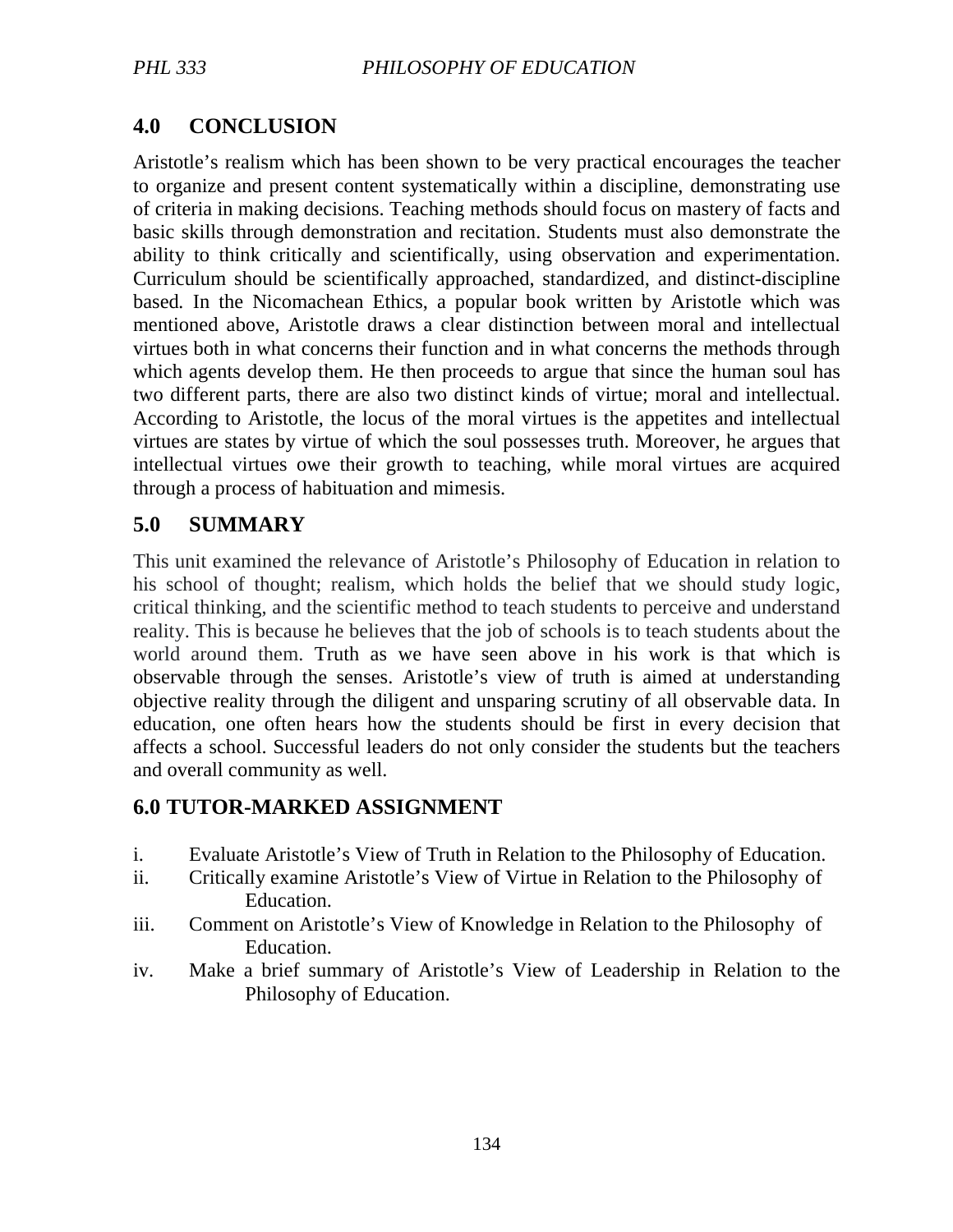## 4.0 CONCLUSION

Aristotle's realism which has been shown to be very practical encourages the teacher to organize and present content systematically within a discipline, demonstrating use of criteria in making decisions. Teaching methods should focus on mastery of facts and basic skills through demonstration and recitation. Students must also demonstrate the ability to think critically and scientifically, using observation and experimentation. Curriculum should be scientifically approached, standardized, and distinct-discipline based. In the Nicomachean Ethics, a popular book written by Aristotle which was mentioned above, Aristotle draws a clear distinction between moral and intellectual virtues both in what concerns their function and in what concerns the methods through which agents develop them. He then proceeds to argue that since the human soul has two different parts, there are also two distinct kinds of virtue; moral and intellectual. According to Aristotle, the locus of the moral virtues is the appetites and intellectual virtues are states by virtue of which the soul possesses truth. Moreover, he argues that intellectual virtues owe their growth to teaching, while moral virtues are acquired through a process of habituation and mimesis.

## 5.0 SUMMARY

This unit examined the relevance of Aristotle's Philosophy of Education in relation to his school of thought; realism, which holds the belief that we should study logic, critical thinking, and the scientific method to teach students to perceive and understand reality. This is because he believes that the job of schools is to teach students about the world around them. Truth as we have seen above in his work is that which is observable through the senses. Aristotle's view of truth is aimed at understanding objective reality through the diligent and unsparing scrutiny of all observable data. In education, one often hears how the students should be first in every decision that affects a school. Successful leaders do not only consider the students but the teachers and overall community as well.

## 6.0 TUTOR-MARKED ASSIGNMENT

i. Evaluate Aristotle's View of Truth in Relation to the Philosophy of Education.
ii. Critically examine Aristotle's View of Virtue in Relation to the Philosophy of Education.
iii. Comment on Aristotle's View of Knowledge in Relation to the Philosophy of Education.
iv. Make a brief summary of Aristotle's View of Leadership in Relation to the Philosophy of Education.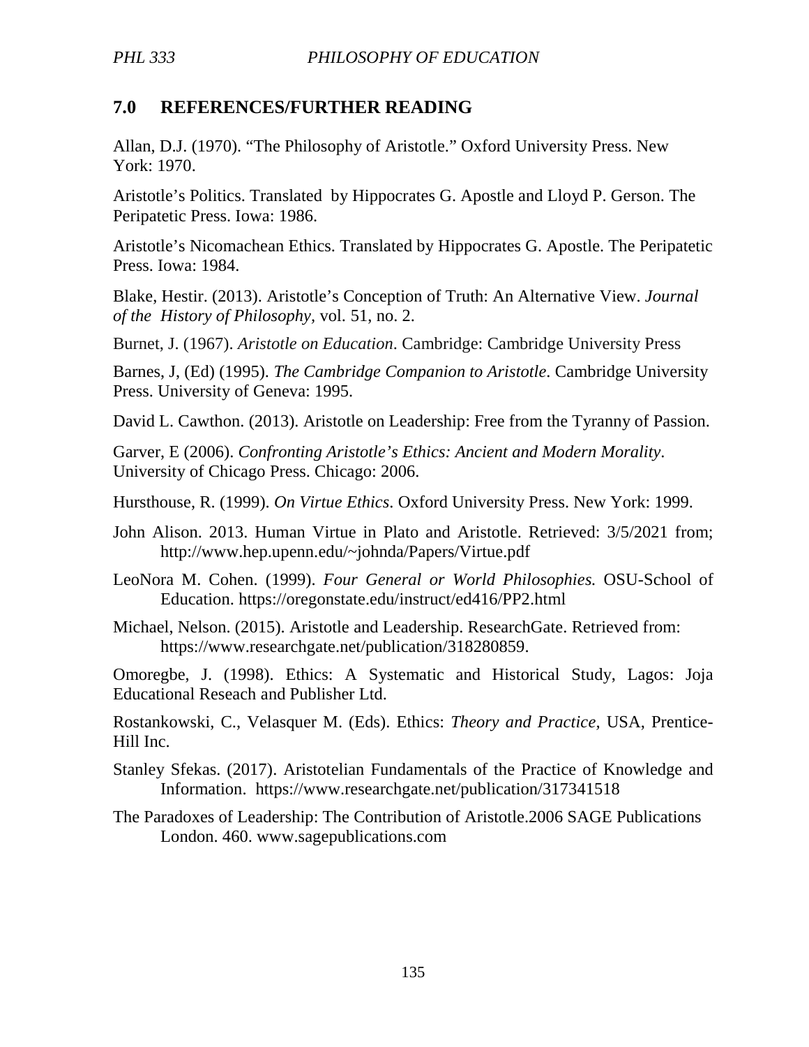## 7.0 REFERENCES/FURTHER READING

Allan, D.J. (1970). "The Philosophy of Aristotle." Oxford University Press. New York: 1970.

Aristotle's Politics. Translated by Hippocrates G. Apostle and Lloyd P. Gerson. The Peripatetic Press. Iowa: 1986.

Aristotle's Nicomachean Ethics. Translated by Hippocrates G. Apostle. The Peripatetic Press. Iowa: 1984.

Blake, Hestir. (2013). Aristotle's Conception of Truth: An Alternative View. *Journal of the History of Philosophy*, vol. 51, no. 2.

Burnet, J. (1967). *Aristotle on Education*. Cambridge: Cambridge University Press

Barnes, J, (Ed) (1995). *The Cambridge Companion to Aristotle*. Cambridge University Press. University of Geneva: 1995.

David L. Cawthon. (2013). Aristotle on Leadership: Free from the Tyranny of Passion.

Garver, E (2006). *Confronting Aristotle's Ethics: Ancient and Modern Morality*. University of Chicago Press. Chicago: 2006.

Hursthouse, R. (1999). *On Virtue Ethics*. Oxford University Press. New York: 1999.

John Alison. 2013. Human Virtue in Plato and Aristotle. Retrieved: 3/5/2021 from; http://www.hep.upenn.edu/~johnda/Papers/Virtue.pdf

LeoNora M. Cohen. (1999). *Four General or World Philosophies.* OSU-School of Education. https://oregonstate.edu/instruct/ed416/PP2.html

Michael, Nelson. (2015). Aristotle and Leadership. ResearchGate. Retrieved from: https://www.researchgate.net/publication/318280859.

Omoregbe, J. (1998). Ethics: A Systematic and Historical Study, Lagos: Joja Educational Reseach and Publisher Ltd.

Rostankowski, C., Velasquer M. (Eds). Ethics: *Theory and Practice*, USA, Prentice-Hill Inc.

Stanley Sfekas. (2017). Aristotelian Fundamentals of the Practice of Knowledge and Information. https://www.researchgate.net/publication/317341518

The Paradoxes of Leadership: The Contribution of Aristotle.2006 SAGE Publications London. 460. www.sagepublications.com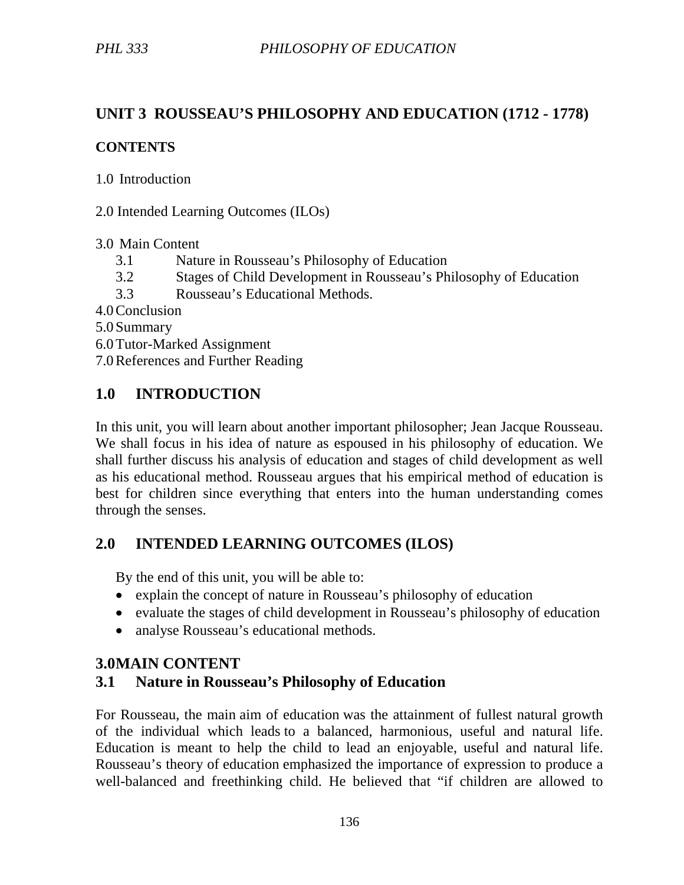## UNIT 3 ROUSSEAU'S PHILOSOPHY AND EDUCATION (1712 - 1778)

**CONTENTS**

1.0 Introduction

2.0 Intended Learning Outcomes (ILOs)

3.0 Main Content
- 3.1 Nature in Rousseau's Philosophy of Education
- 3.2 Stages of Child Development in Rousseau's Philosophy of Education
- 3.3 Rousseau's Educational Methods.

4.0 Conclusion
5.0 Summary
6.0 Tutor-Marked Assignment
7.0 References and Further Reading

## 1.0 INTRODUCTION

In this unit, you will learn about another important philosopher; Jean Jacque Rousseau. We shall focus in his idea of nature as espoused in his philosophy of education. We shall further discuss his analysis of education and stages of child development as well as his educational method. Rousseau argues that his empirical method of education is best for children since everything that enters into the human understanding comes through the senses.

## 2.0 INTENDED LEARNING OUTCOMES (ILOS)

By the end of this unit, you will be able to:

- explain the concept of nature in Rousseau's philosophy of education
- evaluate the stages of child development in Rousseau's philosophy of education
- analyse Rousseau's educational methods.

## 3.0 MAIN CONTENT

### 3.1 Nature in Rousseau's Philosophy of Education

For Rousseau, the main aim of education was the attainment of fullest natural growth of the individual which leads to a balanced, harmonious, useful and natural life. Education is meant to help the child to lead an enjoyable, useful and natural life. Rousseau's theory of education emphasized the importance of expression to produce a well-balanced and freethinking child. He believed that "if children are allowed to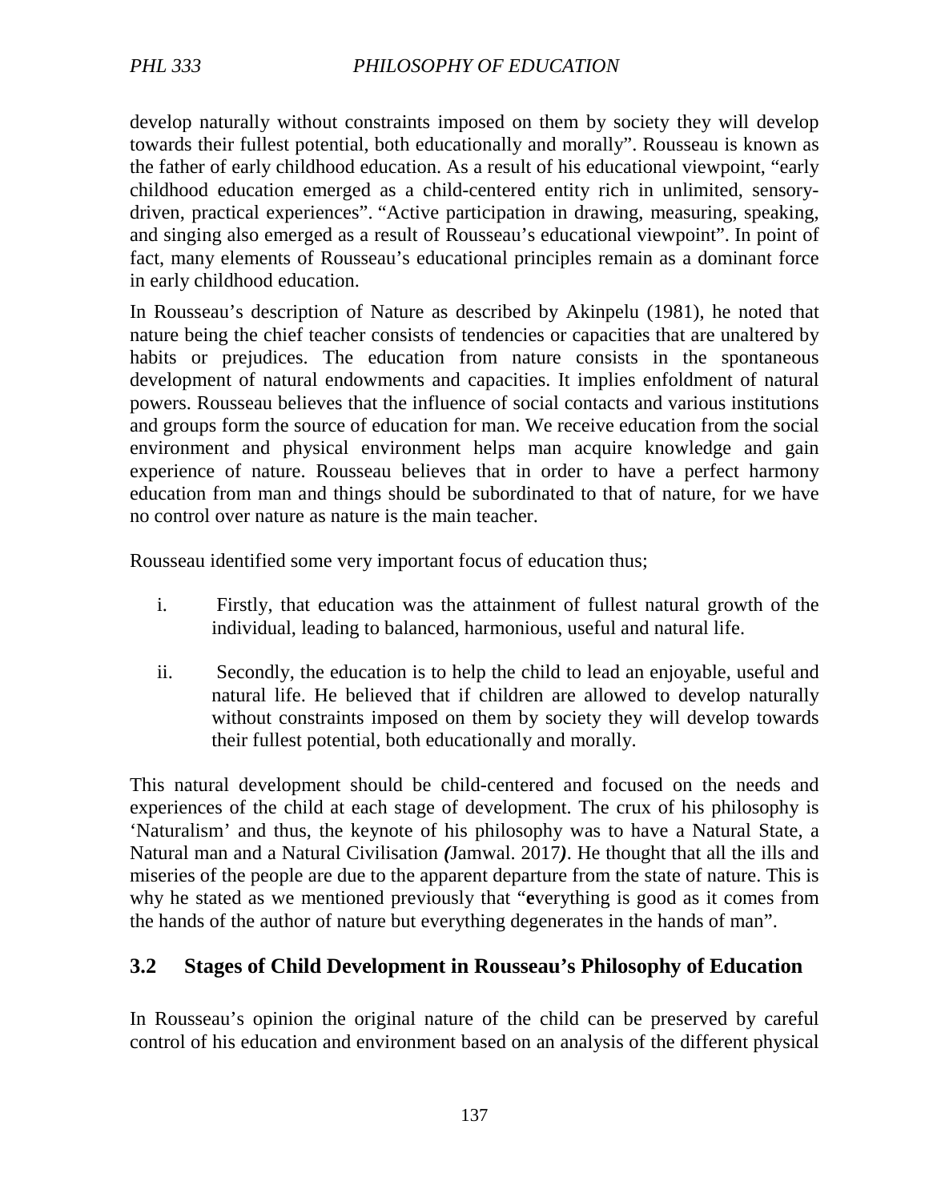develop naturally without constraints imposed on them by society they will develop towards their fullest potential, both educationally and morally". Rousseau is known as the father of early childhood education. As a result of his educational viewpoint, "early childhood education emerged as a child-centered entity rich in unlimited, sensory-driven, practical experiences". "Active participation in drawing, measuring, speaking, and singing also emerged as a result of Rousseau's educational viewpoint". In point of fact, many elements of Rousseau's educational principles remain as a dominant force in early childhood education.

In Rousseau's description of Nature as described by Akinpelu (1981), he noted that nature being the chief teacher consists of tendencies or capacities that are unaltered by habits or prejudices. The education from nature consists in the spontaneous development of natural endowments and capacities. It implies enfoldment of natural powers. Rousseau believes that the influence of social contacts and various institutions and groups form the source of education for man. We receive education from the social environment and physical environment helps man acquire knowledge and gain experience of nature. Rousseau believes that in order to have a perfect harmony education from man and things should be subordinated to that of nature, for we have no control over nature as nature is the main teacher.

Rousseau identified some very important focus of education thus;

i. Firstly, that education was the attainment of fullest natural growth of the individual, leading to balanced, harmonious, useful and natural life.

ii. Secondly, the education is to help the child to lead an enjoyable, useful and natural life. He believed that if children are allowed to develop naturally without constraints imposed on them by society they will develop towards their fullest potential, both educationally and morally.

This natural development should be child-centered and focused on the needs and experiences of the child at each stage of development. The crux of his philosophy is 'Naturalism' and thus, the keynote of his philosophy was to have a Natural State, a Natural man and a Natural Civilisation ***(***Jamwal. 2017***)***. He thought that all the ills and miseries of the people are due to the apparent departure from the state of nature. This is why he stated as we mentioned previously that "**e**verything is good as it comes from the hands of the author of nature but everything degenerates in the hands of man".

## 3.2 Stages of Child Development in Rousseau's Philosophy of Education

In Rousseau's opinion the original nature of the child can be preserved by careful control of his education and environment based on an analysis of the different physical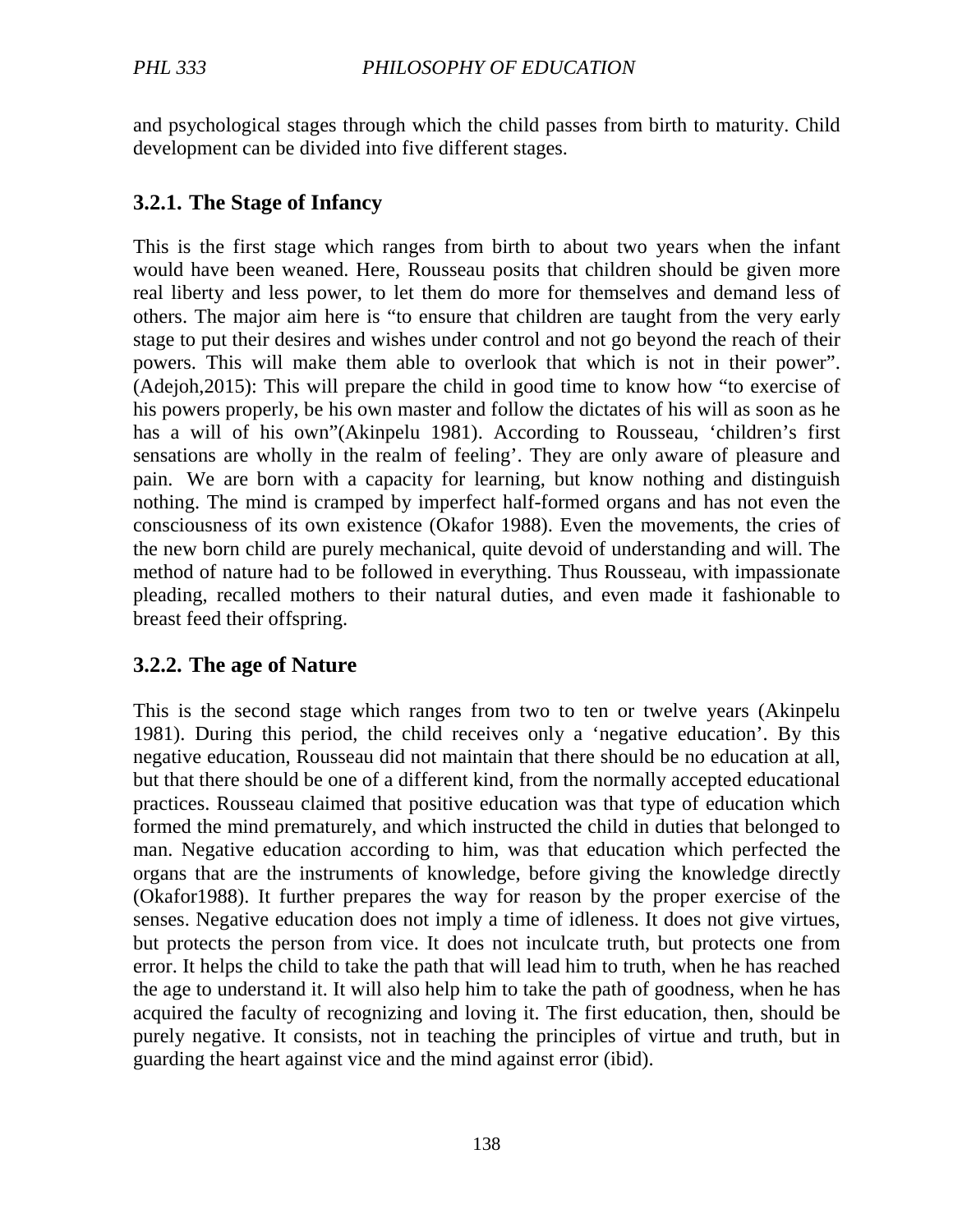and psychological stages through which the child passes from birth to maturity. Child development can be divided into five different stages.

### 3.2.1. The Stage of Infancy

This is the first stage which ranges from birth to about two years when the infant would have been weaned. Here, Rousseau posits that children should be given more real liberty and less power, to let them do more for themselves and demand less of others. The major aim here is "to ensure that children are taught from the very early stage to put their desires and wishes under control and not go beyond the reach of their powers. This will make them able to overlook that which is not in their power". (Adejoh,2015): This will prepare the child in good time to know how "to exercise of his powers properly, be his own master and follow the dictates of his will as soon as he has a will of his own"(Akinpelu 1981). According to Rousseau, 'children's first sensations are wholly in the realm of feeling'. They are only aware of pleasure and pain. We are born with a capacity for learning, but know nothing and distinguish nothing. The mind is cramped by imperfect half-formed organs and has not even the consciousness of its own existence (Okafor 1988). Even the movements, the cries of the new born child are purely mechanical, quite devoid of understanding and will. The method of nature had to be followed in everything. Thus Rousseau, with impassionate pleading, recalled mothers to their natural duties, and even made it fashionable to breast feed their offspring.

### 3.2.2. The age of Nature

This is the second stage which ranges from two to ten or twelve years (Akinpelu 1981). During this period, the child receives only a 'negative education'. By this negative education, Rousseau did not maintain that there should be no education at all, but that there should be one of a different kind, from the normally accepted educational practices. Rousseau claimed that positive education was that type of education which formed the mind prematurely, and which instructed the child in duties that belonged to man. Negative education according to him, was that education which perfected the organs that are the instruments of knowledge, before giving the knowledge directly (Okafor1988). It further prepares the way for reason by the proper exercise of the senses. Negative education does not imply a time of idleness. It does not give virtues, but protects the person from vice. It does not inculcate truth, but protects one from error. It helps the child to take the path that will lead him to truth, when he has reached the age to understand it. It will also help him to take the path of goodness, when he has acquired the faculty of recognizing and loving it. The first education, then, should be purely negative. It consists, not in teaching the principles of virtue and truth, but in guarding the heart against vice and the mind against error (ibid).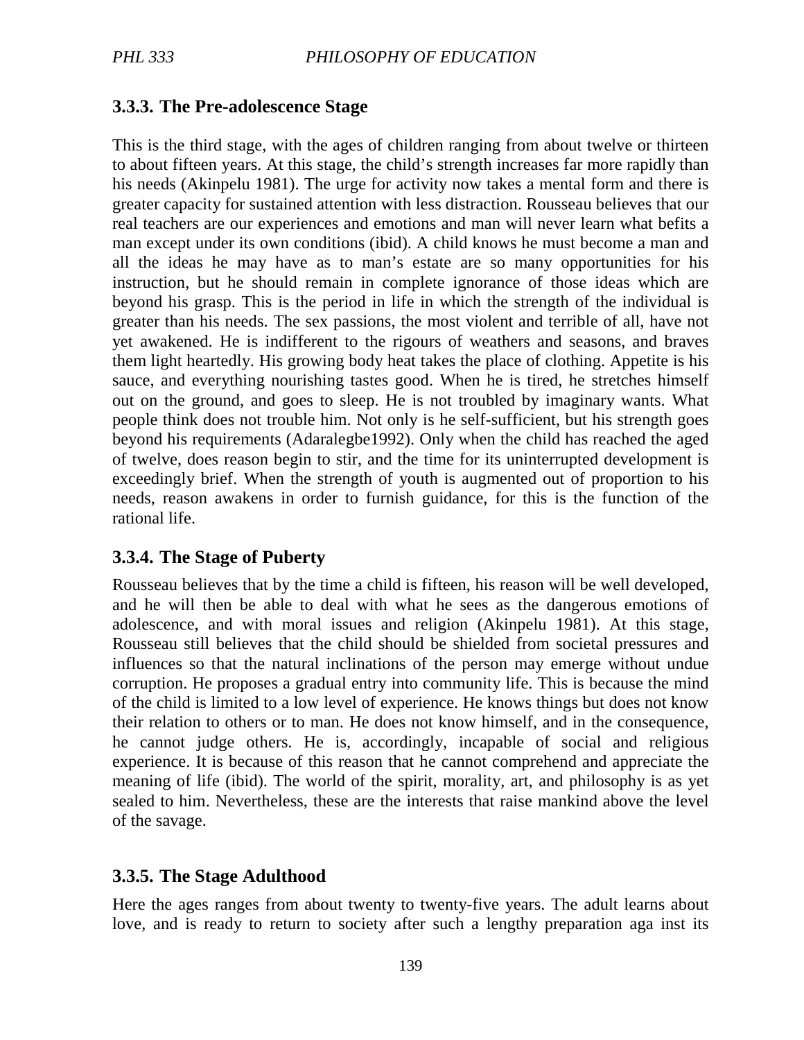### 3.3.3. The Pre-adolescence Stage

This is the third stage, with the ages of children ranging from about twelve or thirteen to about fifteen years. At this stage, the child's strength increases far more rapidly than his needs (Akinpelu 1981). The urge for activity now takes a mental form and there is greater capacity for sustained attention with less distraction. Rousseau believes that our real teachers are our experiences and emotions and man will never learn what befits a man except under its own conditions (ibid). A child knows he must become a man and all the ideas he may have as to man's estate are so many opportunities for his instruction, but he should remain in complete ignorance of those ideas which are beyond his grasp. This is the period in life in which the strength of the individual is greater than his needs. The sex passions, the most violent and terrible of all, have not yet awakened. He is indifferent to the rigours of weathers and seasons, and braves them light heartedly. His growing body heat takes the place of clothing. Appetite is his sauce, and everything nourishing tastes good. When he is tired, he stretches himself out on the ground, and goes to sleep. He is not troubled by imaginary wants. What people think does not trouble him. Not only is he self-sufficient, but his strength goes beyond his requirements (Adaralegbe1992). Only when the child has reached the aged of twelve, does reason begin to stir, and the time for its uninterrupted development is exceedingly brief. When the strength of youth is augmented out of proportion to his needs, reason awakens in order to furnish guidance, for this is the function of the rational life.

### 3.3.4. The Stage of Puberty

Rousseau believes that by the time a child is fifteen, his reason will be well developed, and he will then be able to deal with what he sees as the dangerous emotions of adolescence, and with moral issues and religion (Akinpelu 1981). At this stage, Rousseau still believes that the child should be shielded from societal pressures and influences so that the natural inclinations of the person may emerge without undue corruption. He proposes a gradual entry into community life. This is because the mind of the child is limited to a low level of experience. He knows things but does not know their relation to others or to man. He does not know himself, and in the consequence, he cannot judge others. He is, accordingly, incapable of social and religious experience. It is because of this reason that he cannot comprehend and appreciate the meaning of life (ibid). The world of the spirit, morality, art, and philosophy is as yet sealed to him. Nevertheless, these are the interests that raise mankind above the level of the savage.

### 3.3.5. The Stage Adulthood

Here the ages ranges from about twenty to twenty-five years. The adult learns about love, and is ready to return to society after such a lengthy preparation aga inst its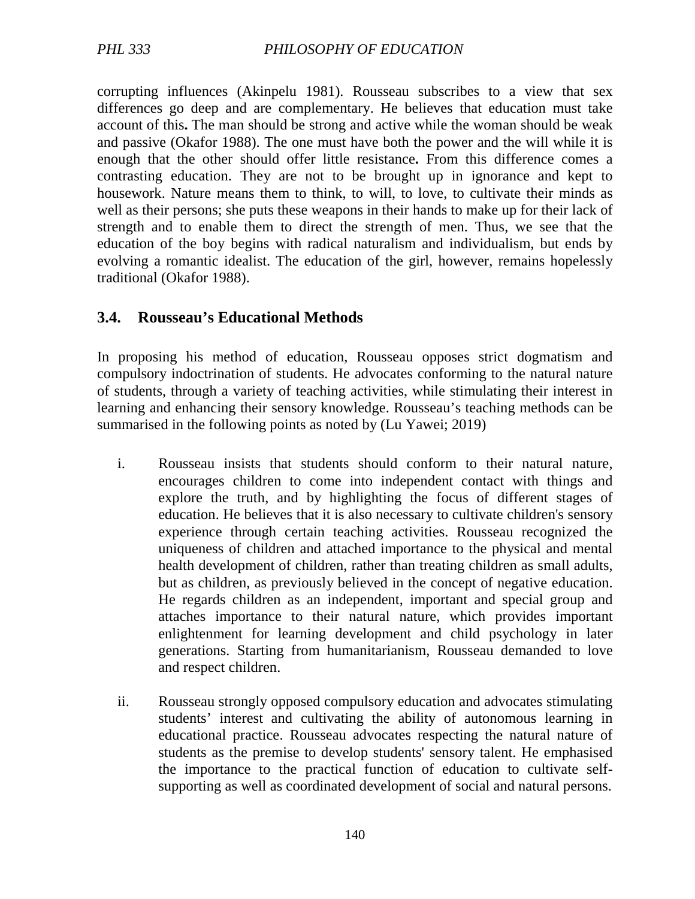corrupting influences (Akinpelu 1981). Rousseau subscribes to a view that sex differences go deep and are complementary. He believes that education must take account of this**.** The man should be strong and active while the woman should be weak and passive (Okafor 1988). The one must have both the power and the will while it is enough that the other should offer little resistance**.** From this difference comes a contrasting education. They are not to be brought up in ignorance and kept to housework. Nature means them to think, to will, to love, to cultivate their minds as well as their persons; she puts these weapons in their hands to make up for their lack of strength and to enable them to direct the strength of men. Thus, we see that the education of the boy begins with radical naturalism and individualism, but ends by evolving a romantic idealist. The education of the girl, however, remains hopelessly traditional (Okafor 1988).

## 3.4. Rousseau's Educational Methods

In proposing his method of education, Rousseau opposes strict dogmatism and compulsory indoctrination of students. He advocates conforming to the natural nature of students, through a variety of teaching activities, while stimulating their interest in learning and enhancing their sensory knowledge. Rousseau's teaching methods can be summarised in the following points as noted by (Lu Yawei; 2019)

i. Rousseau insists that students should conform to their natural nature, encourages children to come into independent contact with things and explore the truth, and by highlighting the focus of different stages of education. He believes that it is also necessary to cultivate children's sensory experience through certain teaching activities. Rousseau recognized the uniqueness of children and attached importance to the physical and mental health development of children, rather than treating children as small adults, but as children, as previously believed in the concept of negative education. He regards children as an independent, important and special group and attaches importance to their natural nature, which provides important enlightenment for learning development and child psychology in later generations. Starting from humanitarianism, Rousseau demanded to love and respect children.

ii. Rousseau strongly opposed compulsory education and advocates stimulating students' interest and cultivating the ability of autonomous learning in educational practice. Rousseau advocates respecting the natural nature of students as the premise to develop students' sensory talent. He emphasised the importance to the practical function of education to cultivate self-supporting as well as coordinated development of social and natural persons.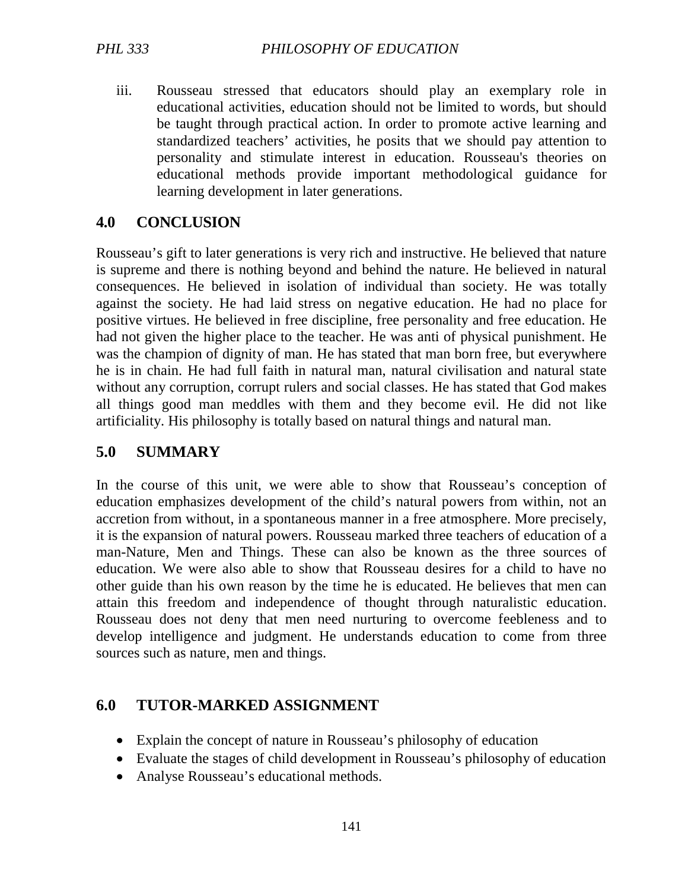iii. Rousseau stressed that educators should play an exemplary role in educational activities, education should not be limited to words, but should be taught through practical action. In order to promote active learning and standardized teachers' activities, he posits that we should pay attention to personality and stimulate interest in education. Rousseau's theories on educational methods provide important methodological guidance for learning development in later generations.

## 4.0 CONCLUSION

Rousseau's gift to later generations is very rich and instructive. He believed that nature is supreme and there is nothing beyond and behind the nature. He believed in natural consequences. He believed in isolation of individual than society. He was totally against the society. He had laid stress on negative education. He had no place for positive virtues. He believed in free discipline, free personality and free education. He had not given the higher place to the teacher. He was anti of physical punishment. He was the champion of dignity of man. He has stated that man born free, but everywhere he is in chain. He had full faith in natural man, natural civilisation and natural state without any corruption, corrupt rulers and social classes. He has stated that God makes all things good man meddles with them and they become evil. He did not like artificiality. His philosophy is totally based on natural things and natural man.

## 5.0 SUMMARY

In the course of this unit, we were able to show that Rousseau's conception of education emphasizes development of the child's natural powers from within, not an accretion from without, in a spontaneous manner in a free atmosphere. More precisely, it is the expansion of natural powers. Rousseau marked three teachers of education of a man-Nature, Men and Things. These can also be known as the three sources of education. We were also able to show that Rousseau desires for a child to have no other guide than his own reason by the time he is educated. He believes that men can attain this freedom and independence of thought through naturalistic education. Rousseau does not deny that men need nurturing to overcome feebleness and to develop intelligence and judgment. He understands education to come from three sources such as nature, men and things.

## 6.0 TUTOR-MARKED ASSIGNMENT

- Explain the concept of nature in Rousseau's philosophy of education
- Evaluate the stages of child development in Rousseau's philosophy of education
- Analyse Rousseau's educational methods.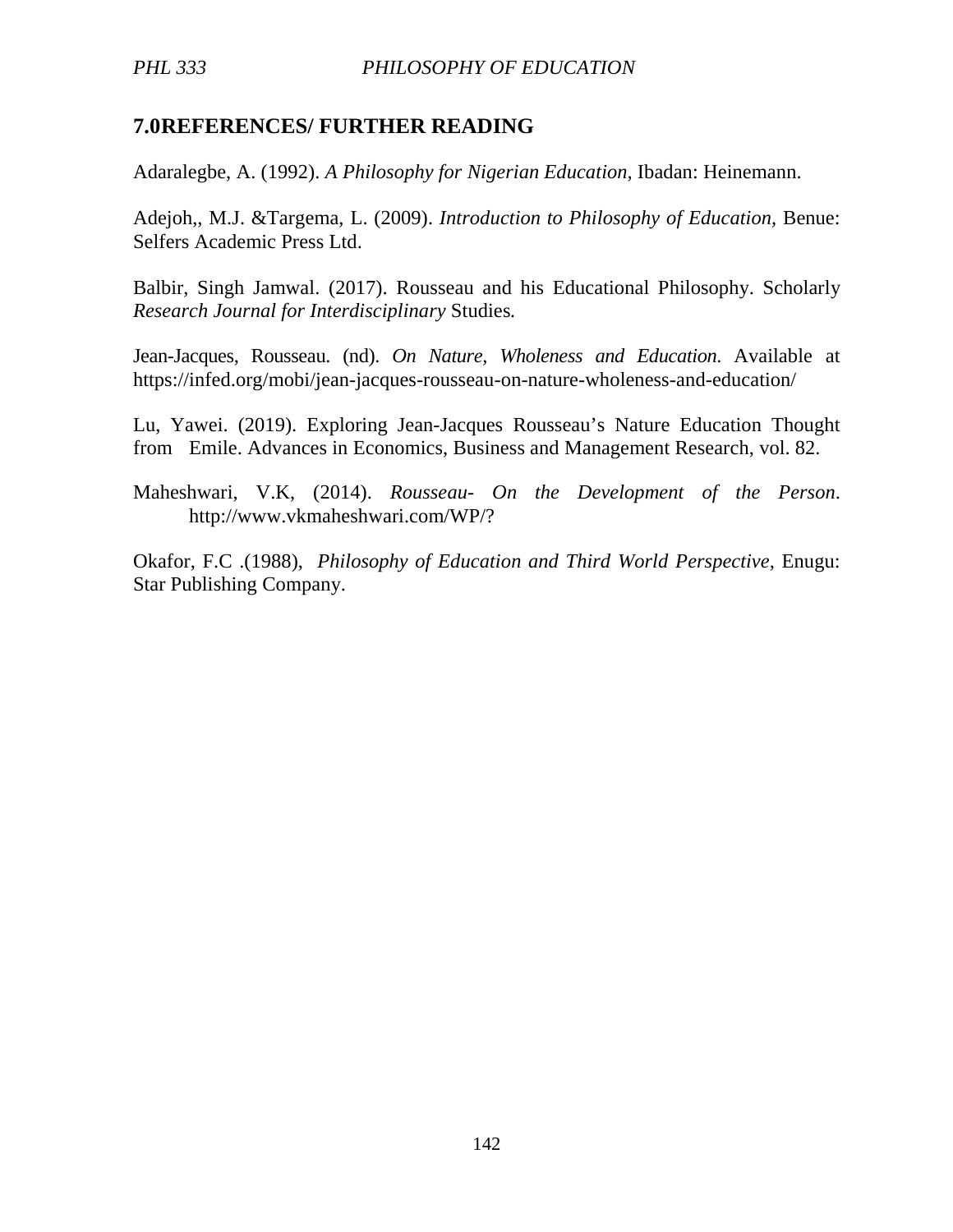## 7.0REFERENCES/ FURTHER READING

Adaralegbe, A. (1992). *A Philosophy for Nigerian Education*, Ibadan: Heinemann.

Adejoh,, M.J. &Targema, L. (2009). *Introduction to Philosophy of Education*, Benue: Selfers Academic Press Ltd.

Balbir, Singh Jamwal. (2017). Rousseau and his Educational Philosophy. Scholarly *Research Journal for Interdisciplinary* Studies*.*

Jean-Jacques, Rousseau. (nd). *On Nature, Wholeness and Education.* Available at https://infed.org/mobi/jean-jacques-rousseau-on-nature-wholeness-and-education/

Lu, Yawei. (2019). Exploring Jean-Jacques Rousseau's Nature Education Thought from Emile. Advances in Economics, Business and Management Research, vol. 82.

Maheshwari, V.K, (2014). *Rousseau- On the Development of the Person*. http://www.vkmaheshwari.com/WP/?

Okafor, F.C .(1988), *Philosophy of Education and Third World Perspective*, Enugu: Star Publishing Company.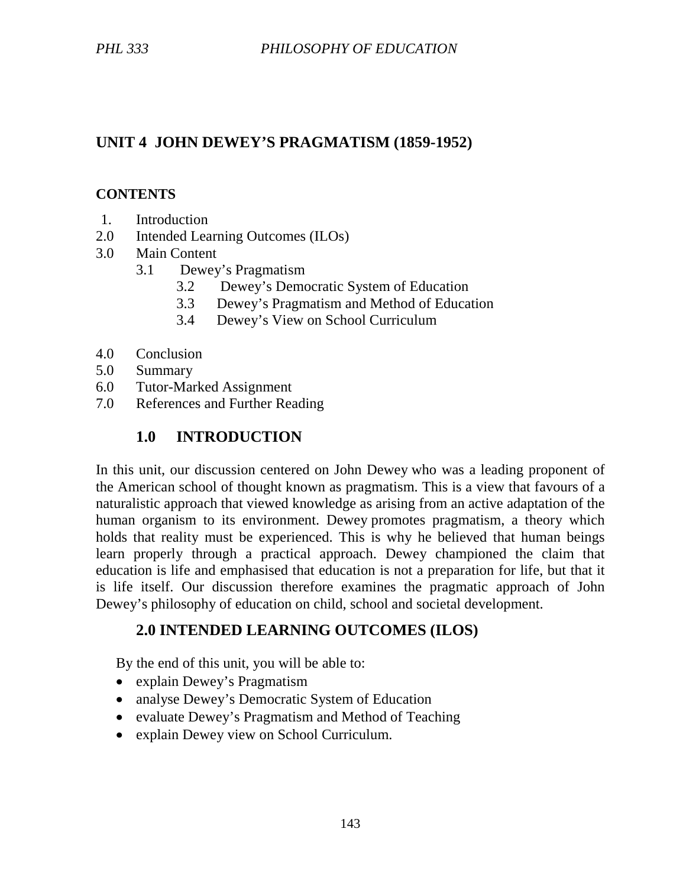## UNIT 4 JOHN DEWEY'S PRAGMATISM (1859-1952)

**CONTENTS**

1. Introduction
2.0 Intended Learning Outcomes (ILOs)
3.0 Main Content
    - 3.1 Dewey's Pragmatism
    - 3.2 Dewey's Democratic System of Education
    - 3.3 Dewey's Pragmatism and Method of Education
    - 3.4 Dewey's View on School Curriculum
4.0 Conclusion
5.0 Summary
6.0 Tutor-Marked Assignment
7.0 References and Further Reading

### 1.0 INTRODUCTION

In this unit, our discussion centered on John Dewey who was a leading proponent of the American school of thought known as pragmatism. This is a view that favours of a naturalistic approach that viewed knowledge as arising from an active adaptation of the human organism to its environment. Dewey promotes pragmatism, a theory which holds that reality must be experienced. This is why he believed that human beings learn properly through a practical approach. Dewey championed the claim that education is life and emphasised that education is not a preparation for life, but that it is life itself. Our discussion therefore examines the pragmatic approach of John Dewey's philosophy of education on child, school and societal development.

### 2.0 INTENDED LEARNING OUTCOMES (ILOS)

By the end of this unit, you will be able to:

- explain Dewey's Pragmatism
- analyse Dewey's Democratic System of Education
- evaluate Dewey's Pragmatism and Method of Teaching
- explain Dewey view on School Curriculum.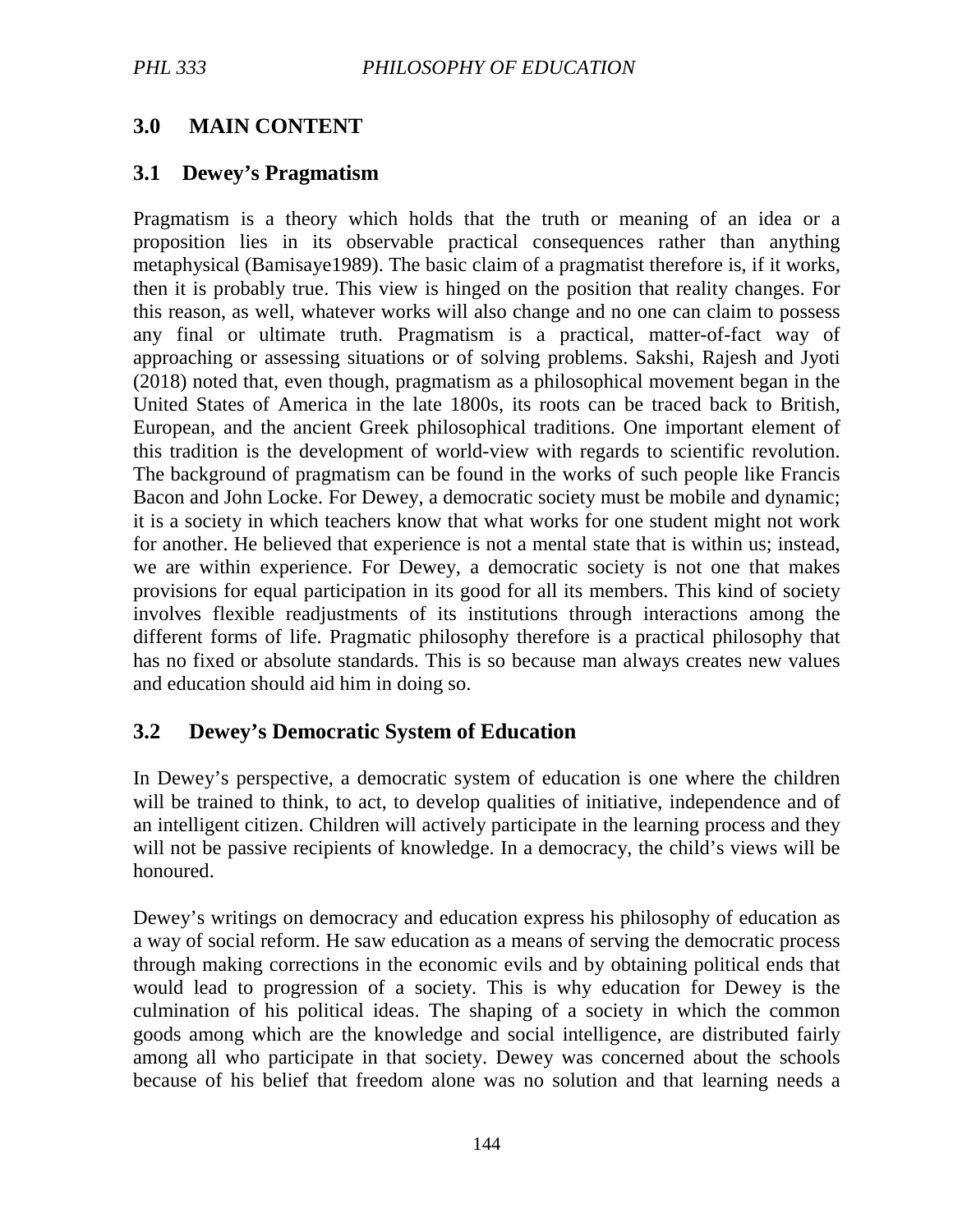## 3.0 MAIN CONTENT

### 3.1 Dewey's Pragmatism

Pragmatism is a theory which holds that the truth or meaning of an idea or a proposition lies in its observable practical consequences rather than anything metaphysical (Bamisaye1989). The basic claim of a pragmatist therefore is, if it works, then it is probably true. This view is hinged on the position that reality changes. For this reason, as well, whatever works will also change and no one can claim to possess any final or ultimate truth. Pragmatism is a practical, matter-of-fact way of approaching or assessing situations or of solving problems. Sakshi, Rajesh and Jyoti (2018) noted that, even though, pragmatism as a philosophical movement began in the United States of America in the late 1800s, its roots can be traced back to British, European, and the ancient Greek philosophical traditions. One important element of this tradition is the development of world-view with regards to scientific revolution. The background of pragmatism can be found in the works of such people like Francis Bacon and John Locke. For Dewey, a democratic society must be mobile and dynamic; it is a society in which teachers know that what works for one student might not work for another. He believed that experience is not a mental state that is within us; instead, we are within experience. For Dewey, a democratic society is not one that makes provisions for equal participation in its good for all its members. This kind of society involves flexible readjustments of its institutions through interactions among the different forms of life. Pragmatic philosophy therefore is a practical philosophy that has no fixed or absolute standards. This is so because man always creates new values and education should aid him in doing so.

### 3.2 Dewey's Democratic System of Education

In Dewey's perspective, a democratic system of education is one where the children will be trained to think, to act, to develop qualities of initiative, independence and of an intelligent citizen. Children will actively participate in the learning process and they will not be passive recipients of knowledge. In a democracy, the child's views will be honoured.

Dewey's writings on democracy and education express his philosophy of education as a way of social reform. He saw education as a means of serving the democratic process through making corrections in the economic evils and by obtaining political ends that would lead to progression of a society. This is why education for Dewey is the culmination of his political ideas. The shaping of a society in which the common goods among which are the knowledge and social intelligence, are distributed fairly among all who participate in that society. Dewey was concerned about the schools because of his belief that freedom alone was no solution and that learning needs a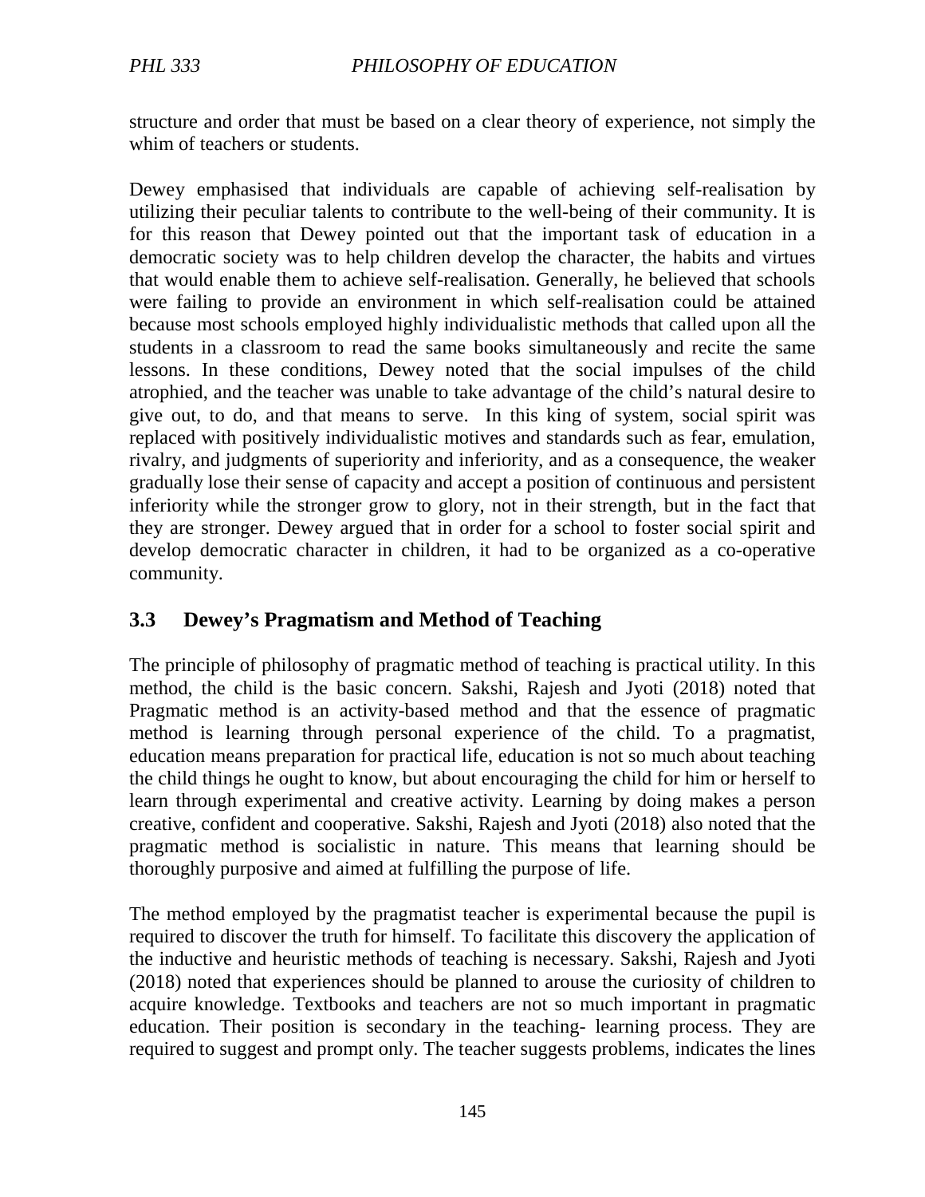structure and order that must be based on a clear theory of experience, not simply the whim of teachers or students.

Dewey emphasised that individuals are capable of achieving self-realisation by utilizing their peculiar talents to contribute to the well-being of their community. It is for this reason that Dewey pointed out that the important task of education in a democratic society was to help children develop the character, the habits and virtues that would enable them to achieve self-realisation. Generally, he believed that schools were failing to provide an environment in which self-realisation could be attained because most schools employed highly individualistic methods that called upon all the students in a classroom to read the same books simultaneously and recite the same lessons. In these conditions, Dewey noted that the social impulses of the child atrophied, and the teacher was unable to take advantage of the child's natural desire to give out, to do, and that means to serve. In this king of system, social spirit was replaced with positively individualistic motives and standards such as fear, emulation, rivalry, and judgments of superiority and inferiority, and as a consequence, the weaker gradually lose their sense of capacity and accept a position of continuous and persistent inferiority while the stronger grow to glory, not in their strength, but in the fact that they are stronger. Dewey argued that in order for a school to foster social spirit and develop democratic character in children, it had to be organized as a co-operative community.

## 3.3 Dewey's Pragmatism and Method of Teaching

The principle of philosophy of pragmatic method of teaching is practical utility. In this method, the child is the basic concern. Sakshi, Rajesh and Jyoti (2018) noted that Pragmatic method is an activity-based method and that the essence of pragmatic method is learning through personal experience of the child. To a pragmatist, education means preparation for practical life, education is not so much about teaching the child things he ought to know, but about encouraging the child for him or herself to learn through experimental and creative activity. Learning by doing makes a person creative, confident and cooperative. Sakshi, Rajesh and Jyoti (2018) also noted that the pragmatic method is socialistic in nature. This means that learning should be thoroughly purposive and aimed at fulfilling the purpose of life.

The method employed by the pragmatist teacher is experimental because the pupil is required to discover the truth for himself. To facilitate this discovery the application of the inductive and heuristic methods of teaching is necessary. Sakshi, Rajesh and Jyoti (2018) noted that experiences should be planned to arouse the curiosity of children to acquire knowledge. Textbooks and teachers are not so much important in pragmatic education. Their position is secondary in the teaching- learning process. They are required to suggest and prompt only. The teacher suggests problems, indicates the lines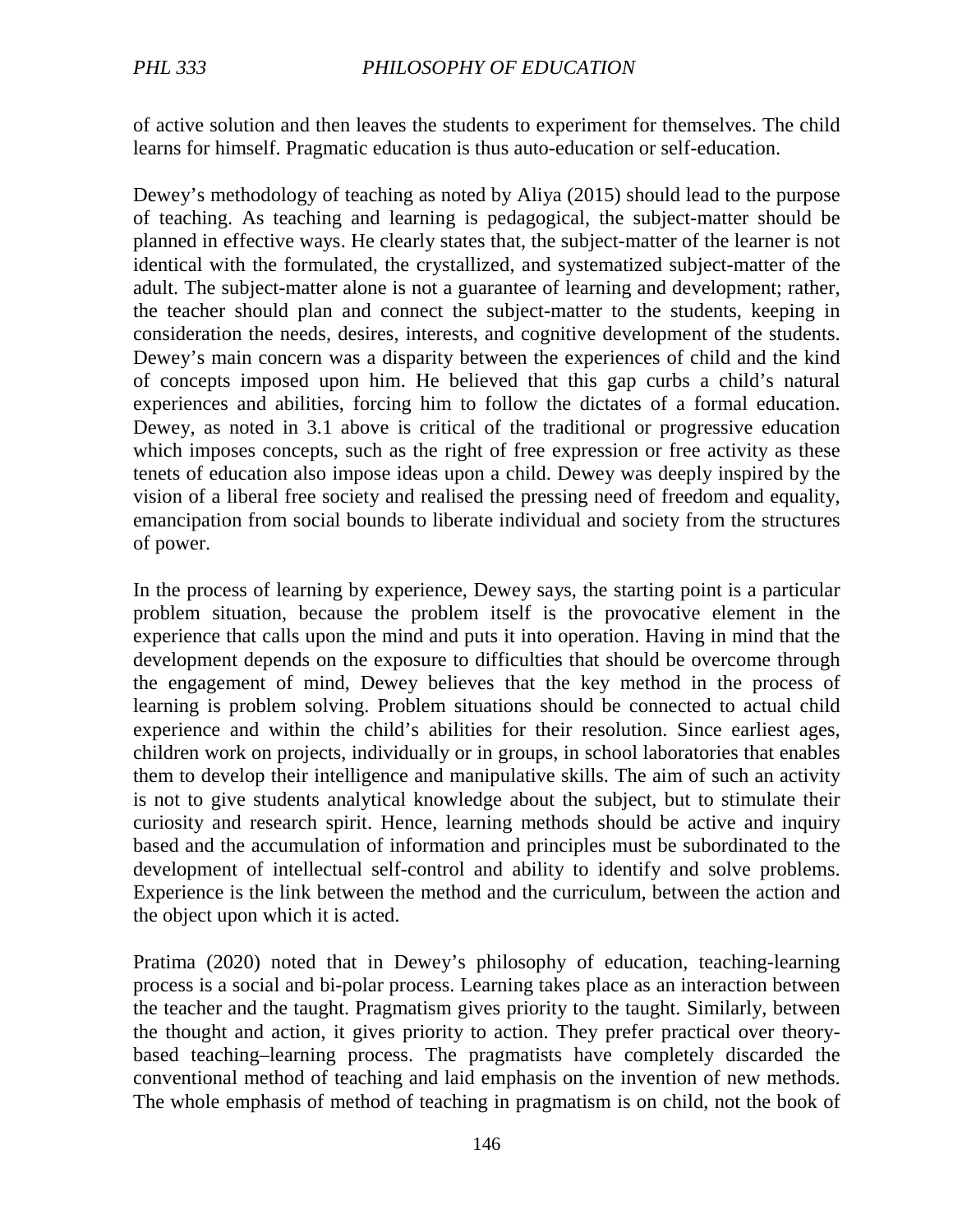of active solution and then leaves the students to experiment for themselves. The child learns for himself. Pragmatic education is thus auto-education or self-education.

Dewey's methodology of teaching as noted by Aliya (2015) should lead to the purpose of teaching. As teaching and learning is pedagogical, the subject-matter should be planned in effective ways. He clearly states that, the subject-matter of the learner is not identical with the formulated, the crystallized, and systematized subject-matter of the adult. The subject-matter alone is not a guarantee of learning and development; rather, the teacher should plan and connect the subject-matter to the students, keeping in consideration the needs, desires, interests, and cognitive development of the students. Dewey's main concern was a disparity between the experiences of child and the kind of concepts imposed upon him. He believed that this gap curbs a child's natural experiences and abilities, forcing him to follow the dictates of a formal education. Dewey, as noted in 3.1 above is critical of the traditional or progressive education which imposes concepts, such as the right of free expression or free activity as these tenets of education also impose ideas upon a child. Dewey was deeply inspired by the vision of a liberal free society and realised the pressing need of freedom and equality, emancipation from social bounds to liberate individual and society from the structures of power.

In the process of learning by experience, Dewey says, the starting point is a particular problem situation, because the problem itself is the provocative element in the experience that calls upon the mind and puts it into operation. Having in mind that the development depends on the exposure to difficulties that should be overcome through the engagement of mind, Dewey believes that the key method in the process of learning is problem solving. Problem situations should be connected to actual child experience and within the child's abilities for their resolution. Since earliest ages, children work on projects, individually or in groups, in school laboratories that enables them to develop their intelligence and manipulative skills. The aim of such an activity is not to give students analytical knowledge about the subject, but to stimulate their curiosity and research spirit. Hence, learning methods should be active and inquiry based and the accumulation of information and principles must be subordinated to the development of intellectual self-control and ability to identify and solve problems. Experience is the link between the method and the curriculum, between the action and the object upon which it is acted.

Pratima (2020) noted that in Dewey's philosophy of education, teaching-learning process is a social and bi-polar process. Learning takes place as an interaction between the teacher and the taught. Pragmatism gives priority to the taught. Similarly, between the thought and action, it gives priority to action. They prefer practical over theory-based teaching–learning process. The pragmatists have completely discarded the conventional method of teaching and laid emphasis on the invention of new methods. The whole emphasis of method of teaching in pragmatism is on child, not the book of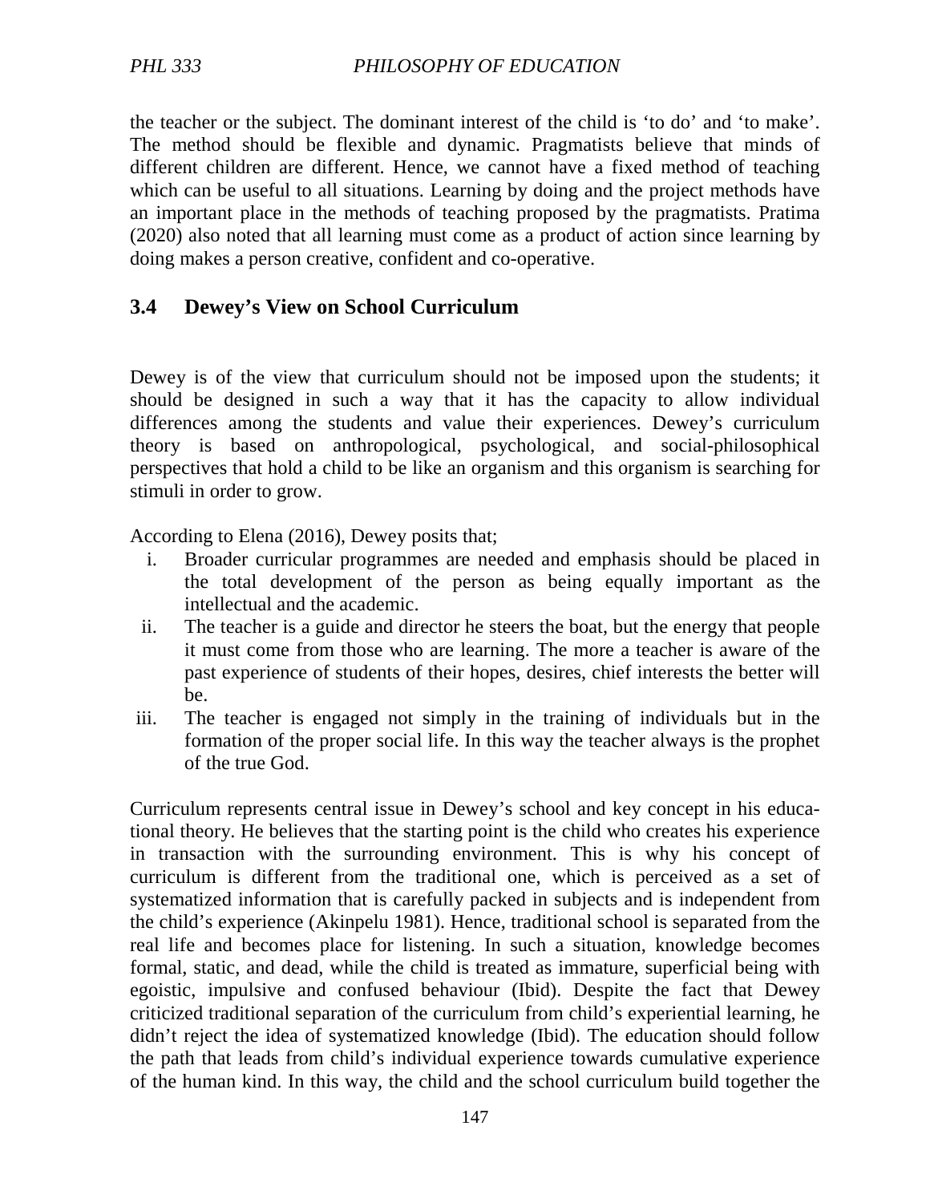the teacher or the subject. The dominant interest of the child is 'to do' and 'to make'. The method should be flexible and dynamic. Pragmatists believe that minds of different children are different. Hence, we cannot have a fixed method of teaching which can be useful to all situations. Learning by doing and the project methods have an important place in the methods of teaching proposed by the pragmatists. Pratima (2020) also noted that all learning must come as a product of action since learning by doing makes a person creative, confident and co-operative.

### 3.4 Dewey's View on School Curriculum

Dewey is of the view that curriculum should not be imposed upon the students; it should be designed in such a way that it has the capacity to allow individual differences among the students and value their experiences. Dewey's curriculum theory is based on anthropological, psychological, and social-philosophical perspectives that hold a child to be like an organism and this organism is searching for stimuli in order to grow.

According to Elena (2016), Dewey posits that;

i. Broader curricular programmes are needed and emphasis should be placed in the total development of the person as being equally important as the intellectual and the academic.
ii. The teacher is a guide and director he steers the boat, but the energy that people it must come from those who are learning. The more a teacher is aware of the past experience of students of their hopes, desires, chief interests the better will be.
iii. The teacher is engaged not simply in the training of individuals but in the formation of the proper social life. In this way the teacher always is the prophet of the true God.

Curriculum represents central issue in Dewey's school and key concept in his educational theory. He believes that the starting point is the child who creates his experience in transaction with the surrounding environment. This is why his concept of curriculum is different from the traditional one, which is perceived as a set of systematized information that is carefully packed in subjects and is independent from the child's experience (Akinpelu 1981). Hence, traditional school is separated from the real life and becomes place for listening. In such a situation, knowledge becomes formal, static, and dead, while the child is treated as immature, superficial being with egoistic, impulsive and confused behaviour (Ibid). Despite the fact that Dewey criticized traditional separation of the curriculum from child's experiential learning, he didn't reject the idea of systematized knowledge (Ibid). The education should follow the path that leads from child's individual experience towards cumulative experience of the human kind. In this way, the child and the school curriculum build together the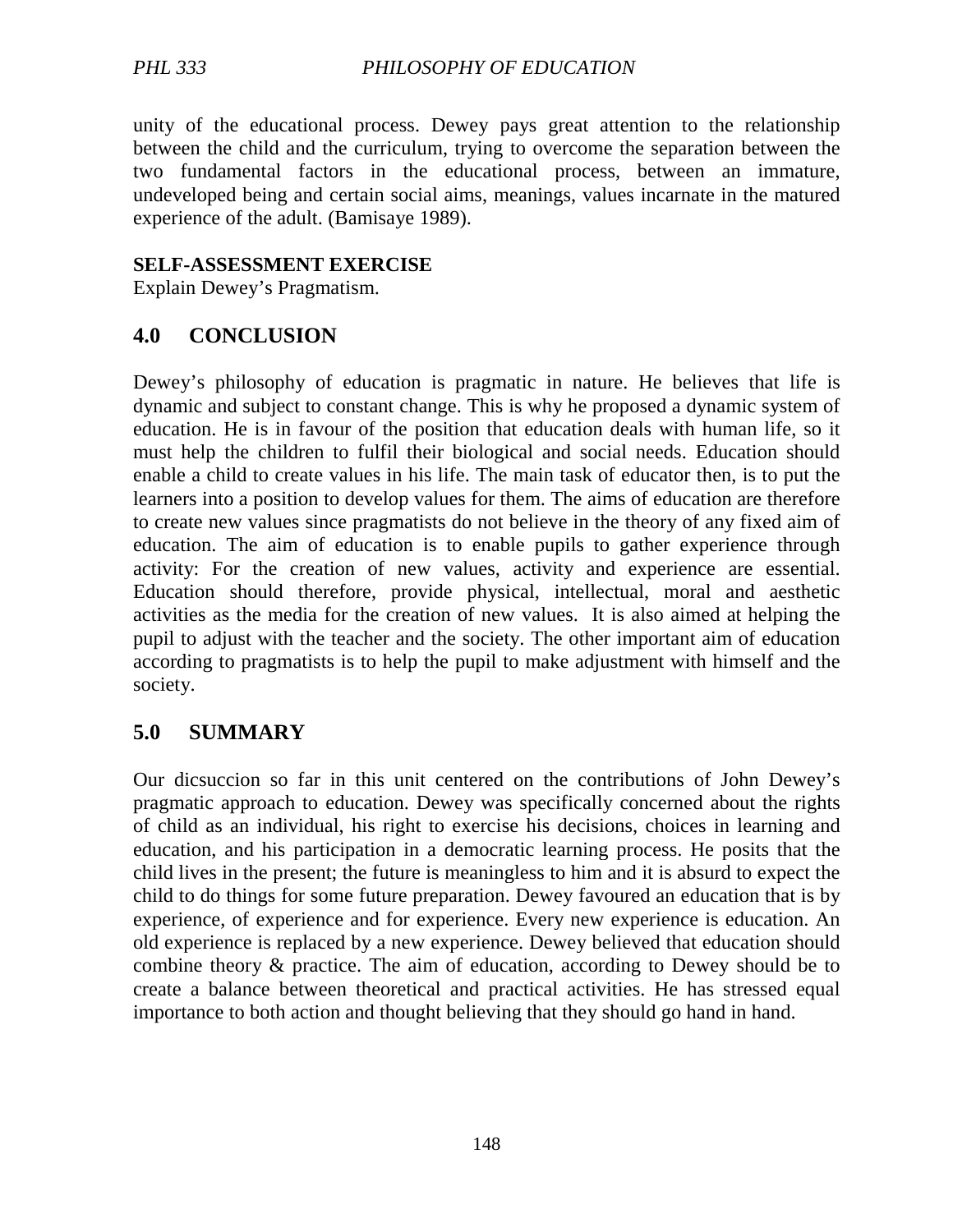unity of the educational process. Dewey pays great attention to the relationship between the child and the curriculum, trying to overcome the separation between the two fundamental factors in the educational process, between an immature, undeveloped being and certain social aims, meanings, values incarnate in the matured experience of the adult. (Bamisaye 1989).

**SELF-ASSESSMENT EXERCISE**

Explain Dewey's Pragmatism.

## 4.0 CONCLUSION

Dewey's philosophy of education is pragmatic in nature. He believes that life is dynamic and subject to constant change. This is why he proposed a dynamic system of education. He is in favour of the position that education deals with human life, so it must help the children to fulfil their biological and social needs. Education should enable a child to create values in his life. The main task of educator then, is to put the learners into a position to develop values for them. The aims of education are therefore to create new values since pragmatists do not believe in the theory of any fixed aim of education. The aim of education is to enable pupils to gather experience through activity: For the creation of new values, activity and experience are essential. Education should therefore, provide physical, intellectual, moral and aesthetic activities as the media for the creation of new values. It is also aimed at helping the pupil to adjust with the teacher and the society. The other important aim of education according to pragmatists is to help the pupil to make adjustment with himself and the society.

## 5.0 SUMMARY

Our dicsuccion so far in this unit centered on the contributions of John Dewey's pragmatic approach to education. Dewey was specifically concerned about the rights of child as an individual, his right to exercise his decisions, choices in learning and education, and his participation in a democratic learning process. He posits that the child lives in the present; the future is meaningless to him and it is absurd to expect the child to do things for some future preparation. Dewey favoured an education that is by experience, of experience and for experience. Every new experience is education. An old experience is replaced by a new experience. Dewey believed that education should combine theory & practice. The aim of education, according to Dewey should be to create a balance between theoretical and practical activities. He has stressed equal importance to both action and thought believing that they should go hand in hand.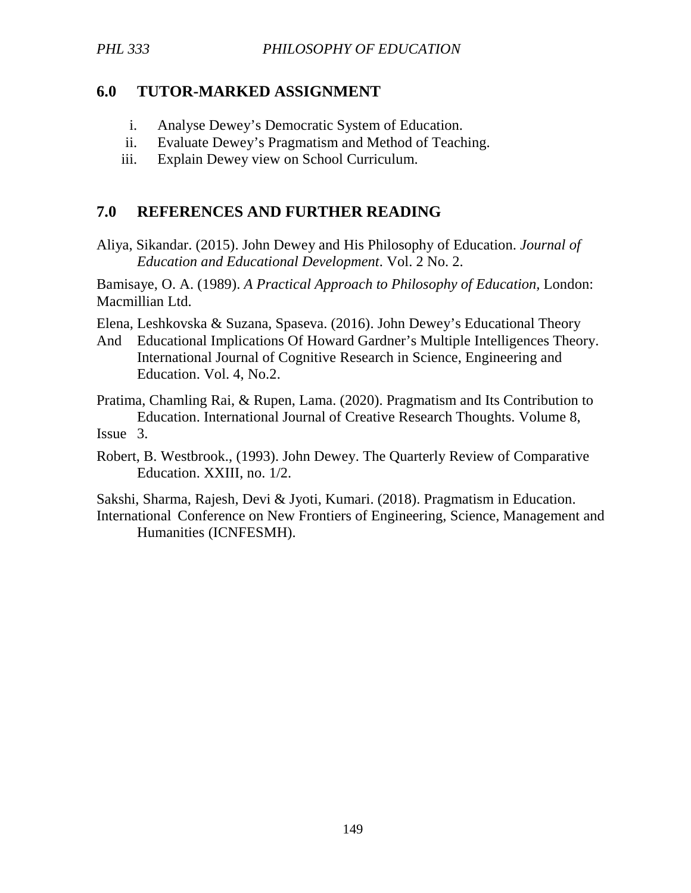## 6.0 TUTOR-MARKED ASSIGNMENT

i. Analyse Dewey's Democratic System of Education.
ii. Evaluate Dewey's Pragmatism and Method of Teaching.
iii. Explain Dewey view on School Curriculum.

## 7.0 REFERENCES AND FURTHER READING

Aliya, Sikandar. (2015). John Dewey and His Philosophy of Education. *Journal of Education and Educational Development*. Vol. 2 No. 2.

Bamisaye, O. A. (1989). *A Practical Approach to Philosophy of Education,* London: Macmillian Ltd.

Elena, Leshkovska & Suzana, Spaseva. (2016). John Dewey's Educational Theory And Educational Implications Of Howard Gardner's Multiple Intelligences Theory. International Journal of Cognitive Research in Science, Engineering and Education. Vol. 4, No.2.

Pratima, Chamling Rai, & Rupen, Lama. (2020). Pragmatism and Its Contribution to Education. International Journal of Creative Research Thoughts. Volume 8, Issue 3.

Robert, B. Westbrook., (1993). John Dewey. The Quarterly Review of Comparative Education. XXIII, no. 1/2.

Sakshi, Sharma, Rajesh, Devi & Jyoti, Kumari. (2018). Pragmatism in Education. International Conference on New Frontiers of Engineering, Science, Management and Humanities (ICNFESMH).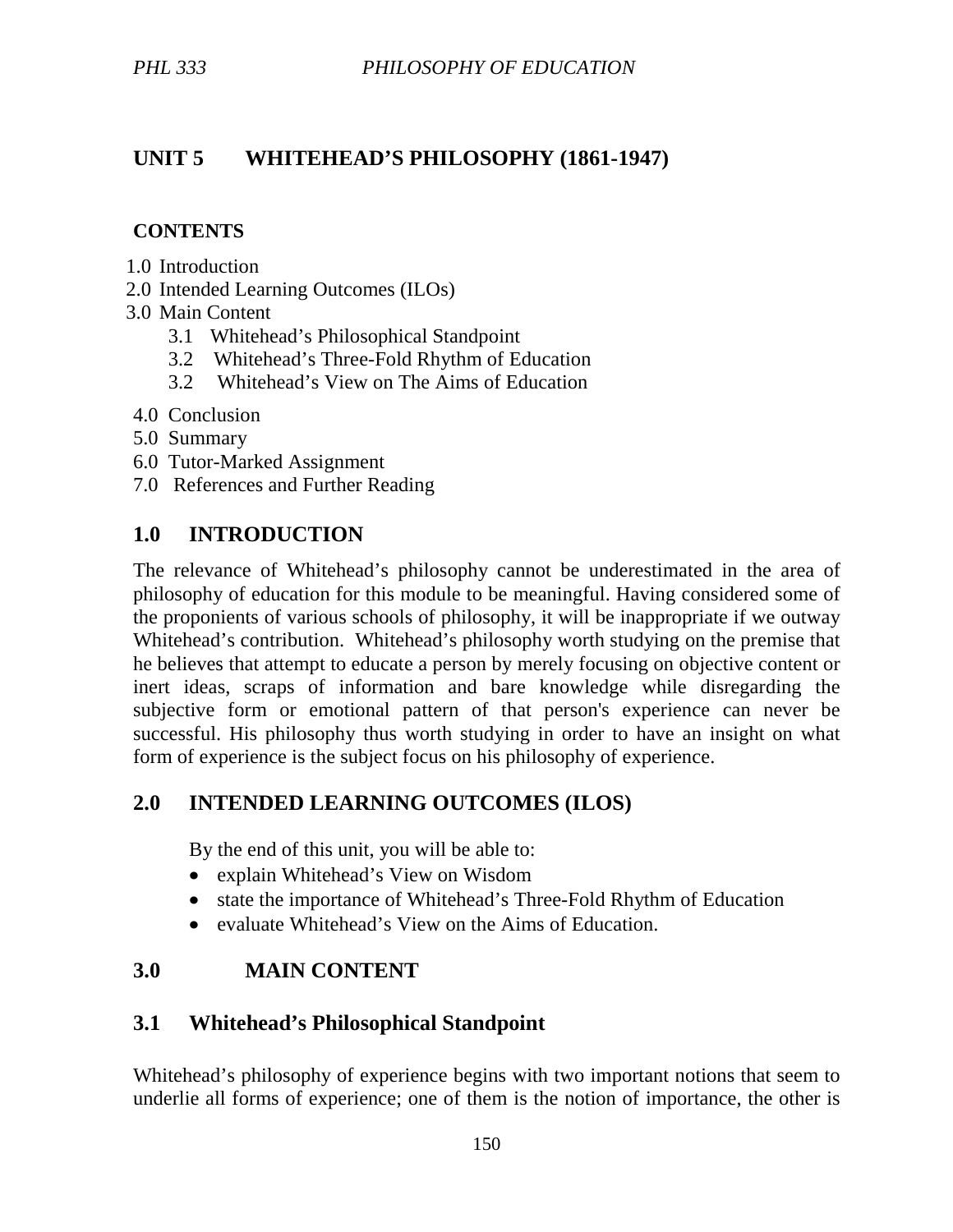## UNIT 5 WHITEHEAD'S PHILOSOPHY (1861-1947)

**CONTENTS**

1.0 Introduction
2.0 Intended Learning Outcomes (ILOs)
3.0 Main Content
    3.1 Whitehead's Philosophical Standpoint
    3.2 Whitehead's Three-Fold Rhythm of Education
    3.2 Whitehead's View on The Aims of Education
4.0 Conclusion
5.0 Summary
6.0 Tutor-Marked Assignment
7.0 References and Further Reading

## 1.0 INTRODUCTION

The relevance of Whitehead's philosophy cannot be underestimated in the area of philosophy of education for this module to be meaningful. Having considered some of the proponients of various schools of philosophy, it will be inappropriate if we outway Whitehead's contribution. Whitehead's philosophy worth studying on the premise that he believes that attempt to educate a person by merely focusing on objective content or inert ideas, scraps of information and bare knowledge while disregarding the subjective form or emotional pattern of that person's experience can never be successful. His philosophy thus worth studying in order to have an insight on what form of experience is the subject focus on his philosophy of experience.

## 2.0 INTENDED LEARNING OUTCOMES (ILOS)

By the end of this unit, you will be able to:

- explain Whitehead's View on Wisdom
- state the importance of Whitehead's Three-Fold Rhythm of Education
- evaluate Whitehead's View on the Aims of Education.

## 3.0 MAIN CONTENT

### 3.1 Whitehead's Philosophical Standpoint

Whitehead's philosophy of experience begins with two important notions that seem to underlie all forms of experience; one of them is the notion of importance, the other is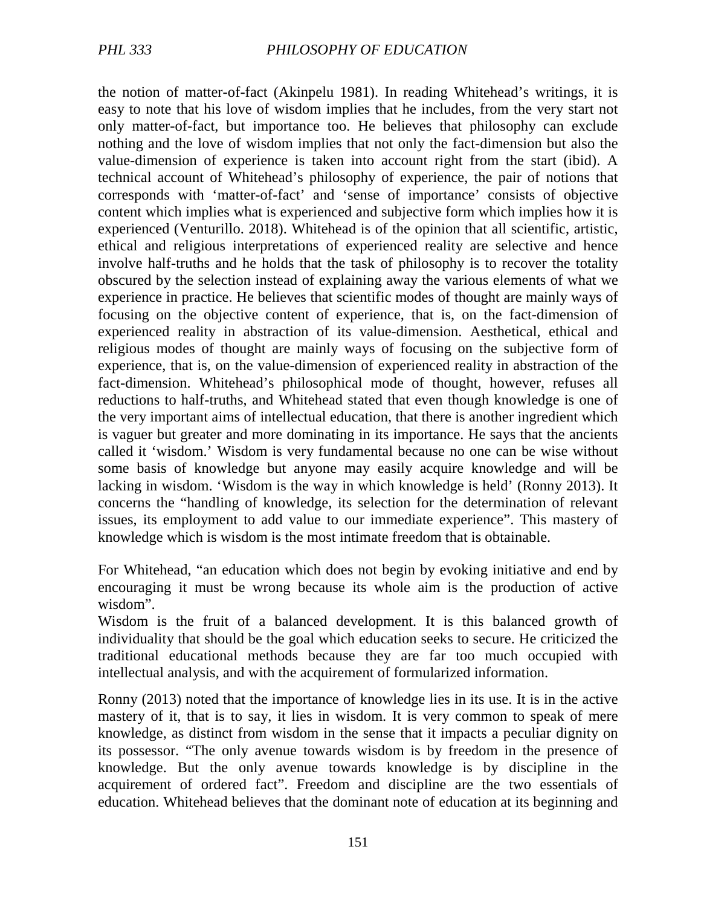the notion of matter-of-fact (Akinpelu 1981). In reading Whitehead's writings, it is easy to note that his love of wisdom implies that he includes, from the very start not only matter-of-fact, but importance too. He believes that philosophy can exclude nothing and the love of wisdom implies that not only the fact-dimension but also the value-dimension of experience is taken into account right from the start (ibid). A technical account of Whitehead's philosophy of experience, the pair of notions that corresponds with 'matter-of-fact' and 'sense of importance' consists of objective content which implies what is experienced and subjective form which implies how it is experienced (Venturillo. 2018). Whitehead is of the opinion that all scientific, artistic, ethical and religious interpretations of experienced reality are selective and hence involve half-truths and he holds that the task of philosophy is to recover the totality obscured by the selection instead of explaining away the various elements of what we experience in practice. He believes that scientific modes of thought are mainly ways of focusing on the objective content of experience, that is, on the fact-dimension of experienced reality in abstraction of its value-dimension. Aesthetical, ethical and religious modes of thought are mainly ways of focusing on the subjective form of experience, that is, on the value-dimension of experienced reality in abstraction of the fact-dimension. Whitehead's philosophical mode of thought, however, refuses all reductions to half-truths, and Whitehead stated that even though knowledge is one of the very important aims of intellectual education, that there is another ingredient which is vaguer but greater and more dominating in its importance. He says that the ancients called it 'wisdom.' Wisdom is very fundamental because no one can be wise without some basis of knowledge but anyone may easily acquire knowledge and will be lacking in wisdom. 'Wisdom is the way in which knowledge is held' (Ronny 2013). It concerns the "handling of knowledge, its selection for the determination of relevant issues, its employment to add value to our immediate experience". This mastery of knowledge which is wisdom is the most intimate freedom that is obtainable.

For Whitehead, "an education which does not begin by evoking initiative and end by encouraging it must be wrong because its whole aim is the production of active wisdom".

Wisdom is the fruit of a balanced development. It is this balanced growth of individuality that should be the goal which education seeks to secure. He criticized the traditional educational methods because they are far too much occupied with intellectual analysis, and with the acquirement of formularized information.

Ronny (2013) noted that the importance of knowledge lies in its use. It is in the active mastery of it, that is to say, it lies in wisdom. It is very common to speak of mere knowledge, as distinct from wisdom in the sense that it impacts a peculiar dignity on its possessor. "The only avenue towards wisdom is by freedom in the presence of knowledge. But the only avenue towards knowledge is by discipline in the acquirement of ordered fact". Freedom and discipline are the two essentials of education. Whitehead believes that the dominant note of education at its beginning and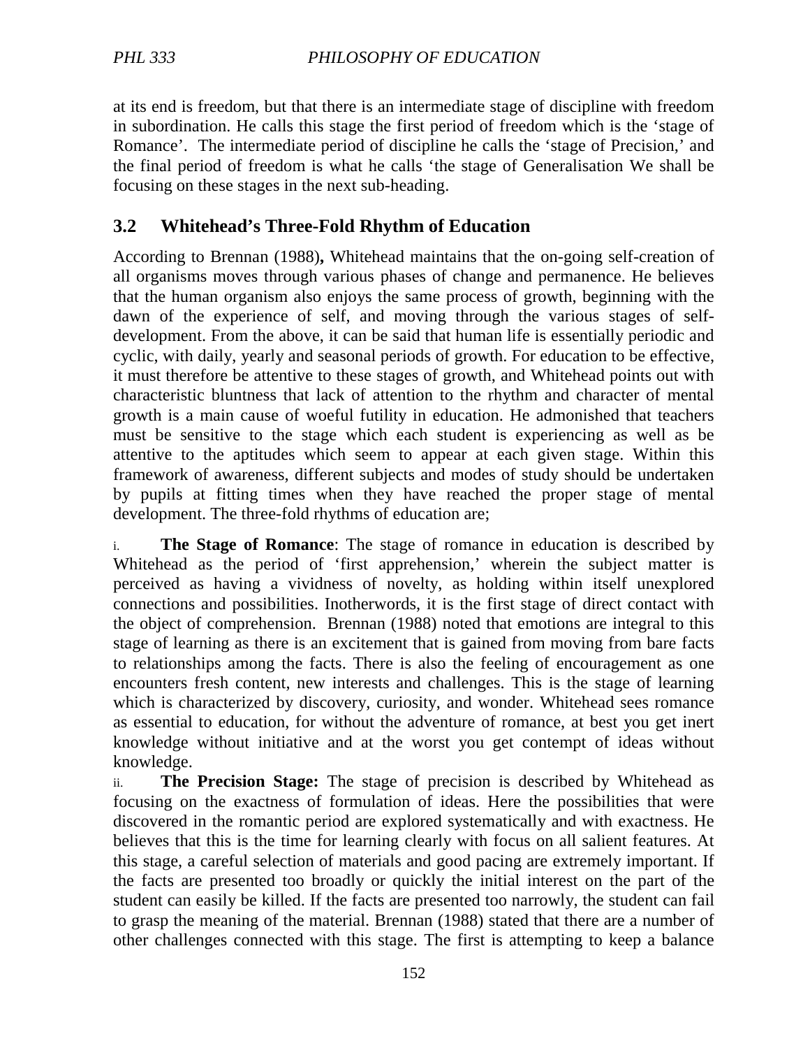at its end is freedom, but that there is an intermediate stage of discipline with freedom in subordination. He calls this stage the first period of freedom which is the 'stage of Romance'. The intermediate period of discipline he calls the 'stage of Precision,' and the final period of freedom is what he calls 'the stage of Generalisation We shall be focusing on these stages in the next sub-heading.

## 3.2 Whitehead's Three-Fold Rhythm of Education

According to Brennan (1988)**,** Whitehead maintains that the on-going self-creation of all organisms moves through various phases of change and permanence. He believes that the human organism also enjoys the same process of growth, beginning with the dawn of the experience of self, and moving through the various stages of self-development. From the above, it can be said that human life is essentially periodic and cyclic, with daily, yearly and seasonal periods of growth. For education to be effective, it must therefore be attentive to these stages of growth, and Whitehead points out with characteristic bluntness that lack of attention to the rhythm and character of mental growth is a main cause of woeful futility in education. He admonished that teachers must be sensitive to the stage which each student is experiencing as well as be attentive to the aptitudes which seem to appear at each given stage. Within this framework of awareness, different subjects and modes of study should be undertaken by pupils at fitting times when they have reached the proper stage of mental development. The three-fold rhythms of education are;

i. **The Stage of Romance**: The stage of romance in education is described by Whitehead as the period of 'first apprehension,' wherein the subject matter is perceived as having a vividness of novelty, as holding within itself unexplored connections and possibilities. Inotherwords, it is the first stage of direct contact with the object of comprehension. Brennan (1988) noted that emotions are integral to this stage of learning as there is an excitement that is gained from moving from bare facts to relationships among the facts. There is also the feeling of encouragement as one encounters fresh content, new interests and challenges. This is the stage of learning which is characterized by discovery, curiosity, and wonder. Whitehead sees romance as essential to education, for without the adventure of romance, at best you get inert knowledge without initiative and at the worst you get contempt of ideas without knowledge.

ii. **The Precision Stage:** The stage of precision is described by Whitehead as focusing on the exactness of formulation of ideas. Here the possibilities that were discovered in the romantic period are explored systematically and with exactness. He believes that this is the time for learning clearly with focus on all salient features. At this stage, a careful selection of materials and good pacing are extremely important. If the facts are presented too broadly or quickly the initial interest on the part of the student can easily be killed. If the facts are presented too narrowly, the student can fail to grasp the meaning of the material. Brennan (1988) stated that there are a number of other challenges connected with this stage. The first is attempting to keep a balance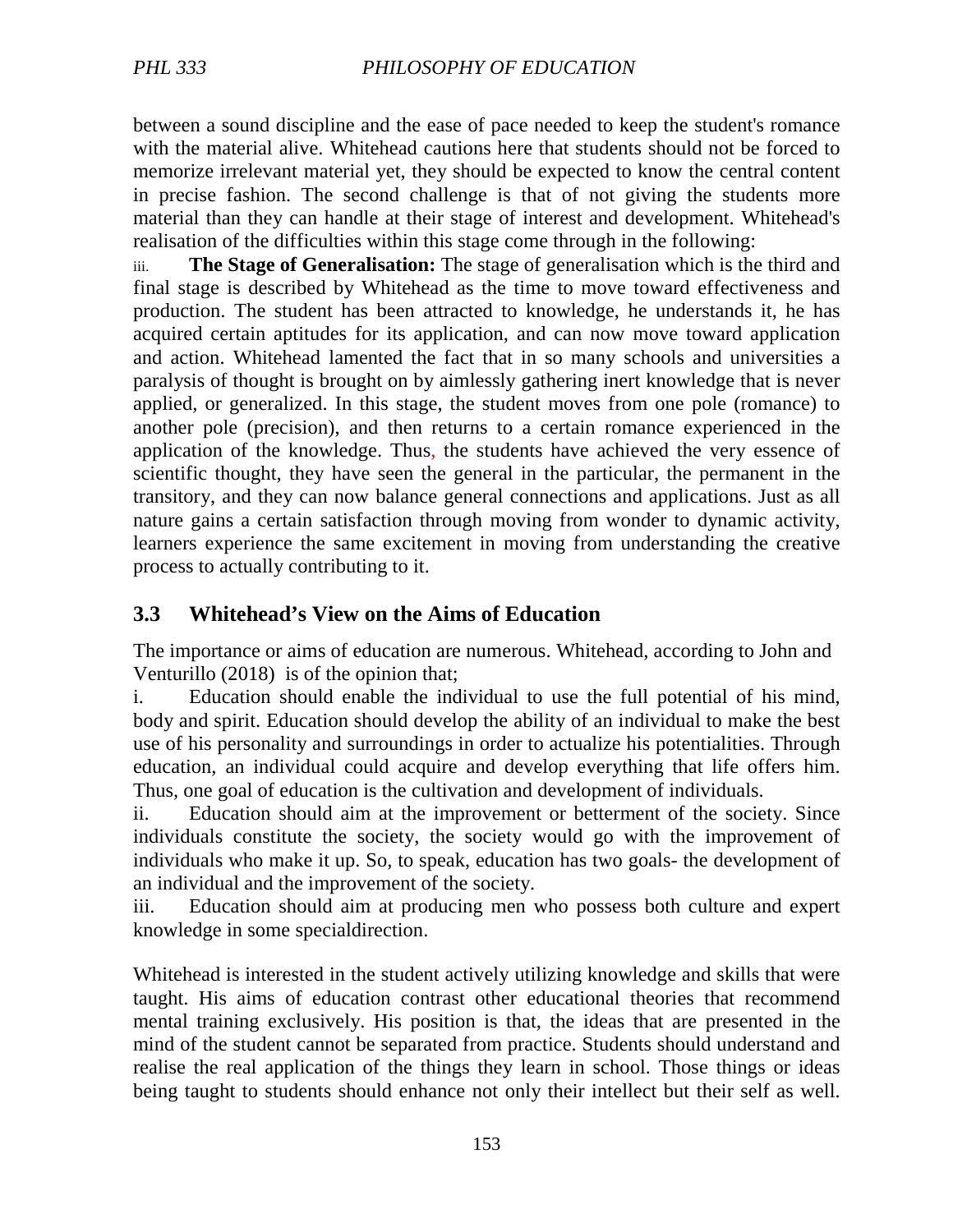between a sound discipline and the ease of pace needed to keep the student's romance with the material alive. Whitehead cautions here that students should not be forced to memorize irrelevant material yet, they should be expected to know the central content in precise fashion. The second challenge is that of not giving the students more material than they can handle at their stage of interest and development. Whitehead's realisation of the difficulties within this stage come through in the following:

iii. **The Stage of Generalisation:** The stage of generalisation which is the third and final stage is described by Whitehead as the time to move toward effectiveness and production. The student has been attracted to knowledge, he understands it, he has acquired certain aptitudes for its application, and can now move toward application and action. Whitehead lamented the fact that in so many schools and universities a paralysis of thought is brought on by aimlessly gathering inert knowledge that is never applied, or generalized. In this stage, the student moves from one pole (romance) to another pole (precision), and then returns to a certain romance experienced in the application of the knowledge. Thus, the students have achieved the very essence of scientific thought, they have seen the general in the particular, the permanent in the transitory, and they can now balance general connections and applications. Just as all nature gains a certain satisfaction through moving from wonder to dynamic activity, learners experience the same excitement in moving from understanding the creative process to actually contributing to it.

## 3.3 Whitehead's View on the Aims of Education

The importance or aims of education are numerous. Whitehead, according to John and Venturillo (2018) is of the opinion that;

i. Education should enable the individual to use the full potential of his mind, body and spirit. Education should develop the ability of an individual to make the best use of his personality and surroundings in order to actualize his potentialities. Through education, an individual could acquire and develop everything that life offers him. Thus, one goal of education is the cultivation and development of individuals.

ii. Education should aim at the improvement or betterment of the society. Since individuals constitute the society, the society would go with the improvement of individuals who make it up. So, to speak, education has two goals- the development of an individual and the improvement of the society.

iii. Education should aim at producing men who possess both culture and expert knowledge in some specialdirection.

Whitehead is interested in the student actively utilizing knowledge and skills that were taught. His aims of education contrast other educational theories that recommend mental training exclusively. His position is that, the ideas that are presented in the mind of the student cannot be separated from practice. Students should understand and realise the real application of the things they learn in school. Those things or ideas being taught to students should enhance not only their intellect but their self as well.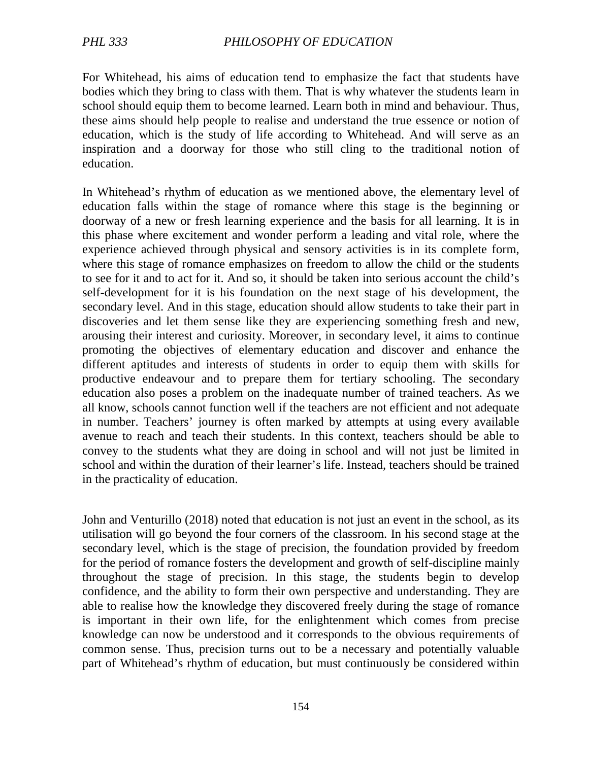For Whitehead, his aims of education tend to emphasize the fact that students have bodies which they bring to class with them. That is why whatever the students learn in school should equip them to become learned. Learn both in mind and behaviour. Thus, these aims should help people to realise and understand the true essence or notion of education, which is the study of life according to Whitehead. And will serve as an inspiration and a doorway for those who still cling to the traditional notion of education.

In Whitehead's rhythm of education as we mentioned above, the elementary level of education falls within the stage of romance where this stage is the beginning or doorway of a new or fresh learning experience and the basis for all learning. It is in this phase where excitement and wonder perform a leading and vital role, where the experience achieved through physical and sensory activities is in its complete form, where this stage of romance emphasizes on freedom to allow the child or the students to see for it and to act for it. And so, it should be taken into serious account the child's self-development for it is his foundation on the next stage of his development, the secondary level. And in this stage, education should allow students to take their part in discoveries and let them sense like they are experiencing something fresh and new, arousing their interest and curiosity. Moreover, in secondary level, it aims to continue promoting the objectives of elementary education and discover and enhance the different aptitudes and interests of students in order to equip them with skills for productive endeavour and to prepare them for tertiary schooling. The secondary education also poses a problem on the inadequate number of trained teachers. As we all know, schools cannot function well if the teachers are not efficient and not adequate in number. Teachers' journey is often marked by attempts at using every available avenue to reach and teach their students. In this context, teachers should be able to convey to the students what they are doing in school and will not just be limited in school and within the duration of their learner's life. Instead, teachers should be trained in the practicality of education.

John and Venturillo (2018) noted that education is not just an event in the school, as its utilisation will go beyond the four corners of the classroom. In his second stage at the secondary level, which is the stage of precision, the foundation provided by freedom for the period of romance fosters the development and growth of self-discipline mainly throughout the stage of precision. In this stage, the students begin to develop confidence, and the ability to form their own perspective and understanding. They are able to realise how the knowledge they discovered freely during the stage of romance is important in their own life, for the enlightenment which comes from precise knowledge can now be understood and it corresponds to the obvious requirements of common sense. Thus, precision turns out to be a necessary and potentially valuable part of Whitehead's rhythm of education, but must continuously be considered within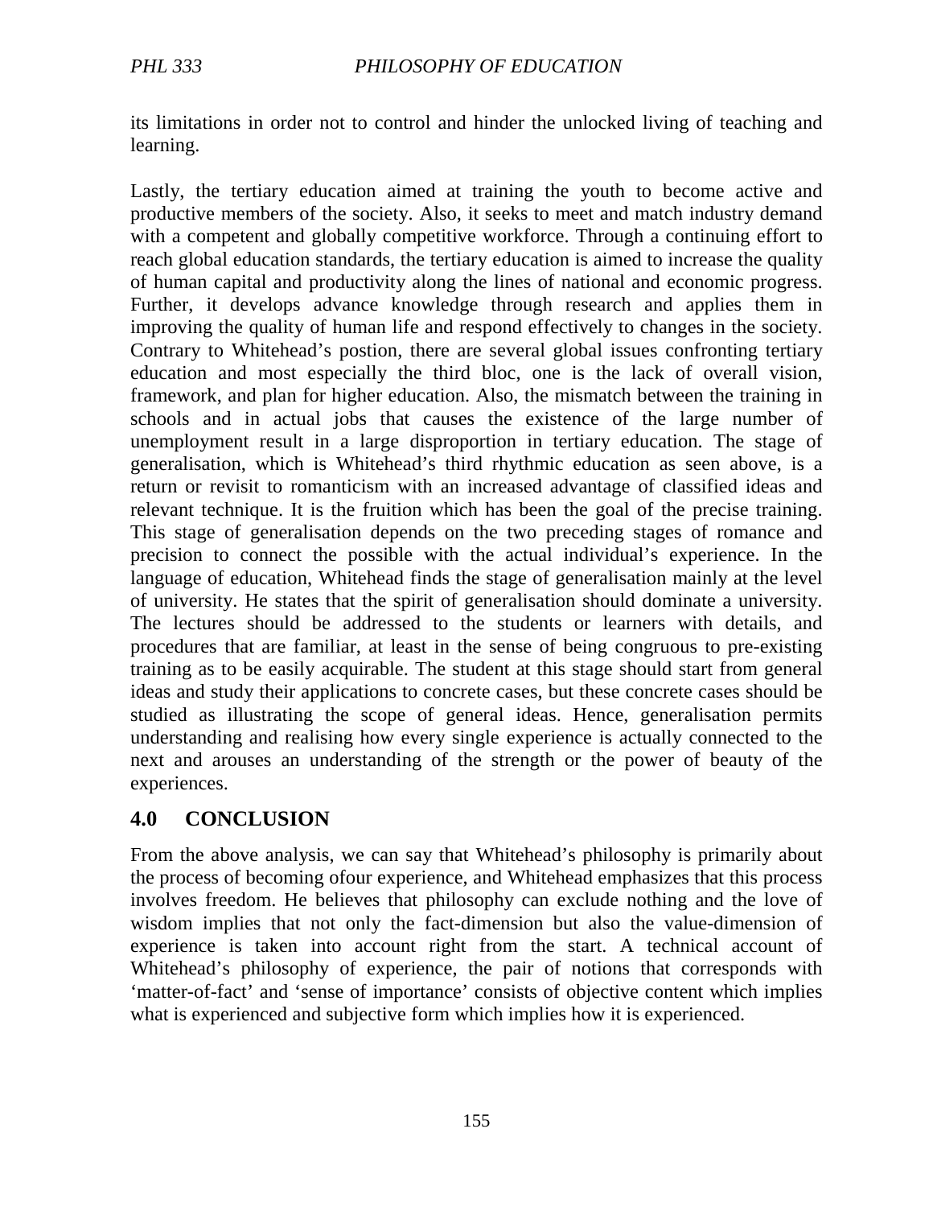its limitations in order not to control and hinder the unlocked living of teaching and learning.

Lastly, the tertiary education aimed at training the youth to become active and productive members of the society. Also, it seeks to meet and match industry demand with a competent and globally competitive workforce. Through a continuing effort to reach global education standards, the tertiary education is aimed to increase the quality of human capital and productivity along the lines of national and economic progress. Further, it develops advance knowledge through research and applies them in improving the quality of human life and respond effectively to changes in the society. Contrary to Whitehead's postion, there are several global issues confronting tertiary education and most especially the third bloc, one is the lack of overall vision, framework, and plan for higher education. Also, the mismatch between the training in schools and in actual jobs that causes the existence of the large number of unemployment result in a large disproportion in tertiary education. The stage of generalisation, which is Whitehead's third rhythmic education as seen above, is a return or revisit to romanticism with an increased advantage of classified ideas and relevant technique. It is the fruition which has been the goal of the precise training. This stage of generalisation depends on the two preceding stages of romance and precision to connect the possible with the actual individual's experience. In the language of education, Whitehead finds the stage of generalisation mainly at the level of university. He states that the spirit of generalisation should dominate a university. The lectures should be addressed to the students or learners with details, and procedures that are familiar, at least in the sense of being congruous to pre-existing training as to be easily acquirable. The student at this stage should start from general ideas and study their applications to concrete cases, but these concrete cases should be studied as illustrating the scope of general ideas. Hence, generalisation permits understanding and realising how every single experience is actually connected to the next and arouses an understanding of the strength or the power of beauty of the experiences.

## 4.0 CONCLUSION

From the above analysis, we can say that Whitehead's philosophy is primarily about the process of becoming ofour experience, and Whitehead emphasizes that this process involves freedom. He believes that philosophy can exclude nothing and the love of wisdom implies that not only the fact-dimension but also the value-dimension of experience is taken into account right from the start. A technical account of Whitehead's philosophy of experience, the pair of notions that corresponds with 'matter-of-fact' and 'sense of importance' consists of objective content which implies what is experienced and subjective form which implies how it is experienced.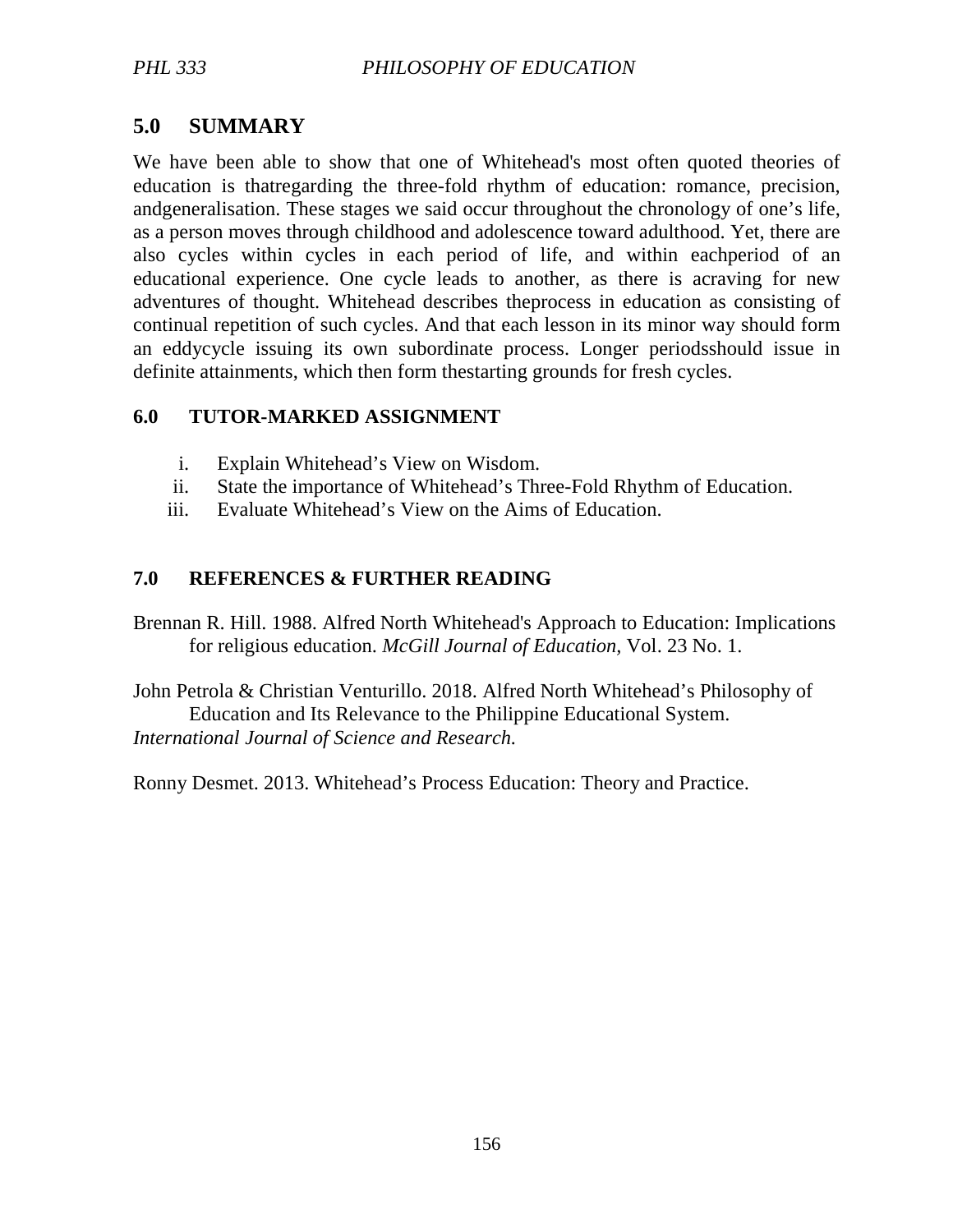## 5.0 SUMMARY

We have been able to show that one of Whitehead's most often quoted theories of education is thatregarding the three-fold rhythm of education: romance, precision, andgeneralisation. These stages we said occur throughout the chronology of one's life, as a person moves through childhood and adolescence toward adulthood. Yet, there are also cycles within cycles in each period of life, and within eachperiod of an educational experience. One cycle leads to another, as there is acraving for new adventures of thought. Whitehead describes theprocess in education as consisting of continual repetition of such cycles. And that each lesson in its minor way should form an eddycycle issuing its own subordinate process. Longer periodsshould issue in definite attainments, which then form thestarting grounds for fresh cycles.

## 6.0 TUTOR-MARKED ASSIGNMENT

i. Explain Whitehead's View on Wisdom.
ii. State the importance of Whitehead's Three-Fold Rhythm of Education.
iii. Evaluate Whitehead's View on the Aims of Education.

## 7.0 REFERENCES & FURTHER READING

Brennan R. Hill. 1988. Alfred North Whitehead's Approach to Education: Implications for religious education. *McGill Journal of Education,* Vol. 23 No. 1.

John Petrola & Christian Venturillo. 2018. Alfred North Whitehead's Philosophy of Education and Its Relevance to the Philippine Educational System. *International Journal of Science and Research.*

Ronny Desmet. 2013. Whitehead's Process Education: Theory and Practice.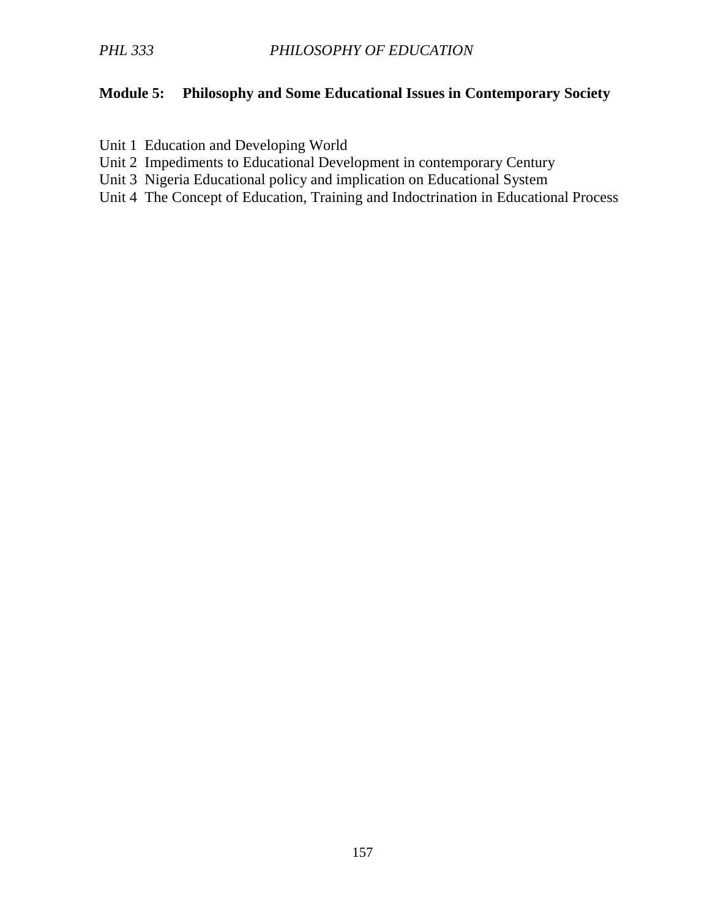## Module 5: Philosophy and Some Educational Issues in Contemporary Society

Unit 1 Education and Developing World
Unit 2 Impediments to Educational Development in contemporary Century
Unit 3 Nigeria Educational policy and implication on Educational System
Unit 4 The Concept of Education, Training and Indoctrination in Educational Process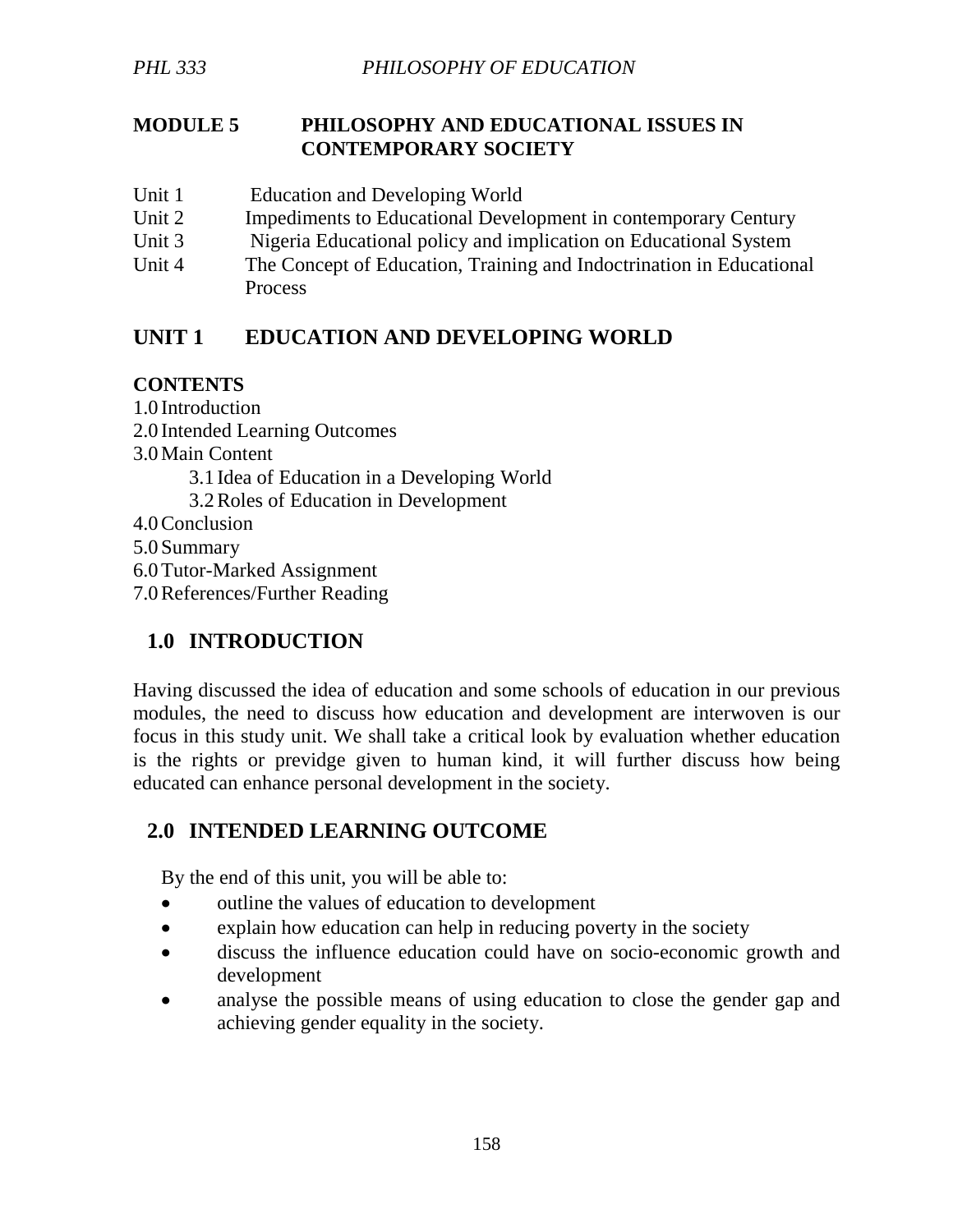## MODULE 5 PHILOSOPHY AND EDUCATIONAL ISSUES IN CONTEMPORARY SOCIETY

Unit 1 Education and Developing World
Unit 2 Impediments to Educational Development in contemporary Century
Unit 3 Nigeria Educational policy and implication on Educational System
Unit 4 The Concept of Education, Training and Indoctrination in Educational Process

## UNIT 1 EDUCATION AND DEVELOPING WORLD

**CONTENTS**

1.0 Introduction
2.0 Intended Learning Outcomes
3.0 Main Content
 3.1 Idea of Education in a Developing World
 3.2 Roles of Education in Development
4.0 Conclusion
5.0 Summary
6.0 Tutor-Marked Assignment
7.0 References/Further Reading

### 1.0 INTRODUCTION

Having discussed the idea of education and some schools of education in our previous modules, the need to discuss how education and development are interwoven is our focus in this study unit. We shall take a critical look by evaluation whether education is the rights or previdge given to human kind, it will further discuss how being educated can enhance personal development in the society.

### 2.0 INTENDED LEARNING OUTCOME

By the end of this unit, you will be able to:

- outline the values of education to development
- explain how education can help in reducing poverty in the society
- discuss the influence education could have on socio-economic growth and development
- analyse the possible means of using education to close the gender gap and achieving gender equality in the society.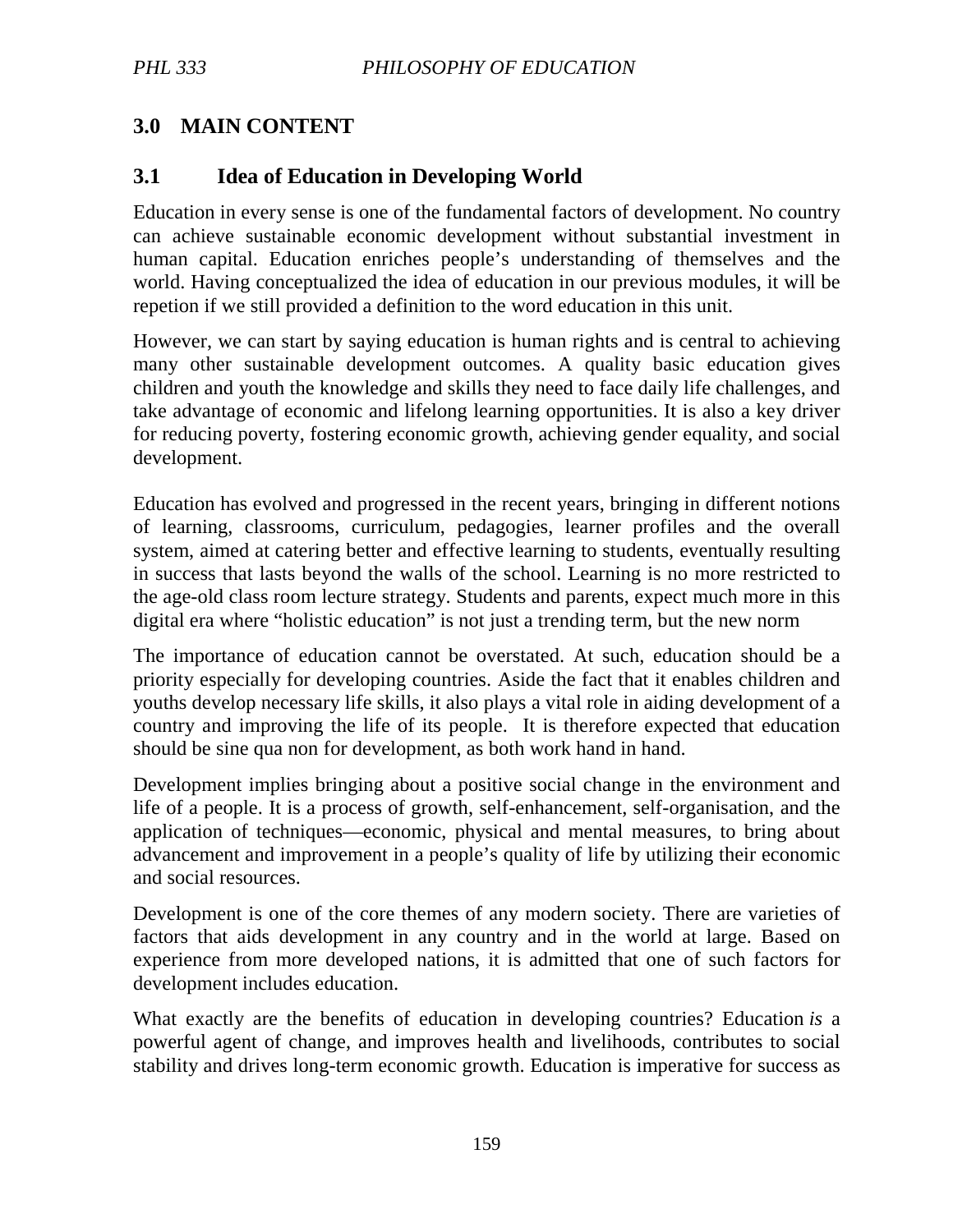## 3.0 MAIN CONTENT

### 3.1 Idea of Education in Developing World

Education in every sense is one of the fundamental factors of development. No country can achieve sustainable economic development without substantial investment in human capital. Education enriches people's understanding of themselves and the world. Having conceptualized the idea of education in our previous modules, it will be repetion if we still provided a definition to the word education in this unit.

However, we can start by saying education is human rights and is central to achieving many other sustainable development outcomes. A quality basic education gives children and youth the knowledge and skills they need to face daily life challenges, and take advantage of economic and lifelong learning opportunities. It is also a key driver for reducing poverty, fostering economic growth, achieving gender equality, and social development.

Education has evolved and progressed in the recent years, bringing in different notions of learning, classrooms, curriculum, pedagogies, learner profiles and the overall system, aimed at catering better and effective learning to students, eventually resulting in success that lasts beyond the walls of the school. Learning is no more restricted to the age-old class room lecture strategy. Students and parents, expect much more in this digital era where "holistic education" is not just a trending term, but the new norm

The importance of education cannot be overstated. At such, education should be a priority especially for developing countries. Aside the fact that it enables children and youths develop necessary life skills, it also plays a vital role in aiding development of a country and improving the life of its people. It is therefore expected that education should be sine qua non for development, as both work hand in hand.

Development implies bringing about a positive social change in the environment and life of a people. It is a process of growth, self-enhancement, self-organisation, and the application of techniques—economic, physical and mental measures, to bring about advancement and improvement in a people's quality of life by utilizing their economic and social resources.

Development is one of the core themes of any modern society. There are varieties of factors that aids development in any country and in the world at large. Based on experience from more developed nations, it is admitted that one of such factors for development includes education.

What exactly are the benefits of education in developing countries? Education *is* a powerful agent of change, and improves health and livelihoods, contributes to social stability and drives long-term economic growth. Education is imperative for success as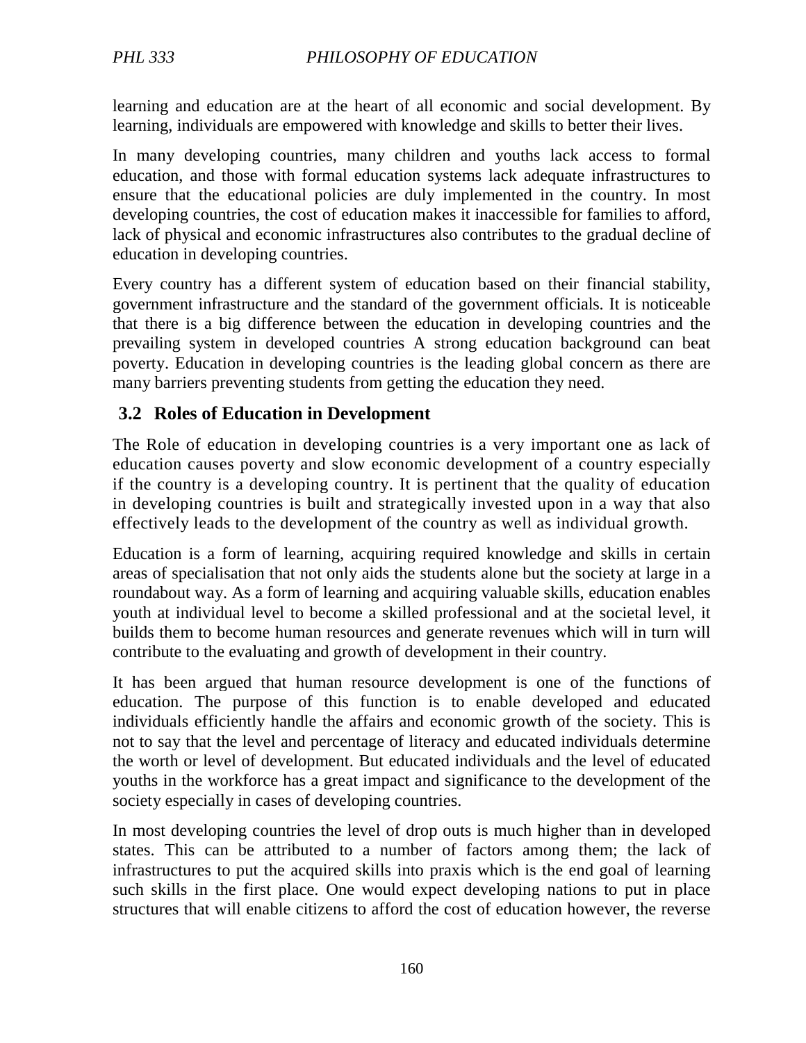learning and education are at the heart of all economic and social development. By learning, individuals are empowered with knowledge and skills to better their lives.

In many developing countries, many children and youths lack access to formal education, and those with formal education systems lack adequate infrastructures to ensure that the educational policies are duly implemented in the country. In most developing countries, the cost of education makes it inaccessible for families to afford, lack of physical and economic infrastructures also contributes to the gradual decline of education in developing countries.

Every country has a different system of education based on their financial stability, government infrastructure and the standard of the government officials. It is noticeable that there is a big difference between the education in developing countries and the prevailing system in developed countries A strong education background can beat poverty. Education in developing countries is the leading global concern as there are many barriers preventing students from getting the education they need.

### 3.2 Roles of Education in Development

The Role of education in developing countries is a very important one as lack of education causes poverty and slow economic development of a country especially if the country is a developing country. It is pertinent that the quality of education in developing countries is built and strategically invested upon in a way that also effectively leads to the development of the country as well as individual growth.

Education is a form of learning, acquiring required knowledge and skills in certain areas of specialisation that not only aids the students alone but the society at large in a roundabout way. As a form of learning and acquiring valuable skills, education enables youth at individual level to become a skilled professional and at the societal level, it builds them to become human resources and generate revenues which will in turn will contribute to the evaluating and growth of development in their country.

It has been argued that human resource development is one of the functions of education. The purpose of this function is to enable developed and educated individuals efficiently handle the affairs and economic growth of the society. This is not to say that the level and percentage of literacy and educated individuals determine the worth or level of development. But educated individuals and the level of educated youths in the workforce has a great impact and significance to the development of the society especially in cases of developing countries.

In most developing countries the level of drop outs is much higher than in developed states. This can be attributed to a number of factors among them; the lack of infrastructures to put the acquired skills into praxis which is the end goal of learning such skills in the first place. One would expect developing nations to put in place structures that will enable citizens to afford the cost of education however, the reverse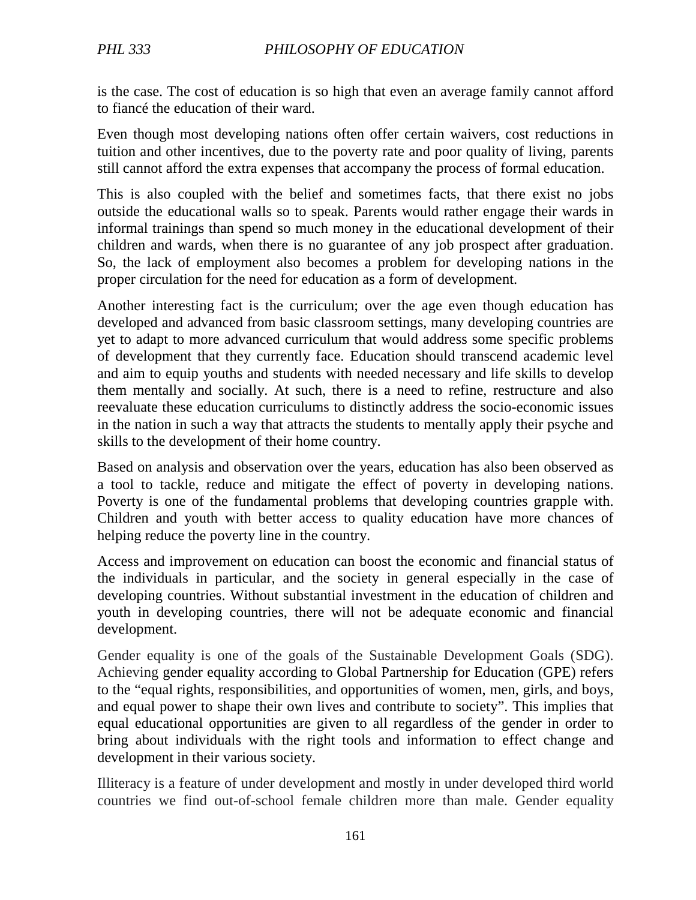is the case. The cost of education is so high that even an average family cannot afford to fiancé the education of their ward.

Even though most developing nations often offer certain waivers, cost reductions in tuition and other incentives, due to the poverty rate and poor quality of living, parents still cannot afford the extra expenses that accompany the process of formal education.

This is also coupled with the belief and sometimes facts, that there exist no jobs outside the educational walls so to speak. Parents would rather engage their wards in informal trainings than spend so much money in the educational development of their children and wards, when there is no guarantee of any job prospect after graduation. So, the lack of employment also becomes a problem for developing nations in the proper circulation for the need for education as a form of development.

Another interesting fact is the curriculum; over the age even though education has developed and advanced from basic classroom settings, many developing countries are yet to adapt to more advanced curriculum that would address some specific problems of development that they currently face. Education should transcend academic level and aim to equip youths and students with needed necessary and life skills to develop them mentally and socially. At such, there is a need to refine, restructure and also reevaluate these education curriculums to distinctly address the socio-economic issues in the nation in such a way that attracts the students to mentally apply their psyche and skills to the development of their home country.

Based on analysis and observation over the years, education has also been observed as a tool to tackle, reduce and mitigate the effect of poverty in developing nations. Poverty is one of the fundamental problems that developing countries grapple with. Children and youth with better access to quality education have more chances of helping reduce the poverty line in the country.

Access and improvement on education can boost the economic and financial status of the individuals in particular, and the society in general especially in the case of developing countries. Without substantial investment in the education of children and youth in developing countries, there will not be adequate economic and financial development.

Gender equality is one of the goals of the Sustainable Development Goals (SDG). Achieving gender equality according to Global Partnership for Education (GPE) refers to the "equal rights, responsibilities, and opportunities of women, men, girls, and boys, and equal power to shape their own lives and contribute to society". This implies that equal educational opportunities are given to all regardless of the gender in order to bring about individuals with the right tools and information to effect change and development in their various society.

Illiteracy is a feature of under development and mostly in under developed third world countries we find out-of-school female children more than male. Gender equality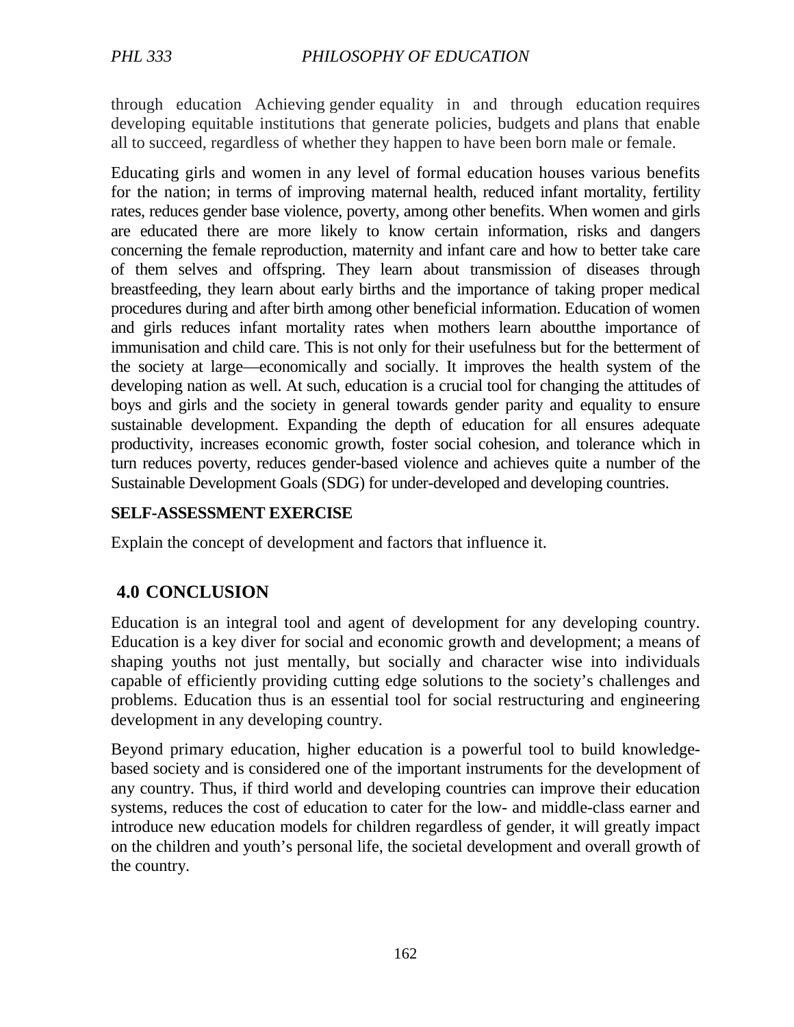through education Achieving gender equality in and through education requires developing equitable institutions that generate policies, budgets and plans that enable all to succeed, regardless of whether they happen to have been born male or female.

Educating girls and women in any level of formal education houses various benefits for the nation; in terms of improving maternal health, reduced infant mortality, fertility rates, reduces gender base violence, poverty, among other benefits. When women and girls are educated there are more likely to know certain information, risks and dangers concerning the female reproduction, maternity and infant care and how to better take care of them selves and offspring. They learn about transmission of diseases through breastfeeding, they learn about early births and the importance of taking proper medical procedures during and after birth among other beneficial information. Education of women and girls reduces infant mortality rates when mothers learn aboutthe importance of immunisation and child care. This is not only for their usefulness but for the betterment of the society at large—economically and socially. It improves the health system of the developing nation as well. At such, education is a crucial tool for changing the attitudes of boys and girls and the society in general towards gender parity and equality to ensure sustainable development. Expanding the depth of education for all ensures adequate productivity, increases economic growth, foster social cohesion, and tolerance which in turn reduces poverty, reduces gender-based violence and achieves quite a number of the Sustainable Development Goals (SDG) for under-developed and developing countries.

**SELF-ASSESSMENT EXERCISE**

Explain the concept of development and factors that influence it.

## 4.0 CONCLUSION

Education is an integral tool and agent of development for any developing country. Education is a key diver for social and economic growth and development; a means of shaping youths not just mentally, but socially and character wise into individuals capable of efficiently providing cutting edge solutions to the society's challenges and problems. Education thus is an essential tool for social restructuring and engineering development in any developing country.

Beyond primary education, higher education is a powerful tool to build knowledge-based society and is considered one of the important instruments for the development of any country. Thus, if third world and developing countries can improve their education systems, reduces the cost of education to cater for the low- and middle-class earner and introduce new education models for children regardless of gender, it will greatly impact on the children and youth's personal life, the societal development and overall growth of the country.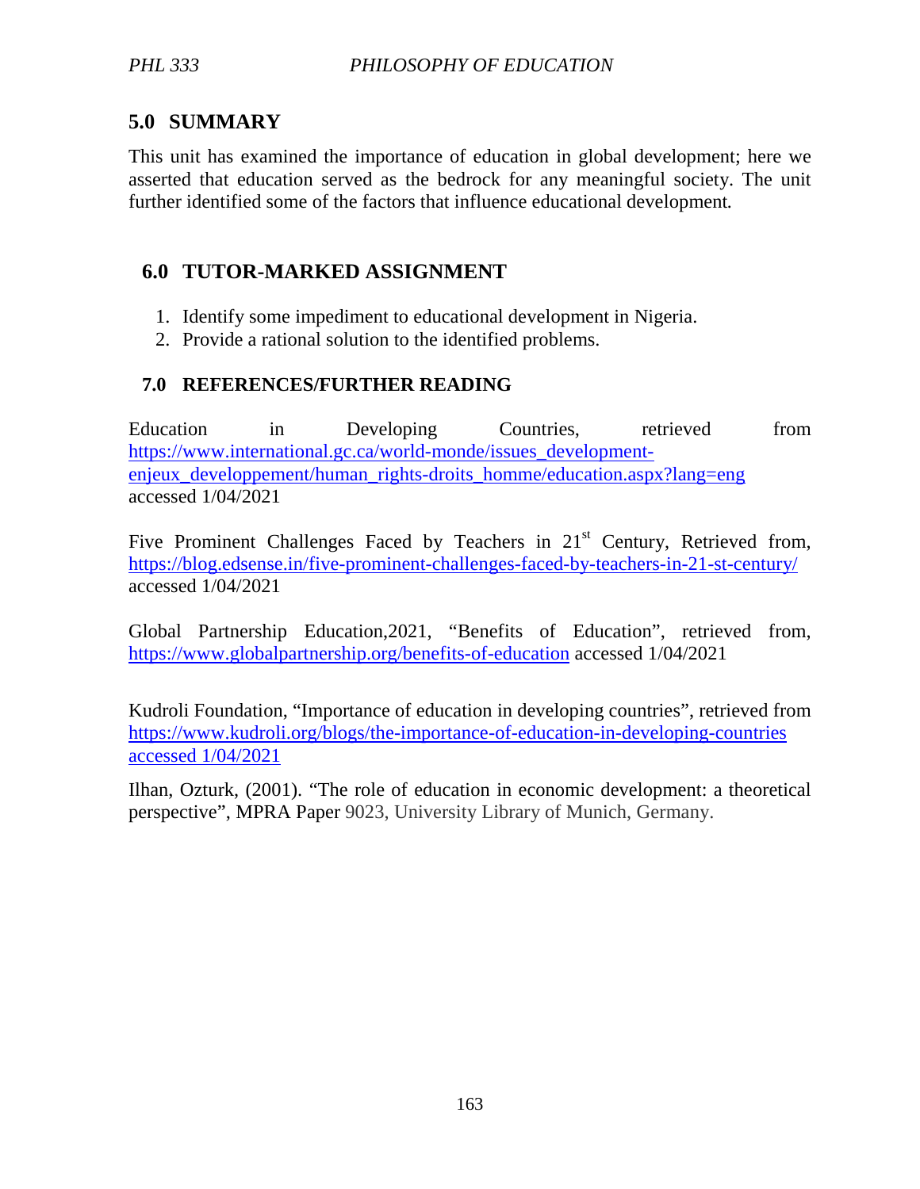## 5.0 SUMMARY

This unit has examined the importance of education in global development; here we asserted that education served as the bedrock for any meaningful society. The unit further identified some of the factors that influence educational development.

## 6.0 TUTOR-MARKED ASSIGNMENT

1. Identify some impediment to educational development in Nigeria.
2. Provide a rational solution to the identified problems.

## 7.0 REFERENCES/FURTHER READING

Education in Developing Countries, retrieved from https://www.international.gc.ca/world-monde/issues_development-enjeux_developpement/human_rights-droits_homme/education.aspx?lang=eng accessed 1/04/2021

Five Prominent Challenges Faced by Teachers in 21st Century, Retrieved from, https://blog.edsense.in/five-prominent-challenges-faced-by-teachers-in-21-st-century/ accessed 1/04/2021

Global Partnership Education,2021, "Benefits of Education", retrieved from, https://www.globalpartnership.org/benefits-of-education accessed 1/04/2021

Kudroli Foundation, "Importance of education in developing countries", retrieved from https://www.kudroli.org/blogs/the-importance-of-education-in-developing-countries accessed 1/04/2021

Ilhan, Ozturk, (2001). "The role of education in economic development: a theoretical perspective", MPRA Paper 9023, University Library of Munich, Germany.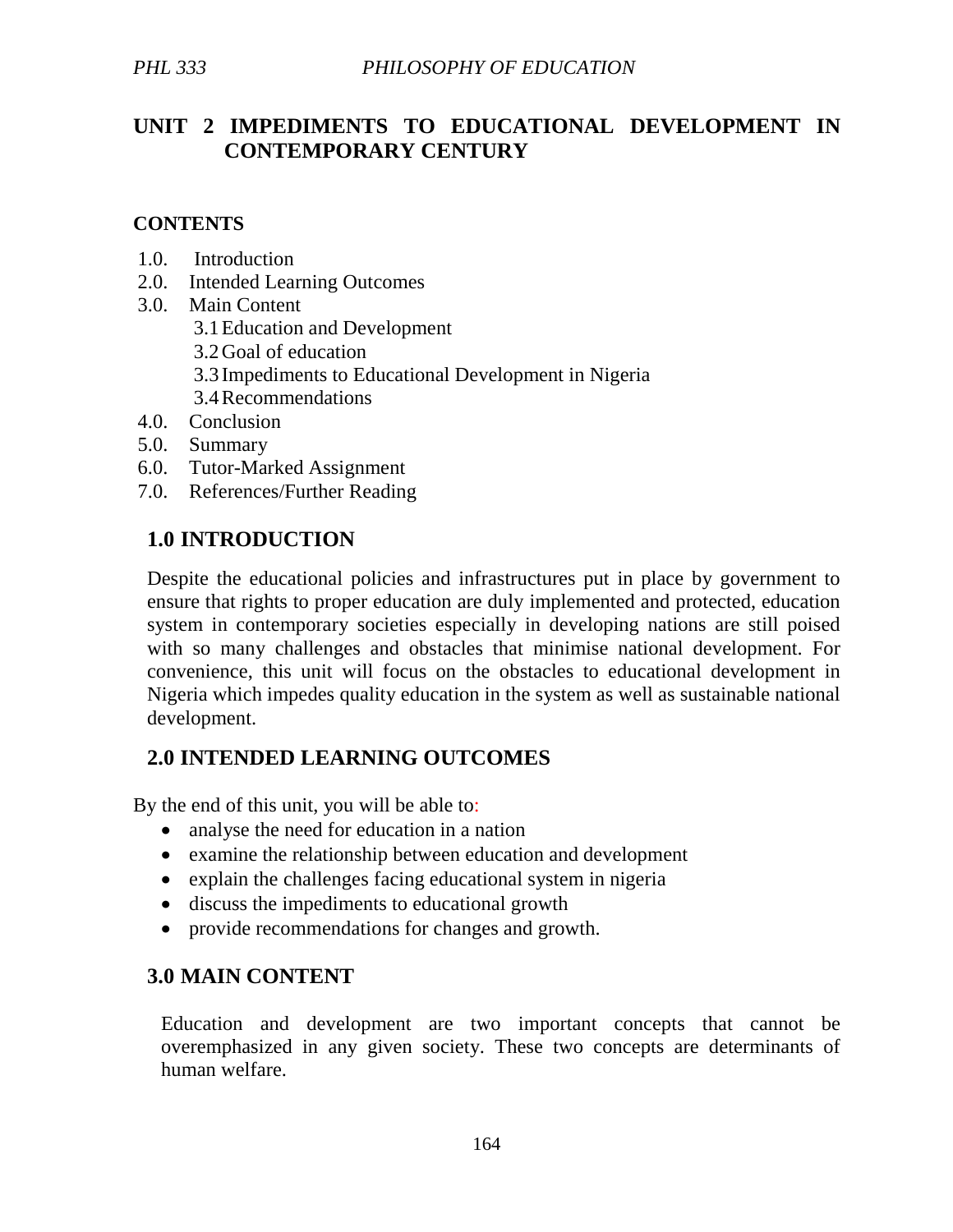# UNIT 2 IMPEDIMENTS TO EDUCATIONAL DEVELOPMENT IN CONTEMPORARY CENTURY

**CONTENTS**

1.0. Introduction
2.0. Intended Learning Outcomes
3.0. Main Content
   3.1 Education and Development
   3.2 Goal of education
   3.3 Impediments to Educational Development in Nigeria
   3.4 Recommendations
4.0. Conclusion
5.0. Summary
6.0. Tutor-Marked Assignment
7.0. References/Further Reading

## 1.0 INTRODUCTION

Despite the educational policies and infrastructures put in place by government to ensure that rights to proper education are duly implemented and protected, education system in contemporary societies especially in developing nations are still poised with so many challenges and obstacles that minimise national development. For convenience, this unit will focus on the obstacles to educational development in Nigeria which impedes quality education in the system as well as sustainable national development.

## 2.0 INTENDED LEARNING OUTCOMES

By the end of this unit, you will be able to:

- analyse the need for education in a nation
- examine the relationship between education and development
- explain the challenges facing educational system in nigeria
- discuss the impediments to educational growth
- provide recommendations for changes and growth.

## 3.0 MAIN CONTENT

Education and development are two important concepts that cannot be overemphasized in any given society. These two concepts are determinants of human welfare.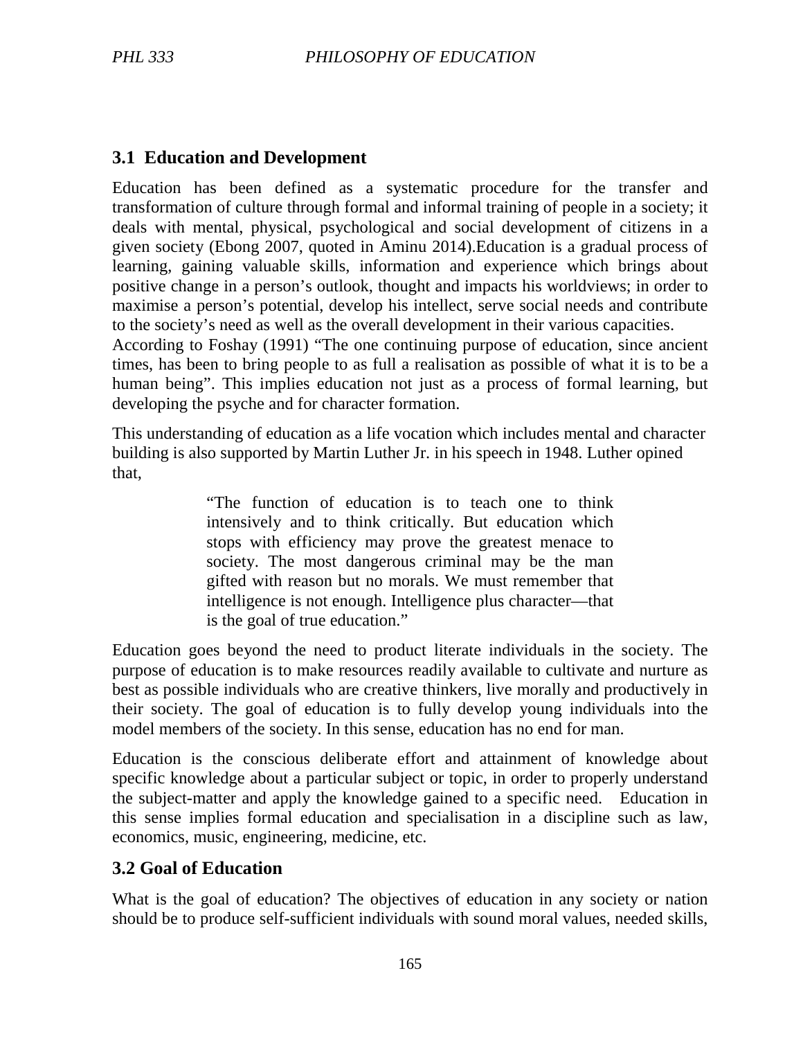## 3.1 Education and Development

Education has been defined as a systematic procedure for the transfer and transformation of culture through formal and informal training of people in a society; it deals with mental, physical, psychological and social development of citizens in a given society (Ebong 2007, quoted in Aminu 2014).Education is a gradual process of learning, gaining valuable skills, information and experience which brings about positive change in a person's outlook, thought and impacts his worldviews; in order to maximise a person's potential, develop his intellect, serve social needs and contribute to the society's need as well as the overall development in their various capacities.
According to Foshay (1991) "The one continuing purpose of education, since ancient times, has been to bring people to as full a realisation as possible of what it is to be a human being". This implies education not just as a process of formal learning, but developing the psyche and for character formation.

This understanding of education as a life vocation which includes mental and character building is also supported by Martin Luther Jr. in his speech in 1948. Luther opined that,

> "The function of education is to teach one to think intensively and to think critically. But education which stops with efficiency may prove the greatest menace to society. The most dangerous criminal may be the man gifted with reason but no morals. We must remember that intelligence is not enough. Intelligence plus character—that is the goal of true education."

Education goes beyond the need to product literate individuals in the society. The purpose of education is to make resources readily available to cultivate and nurture as best as possible individuals who are creative thinkers, live morally and productively in their society. The goal of education is to fully develop young individuals into the model members of the society. In this sense, education has no end for man.

Education is the conscious deliberate effort and attainment of knowledge about specific knowledge about a particular subject or topic, in order to properly understand the subject-matter and apply the knowledge gained to a specific need. Education in this sense implies formal education and specialisation in a discipline such as law, economics, music, engineering, medicine, etc.

## 3.2 Goal of Education

What is the goal of education? The objectives of education in any society or nation should be to produce self-sufficient individuals with sound moral values, needed skills,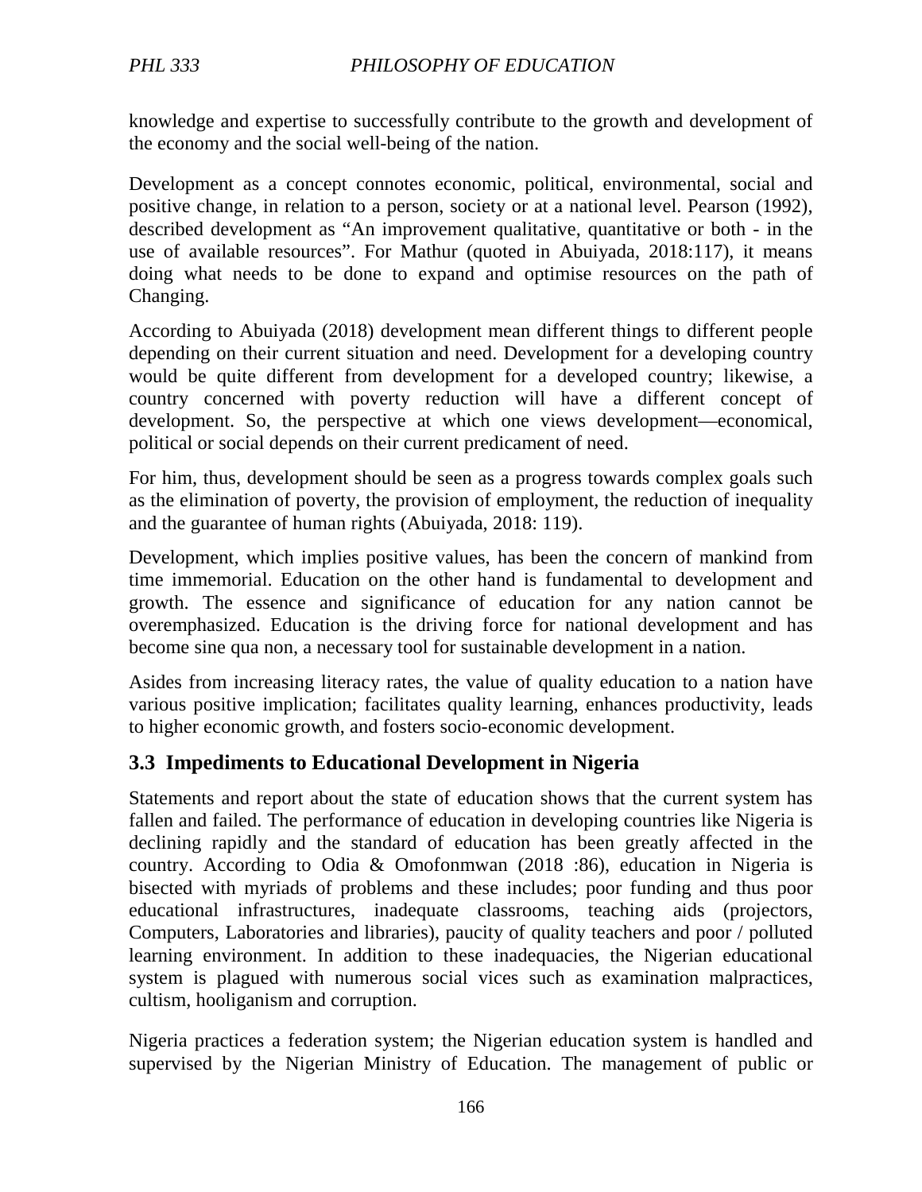knowledge and expertise to successfully contribute to the growth and development of the economy and the social well-being of the nation.

Development as a concept connotes economic, political, environmental, social and positive change, in relation to a person, society or at a national level. Pearson (1992), described development as "An improvement qualitative, quantitative or both - in the use of available resources". For Mathur (quoted in Abuiyada, 2018:117), it means doing what needs to be done to expand and optimise resources on the path of Changing.

According to Abuiyada (2018) development mean different things to different people depending on their current situation and need. Development for a developing country would be quite different from development for a developed country; likewise, a country concerned with poverty reduction will have a different concept of development. So, the perspective at which one views development—economical, political or social depends on their current predicament of need.

For him, thus, development should be seen as a progress towards complex goals such as the elimination of poverty, the provision of employment, the reduction of inequality and the guarantee of human rights (Abuiyada, 2018: 119).

Development, which implies positive values, has been the concern of mankind from time immemorial. Education on the other hand is fundamental to development and growth. The essence and significance of education for any nation cannot be overemphasized. Education is the driving force for national development and has become sine qua non, a necessary tool for sustainable development in a nation.

Asides from increasing literacy rates, the value of quality education to a nation have various positive implication; facilitates quality learning, enhances productivity, leads to higher economic growth, and fosters socio-economic development.

## 3.3 Impediments to Educational Development in Nigeria

Statements and report about the state of education shows that the current system has fallen and failed. The performance of education in developing countries like Nigeria is declining rapidly and the standard of education has been greatly affected in the country. According to Odia & Omofonmwan (2018 :86), education in Nigeria is bisected with myriads of problems and these includes; poor funding and thus poor educational infrastructures, inadequate classrooms, teaching aids (projectors, Computers, Laboratories and libraries), paucity of quality teachers and poor / polluted learning environment. In addition to these inadequacies, the Nigerian educational system is plagued with numerous social vices such as examination malpractices, cultism, hooliganism and corruption.

Nigeria practices a federation system; the Nigerian education system is handled and supervised by the Nigerian Ministry of Education. The management of public or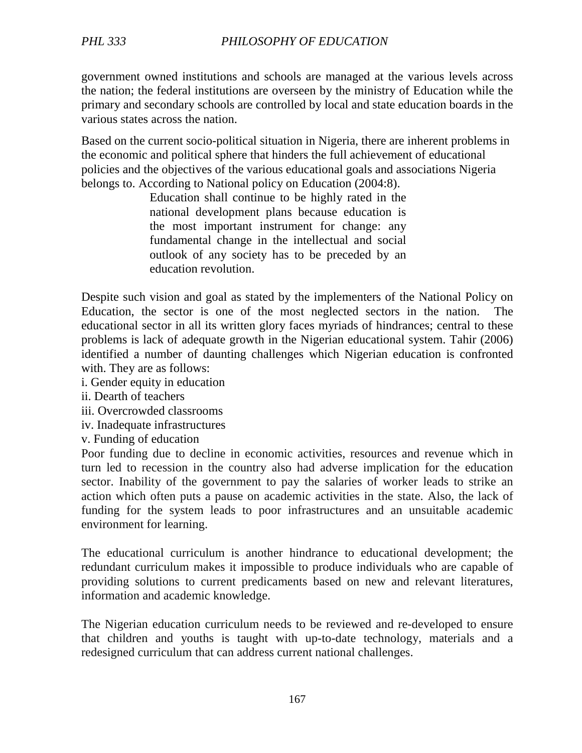government owned institutions and schools are managed at the various levels across the nation; the federal institutions are overseen by the ministry of Education while the primary and secondary schools are controlled by local and state education boards in the various states across the nation.

Based on the current socio-political situation in Nigeria, there are inherent problems in the economic and political sphere that hinders the full achievement of educational policies and the objectives of the various educational goals and associations Nigeria belongs to. According to National policy on Education (2004:8).

> Education shall continue to be highly rated in the national development plans because education is the most important instrument for change: any fundamental change in the intellectual and social outlook of any society has to be preceded by an education revolution.

Despite such vision and goal as stated by the implementers of the National Policy on Education, the sector is one of the most neglected sectors in the nation. The educational sector in all its written glory faces myriads of hindrances; central to these problems is lack of adequate growth in the Nigerian educational system. Tahir (2006) identified a number of daunting challenges which Nigerian education is confronted with. They are as follows:

i. Gender equity in education
ii. Dearth of teachers
iii. Overcrowded classrooms
iv. Inadequate infrastructures
v. Funding of education

Poor funding due to decline in economic activities, resources and revenue which in turn led to recession in the country also had adverse implication for the education sector. Inability of the government to pay the salaries of worker leads to strike an action which often puts a pause on academic activities in the state. Also, the lack of funding for the system leads to poor infrastructures and an unsuitable academic environment for learning.

The educational curriculum is another hindrance to educational development; the redundant curriculum makes it impossible to produce individuals who are capable of providing solutions to current predicaments based on new and relevant literatures, information and academic knowledge.

The Nigerian education curriculum needs to be reviewed and re-developed to ensure that children and youths is taught with up-to-date technology, materials and a redesigned curriculum that can address current national challenges.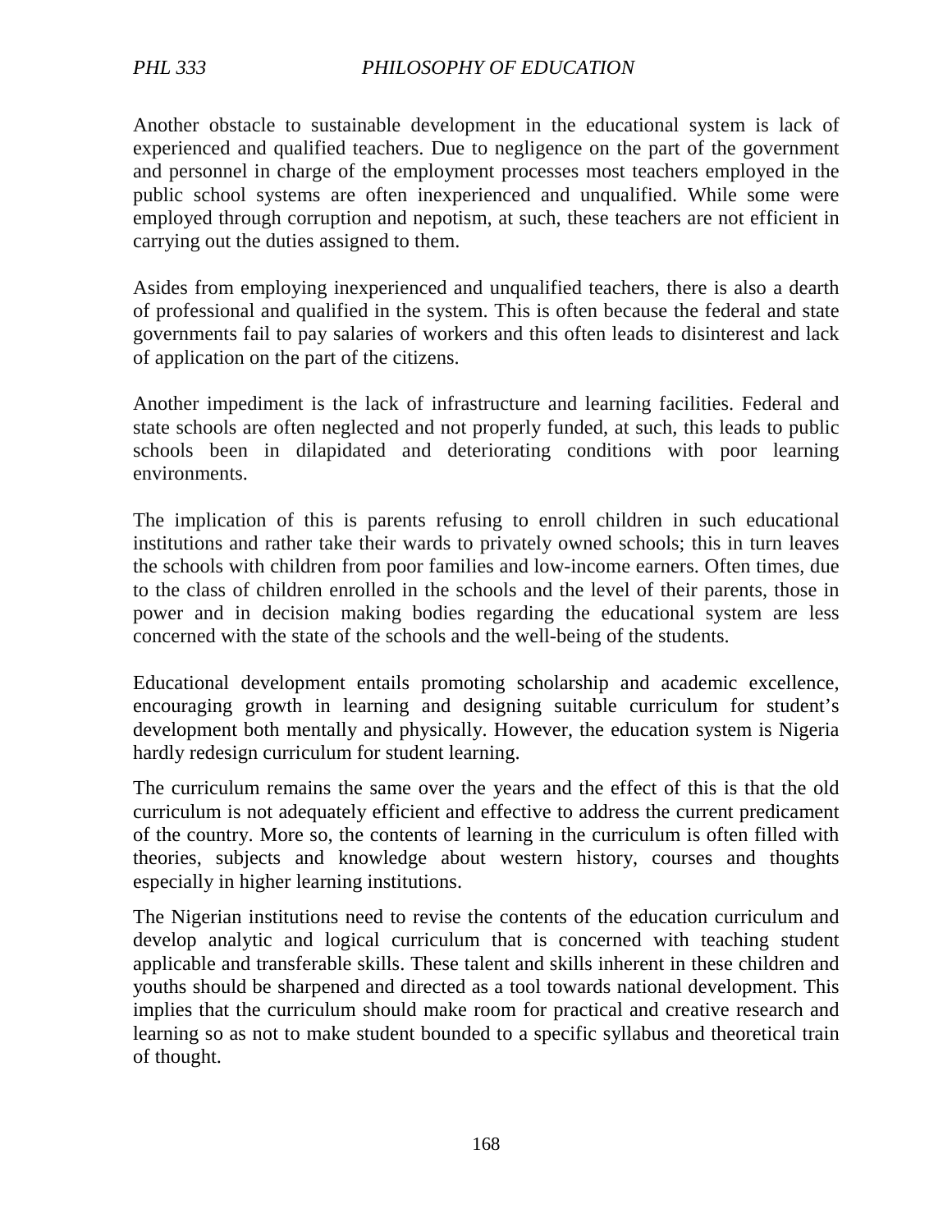Another obstacle to sustainable development in the educational system is lack of experienced and qualified teachers. Due to negligence on the part of the government and personnel in charge of the employment processes most teachers employed in the public school systems are often inexperienced and unqualified. While some were employed through corruption and nepotism, at such, these teachers are not efficient in carrying out the duties assigned to them.

Asides from employing inexperienced and unqualified teachers, there is also a dearth of professional and qualified in the system. This is often because the federal and state governments fail to pay salaries of workers and this often leads to disinterest and lack of application on the part of the citizens.

Another impediment is the lack of infrastructure and learning facilities. Federal and state schools are often neglected and not properly funded, at such, this leads to public schools been in dilapidated and deteriorating conditions with poor learning environments.

The implication of this is parents refusing to enroll children in such educational institutions and rather take their wards to privately owned schools; this in turn leaves the schools with children from poor families and low-income earners. Often times, due to the class of children enrolled in the schools and the level of their parents, those in power and in decision making bodies regarding the educational system are less concerned with the state of the schools and the well-being of the students.

Educational development entails promoting scholarship and academic excellence, encouraging growth in learning and designing suitable curriculum for student's development both mentally and physically. However, the education system is Nigeria hardly redesign curriculum for student learning.

The curriculum remains the same over the years and the effect of this is that the old curriculum is not adequately efficient and effective to address the current predicament of the country. More so, the contents of learning in the curriculum is often filled with theories, subjects and knowledge about western history, courses and thoughts especially in higher learning institutions.

The Nigerian institutions need to revise the contents of the education curriculum and develop analytic and logical curriculum that is concerned with teaching student applicable and transferable skills. These talent and skills inherent in these children and youths should be sharpened and directed as a tool towards national development. This implies that the curriculum should make room for practical and creative research and learning so as not to make student bounded to a specific syllabus and theoretical train of thought.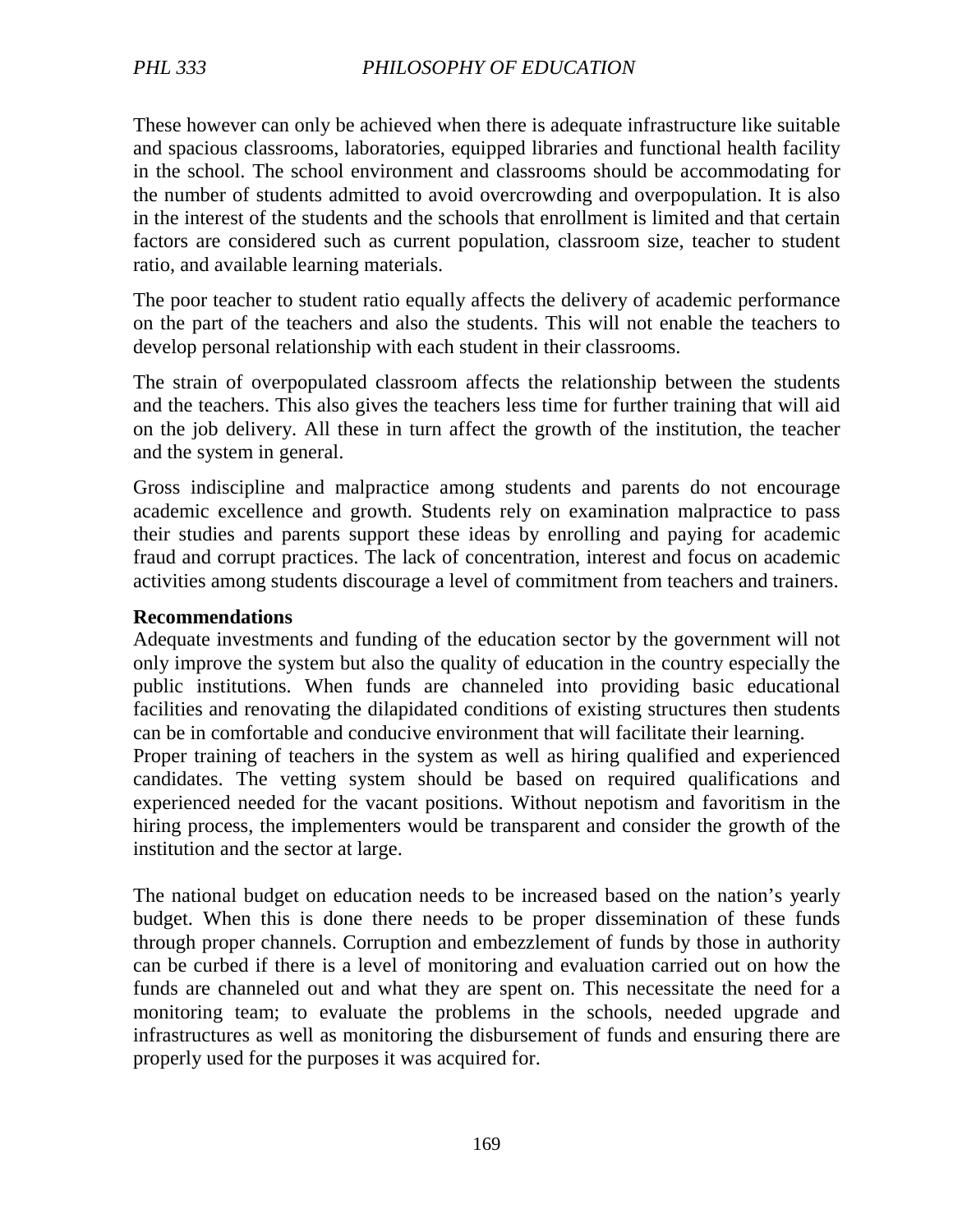These however can only be achieved when there is adequate infrastructure like suitable and spacious classrooms, laboratories, equipped libraries and functional health facility in the school. The school environment and classrooms should be accommodating for the number of students admitted to avoid overcrowding and overpopulation. It is also in the interest of the students and the schools that enrollment is limited and that certain factors are considered such as current population, classroom size, teacher to student ratio, and available learning materials.

The poor teacher to student ratio equally affects the delivery of academic performance on the part of the teachers and also the students. This will not enable the teachers to develop personal relationship with each student in their classrooms.

The strain of overpopulated classroom affects the relationship between the students and the teachers. This also gives the teachers less time for further training that will aid on the job delivery. All these in turn affect the growth of the institution, the teacher and the system in general.

Gross indiscipline and malpractice among students and parents do not encourage academic excellence and growth. Students rely on examination malpractice to pass their studies and parents support these ideas by enrolling and paying for academic fraud and corrupt practices. The lack of concentration, interest and focus on academic activities among students discourage a level of commitment from teachers and trainers.

**Recommendations**

Adequate investments and funding of the education sector by the government will not only improve the system but also the quality of education in the country especially the public institutions. When funds are channeled into providing basic educational facilities and renovating the dilapidated conditions of existing structures then students can be in comfortable and conducive environment that will facilitate their learning.

Proper training of teachers in the system as well as hiring qualified and experienced candidates. The vetting system should be based on required qualifications and experienced needed for the vacant positions. Without nepotism and favoritism in the hiring process, the implementers would be transparent and consider the growth of the institution and the sector at large.

The national budget on education needs to be increased based on the nation's yearly budget. When this is done there needs to be proper dissemination of these funds through proper channels. Corruption and embezzlement of funds by those in authority can be curbed if there is a level of monitoring and evaluation carried out on how the funds are channeled out and what they are spent on. This necessitate the need for a monitoring team; to evaluate the problems in the schools, needed upgrade and infrastructures as well as monitoring the disbursement of funds and ensuring there are properly used for the purposes it was acquired for.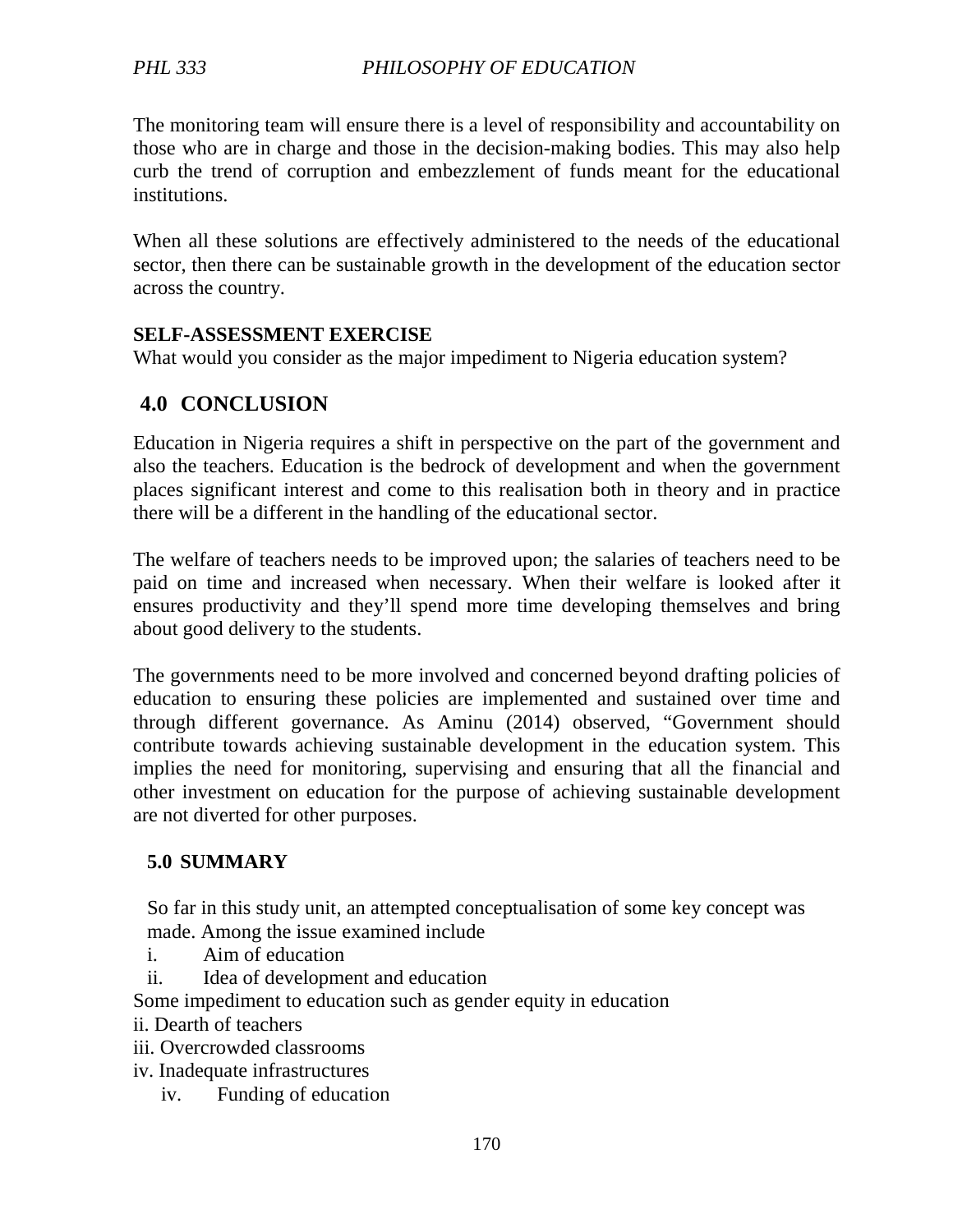The monitoring team will ensure there is a level of responsibility and accountability on those who are in charge and those in the decision-making bodies. This may also help curb the trend of corruption and embezzlement of funds meant for the educational institutions.

When all these solutions are effectively administered to the needs of the educational sector, then there can be sustainable growth in the development of the education sector across the country.

**SELF-ASSESSMENT EXERCISE**

What would you consider as the major impediment to Nigeria education system?

## 4.0 CONCLUSION

Education in Nigeria requires a shift in perspective on the part of the government and also the teachers. Education is the bedrock of development and when the government places significant interest and come to this realisation both in theory and in practice there will be a different in the handling of the educational sector.

The welfare of teachers needs to be improved upon; the salaries of teachers need to be paid on time and increased when necessary. When their welfare is looked after it ensures productivity and they'll spend more time developing themselves and bring about good delivery to the students.

The governments need to be more involved and concerned beyond drafting policies of education to ensuring these policies are implemented and sustained over time and through different governance. As Aminu (2014) observed, "Government should contribute towards achieving sustainable development in the education system. This implies the need for monitoring, supervising and ensuring that all the financial and other investment on education for the purpose of achieving sustainable development are not diverted for other purposes.

## 5.0 SUMMARY

So far in this study unit, an attempted conceptualisation of some key concept was made. Among the issue examined include

i. Aim of education

ii. Idea of development and education

Some impediment to education such as gender equity in education

ii. Dearth of teachers

iii. Overcrowded classrooms

iv. Inadequate infrastructures

iv. Funding of education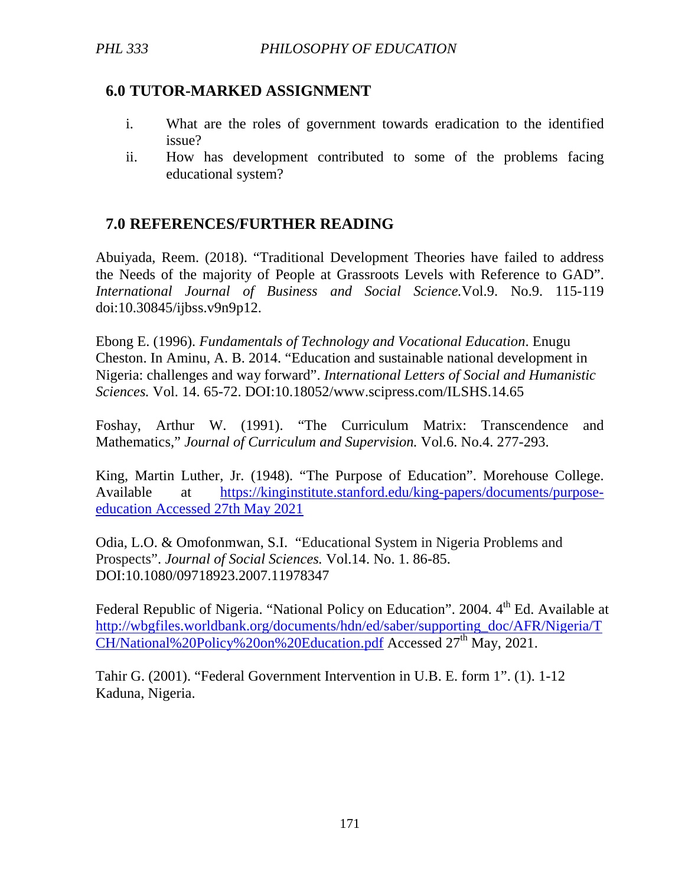## 6.0 TUTOR-MARKED ASSIGNMENT

i. What are the roles of government towards eradication to the identified issue?
ii. How has development contributed to some of the problems facing educational system?

## 7.0 REFERENCES/FURTHER READING

Abuiyada, Reem. (2018). "Traditional Development Theories have failed to address the Needs of the majority of People at Grassroots Levels with Reference to GAD". *International Journal of Business and Social Science.*Vol.9. No.9. 115-119 doi:10.30845/ijbss.v9n9p12.

Ebong E. (1996). *Fundamentals of Technology and Vocational Education*. Enugu Cheston. In Aminu, A. B. 2014. "Education and sustainable national development in Nigeria: challenges and way forward". *International Letters of Social and Humanistic Sciences.* Vol. 14. 65-72. DOI:10.18052/www.scipress.com/ILSHS.14.65

Foshay, Arthur W. (1991). "The Curriculum Matrix: Transcendence and Mathematics," *Journal of Curriculum and Supervision.* Vol.6. No.4. 277-293.

King, Martin Luther, Jr. (1948). "The Purpose of Education". Morehouse College. Available at https://kinginstitute.stanford.edu/king-papers/documents/purpose-education Accessed 27th May 2021

Odia, L.O. & Omofonmwan, S.I. "Educational System in Nigeria Problems and Prospects". *Journal of Social Sciences.* Vol.14. No. 1. 86-85. DOI:10.1080/09718923.2007.11978347

Federal Republic of Nigeria. "National Policy on Education". 2004. 4th Ed. Available at http://wbgfiles.worldbank.org/documents/hdn/ed/saber/supporting_doc/AFR/Nigeria/TCH/National%20Policy%20on%20Education.pdf Accessed 27th May, 2021.

Tahir G. (2001). "Federal Government Intervention in U.B. E. form 1". (1). 1-12 Kaduna, Nigeria.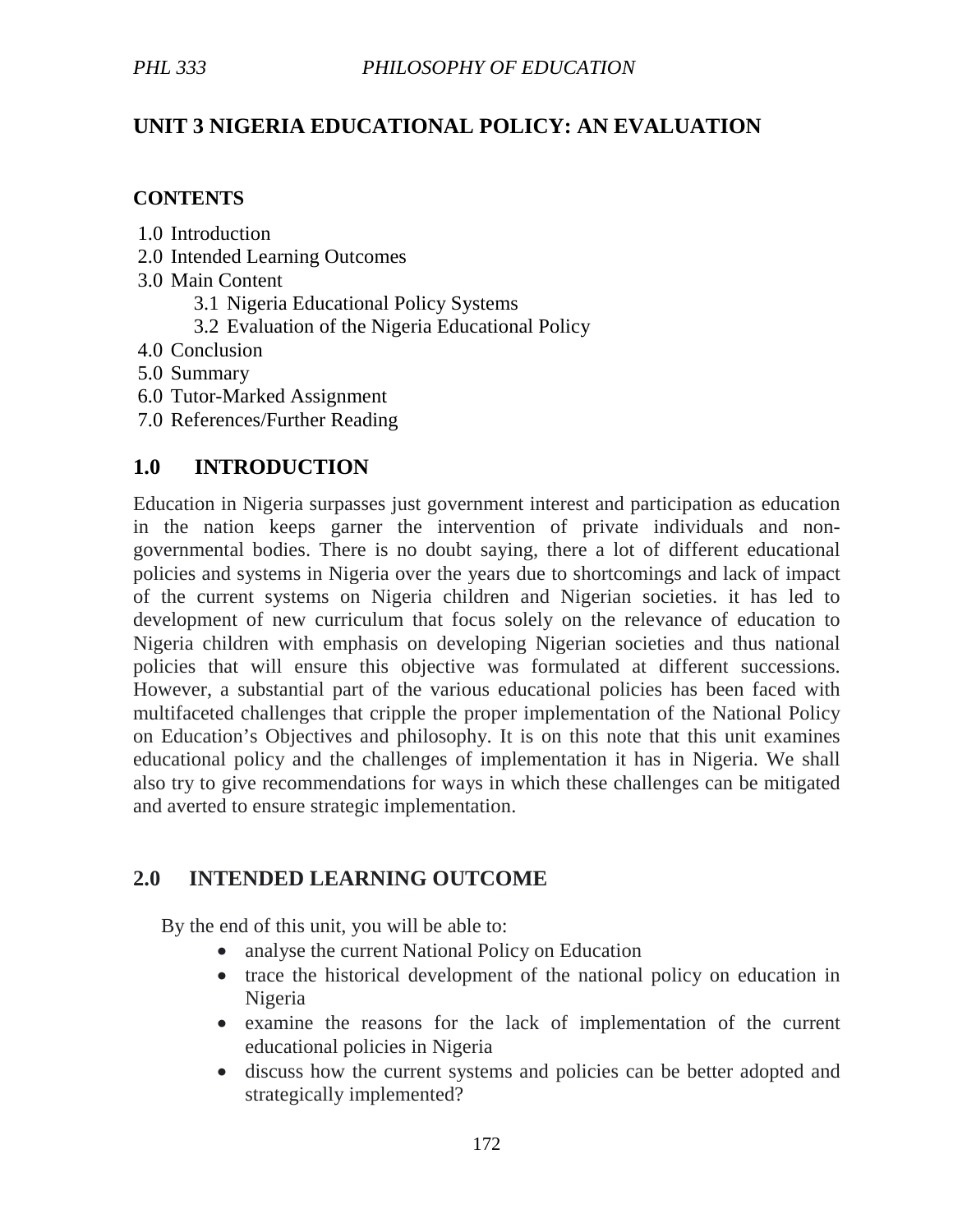## UNIT 3 NIGERIA EDUCATIONAL POLICY: AN EVALUATION

**CONTENTS**

1.0 Introduction
2.0 Intended Learning Outcomes
3.0 Main Content
 3.1 Nigeria Educational Policy Systems
 3.2 Evaluation of the Nigeria Educational Policy
4.0 Conclusion
5.0 Summary
6.0 Tutor-Marked Assignment
7.0 References/Further Reading

## 1.0 INTRODUCTION

Education in Nigeria surpasses just government interest and participation as education in the nation keeps garner the intervention of private individuals and non-governmental bodies. There is no doubt saying, there a lot of different educational policies and systems in Nigeria over the years due to shortcomings and lack of impact of the current systems on Nigeria children and Nigerian societies. it has led to development of new curriculum that focus solely on the relevance of education to Nigeria children with emphasis on developing Nigerian societies and thus national policies that will ensure this objective was formulated at different successions. However, a substantial part of the various educational policies has been faced with multifaceted challenges that cripple the proper implementation of the National Policy on Education's Objectives and philosophy. It is on this note that this unit examines educational policy and the challenges of implementation it has in Nigeria. We shall also try to give recommendations for ways in which these challenges can be mitigated and averted to ensure strategic implementation.

## 2.0 INTENDED LEARNING OUTCOME

By the end of this unit, you will be able to:

- analyse the current National Policy on Education
- trace the historical development of the national policy on education in Nigeria
- examine the reasons for the lack of implementation of the current educational policies in Nigeria
- discuss how the current systems and policies can be better adopted and strategically implemented?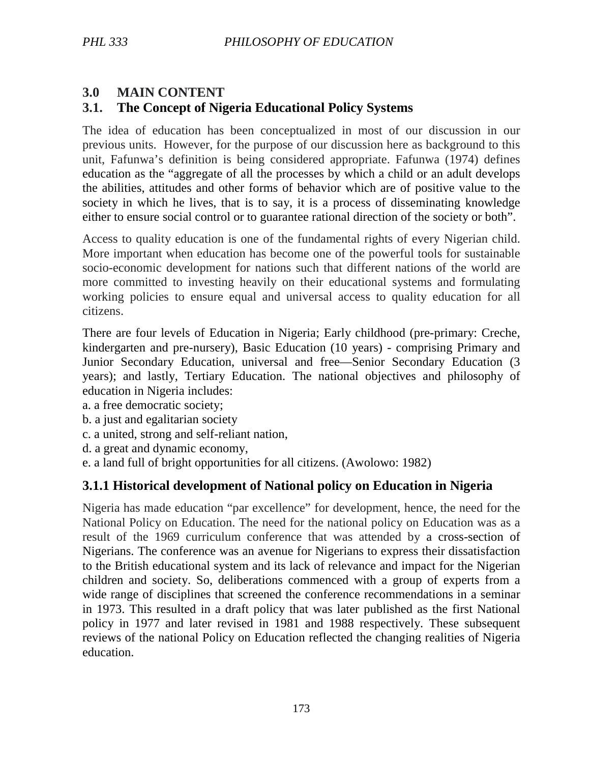## 3.0 MAIN CONTENT

## 3.1. The Concept of Nigeria Educational Policy Systems

The idea of education has been conceptualized in most of our discussion in our previous units. However, for the purpose of our discussion here as background to this unit, Fafunwa's definition is being considered appropriate. Fafunwa (1974) defines education as the "aggregate of all the processes by which a child or an adult develops the abilities, attitudes and other forms of behavior which are of positive value to the society in which he lives, that is to say, it is a process of disseminating knowledge either to ensure social control or to guarantee rational direction of the society or both".

Access to quality education is one of the fundamental rights of every Nigerian child. More important when education has become one of the powerful tools for sustainable socio-economic development for nations such that different nations of the world are more committed to investing heavily on their educational systems and formulating working policies to ensure equal and universal access to quality education for all citizens.

There are four levels of Education in Nigeria; Early childhood (pre-primary: Creche, kindergarten and pre-nursery), Basic Education (10 years) - comprising Primary and Junior Secondary Education, universal and free—Senior Secondary Education (3 years); and lastly, Tertiary Education. The national objectives and philosophy of education in Nigeria includes:

a. a free democratic society;
b. a just and egalitarian society
c. a united, strong and self-reliant nation,
d. a great and dynamic economy,
e. a land full of bright opportunities for all citizens. (Awolowo: 1982)

### 3.1.1 Historical development of National policy on Education in Nigeria

Nigeria has made education "par excellence" for development, hence, the need for the National Policy on Education. The need for the national policy on Education was as a result of the 1969 curriculum conference that was attended by a cross-section of Nigerians. The conference was an avenue for Nigerians to express their dissatisfaction to the British educational system and its lack of relevance and impact for the Nigerian children and society. So, deliberations commenced with a group of experts from a wide range of disciplines that screened the conference recommendations in a seminar in 1973. This resulted in a draft policy that was later published as the first National policy in 1977 and later revised in 1981 and 1988 respectively. These subsequent reviews of the national Policy on Education reflected the changing realities of Nigeria education.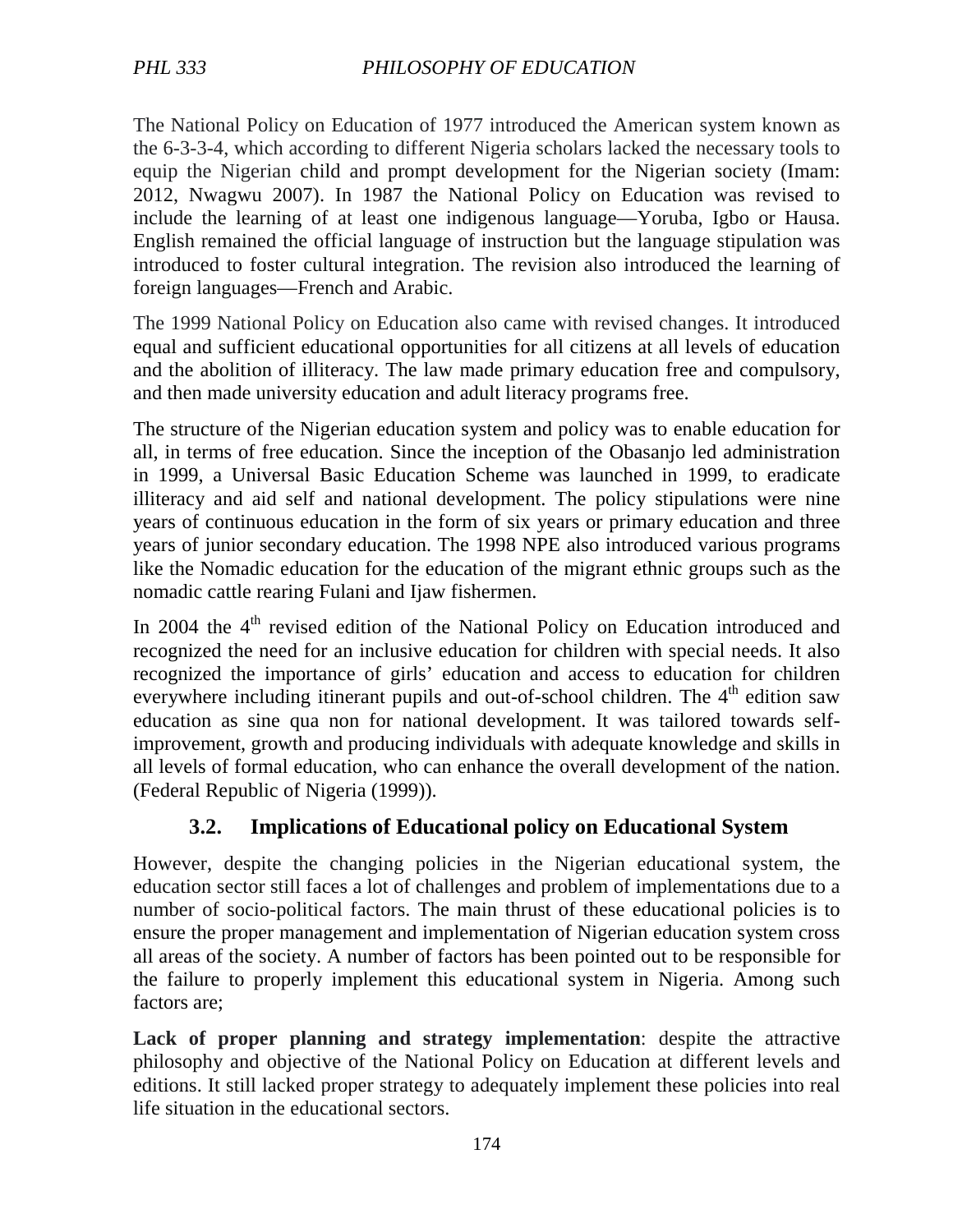The National Policy on Education of 1977 introduced the American system known as the 6-3-3-4, which according to different Nigeria scholars lacked the necessary tools to equip the Nigerian child and prompt development for the Nigerian society (Imam: 2012, Nwagwu 2007). In 1987 the National Policy on Education was revised to include the learning of at least one indigenous language—Yoruba, Igbo or Hausa. English remained the official language of instruction but the language stipulation was introduced to foster cultural integration. The revision also introduced the learning of foreign languages—French and Arabic.

The 1999 National Policy on Education also came with revised changes. It introduced equal and sufficient educational opportunities for all citizens at all levels of education and the abolition of illiteracy. The law made primary education free and compulsory, and then made university education and adult literacy programs free.

The structure of the Nigerian education system and policy was to enable education for all, in terms of free education. Since the inception of the Obasanjo led administration in 1999, a Universal Basic Education Scheme was launched in 1999, to eradicate illiteracy and aid self and national development. The policy stipulations were nine years of continuous education in the form of six years or primary education and three years of junior secondary education. The 1998 NPE also introduced various programs like the Nomadic education for the education of the migrant ethnic groups such as the nomadic cattle rearing Fulani and Ijaw fishermen.

In 2004 the 4th revised edition of the National Policy on Education introduced and recognized the need for an inclusive education for children with special needs. It also recognized the importance of girls' education and access to education for children everywhere including itinerant pupils and out-of-school children. The 4th edition saw education as sine qua non for national development. It was tailored towards self-improvement, growth and producing individuals with adequate knowledge and skills in all levels of formal education, who can enhance the overall development of the nation. (Federal Republic of Nigeria (1999)).

## 3.2. Implications of Educational policy on Educational System

However, despite the changing policies in the Nigerian educational system, the education sector still faces a lot of challenges and problem of implementations due to a number of socio-political factors. The main thrust of these educational policies is to ensure the proper management and implementation of Nigerian education system cross all areas of the society. A number of factors has been pointed out to be responsible for the failure to properly implement this educational system in Nigeria. Among such factors are;

**Lack of proper planning and strategy implementation**: despite the attractive philosophy and objective of the National Policy on Education at different levels and editions. It still lacked proper strategy to adequately implement these policies into real life situation in the educational sectors.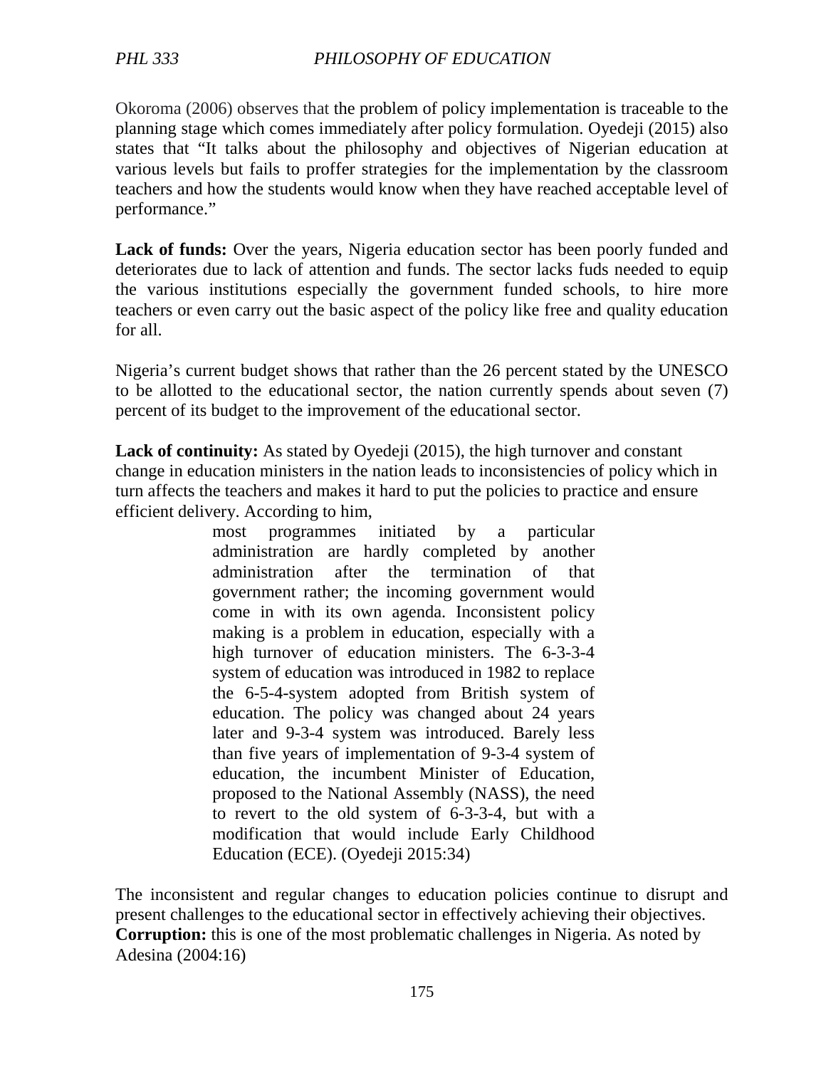Okoroma (2006) observes that the problem of policy implementation is traceable to the planning stage which comes immediately after policy formulation. Oyedeji (2015) also states that "It talks about the philosophy and objectives of Nigerian education at various levels but fails to proffer strategies for the implementation by the classroom teachers and how the students would know when they have reached acceptable level of performance."

**Lack of funds:** Over the years, Nigeria education sector has been poorly funded and deteriorates due to lack of attention and funds. The sector lacks fuds needed to equip the various institutions especially the government funded schools, to hire more teachers or even carry out the basic aspect of the policy like free and quality education for all.

Nigeria's current budget shows that rather than the 26 percent stated by the UNESCO to be allotted to the educational sector, the nation currently spends about seven (7) percent of its budget to the improvement of the educational sector.

**Lack of continuity:** As stated by Oyedeji (2015), the high turnover and constant change in education ministers in the nation leads to inconsistencies of policy which in turn affects the teachers and makes it hard to put the policies to practice and ensure efficient delivery. According to him,

> most programmes initiated by a particular administration are hardly completed by another administration after the termination of that government rather; the incoming government would come in with its own agenda. Inconsistent policy making is a problem in education, especially with a high turnover of education ministers. The 6-3-3-4 system of education was introduced in 1982 to replace the 6-5-4-system adopted from British system of education. The policy was changed about 24 years later and 9-3-4 system was introduced. Barely less than five years of implementation of 9-3-4 system of education, the incumbent Minister of Education, proposed to the National Assembly (NASS), the need to revert to the old system of 6-3-3-4, but with a modification that would include Early Childhood Education (ECE). (Oyedeji 2015:34)

The inconsistent and regular changes to education policies continue to disrupt and present challenges to the educational sector in effectively achieving their objectives.

**Corruption:** this is one of the most problematic challenges in Nigeria. As noted by Adesina (2004:16)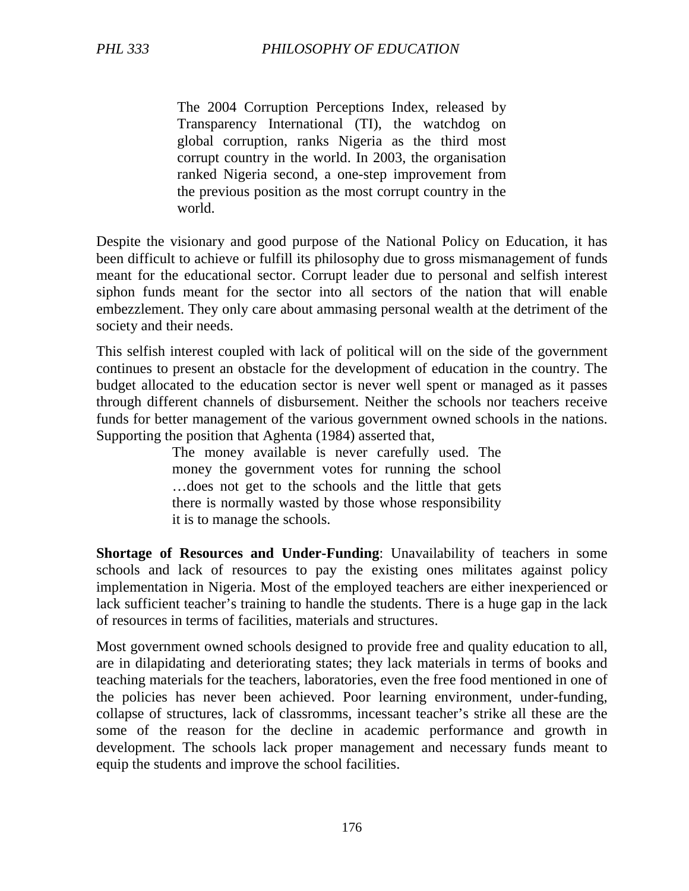> The 2004 Corruption Perceptions Index, released by Transparency International (TI), the watchdog on global corruption, ranks Nigeria as the third most corrupt country in the world. In 2003, the organisation ranked Nigeria second, a one-step improvement from the previous position as the most corrupt country in the world.

Despite the visionary and good purpose of the National Policy on Education, it has been difficult to achieve or fulfill its philosophy due to gross mismanagement of funds meant for the educational sector. Corrupt leader due to personal and selfish interest siphon funds meant for the sector into all sectors of the nation that will enable embezzlement. They only care about ammasing personal wealth at the detriment of the society and their needs.

This selfish interest coupled with lack of political will on the side of the government continues to present an obstacle for the development of education in the country. The budget allocated to the education sector is never well spent or managed as it passes through different channels of disbursement. Neither the schools nor teachers receive funds for better management of the various government owned schools in the nations. Supporting the position that Aghenta (1984) asserted that,

> The money available is never carefully used. The money the government votes for running the school …does not get to the schools and the little that gets there is normally wasted by those whose responsibility it is to manage the schools.

**Shortage of Resources and Under-Funding**: Unavailability of teachers in some schools and lack of resources to pay the existing ones militates against policy implementation in Nigeria. Most of the employed teachers are either inexperienced or lack sufficient teacher's training to handle the students. There is a huge gap in the lack of resources in terms of facilities, materials and structures.

Most government owned schools designed to provide free and quality education to all, are in dilapidating and deteriorating states; they lack materials in terms of books and teaching materials for the teachers, laboratories, even the free food mentioned in one of the policies has never been achieved. Poor learning environment, under-funding, collapse of structures, lack of classromms, incessant teacher's strike all these are the some of the reason for the decline in academic performance and growth in development. The schools lack proper management and necessary funds meant to equip the students and improve the school facilities.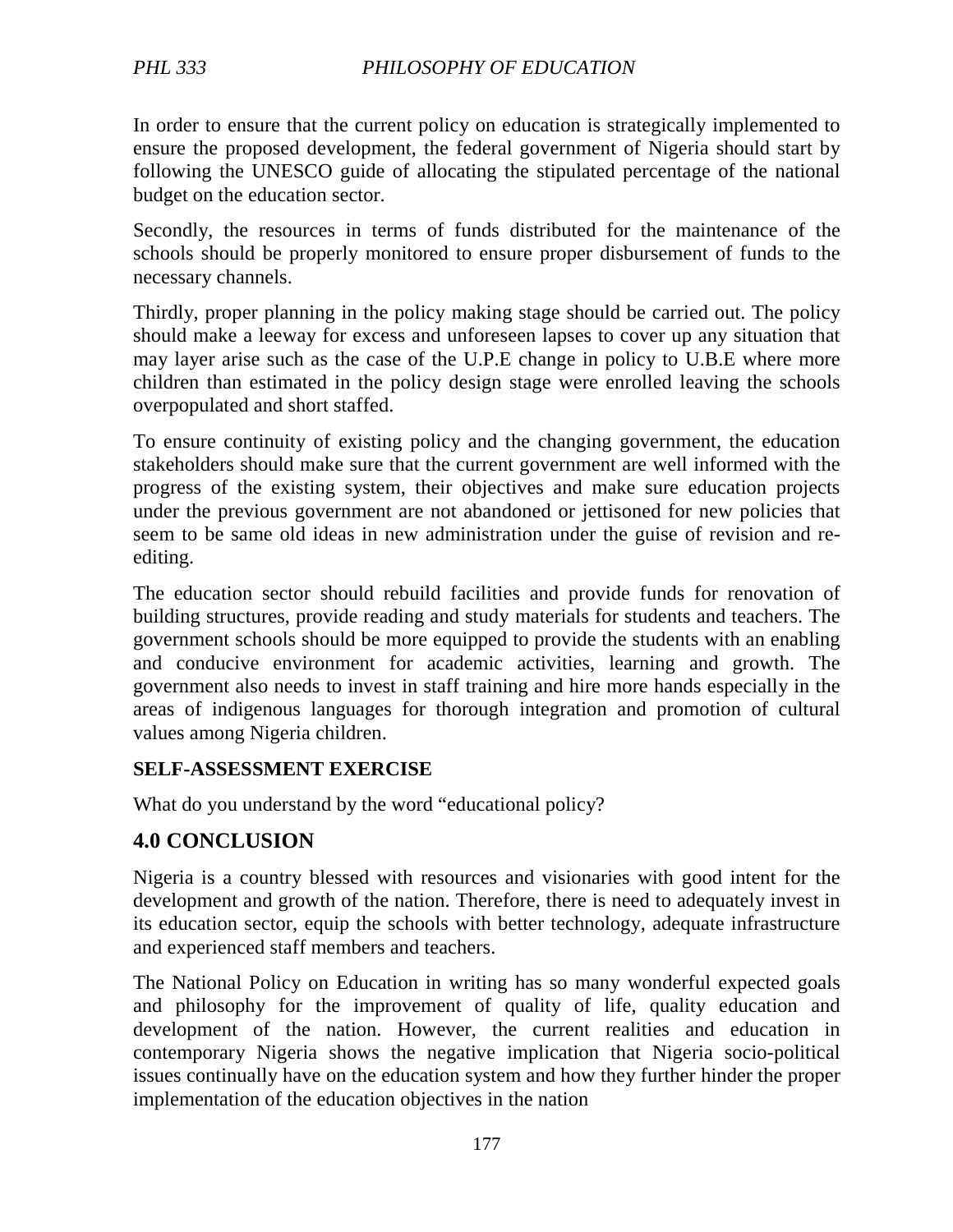In order to ensure that the current policy on education is strategically implemented to ensure the proposed development, the federal government of Nigeria should start by following the UNESCO guide of allocating the stipulated percentage of the national budget on the education sector.

Secondly, the resources in terms of funds distributed for the maintenance of the schools should be properly monitored to ensure proper disbursement of funds to the necessary channels.

Thirdly, proper planning in the policy making stage should be carried out. The policy should make a leeway for excess and unforeseen lapses to cover up any situation that may layer arise such as the case of the U.P.E change in policy to U.B.E where more children than estimated in the policy design stage were enrolled leaving the schools overpopulated and short staffed.

To ensure continuity of existing policy and the changing government, the education stakeholders should make sure that the current government are well informed with the progress of the existing system, their objectives and make sure education projects under the previous government are not abandoned or jettisoned for new policies that seem to be same old ideas in new administration under the guise of revision and re-editing.

The education sector should rebuild facilities and provide funds for renovation of building structures, provide reading and study materials for students and teachers. The government schools should be more equipped to provide the students with an enabling and conducive environment for academic activities, learning and growth. The government also needs to invest in staff training and hire more hands especially in the areas of indigenous languages for thorough integration and promotion of cultural values among Nigeria children.

**SELF-ASSESSMENT EXERCISE**

What do you understand by the word "educational policy?

## 4.0 CONCLUSION

Nigeria is a country blessed with resources and visionaries with good intent for the development and growth of the nation. Therefore, there is need to adequately invest in its education sector, equip the schools with better technology, adequate infrastructure and experienced staff members and teachers.

The National Policy on Education in writing has so many wonderful expected goals and philosophy for the improvement of quality of life, quality education and development of the nation. However, the current realities and education in contemporary Nigeria shows the negative implication that Nigeria socio-political issues continually have on the education system and how they further hinder the proper implementation of the education objectives in the nation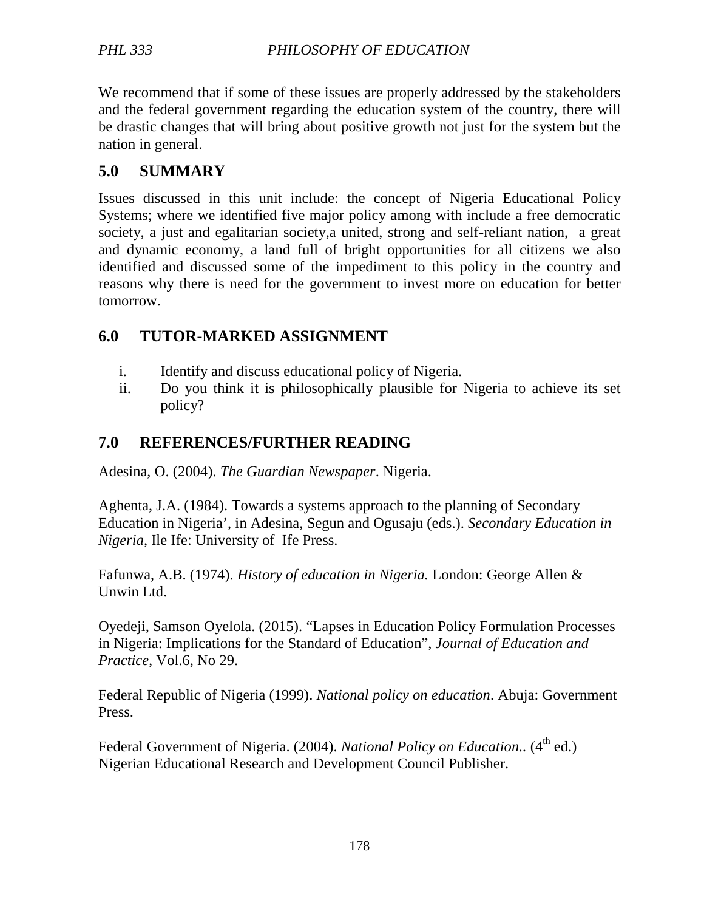We recommend that if some of these issues are properly addressed by the stakeholders and the federal government regarding the education system of the country, there will be drastic changes that will bring about positive growth not just for the system but the nation in general.

## 5.0 SUMMARY

Issues discussed in this unit include: the concept of Nigeria Educational Policy Systems; where we identified five major policy among with include a free democratic society, a just and egalitarian society,a united, strong and self-reliant nation, a great and dynamic economy, a land full of bright opportunities for all citizens we also identified and discussed some of the impediment to this policy in the country and reasons why there is need for the government to invest more on education for better tomorrow.

## 6.0 TUTOR-MARKED ASSIGNMENT

i. Identify and discuss educational policy of Nigeria.
ii. Do you think it is philosophically plausible for Nigeria to achieve its set policy?

## 7.0 REFERENCES/FURTHER READING

Adesina, O. (2004). *The Guardian Newspaper*. Nigeria.

Aghenta, J.A. (1984). Towards a systems approach to the planning of Secondary Education in Nigeria', in Adesina, Segun and Ogusaju (eds.). *Secondary Education in Nigeria*, Ile Ife: University of Ife Press.

Fafunwa, A.B. (1974). *History of education in Nigeria.* London: George Allen & Unwin Ltd.

Oyedeji, Samson Oyelola. (2015). "Lapses in Education Policy Formulation Processes in Nigeria: Implications for the Standard of Education", *Journal of Education and Practice,* Vol.6, No 29.

Federal Republic of Nigeria (1999). *National policy on education*. Abuja: Government Press.

Federal Government of Nigeria. (2004). *National Policy on Education..* (4th ed.) Nigerian Educational Research and Development Council Publisher.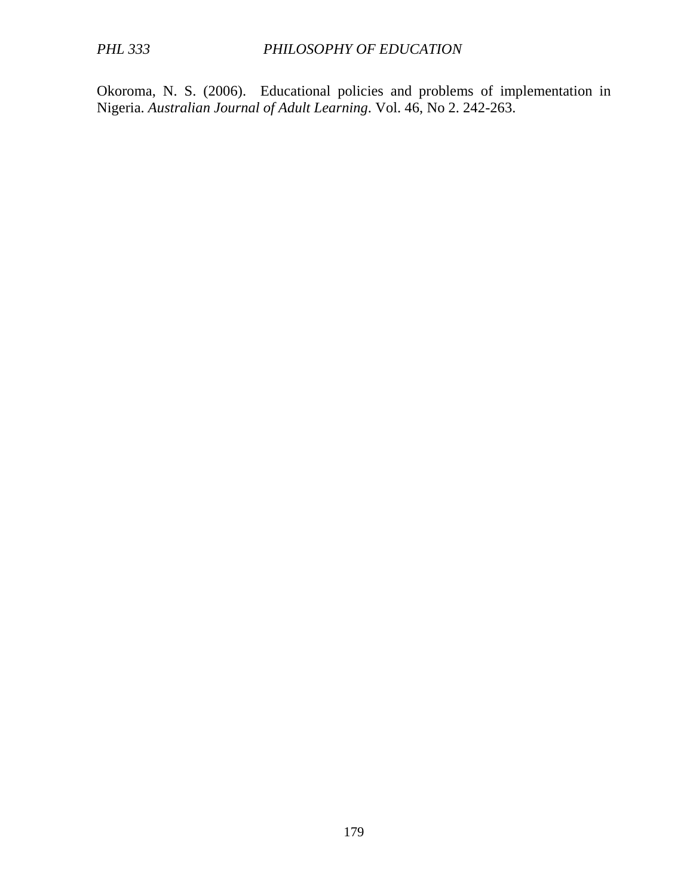Okoroma, N. S. (2006). Educational policies and problems of implementation in Nigeria. *Australian Journal of Adult Learning*. Vol. 46, No 2. 242-263.